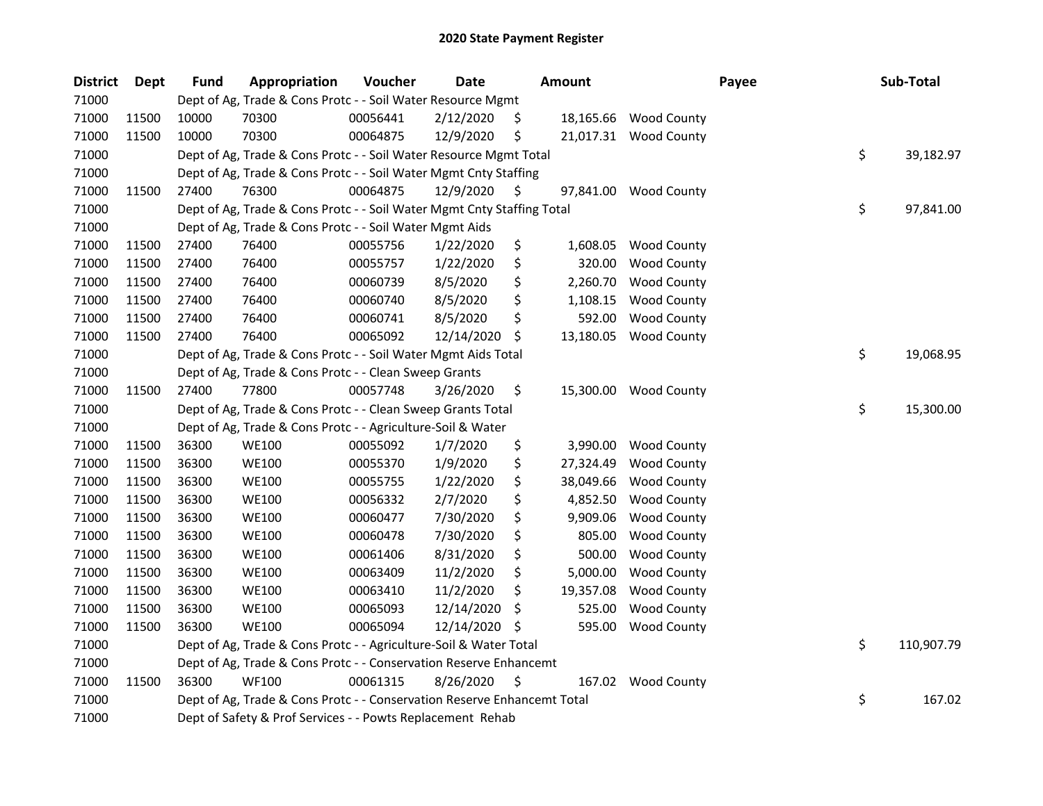# 2020 State Payment Register

| District | Dept | Fund | Appropriation | Voucher | Date | Amount | Payee | Sub-Total |
|---|---|---|---|---|---|---|---|---|
| 71000 | | Dept of Ag, Trade & Cons Protc - - Soil Water Resource Mgmt | | | | | | |
| 71000 | 11500 | 10000 | 70300 | 00056441 | 2/12/2020 | $ 18,165.66 | Wood County | |
| 71000 | 11500 | 10000 | 70300 | 00064875 | 12/9/2020 | $ 21,017.31 | Wood County | |
| 71000 | | Dept of Ag, Trade & Cons Protc - - Soil Water Resource Mgmt Total | | | | | | $ 39,182.97 |
| 71000 | | Dept of Ag, Trade & Cons Protc - - Soil Water Mgmt Cnty Staffing | | | | | | |
| 71000 | 11500 | 27400 | 76300 | 00064875 | 12/9/2020 | $ 97,841.00 | Wood County | |
| 71000 | | Dept of Ag, Trade & Cons Protc - - Soil Water Mgmt Cnty Staffing Total | | | | | | $ 97,841.00 |
| 71000 | | Dept of Ag, Trade & Cons Protc - - Soil Water Mgmt Aids | | | | | | |
| 71000 | 11500 | 27400 | 76400 | 00055756 | 1/22/2020 | $ 1,608.05 | Wood County | |
| 71000 | 11500 | 27400 | 76400 | 00055757 | 1/22/2020 | $ 320.00 | Wood County | |
| 71000 | 11500 | 27400 | 76400 | 00060739 | 8/5/2020 | $ 2,260.70 | Wood County | |
| 71000 | 11500 | 27400 | 76400 | 00060740 | 8/5/2020 | $ 1,108.15 | Wood County | |
| 71000 | 11500 | 27400 | 76400 | 00060741 | 8/5/2020 | $ 592.00 | Wood County | |
| 71000 | 11500 | 27400 | 76400 | 00065092 | 12/14/2020 | $ 13,180.05 | Wood County | |
| 71000 | | Dept of Ag, Trade & Cons Protc - - Soil Water Mgmt Aids Total | | | | | | $ 19,068.95 |
| 71000 | | Dept of Ag, Trade & Cons Protc - - Clean Sweep Grants | | | | | | |
| 71000 | 11500 | 27400 | 77800 | 00057748 | 3/26/2020 | $ 15,300.00 | Wood County | |
| 71000 | | Dept of Ag, Trade & Cons Protc - - Clean Sweep Grants Total | | | | | | $ 15,300.00 |
| 71000 | | Dept of Ag, Trade & Cons Protc - - Agriculture-Soil & Water | | | | | | |
| 71000 | 11500 | 36300 | WE100 | 00055092 | 1/7/2020 | $ 3,990.00 | Wood County | |
| 71000 | 11500 | 36300 | WE100 | 00055370 | 1/9/2020 | $ 27,324.49 | Wood County | |
| 71000 | 11500 | 36300 | WE100 | 00055755 | 1/22/2020 | $ 38,049.66 | Wood County | |
| 71000 | 11500 | 36300 | WE100 | 00056332 | 2/7/2020 | $ 4,852.50 | Wood County | |
| 71000 | 11500 | 36300 | WE100 | 00060477 | 7/30/2020 | $ 9,909.06 | Wood County | |
| 71000 | 11500 | 36300 | WE100 | 00060478 | 7/30/2020 | $ 805.00 | Wood County | |
| 71000 | 11500 | 36300 | WE100 | 00061406 | 8/31/2020 | $ 500.00 | Wood County | |
| 71000 | 11500 | 36300 | WE100 | 00063409 | 11/2/2020 | $ 5,000.00 | Wood County | |
| 71000 | 11500 | 36300 | WE100 | 00063410 | 11/2/2020 | $ 19,357.08 | Wood County | |
| 71000 | 11500 | 36300 | WE100 | 00065093 | 12/14/2020 | $ 525.00 | Wood County | |
| 71000 | 11500 | 36300 | WE100 | 00065094 | 12/14/2020 | $ 595.00 | Wood County | |
| 71000 | | Dept of Ag, Trade & Cons Protc - - Agriculture-Soil & Water Total | | | | | | $ 110,907.79 |
| 71000 | | Dept of Ag, Trade & Cons Protc - - Conservation Reserve Enhancemt | | | | | | |
| 71000 | 11500 | 36300 | WF100 | 00061315 | 8/26/2020 | $ 167.02 | Wood County | |
| 71000 | | Dept of Ag, Trade & Cons Protc - - Conservation Reserve Enhancemt Total | | | | | | $ 167.02 |
| 71000 | | Dept of Safety & Prof Services - - Powts Replacement Rehab | | | | | | |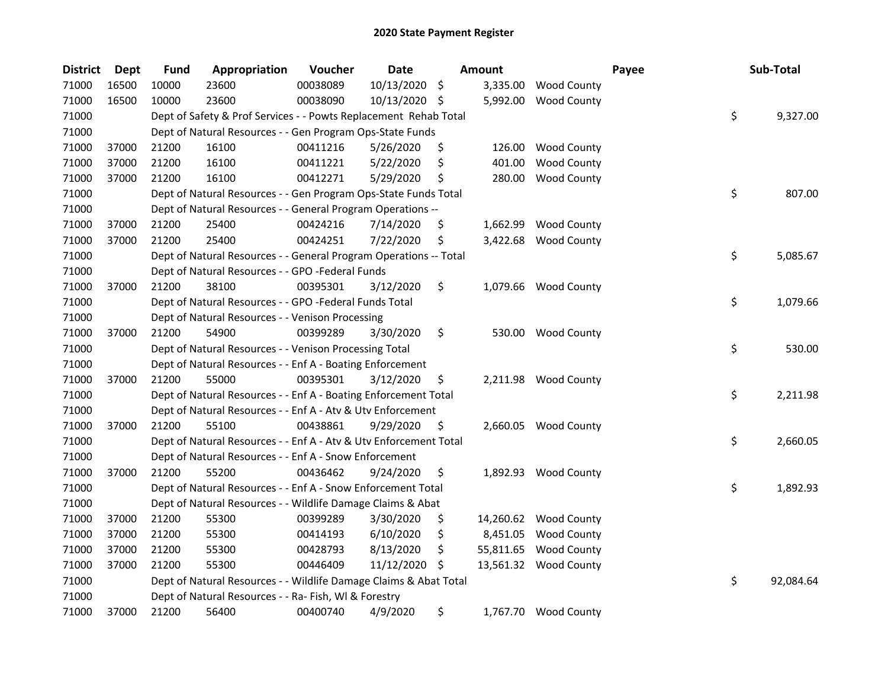# 2020 State Payment Register

| District | Dept | Fund | Appropriation | Voucher | Date | Amount | Payee | Sub-Total |
|---|---|---|---|---|---|---|---|---|
| 71000 | 16500 | 10000 | 23600 | 00038089 | 10/13/2020 | $ 3,335.00 | Wood County | |
| 71000 | 16500 | 10000 | 23600 | 00038090 | 10/13/2020 | $ 5,992.00 | Wood County | |
| 71000 | | Dept of Safety & Prof Services - - Powts Replacement Rehab Total | | | | | | $ 9,327.00 |
| 71000 | | Dept of Natural Resources - - Gen Program Ops-State Funds | | | | | | |
| 71000 | 37000 | 21200 | 16100 | 00411216 | 5/26/2020 | $ 126.00 | Wood County | |
| 71000 | 37000 | 21200 | 16100 | 00411221 | 5/22/2020 | $ 401.00 | Wood County | |
| 71000 | 37000 | 21200 | 16100 | 00412271 | 5/29/2020 | $ 280.00 | Wood County | |
| 71000 | | Dept of Natural Resources - - Gen Program Ops-State Funds Total | | | | | | $ 807.00 |
| 71000 | | Dept of Natural Resources - - General Program Operations -- | | | | | | |
| 71000 | 37000 | 21200 | 25400 | 00424216 | 7/14/2020 | $ 1,662.99 | Wood County | |
| 71000 | 37000 | 21200 | 25400 | 00424251 | 7/22/2020 | $ 3,422.68 | Wood County | |
| 71000 | | Dept of Natural Resources - - General Program Operations -- Total | | | | | | $ 5,085.67 |
| 71000 | | Dept of Natural Resources - - GPO -Federal Funds | | | | | | |
| 71000 | 37000 | 21200 | 38100 | 00395301 | 3/12/2020 | $ 1,079.66 | Wood County | |
| 71000 | | Dept of Natural Resources - - GPO -Federal Funds Total | | | | | | $ 1,079.66 |
| 71000 | | Dept of Natural Resources - - Venison Processing | | | | | | |
| 71000 | 37000 | 21200 | 54900 | 00399289 | 3/30/2020 | $ 530.00 | Wood County | |
| 71000 | | Dept of Natural Resources - - Venison Processing Total | | | | | | $ 530.00 |
| 71000 | | Dept of Natural Resources - - Enf A - Boating Enforcement | | | | | | |
| 71000 | 37000 | 21200 | 55000 | 00395301 | 3/12/2020 | $ 2,211.98 | Wood County | |
| 71000 | | Dept of Natural Resources - - Enf A - Boating Enforcement Total | | | | | | $ 2,211.98 |
| 71000 | | Dept of Natural Resources - - Enf A - Atv & Utv Enforcement | | | | | | |
| 71000 | 37000 | 21200 | 55100 | 00438861 | 9/29/2020 | $ 2,660.05 | Wood County | |
| 71000 | | Dept of Natural Resources - - Enf A - Atv & Utv Enforcement Total | | | | | | $ 2,660.05 |
| 71000 | | Dept of Natural Resources - - Enf A - Snow Enforcement | | | | | | |
| 71000 | 37000 | 21200 | 55200 | 00436462 | 9/24/2020 | $ 1,892.93 | Wood County | |
| 71000 | | Dept of Natural Resources - - Enf A - Snow Enforcement Total | | | | | | $ 1,892.93 |
| 71000 | | Dept of Natural Resources - - Wildlife Damage Claims & Abat | | | | | | |
| 71000 | 37000 | 21200 | 55300 | 00399289 | 3/30/2020 | $ 14,260.62 | Wood County | |
| 71000 | 37000 | 21200 | 55300 | 00414193 | 6/10/2020 | $ 8,451.05 | Wood County | |
| 71000 | 37000 | 21200 | 55300 | 00428793 | 8/13/2020 | $ 55,811.65 | Wood County | |
| 71000 | 37000 | 21200 | 55300 | 00446409 | 11/12/2020 | $ 13,561.32 | Wood County | |
| 71000 | | Dept of Natural Resources - - Wildlife Damage Claims & Abat Total | | | | | | $ 92,084.64 |
| 71000 | | Dept of Natural Resources - - Ra- Fish, Wl & Forestry | | | | | | |
| 71000 | 37000 | 21200 | 56400 | 00400740 | 4/9/2020 | $ 1,767.70 | Wood County | |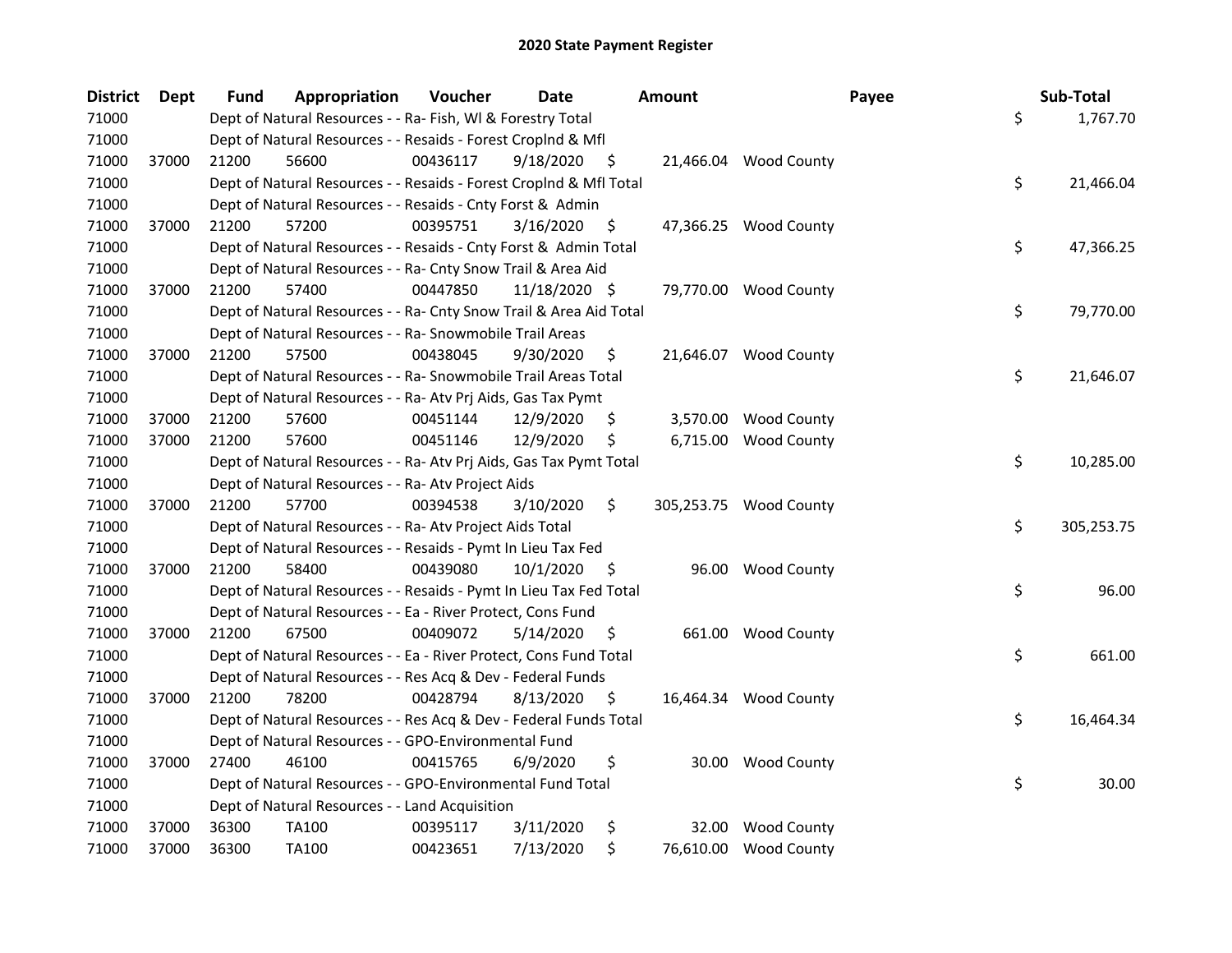## 2020 State Payment Register

| District | Dept | Fund | Appropriation | Voucher | Date | Amount | Payee | Sub-Total |
|---|---|---|---|---|---|---|---|---|
| 71000 | | Dept of Natural Resources - - Ra- Fish, Wl & Forestry Total | | | | | | $ 1,767.70 |
| 71000 | | Dept of Natural Resources - - Resaids - Forest Croplnd & Mfl | | | | | | |
| 71000 | 37000 | 21200 | 56600 | 00436117 | 9/18/2020 | $ 21,466.04 | Wood County | |
| 71000 | | Dept of Natural Resources - - Resaids - Forest Croplnd & Mfl Total | | | | | | $ 21,466.04 |
| 71000 | | Dept of Natural Resources - - Resaids - Cnty Forst & Admin | | | | | | |
| 71000 | 37000 | 21200 | 57200 | 00395751 | 3/16/2020 | $ 47,366.25 | Wood County | |
| 71000 | | Dept of Natural Resources - - Resaids - Cnty Forst & Admin Total | | | | | | $ 47,366.25 |
| 71000 | | Dept of Natural Resources - - Ra- Cnty Snow Trail & Area Aid | | | | | | |
| 71000 | 37000 | 21200 | 57400 | 00447850 | 11/18/2020 | $ 79,770.00 | Wood County | |
| 71000 | | Dept of Natural Resources - - Ra- Cnty Snow Trail & Area Aid Total | | | | | | $ 79,770.00 |
| 71000 | | Dept of Natural Resources - - Ra- Snowmobile Trail Areas | | | | | | |
| 71000 | 37000 | 21200 | 57500 | 00438045 | 9/30/2020 | $ 21,646.07 | Wood County | |
| 71000 | | Dept of Natural Resources - - Ra- Snowmobile Trail Areas Total | | | | | | $ 21,646.07 |
| 71000 | | Dept of Natural Resources - - Ra- Atv Prj Aids, Gas Tax Pymt | | | | | | |
| 71000 | 37000 | 21200 | 57600 | 00451144 | 12/9/2020 | $ 3,570.00 | Wood County | |
| 71000 | 37000 | 21200 | 57600 | 00451146 | 12/9/2020 | $ 6,715.00 | Wood County | |
| 71000 | | Dept of Natural Resources - - Ra- Atv Prj Aids, Gas Tax Pymt Total | | | | | | $ 10,285.00 |
| 71000 | | Dept of Natural Resources - - Ra- Atv Project Aids | | | | | | |
| 71000 | 37000 | 21200 | 57700 | 00394538 | 3/10/2020 | $ 305,253.75 | Wood County | |
| 71000 | | Dept of Natural Resources - - Ra- Atv Project Aids Total | | | | | | $ 305,253.75 |
| 71000 | | Dept of Natural Resources - - Resaids - Pymt In Lieu Tax Fed | | | | | | |
| 71000 | 37000 | 21200 | 58400 | 00439080 | 10/1/2020 | $ 96.00 | Wood County | |
| 71000 | | Dept of Natural Resources - - Resaids - Pymt In Lieu Tax Fed Total | | | | | | $ 96.00 |
| 71000 | | Dept of Natural Resources - - Ea - River Protect, Cons Fund | | | | | | |
| 71000 | 37000 | 21200 | 67500 | 00409072 | 5/14/2020 | $ 661.00 | Wood County | |
| 71000 | | Dept of Natural Resources - - Ea - River Protect, Cons Fund Total | | | | | | $ 661.00 |
| 71000 | | Dept of Natural Resources - - Res Acq & Dev - Federal Funds | | | | | | |
| 71000 | 37000 | 21200 | 78200 | 00428794 | 8/13/2020 | $ 16,464.34 | Wood County | |
| 71000 | | Dept of Natural Resources - - Res Acq & Dev - Federal Funds Total | | | | | | $ 16,464.34 |
| 71000 | | Dept of Natural Resources - - GPO-Environmental Fund | | | | | | |
| 71000 | 37000 | 27400 | 46100 | 00415765 | 6/9/2020 | $ 30.00 | Wood County | |
| 71000 | | Dept of Natural Resources - - GPO-Environmental Fund Total | | | | | | $ 30.00 |
| 71000 | | Dept of Natural Resources - - Land Acquisition | | | | | | |
| 71000 | 37000 | 36300 | TA100 | 00395117 | 3/11/2020 | $ 32.00 | Wood County | |
| 71000 | 37000 | 36300 | TA100 | 00423651 | 7/13/2020 | $ 76,610.00 | Wood County | |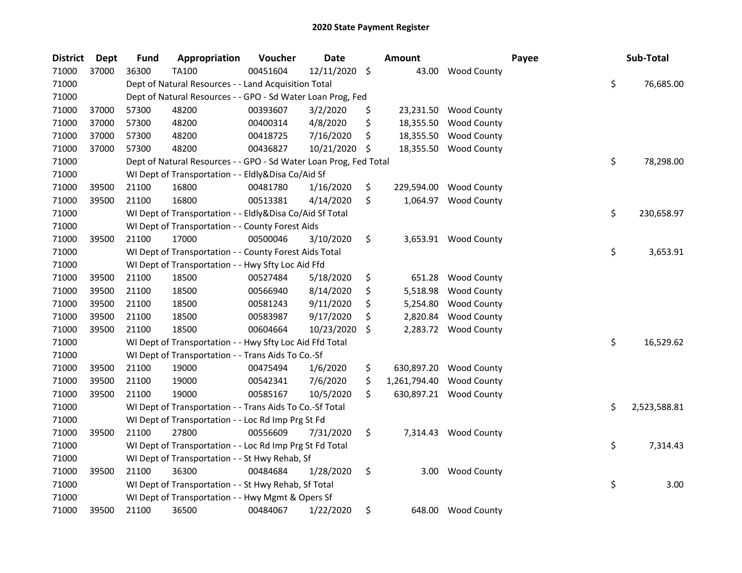## 2020 State Payment Register

| District | Dept | Fund | Appropriation | Voucher | Date | Amount | Payee | Sub-Total |
|---|---|---|---|---|---|---|---|---|
| 71000 | 37000 | 36300 | TA100 | 00451604 | 12/11/2020 | $ 43.00 | Wood County | |
| 71000 | | Dept of Natural Resources - - Land Acquisition Total | | | | | | $ 76,685.00 |
| 71000 | | Dept of Natural Resources - - GPO - Sd Water Loan Prog, Fed | | | | | | |
| 71000 | 37000 | 57300 | 48200 | 00393607 | 3/2/2020 | $ 23,231.50 | Wood County | |
| 71000 | 37000 | 57300 | 48200 | 00400314 | 4/8/2020 | $ 18,355.50 | Wood County | |
| 71000 | 37000 | 57300 | 48200 | 00418725 | 7/16/2020 | $ 18,355.50 | Wood County | |
| 71000 | 37000 | 57300 | 48200 | 00436827 | 10/21/2020 | $ 18,355.50 | Wood County | |
| 71000 | | Dept of Natural Resources - - GPO - Sd Water Loan Prog, Fed Total | | | | | | $ 78,298.00 |
| 71000 | | WI Dept of Transportation - - Eldly&Disa Co/Aid Sf | | | | | | |
| 71000 | 39500 | 21100 | 16800 | 00481780 | 1/16/2020 | $ 229,594.00 | Wood County | |
| 71000 | 39500 | 21100 | 16800 | 00513381 | 4/14/2020 | $ 1,064.97 | Wood County | |
| 71000 | | WI Dept of Transportation - - Eldly&Disa Co/Aid Sf Total | | | | | | $ 230,658.97 |
| 71000 | | WI Dept of Transportation - - County Forest Aids | | | | | | |
| 71000 | 39500 | 21100 | 17000 | 00500046 | 3/10/2020 | $ 3,653.91 | Wood County | |
| 71000 | | WI Dept of Transportation - - County Forest Aids Total | | | | | | $ 3,653.91 |
| 71000 | | WI Dept of Transportation - - Hwy Sfty Loc Aid Ffd | | | | | | |
| 71000 | 39500 | 21100 | 18500 | 00527484 | 5/18/2020 | $ 651.28 | Wood County | |
| 71000 | 39500 | 21100 | 18500 | 00566940 | 8/14/2020 | $ 5,518.98 | Wood County | |
| 71000 | 39500 | 21100 | 18500 | 00581243 | 9/11/2020 | $ 5,254.80 | Wood County | |
| 71000 | 39500 | 21100 | 18500 | 00583987 | 9/17/2020 | $ 2,820.84 | Wood County | |
| 71000 | 39500 | 21100 | 18500 | 00604664 | 10/23/2020 | $ 2,283.72 | Wood County | |
| 71000 | | WI Dept of Transportation - - Hwy Sfty Loc Aid Ffd Total | | | | | | $ 16,529.62 |
| 71000 | | WI Dept of Transportation - - Trans Aids To Co.-Sf | | | | | | |
| 71000 | 39500 | 21100 | 19000 | 00475494 | 1/6/2020 | $ 630,897.20 | Wood County | |
| 71000 | 39500 | 21100 | 19000 | 00542341 | 7/6/2020 | $ 1,261,794.40 | Wood County | |
| 71000 | 39500 | 21100 | 19000 | 00585167 | 10/5/2020 | $ 630,897.21 | Wood County | |
| 71000 | | WI Dept of Transportation - - Trans Aids To Co.-Sf Total | | | | | | $ 2,523,588.81 |
| 71000 | | WI Dept of Transportation - - Loc Rd Imp Prg St Fd | | | | | | |
| 71000 | 39500 | 21100 | 27800 | 00556609 | 7/31/2020 | $ 7,314.43 | Wood County | |
| 71000 | | WI Dept of Transportation - - Loc Rd Imp Prg St Fd Total | | | | | | $ 7,314.43 |
| 71000 | | WI Dept of Transportation - - St Hwy Rehab, Sf | | | | | | |
| 71000 | 39500 | 21100 | 36300 | 00484684 | 1/28/2020 | $ 3.00 | Wood County | |
| 71000 | | WI Dept of Transportation - - St Hwy Rehab, Sf Total | | | | | | $ 3.00 |
| 71000 | | WI Dept of Transportation - - Hwy Mgmt & Opers Sf | | | | | | |
| 71000 | 39500 | 21100 | 36500 | 00484067 | 1/22/2020 | $ 648.00 | Wood County | |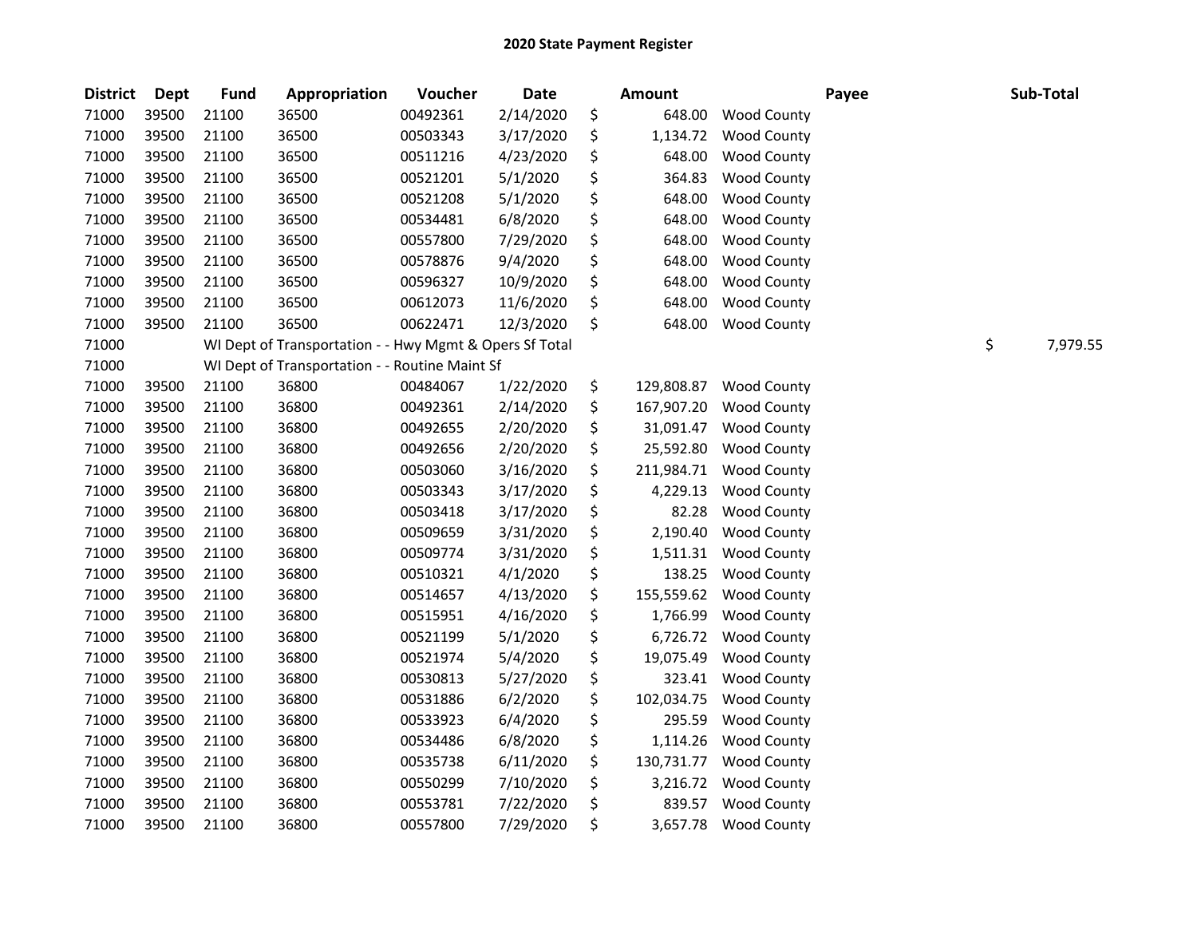# 2020 State Payment Register

| District | Dept | Fund | Appropriation | Voucher | Date | Amount | | Payee | Sub-Total |
|---|---|---|---|---|---|---|---|---|---|
| 71000 | 39500 | 21100 | 36500 | 00492361 | 2/14/2020 | $ 648.00 | Wood County | | |
| 71000 | 39500 | 21100 | 36500 | 00503343 | 3/17/2020 | $ 1,134.72 | Wood County | | |
| 71000 | 39500 | 21100 | 36500 | 00511216 | 4/23/2020 | $ 648.00 | Wood County | | |
| 71000 | 39500 | 21100 | 36500 | 00521201 | 5/1/2020 | $ 364.83 | Wood County | | |
| 71000 | 39500 | 21100 | 36500 | 00521208 | 5/1/2020 | $ 648.00 | Wood County | | |
| 71000 | 39500 | 21100 | 36500 | 00534481 | 6/8/2020 | $ 648.00 | Wood County | | |
| 71000 | 39500 | 21100 | 36500 | 00557800 | 7/29/2020 | $ 648.00 | Wood County | | |
| 71000 | 39500 | 21100 | 36500 | 00578876 | 9/4/2020 | $ 648.00 | Wood County | | |
| 71000 | 39500 | 21100 | 36500 | 00596327 | 10/9/2020 | $ 648.00 | Wood County | | |
| 71000 | 39500 | 21100 | 36500 | 00612073 | 11/6/2020 | $ 648.00 | Wood County | | |
| 71000 | 39500 | 21100 | 36500 | 00622471 | 12/3/2020 | $ 648.00 | Wood County | | |
| 71000 | | WI Dept of Transportation - - Hwy Mgmt & Opers Sf Total | | | | | | | $ 7,979.55 |
| 71000 | | WI Dept of Transportation - - Routine Maint Sf | | | | | | | |
| 71000 | 39500 | 21100 | 36800 | 00484067 | 1/22/2020 | $ 129,808.87 | Wood County | | |
| 71000 | 39500 | 21100 | 36800 | 00492361 | 2/14/2020 | $ 167,907.20 | Wood County | | |
| 71000 | 39500 | 21100 | 36800 | 00492655 | 2/20/2020 | $ 31,091.47 | Wood County | | |
| 71000 | 39500 | 21100 | 36800 | 00492656 | 2/20/2020 | $ 25,592.80 | Wood County | | |
| 71000 | 39500 | 21100 | 36800 | 00503060 | 3/16/2020 | $ 211,984.71 | Wood County | | |
| 71000 | 39500 | 21100 | 36800 | 00503343 | 3/17/2020 | $ 4,229.13 | Wood County | | |
| 71000 | 39500 | 21100 | 36800 | 00503418 | 3/17/2020 | $ 82.28 | Wood County | | |
| 71000 | 39500 | 21100 | 36800 | 00509659 | 3/31/2020 | $ 2,190.40 | Wood County | | |
| 71000 | 39500 | 21100 | 36800 | 00509774 | 3/31/2020 | $ 1,511.31 | Wood County | | |
| 71000 | 39500 | 21100 | 36800 | 00510321 | 4/1/2020 | $ 138.25 | Wood County | | |
| 71000 | 39500 | 21100 | 36800 | 00514657 | 4/13/2020 | $ 155,559.62 | Wood County | | |
| 71000 | 39500 | 21100 | 36800 | 00515951 | 4/16/2020 | $ 1,766.99 | Wood County | | |
| 71000 | 39500 | 21100 | 36800 | 00521199 | 5/1/2020 | $ 6,726.72 | Wood County | | |
| 71000 | 39500 | 21100 | 36800 | 00521974 | 5/4/2020 | $ 19,075.49 | Wood County | | |
| 71000 | 39500 | 21100 | 36800 | 00530813 | 5/27/2020 | $ 323.41 | Wood County | | |
| 71000 | 39500 | 21100 | 36800 | 00531886 | 6/2/2020 | $ 102,034.75 | Wood County | | |
| 71000 | 39500 | 21100 | 36800 | 00533923 | 6/4/2020 | $ 295.59 | Wood County | | |
| 71000 | 39500 | 21100 | 36800 | 00534486 | 6/8/2020 | $ 1,114.26 | Wood County | | |
| 71000 | 39500 | 21100 | 36800 | 00535738 | 6/11/2020 | $ 130,731.77 | Wood County | | |
| 71000 | 39500 | 21100 | 36800 | 00550299 | 7/10/2020 | $ 3,216.72 | Wood County | | |
| 71000 | 39500 | 21100 | 36800 | 00553781 | 7/22/2020 | $ 839.57 | Wood County | | |
| 71000 | 39500 | 21100 | 36800 | 00557800 | 7/29/2020 | $ 3,657.78 | Wood County | | |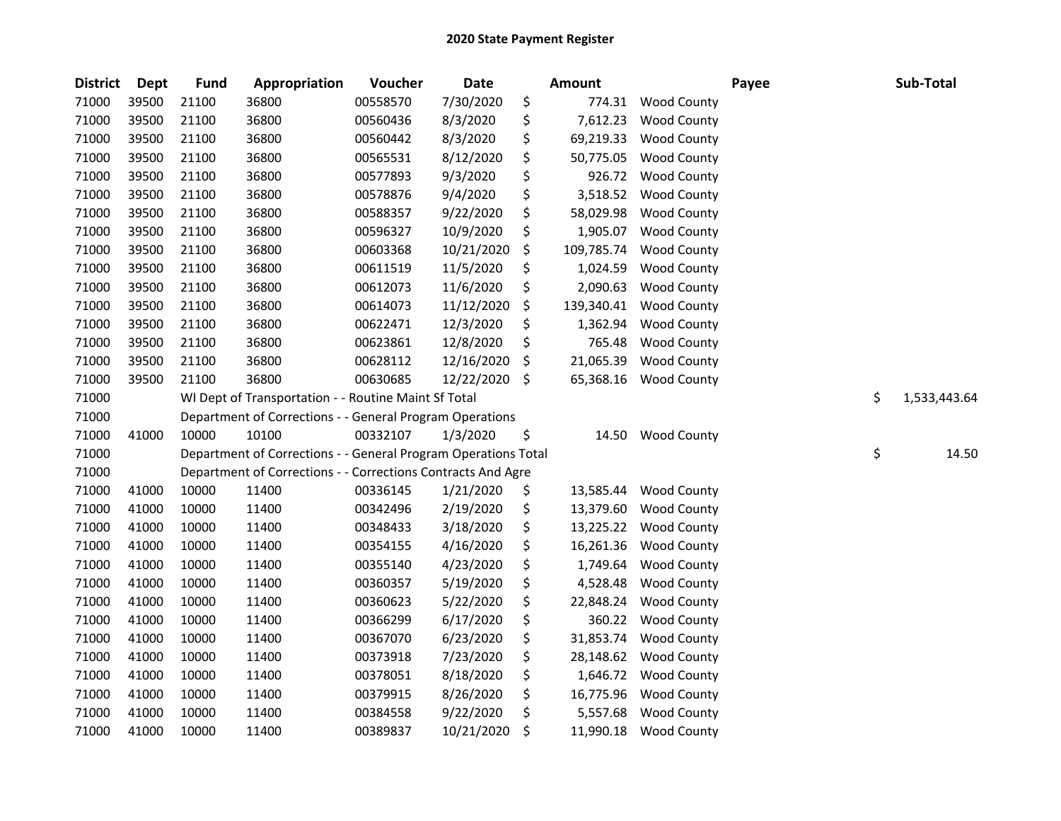# 2020 State Payment Register

| District | Dept | Fund | Appropriation | Voucher | Date | Amount | Payee | Sub-Total |
|---|---|---|---|---|---|---|---|---|
| 71000 | 39500 | 21100 | 36800 | 00558570 | 7/30/2020 | $ 774.31 | Wood County | |
| 71000 | 39500 | 21100 | 36800 | 00560436 | 8/3/2020 | $ 7,612.23 | Wood County | |
| 71000 | 39500 | 21100 | 36800 | 00560442 | 8/3/2020 | $ 69,219.33 | Wood County | |
| 71000 | 39500 | 21100 | 36800 | 00565531 | 8/12/2020 | $ 50,775.05 | Wood County | |
| 71000 | 39500 | 21100 | 36800 | 00577893 | 9/3/2020 | $ 926.72 | Wood County | |
| 71000 | 39500 | 21100 | 36800 | 00578876 | 9/4/2020 | $ 3,518.52 | Wood County | |
| 71000 | 39500 | 21100 | 36800 | 00588357 | 9/22/2020 | $ 58,029.98 | Wood County | |
| 71000 | 39500 | 21100 | 36800 | 00596327 | 10/9/2020 | $ 1,905.07 | Wood County | |
| 71000 | 39500 | 21100 | 36800 | 00603368 | 10/21/2020 | $ 109,785.74 | Wood County | |
| 71000 | 39500 | 21100 | 36800 | 00611519 | 11/5/2020 | $ 1,024.59 | Wood County | |
| 71000 | 39500 | 21100 | 36800 | 00612073 | 11/6/2020 | $ 2,090.63 | Wood County | |
| 71000 | 39500 | 21100 | 36800 | 00614073 | 11/12/2020 | $ 139,340.41 | Wood County | |
| 71000 | 39500 | 21100 | 36800 | 00622471 | 12/3/2020 | $ 1,362.94 | Wood County | |
| 71000 | 39500 | 21100 | 36800 | 00623861 | 12/8/2020 | $ 765.48 | Wood County | |
| 71000 | 39500 | 21100 | 36800 | 00628112 | 12/16/2020 | $ 21,065.39 | Wood County | |
| 71000 | 39500 | 21100 | 36800 | 00630685 | 12/22/2020 | $ 65,368.16 | Wood County | |
| 71000 | | WI Dept of Transportation - - Routine Maint Sf Total | | | | | | $ 1,533,443.64 |
| 71000 | | Department of Corrections - - General Program Operations | | | | | | |
| 71000 | 41000 | 10000 | 10100 | 00332107 | 1/3/2020 | $ 14.50 | Wood County | |
| 71000 | | Department of Corrections - - General Program Operations Total | | | | | | $ 14.50 |
| 71000 | | Department of Corrections - - Corrections Contracts And Agre | | | | | | |
| 71000 | 41000 | 10000 | 11400 | 00336145 | 1/21/2020 | $ 13,585.44 | Wood County | |
| 71000 | 41000 | 10000 | 11400 | 00342496 | 2/19/2020 | $ 13,379.60 | Wood County | |
| 71000 | 41000 | 10000 | 11400 | 00348433 | 3/18/2020 | $ 13,225.22 | Wood County | |
| 71000 | 41000 | 10000 | 11400 | 00354155 | 4/16/2020 | $ 16,261.36 | Wood County | |
| 71000 | 41000 | 10000 | 11400 | 00355140 | 4/23/2020 | $ 1,749.64 | Wood County | |
| 71000 | 41000 | 10000 | 11400 | 00360357 | 5/19/2020 | $ 4,528.48 | Wood County | |
| 71000 | 41000 | 10000 | 11400 | 00360623 | 5/22/2020 | $ 22,848.24 | Wood County | |
| 71000 | 41000 | 10000 | 11400 | 00366299 | 6/17/2020 | $ 360.22 | Wood County | |
| 71000 | 41000 | 10000 | 11400 | 00367070 | 6/23/2020 | $ 31,853.74 | Wood County | |
| 71000 | 41000 | 10000 | 11400 | 00373918 | 7/23/2020 | $ 28,148.62 | Wood County | |
| 71000 | 41000 | 10000 | 11400 | 00378051 | 8/18/2020 | $ 1,646.72 | Wood County | |
| 71000 | 41000 | 10000 | 11400 | 00379915 | 8/26/2020 | $ 16,775.96 | Wood County | |
| 71000 | 41000 | 10000 | 11400 | 00384558 | 9/22/2020 | $ 5,557.68 | Wood County | |
| 71000 | 41000 | 10000 | 11400 | 00389837 | 10/21/2020 | $ 11,990.18 | Wood County | |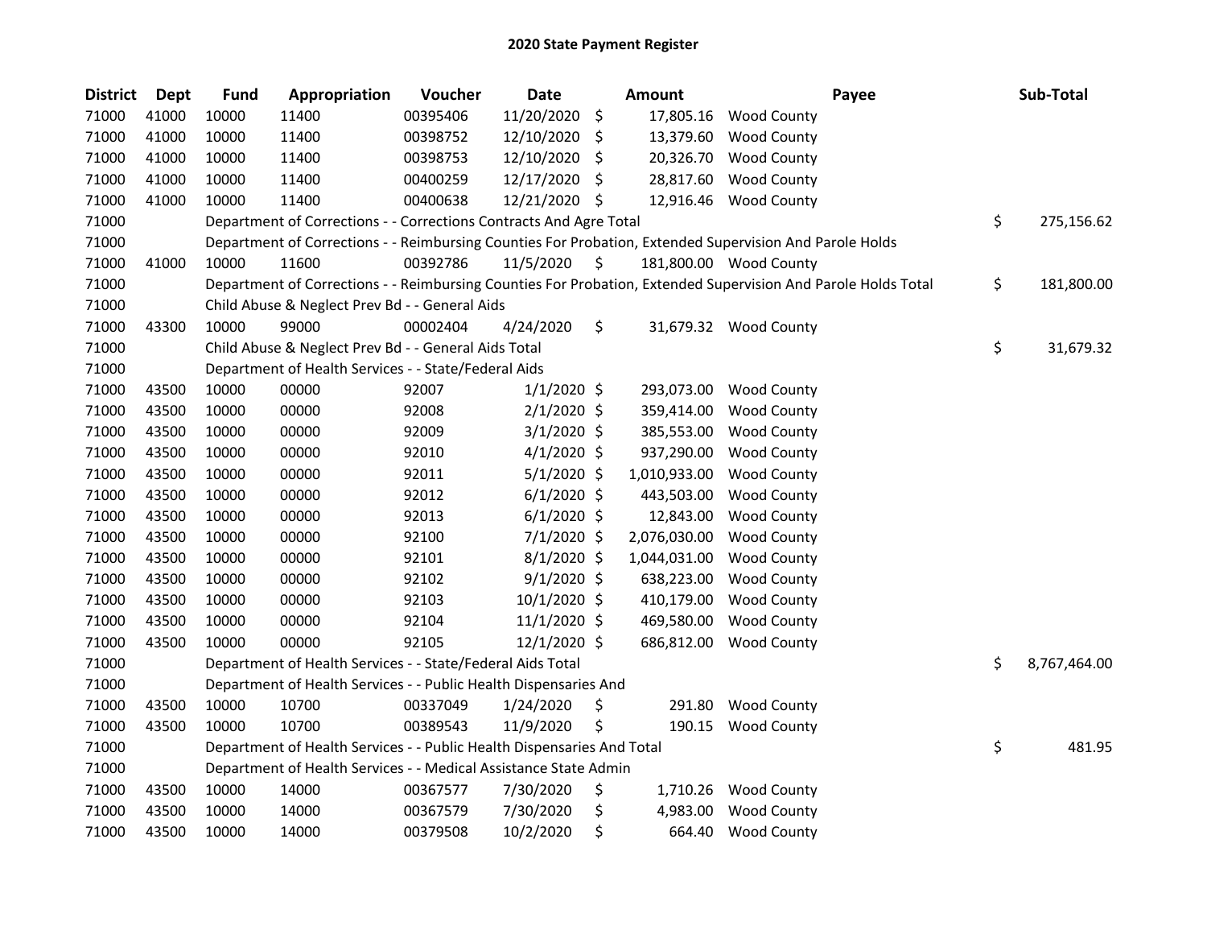# 2020 State Payment Register

| District | Dept | Fund | Appropriation | Voucher | Date | Amount | Payee | Sub-Total |
|---|---|---|---|---|---|---|---|---|
| 71000 | 41000 | 10000 | 11400 | 00395406 | 11/20/2020 | $ 17,805.16 | Wood County | |
| 71000 | 41000 | 10000 | 11400 | 00398752 | 12/10/2020 | $ 13,379.60 | Wood County | |
| 71000 | 41000 | 10000 | 11400 | 00398753 | 12/10/2020 | $ 20,326.70 | Wood County | |
| 71000 | 41000 | 10000 | 11400 | 00400259 | 12/17/2020 | $ 28,817.60 | Wood County | |
| 71000 | 41000 | 10000 | 11400 | 00400638 | 12/21/2020 | $ 12,916.46 | Wood County | |
| 71000 | | Department of Corrections - - Corrections Contracts And Agre Total | | | | | | $ 275,156.62 |
| 71000 | | Department of Corrections - - Reimbursing Counties For Probation, Extended Supervision And Parole Holds | | | | | | |
| 71000 | 41000 | 10000 | 11600 | 00392786 | 11/5/2020 | $ 181,800.00 | Wood County | |
| 71000 | | Department of Corrections - - Reimbursing Counties For Probation, Extended Supervision And Parole Holds Total | | | | | | $ 181,800.00 |
| 71000 | | Child Abuse & Neglect Prev Bd - - General Aids | | | | | | |
| 71000 | 43300 | 10000 | 99000 | 00002404 | 4/24/2020 | $ 31,679.32 | Wood County | |
| 71000 | | Child Abuse & Neglect Prev Bd - - General Aids Total | | | | | | $ 31,679.32 |
| 71000 | | Department of Health Services - - State/Federal Aids | | | | | | |
| 71000 | 43500 | 10000 | 00000 | 92007 | 1/1/2020 | $ 293,073.00 | Wood County | |
| 71000 | 43500 | 10000 | 00000 | 92008 | 2/1/2020 | $ 359,414.00 | Wood County | |
| 71000 | 43500 | 10000 | 00000 | 92009 | 3/1/2020 | $ 385,553.00 | Wood County | |
| 71000 | 43500 | 10000 | 00000 | 92010 | 4/1/2020 | $ 937,290.00 | Wood County | |
| 71000 | 43500 | 10000 | 00000 | 92011 | 5/1/2020 | $ 1,010,933.00 | Wood County | |
| 71000 | 43500 | 10000 | 00000 | 92012 | 6/1/2020 | $ 443,503.00 | Wood County | |
| 71000 | 43500 | 10000 | 00000 | 92013 | 6/1/2020 | $ 12,843.00 | Wood County | |
| 71000 | 43500 | 10000 | 00000 | 92100 | 7/1/2020 | $ 2,076,030.00 | Wood County | |
| 71000 | 43500 | 10000 | 00000 | 92101 | 8/1/2020 | $ 1,044,031.00 | Wood County | |
| 71000 | 43500 | 10000 | 00000 | 92102 | 9/1/2020 | $ 638,223.00 | Wood County | |
| 71000 | 43500 | 10000 | 00000 | 92103 | 10/1/2020 | $ 410,179.00 | Wood County | |
| 71000 | 43500 | 10000 | 00000 | 92104 | 11/1/2020 | $ 469,580.00 | Wood County | |
| 71000 | 43500 | 10000 | 00000 | 92105 | 12/1/2020 | $ 686,812.00 | Wood County | |
| 71000 | | Department of Health Services - - State/Federal Aids Total | | | | | | $ 8,767,464.00 |
| 71000 | | Department of Health Services - - Public Health Dispensaries And | | | | | | |
| 71000 | 43500 | 10000 | 10700 | 00337049 | 1/24/2020 | $ 291.80 | Wood County | |
| 71000 | 43500 | 10000 | 10700 | 00389543 | 11/9/2020 | $ 190.15 | Wood County | |
| 71000 | | Department of Health Services - - Public Health Dispensaries And Total | | | | | | $ 481.95 |
| 71000 | | Department of Health Services - - Medical Assistance State Admin | | | | | | |
| 71000 | 43500 | 10000 | 14000 | 00367577 | 7/30/2020 | $ 1,710.26 | Wood County | |
| 71000 | 43500 | 10000 | 14000 | 00367579 | 7/30/2020 | $ 4,983.00 | Wood County | |
| 71000 | 43500 | 10000 | 14000 | 00379508 | 10/2/2020 | $ 664.40 | Wood County | |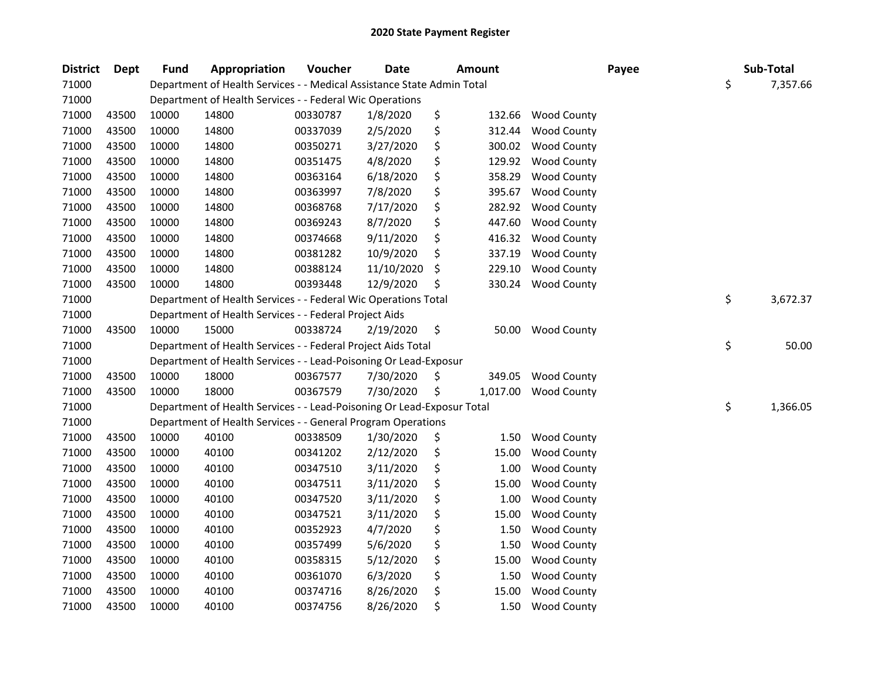# 2020 State Payment Register

| District | Dept | Fund | Appropriation | Voucher | Date | Amount | Payee | Sub-Total |
|---|---|---|---|---|---|---|---|---|
| 71000 | | Department of Health Services - - Medical Assistance State Admin Total | | | | | | $ 7,357.66 |
| 71000 | | Department of Health Services - - Federal Wic Operations | | | | | | |
| 71000 | 43500 | 10000 | 14800 | 00330787 | 1/8/2020 | $ 132.66 | Wood County | |
| 71000 | 43500 | 10000 | 14800 | 00337039 | 2/5/2020 | $ 312.44 | Wood County | |
| 71000 | 43500 | 10000 | 14800 | 00350271 | 3/27/2020 | $ 300.02 | Wood County | |
| 71000 | 43500 | 10000 | 14800 | 00351475 | 4/8/2020 | $ 129.92 | Wood County | |
| 71000 | 43500 | 10000 | 14800 | 00363164 | 6/18/2020 | $ 358.29 | Wood County | |
| 71000 | 43500 | 10000 | 14800 | 00363997 | 7/8/2020 | $ 395.67 | Wood County | |
| 71000 | 43500 | 10000 | 14800 | 00368768 | 7/17/2020 | $ 282.92 | Wood County | |
| 71000 | 43500 | 10000 | 14800 | 00369243 | 8/7/2020 | $ 447.60 | Wood County | |
| 71000 | 43500 | 10000 | 14800 | 00374668 | 9/11/2020 | $ 416.32 | Wood County | |
| 71000 | 43500 | 10000 | 14800 | 00381282 | 10/9/2020 | $ 337.19 | Wood County | |
| 71000 | 43500 | 10000 | 14800 | 00388124 | 11/10/2020 | $ 229.10 | Wood County | |
| 71000 | 43500 | 10000 | 14800 | 00393448 | 12/9/2020 | $ 330.24 | Wood County | |
| 71000 | | Department of Health Services - - Federal Wic Operations Total | | | | | | $ 3,672.37 |
| 71000 | | Department of Health Services - - Federal Project Aids | | | | | | |
| 71000 | 43500 | 10000 | 15000 | 00338724 | 2/19/2020 | $ 50.00 | Wood County | |
| 71000 | | Department of Health Services - - Federal Project Aids Total | | | | | | $ 50.00 |
| 71000 | | Department of Health Services - - Lead-Poisoning Or Lead-Exposur | | | | | | |
| 71000 | 43500 | 10000 | 18000 | 00367577 | 7/30/2020 | $ 349.05 | Wood County | |
| 71000 | 43500 | 10000 | 18000 | 00367579 | 7/30/2020 | $ 1,017.00 | Wood County | |
| 71000 | | Department of Health Services - - Lead-Poisoning Or Lead-Exposur Total | | | | | | $ 1,366.05 |
| 71000 | | Department of Health Services - - General Program Operations | | | | | | |
| 71000 | 43500 | 10000 | 40100 | 00338509 | 1/30/2020 | $ 1.50 | Wood County | |
| 71000 | 43500 | 10000 | 40100 | 00341202 | 2/12/2020 | $ 15.00 | Wood County | |
| 71000 | 43500 | 10000 | 40100 | 00347510 | 3/11/2020 | $ 1.00 | Wood County | |
| 71000 | 43500 | 10000 | 40100 | 00347511 | 3/11/2020 | $ 15.00 | Wood County | |
| 71000 | 43500 | 10000 | 40100 | 00347520 | 3/11/2020 | $ 1.00 | Wood County | |
| 71000 | 43500 | 10000 | 40100 | 00347521 | 3/11/2020 | $ 15.00 | Wood County | |
| 71000 | 43500 | 10000 | 40100 | 00352923 | 4/7/2020 | $ 1.50 | Wood County | |
| 71000 | 43500 | 10000 | 40100 | 00357499 | 5/6/2020 | $ 1.50 | Wood County | |
| 71000 | 43500 | 10000 | 40100 | 00358315 | 5/12/2020 | $ 15.00 | Wood County | |
| 71000 | 43500 | 10000 | 40100 | 00361070 | 6/3/2020 | $ 1.50 | Wood County | |
| 71000 | 43500 | 10000 | 40100 | 00374716 | 8/26/2020 | $ 15.00 | Wood County | |
| 71000 | 43500 | 10000 | 40100 | 00374756 | 8/26/2020 | $ 1.50 | Wood County | |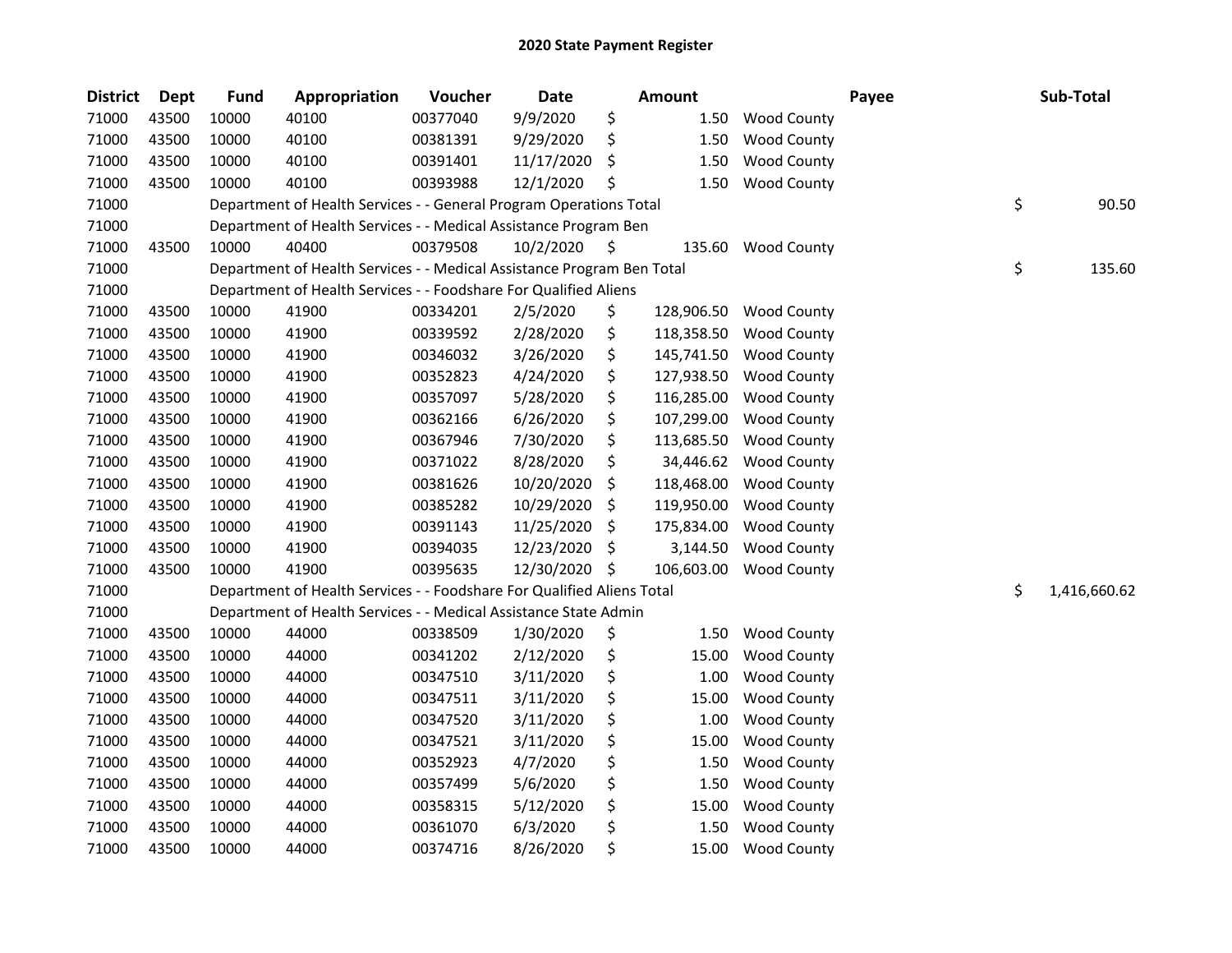# 2020 State Payment Register

| District | Dept | Fund | Appropriation | Voucher | Date | Amount | Payee | Sub-Total |
|---|---|---|---|---|---|---|---|---|
| 71000 | 43500 | 10000 | 40100 | 00377040 | 9/9/2020 | $ 1.50 | Wood County | |
| 71000 | 43500 | 10000 | 40100 | 00381391 | 9/29/2020 | $ 1.50 | Wood County | |
| 71000 | 43500 | 10000 | 40100 | 00391401 | 11/17/2020 | $ 1.50 | Wood County | |
| 71000 | 43500 | 10000 | 40100 | 00393988 | 12/1/2020 | $ 1.50 | Wood County | |
| 71000 | | Department of Health Services - - General Program Operations Total | | | | | | $ 90.50 |
| 71000 | | Department of Health Services - - Medical Assistance Program Ben | | | | | | |
| 71000 | 43500 | 10000 | 40400 | 00379508 | 10/2/2020 | $ 135.60 | Wood County | |
| 71000 | | Department of Health Services - - Medical Assistance Program Ben Total | | | | | | $ 135.60 |
| 71000 | | Department of Health Services - - Foodshare For Qualified Aliens | | | | | | |
| 71000 | 43500 | 10000 | 41900 | 00334201 | 2/5/2020 | $ 128,906.50 | Wood County | |
| 71000 | 43500 | 10000 | 41900 | 00339592 | 2/28/2020 | $ 118,358.50 | Wood County | |
| 71000 | 43500 | 10000 | 41900 | 00346032 | 3/26/2020 | $ 145,741.50 | Wood County | |
| 71000 | 43500 | 10000 | 41900 | 00352823 | 4/24/2020 | $ 127,938.50 | Wood County | |
| 71000 | 43500 | 10000 | 41900 | 00357097 | 5/28/2020 | $ 116,285.00 | Wood County | |
| 71000 | 43500 | 10000 | 41900 | 00362166 | 6/26/2020 | $ 107,299.00 | Wood County | |
| 71000 | 43500 | 10000 | 41900 | 00367946 | 7/30/2020 | $ 113,685.50 | Wood County | |
| 71000 | 43500 | 10000 | 41900 | 00371022 | 8/28/2020 | $ 34,446.62 | Wood County | |
| 71000 | 43500 | 10000 | 41900 | 00381626 | 10/20/2020 | $ 118,468.00 | Wood County | |
| 71000 | 43500 | 10000 | 41900 | 00385282 | 10/29/2020 | $ 119,950.00 | Wood County | |
| 71000 | 43500 | 10000 | 41900 | 00391143 | 11/25/2020 | $ 175,834.00 | Wood County | |
| 71000 | 43500 | 10000 | 41900 | 00394035 | 12/23/2020 | $ 3,144.50 | Wood County | |
| 71000 | 43500 | 10000 | 41900 | 00395635 | 12/30/2020 | $ 106,603.00 | Wood County | |
| 71000 | | Department of Health Services - - Foodshare For Qualified Aliens Total | | | | | | $ 1,416,660.62 |
| 71000 | | Department of Health Services - - Medical Assistance State Admin | | | | | | |
| 71000 | 43500 | 10000 | 44000 | 00338509 | 1/30/2020 | $ 1.50 | Wood County | |
| 71000 | 43500 | 10000 | 44000 | 00341202 | 2/12/2020 | $ 15.00 | Wood County | |
| 71000 | 43500 | 10000 | 44000 | 00347510 | 3/11/2020 | $ 1.00 | Wood County | |
| 71000 | 43500 | 10000 | 44000 | 00347511 | 3/11/2020 | $ 15.00 | Wood County | |
| 71000 | 43500 | 10000 | 44000 | 00347520 | 3/11/2020 | $ 1.00 | Wood County | |
| 71000 | 43500 | 10000 | 44000 | 00347521 | 3/11/2020 | $ 15.00 | Wood County | |
| 71000 | 43500 | 10000 | 44000 | 00352923 | 4/7/2020 | $ 1.50 | Wood County | |
| 71000 | 43500 | 10000 | 44000 | 00357499 | 5/6/2020 | $ 1.50 | Wood County | |
| 71000 | 43500 | 10000 | 44000 | 00358315 | 5/12/2020 | $ 15.00 | Wood County | |
| 71000 | 43500 | 10000 | 44000 | 00361070 | 6/3/2020 | $ 1.50 | Wood County | |
| 71000 | 43500 | 10000 | 44000 | 00374716 | 8/26/2020 | $ 15.00 | Wood County | |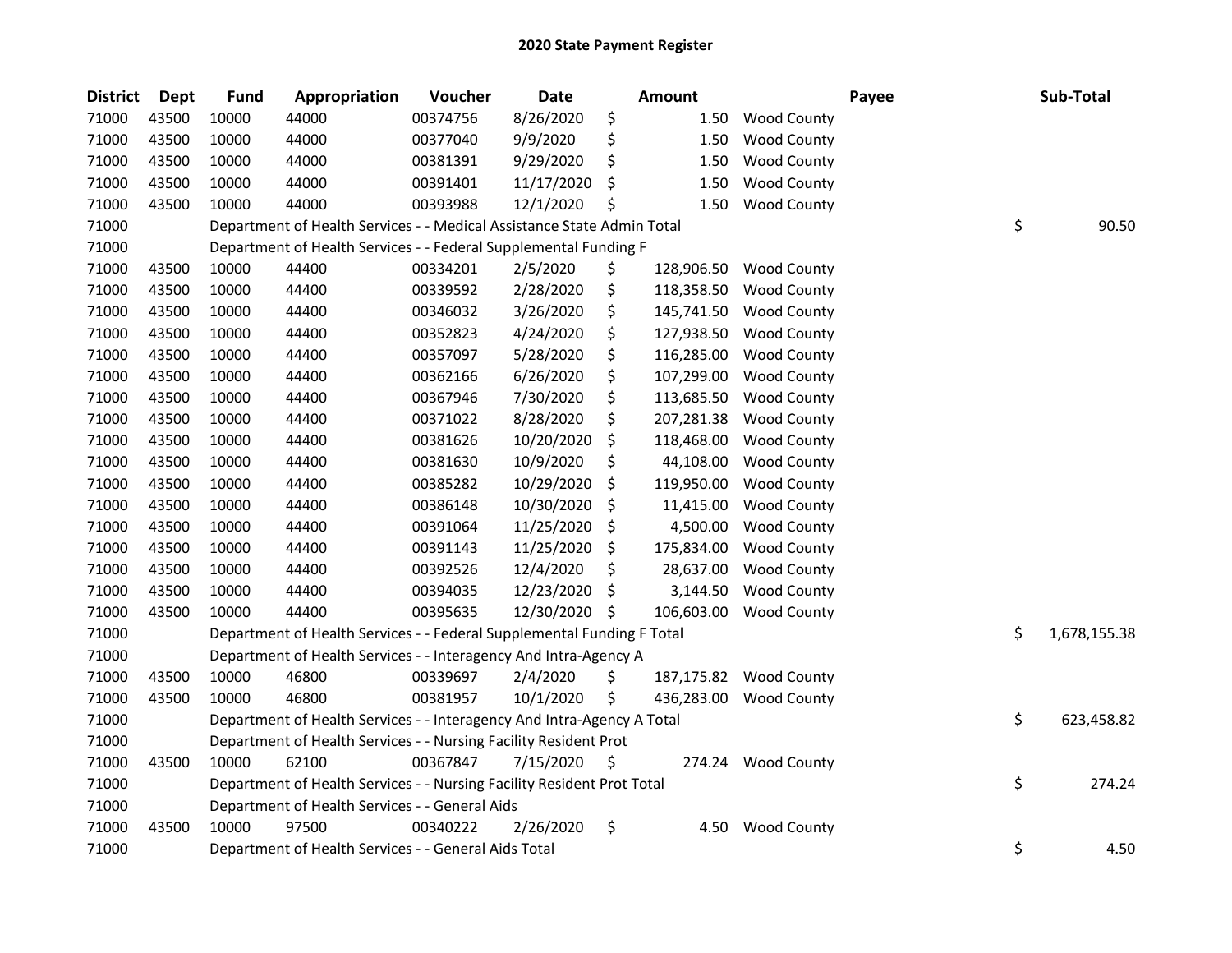# 2020 State Payment Register

| District | Dept | Fund | Appropriation | Voucher | Date | Amount | Payee | Sub-Total |
|---|---|---|---|---|---|---|---|---|
| 71000 | 43500 | 10000 | 44000 | 00374756 | 8/26/2020 | $ 1.50 | Wood County | |
| 71000 | 43500 | 10000 | 44000 | 00377040 | 9/9/2020 | $ 1.50 | Wood County | |
| 71000 | 43500 | 10000 | 44000 | 00381391 | 9/29/2020 | $ 1.50 | Wood County | |
| 71000 | 43500 | 10000 | 44000 | 00391401 | 11/17/2020 | $ 1.50 | Wood County | |
| 71000 | 43500 | 10000 | 44000 | 00393988 | 12/1/2020 | $ 1.50 | Wood County | |
| 71000 | | Department of Health Services - - Medical Assistance State Admin Total | | | | | | $ 90.50 |
| 71000 | | Department of Health Services - - Federal Supplemental Funding F | | | | | | |
| 71000 | 43500 | 10000 | 44400 | 00334201 | 2/5/2020 | $ 128,906.50 | Wood County | |
| 71000 | 43500 | 10000 | 44400 | 00339592 | 2/28/2020 | $ 118,358.50 | Wood County | |
| 71000 | 43500 | 10000 | 44400 | 00346032 | 3/26/2020 | $ 145,741.50 | Wood County | |
| 71000 | 43500 | 10000 | 44400 | 00352823 | 4/24/2020 | $ 127,938.50 | Wood County | |
| 71000 | 43500 | 10000 | 44400 | 00357097 | 5/28/2020 | $ 116,285.00 | Wood County | |
| 71000 | 43500 | 10000 | 44400 | 00362166 | 6/26/2020 | $ 107,299.00 | Wood County | |
| 71000 | 43500 | 10000 | 44400 | 00367946 | 7/30/2020 | $ 113,685.50 | Wood County | |
| 71000 | 43500 | 10000 | 44400 | 00371022 | 8/28/2020 | $ 207,281.38 | Wood County | |
| 71000 | 43500 | 10000 | 44400 | 00381626 | 10/20/2020 | $ 118,468.00 | Wood County | |
| 71000 | 43500 | 10000 | 44400 | 00381630 | 10/9/2020 | $ 44,108.00 | Wood County | |
| 71000 | 43500 | 10000 | 44400 | 00385282 | 10/29/2020 | $ 119,950.00 | Wood County | |
| 71000 | 43500 | 10000 | 44400 | 00386148 | 10/30/2020 | $ 11,415.00 | Wood County | |
| 71000 | 43500 | 10000 | 44400 | 00391064 | 11/25/2020 | $ 4,500.00 | Wood County | |
| 71000 | 43500 | 10000 | 44400 | 00391143 | 11/25/2020 | $ 175,834.00 | Wood County | |
| 71000 | 43500 | 10000 | 44400 | 00392526 | 12/4/2020 | $ 28,637.00 | Wood County | |
| 71000 | 43500 | 10000 | 44400 | 00394035 | 12/23/2020 | $ 3,144.50 | Wood County | |
| 71000 | 43500 | 10000 | 44400 | 00395635 | 12/30/2020 | $ 106,603.00 | Wood County | |
| 71000 | | Department of Health Services - - Federal Supplemental Funding F Total | | | | | | $ 1,678,155.38 |
| 71000 | | Department of Health Services - - Interagency And Intra-Agency A | | | | | | |
| 71000 | 43500 | 10000 | 46800 | 00339697 | 2/4/2020 | $ 187,175.82 | Wood County | |
| 71000 | 43500 | 10000 | 46800 | 00381957 | 10/1/2020 | $ 436,283.00 | Wood County | |
| 71000 | | Department of Health Services - - Interagency And Intra-Agency A Total | | | | | | $ 623,458.82 |
| 71000 | | Department of Health Services - - Nursing Facility Resident Prot | | | | | | |
| 71000 | 43500 | 10000 | 62100 | 00367847 | 7/15/2020 | $ 274.24 | Wood County | |
| 71000 | | Department of Health Services - - Nursing Facility Resident Prot Total | | | | | | $ 274.24 |
| 71000 | | Department of Health Services - - General Aids | | | | | | |
| 71000 | 43500 | 10000 | 97500 | 00340222 | 2/26/2020 | $ 4.50 | Wood County | |
| 71000 | | Department of Health Services - - General Aids Total | | | | | | $ 4.50 |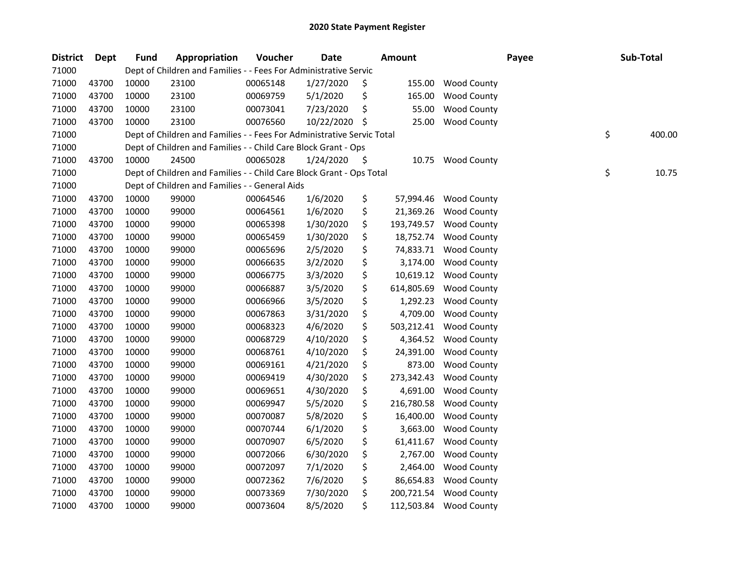# 2020 State Payment Register

| District | Dept | Fund | Appropriation | Voucher | Date | Amount | Payee | Sub-Total |
|---|---|---|---|---|---|---|---|---|
| 71000 | | Dept of Children and Families - - Fees For Administrative Servic | | | | | | |
| 71000 | 43700 | 10000 | 23100 | 00065148 | 1/27/2020 | $ 155.00 | Wood County | |
| 71000 | 43700 | 10000 | 23100 | 00069759 | 5/1/2020 | $ 165.00 | Wood County | |
| 71000 | 43700 | 10000 | 23100 | 00073041 | 7/23/2020 | $ 55.00 | Wood County | |
| 71000 | 43700 | 10000 | 23100 | 00076560 | 10/22/2020 | $ 25.00 | Wood County | |
| 71000 | | Dept of Children and Families - - Fees For Administrative Servic Total | | | | | | $ 400.00 |
| 71000 | | Dept of Children and Families - - Child Care Block Grant - Ops | | | | | | |
| 71000 | 43700 | 10000 | 24500 | 00065028 | 1/24/2020 | $ 10.75 | Wood County | |
| 71000 | | Dept of Children and Families - - Child Care Block Grant - Ops Total | | | | | | $ 10.75 |
| 71000 | | Dept of Children and Families - - General Aids | | | | | | |
| 71000 | 43700 | 10000 | 99000 | 00064546 | 1/6/2020 | $ 57,994.46 | Wood County | |
| 71000 | 43700 | 10000 | 99000 | 00064561 | 1/6/2020 | $ 21,369.26 | Wood County | |
| 71000 | 43700 | 10000 | 99000 | 00065398 | 1/30/2020 | $ 193,749.57 | Wood County | |
| 71000 | 43700 | 10000 | 99000 | 00065459 | 1/30/2020 | $ 18,752.74 | Wood County | |
| 71000 | 43700 | 10000 | 99000 | 00065696 | 2/5/2020 | $ 74,833.71 | Wood County | |
| 71000 | 43700 | 10000 | 99000 | 00066635 | 3/2/2020 | $ 3,174.00 | Wood County | |
| 71000 | 43700 | 10000 | 99000 | 00066775 | 3/3/2020 | $ 10,619.12 | Wood County | |
| 71000 | 43700 | 10000 | 99000 | 00066887 | 3/5/2020 | $ 614,805.69 | Wood County | |
| 71000 | 43700 | 10000 | 99000 | 00066966 | 3/5/2020 | $ 1,292.23 | Wood County | |
| 71000 | 43700 | 10000 | 99000 | 00067863 | 3/31/2020 | $ 4,709.00 | Wood County | |
| 71000 | 43700 | 10000 | 99000 | 00068323 | 4/6/2020 | $ 503,212.41 | Wood County | |
| 71000 | 43700 | 10000 | 99000 | 00068729 | 4/10/2020 | $ 4,364.52 | Wood County | |
| 71000 | 43700 | 10000 | 99000 | 00068761 | 4/10/2020 | $ 24,391.00 | Wood County | |
| 71000 | 43700 | 10000 | 99000 | 00069161 | 4/21/2020 | $ 873.00 | Wood County | |
| 71000 | 43700 | 10000 | 99000 | 00069419 | 4/30/2020 | $ 273,342.43 | Wood County | |
| 71000 | 43700 | 10000 | 99000 | 00069651 | 4/30/2020 | $ 4,691.00 | Wood County | |
| 71000 | 43700 | 10000 | 99000 | 00069947 | 5/5/2020 | $ 216,780.58 | Wood County | |
| 71000 | 43700 | 10000 | 99000 | 00070087 | 5/8/2020 | $ 16,400.00 | Wood County | |
| 71000 | 43700 | 10000 | 99000 | 00070744 | 6/1/2020 | $ 3,663.00 | Wood County | |
| 71000 | 43700 | 10000 | 99000 | 00070907 | 6/5/2020 | $ 61,411.67 | Wood County | |
| 71000 | 43700 | 10000 | 99000 | 00072066 | 6/30/2020 | $ 2,767.00 | Wood County | |
| 71000 | 43700 | 10000 | 99000 | 00072097 | 7/1/2020 | $ 2,464.00 | Wood County | |
| 71000 | 43700 | 10000 | 99000 | 00072362 | 7/6/2020 | $ 86,654.83 | Wood County | |
| 71000 | 43700 | 10000 | 99000 | 00073369 | 7/30/2020 | $ 200,721.54 | Wood County | |
| 71000 | 43700 | 10000 | 99000 | 00073604 | 8/5/2020 | $ 112,503.84 | Wood County | |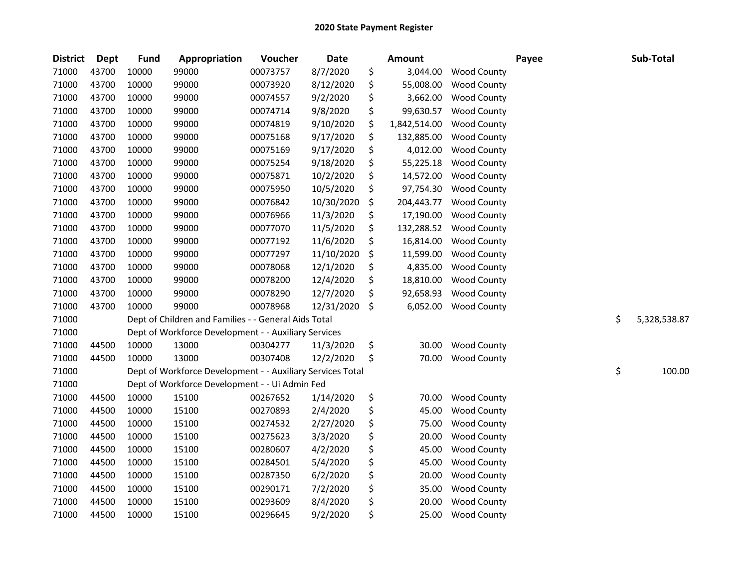# 2020 State Payment Register

| District | Dept | Fund | Appropriation | Voucher | Date | Amount | | Payee | Sub-Total |
|---|---|---|---|---|---|---|---|---|---|
| 71000 | 43700 | 10000 | 99000 | 00073757 | 8/7/2020 | $ 3,044.00 | Wood County | | |
| 71000 | 43700 | 10000 | 99000 | 00073920 | 8/12/2020 | $ 55,008.00 | Wood County | | |
| 71000 | 43700 | 10000 | 99000 | 00074557 | 9/2/2020 | $ 3,662.00 | Wood County | | |
| 71000 | 43700 | 10000 | 99000 | 00074714 | 9/8/2020 | $ 99,630.57 | Wood County | | |
| 71000 | 43700 | 10000 | 99000 | 00074819 | 9/10/2020 | $ 1,842,514.00 | Wood County | | |
| 71000 | 43700 | 10000 | 99000 | 00075168 | 9/17/2020 | $ 132,885.00 | Wood County | | |
| 71000 | 43700 | 10000 | 99000 | 00075169 | 9/17/2020 | $ 4,012.00 | Wood County | | |
| 71000 | 43700 | 10000 | 99000 | 00075254 | 9/18/2020 | $ 55,225.18 | Wood County | | |
| 71000 | 43700 | 10000 | 99000 | 00075871 | 10/2/2020 | $ 14,572.00 | Wood County | | |
| 71000 | 43700 | 10000 | 99000 | 00075950 | 10/5/2020 | $ 97,754.30 | Wood County | | |
| 71000 | 43700 | 10000 | 99000 | 00076842 | 10/30/2020 | $ 204,443.77 | Wood County | | |
| 71000 | 43700 | 10000 | 99000 | 00076966 | 11/3/2020 | $ 17,190.00 | Wood County | | |
| 71000 | 43700 | 10000 | 99000 | 00077070 | 11/5/2020 | $ 132,288.52 | Wood County | | |
| 71000 | 43700 | 10000 | 99000 | 00077192 | 11/6/2020 | $ 16,814.00 | Wood County | | |
| 71000 | 43700 | 10000 | 99000 | 00077297 | 11/10/2020 | $ 11,599.00 | Wood County | | |
| 71000 | 43700 | 10000 | 99000 | 00078068 | 12/1/2020 | $ 4,835.00 | Wood County | | |
| 71000 | 43700 | 10000 | 99000 | 00078200 | 12/4/2020 | $ 18,810.00 | Wood County | | |
| 71000 | 43700 | 10000 | 99000 | 00078290 | 12/7/2020 | $ 92,658.93 | Wood County | | |
| 71000 | 43700 | 10000 | 99000 | 00078968 | 12/31/2020 | $ 6,052.00 | Wood County | | |
| 71000 | | Dept of Children and Families - - General Aids Total | | | | | | | $ 5,328,538.87 |
| 71000 | | Dept of Workforce Development - - Auxiliary Services | | | | | | | |
| 71000 | 44500 | 10000 | 13000 | 00304277 | 11/3/2020 | $ 30.00 | Wood County | | |
| 71000 | 44500 | 10000 | 13000 | 00307408 | 12/2/2020 | $ 70.00 | Wood County | | |
| 71000 | | Dept of Workforce Development - - Auxiliary Services Total | | | | | | | $ 100.00 |
| 71000 | | Dept of Workforce Development - - Ui Admin Fed | | | | | | | |
| 71000 | 44500 | 10000 | 15100 | 00267652 | 1/14/2020 | $ 70.00 | Wood County | | |
| 71000 | 44500 | 10000 | 15100 | 00270893 | 2/4/2020 | $ 45.00 | Wood County | | |
| 71000 | 44500 | 10000 | 15100 | 00274532 | 2/27/2020 | $ 75.00 | Wood County | | |
| 71000 | 44500 | 10000 | 15100 | 00275623 | 3/3/2020 | $ 20.00 | Wood County | | |
| 71000 | 44500 | 10000 | 15100 | 00280607 | 4/2/2020 | $ 45.00 | Wood County | | |
| 71000 | 44500 | 10000 | 15100 | 00284501 | 5/4/2020 | $ 45.00 | Wood County | | |
| 71000 | 44500 | 10000 | 15100 | 00287350 | 6/2/2020 | $ 20.00 | Wood County | | |
| 71000 | 44500 | 10000 | 15100 | 00290171 | 7/2/2020 | $ 35.00 | Wood County | | |
| 71000 | 44500 | 10000 | 15100 | 00293609 | 8/4/2020 | $ 20.00 | Wood County | | |
| 71000 | 44500 | 10000 | 15100 | 00296645 | 9/2/2020 | $ 25.00 | Wood County | | |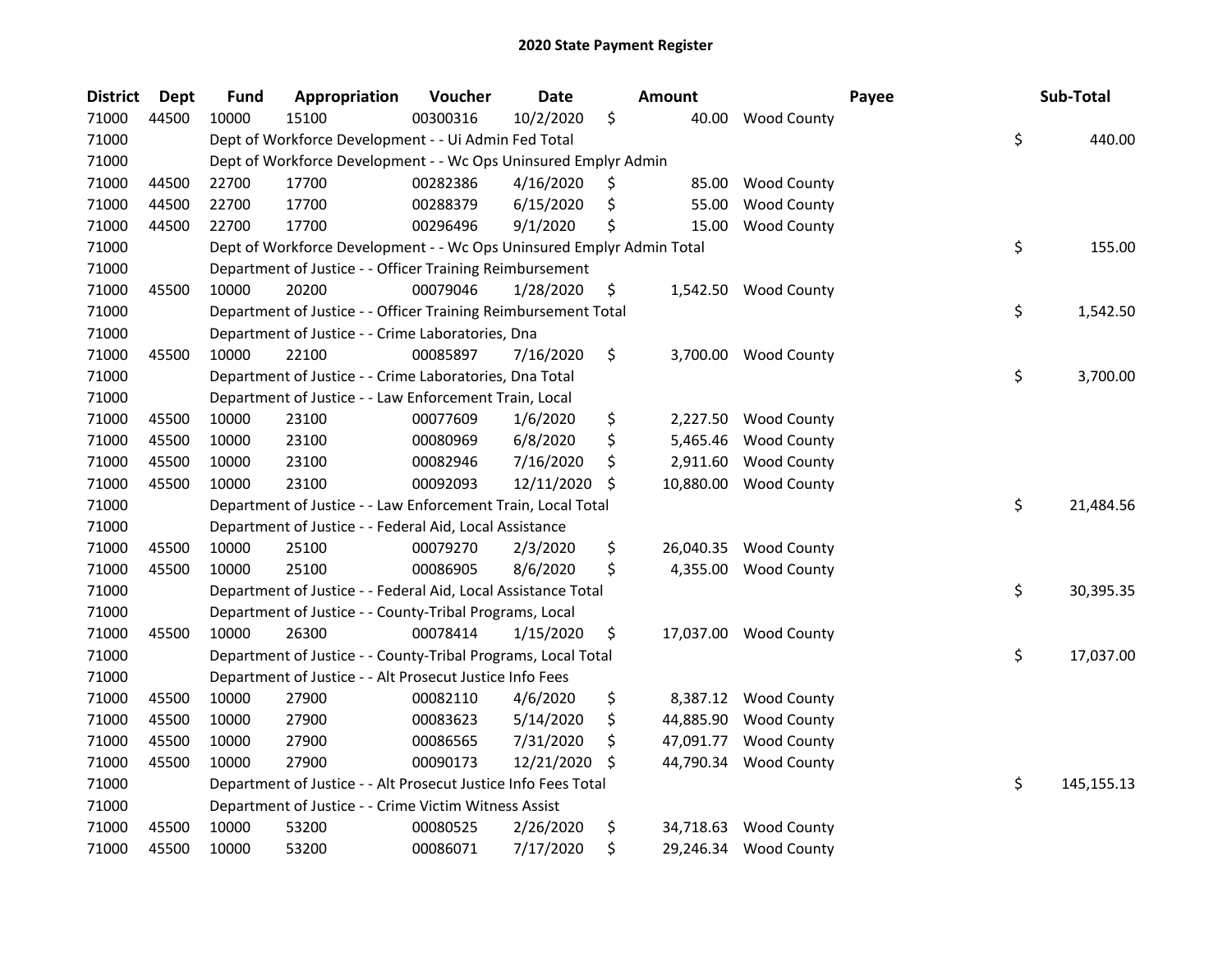# 2020 State Payment Register

| District | Dept | Fund | Appropriation | Voucher | Date | Amount | Payee | Sub-Total |
|---|---|---|---|---|---|---|---|---|
| 71000 | 44500 | 10000 | 15100 | 00300316 | 10/2/2020 | $ 40.00 | Wood County | |
| 71000 | | Dept of Workforce Development - - Ui Admin Fed Total | | | | | | $ 440.00 |
| 71000 | | Dept of Workforce Development - - Wc Ops Uninsured Emplyr Admin | | | | | | |
| 71000 | 44500 | 22700 | 17700 | 00282386 | 4/16/2020 | $ 85.00 | Wood County | |
| 71000 | 44500 | 22700 | 17700 | 00288379 | 6/15/2020 | $ 55.00 | Wood County | |
| 71000 | 44500 | 22700 | 17700 | 00296496 | 9/1/2020 | $ 15.00 | Wood County | |
| 71000 | | Dept of Workforce Development - - Wc Ops Uninsured Emplyr Admin Total | | | | | | $ 155.00 |
| 71000 | | Department of Justice - - Officer Training Reimbursement | | | | | | |
| 71000 | 45500 | 10000 | 20200 | 00079046 | 1/28/2020 | $ 1,542.50 | Wood County | |
| 71000 | | Department of Justice - - Officer Training Reimbursement Total | | | | | | $ 1,542.50 |
| 71000 | | Department of Justice - - Crime Laboratories, Dna | | | | | | |
| 71000 | 45500 | 10000 | 22100 | 00085897 | 7/16/2020 | $ 3,700.00 | Wood County | |
| 71000 | | Department of Justice - - Crime Laboratories, Dna Total | | | | | | $ 3,700.00 |
| 71000 | | Department of Justice - - Law Enforcement Train, Local | | | | | | |
| 71000 | 45500 | 10000 | 23100 | 00077609 | 1/6/2020 | $ 2,227.50 | Wood County | |
| 71000 | 45500 | 10000 | 23100 | 00080969 | 6/8/2020 | $ 5,465.46 | Wood County | |
| 71000 | 45500 | 10000 | 23100 | 00082946 | 7/16/2020 | $ 2,911.60 | Wood County | |
| 71000 | 45500 | 10000 | 23100 | 00092093 | 12/11/2020 | $ 10,880.00 | Wood County | |
| 71000 | | Department of Justice - - Law Enforcement Train, Local Total | | | | | | $ 21,484.56 |
| 71000 | | Department of Justice - - Federal Aid, Local Assistance | | | | | | |
| 71000 | 45500 | 10000 | 25100 | 00079270 | 2/3/2020 | $ 26,040.35 | Wood County | |
| 71000 | 45500 | 10000 | 25100 | 00086905 | 8/6/2020 | $ 4,355.00 | Wood County | |
| 71000 | | Department of Justice - - Federal Aid, Local Assistance Total | | | | | | $ 30,395.35 |
| 71000 | | Department of Justice - - County-Tribal Programs, Local | | | | | | |
| 71000 | 45500 | 10000 | 26300 | 00078414 | 1/15/2020 | $ 17,037.00 | Wood County | |
| 71000 | | Department of Justice - - County-Tribal Programs, Local Total | | | | | | $ 17,037.00 |
| 71000 | | Department of Justice - - Alt Prosecut Justice Info Fees | | | | | | |
| 71000 | 45500 | 10000 | 27900 | 00082110 | 4/6/2020 | $ 8,387.12 | Wood County | |
| 71000 | 45500 | 10000 | 27900 | 00083623 | 5/14/2020 | $ 44,885.90 | Wood County | |
| 71000 | 45500 | 10000 | 27900 | 00086565 | 7/31/2020 | $ 47,091.77 | Wood County | |
| 71000 | 45500 | 10000 | 27900 | 00090173 | 12/21/2020 | $ 44,790.34 | Wood County | |
| 71000 | | Department of Justice - - Alt Prosecut Justice Info Fees Total | | | | | | $ 145,155.13 |
| 71000 | | Department of Justice - - Crime Victim Witness Assist | | | | | | |
| 71000 | 45500 | 10000 | 53200 | 00080525 | 2/26/2020 | $ 34,718.63 | Wood County | |
| 71000 | 45500 | 10000 | 53200 | 00086071 | 7/17/2020 | $ 29,246.34 | Wood County | |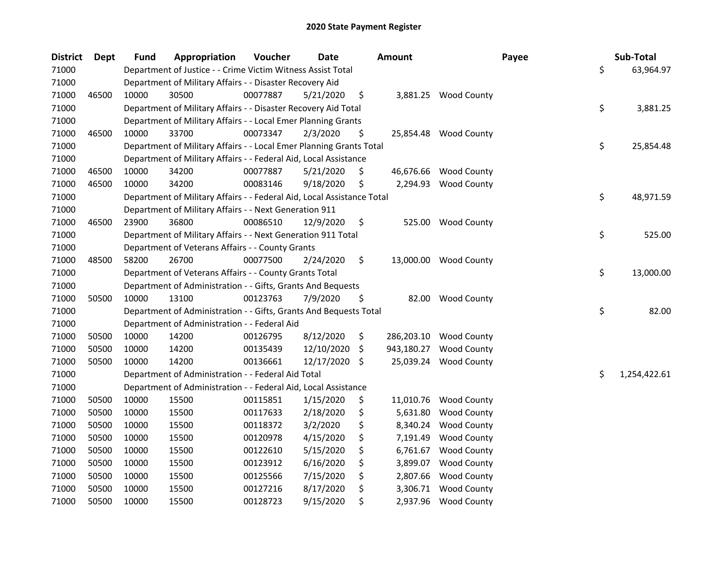# 2020 State Payment Register

| District | Dept | Fund | Appropriation | Voucher | Date | Amount | Payee | Sub-Total |
|---|---|---|---|---|---|---|---|---|
| 71000 | | Department of Justice - - Crime Victim Witness Assist Total | | | | | | $ 63,964.97 |
| 71000 | | Department of Military Affairs - - Disaster Recovery Aid | | | | | | |
| 71000 | 46500 | 10000 | 30500 | 00077887 | 5/21/2020 | $ 3,881.25 | Wood County | |
| 71000 | | Department of Military Affairs - - Disaster Recovery Aid Total | | | | | | $ 3,881.25 |
| 71000 | | Department of Military Affairs - - Local Emer Planning Grants | | | | | | |
| 71000 | 46500 | 10000 | 33700 | 00073347 | 2/3/2020 | $ 25,854.48 | Wood County | |
| 71000 | | Department of Military Affairs - - Local Emer Planning Grants Total | | | | | | $ 25,854.48 |
| 71000 | | Department of Military Affairs - - Federal Aid, Local Assistance | | | | | | |
| 71000 | 46500 | 10000 | 34200 | 00077887 | 5/21/2020 | $ 46,676.66 | Wood County | |
| 71000 | 46500 | 10000 | 34200 | 00083146 | 9/18/2020 | $ 2,294.93 | Wood County | |
| 71000 | | Department of Military Affairs - - Federal Aid, Local Assistance Total | | | | | | $ 48,971.59 |
| 71000 | | Department of Military Affairs - - Next Generation 911 | | | | | | |
| 71000 | 46500 | 23900 | 36800 | 00086510 | 12/9/2020 | $ 525.00 | Wood County | |
| 71000 | | Department of Military Affairs - - Next Generation 911 Total | | | | | | $ 525.00 |
| 71000 | | Department of Veterans Affairs - - County Grants | | | | | | |
| 71000 | 48500 | 58200 | 26700 | 00077500 | 2/24/2020 | $ 13,000.00 | Wood County | |
| 71000 | | Department of Veterans Affairs - - County Grants Total | | | | | | $ 13,000.00 |
| 71000 | | Department of Administration - - Gifts, Grants And Bequests | | | | | | |
| 71000 | 50500 | 10000 | 13100 | 00123763 | 7/9/2020 | $ 82.00 | Wood County | |
| 71000 | | Department of Administration - - Gifts, Grants And Bequests Total | | | | | | $ 82.00 |
| 71000 | | Department of Administration - - Federal Aid | | | | | | |
| 71000 | 50500 | 10000 | 14200 | 00126795 | 8/12/2020 | $ 286,203.10 | Wood County | |
| 71000 | 50500 | 10000 | 14200 | 00135439 | 12/10/2020 | $ 943,180.27 | Wood County | |
| 71000 | 50500 | 10000 | 14200 | 00136661 | 12/17/2020 | $ 25,039.24 | Wood County | |
| 71000 | | Department of Administration - - Federal Aid Total | | | | | | $ 1,254,422.61 |
| 71000 | | Department of Administration - - Federal Aid, Local Assistance | | | | | | |
| 71000 | 50500 | 10000 | 15500 | 00115851 | 1/15/2020 | $ 11,010.76 | Wood County | |
| 71000 | 50500 | 10000 | 15500 | 00117633 | 2/18/2020 | $ 5,631.80 | Wood County | |
| 71000 | 50500 | 10000 | 15500 | 00118372 | 3/2/2020 | $ 8,340.24 | Wood County | |
| 71000 | 50500 | 10000 | 15500 | 00120978 | 4/15/2020 | $ 7,191.49 | Wood County | |
| 71000 | 50500 | 10000 | 15500 | 00122610 | 5/15/2020 | $ 6,761.67 | Wood County | |
| 71000 | 50500 | 10000 | 15500 | 00123912 | 6/16/2020 | $ 3,899.07 | Wood County | |
| 71000 | 50500 | 10000 | 15500 | 00125566 | 7/15/2020 | $ 2,807.66 | Wood County | |
| 71000 | 50500 | 10000 | 15500 | 00127216 | 8/17/2020 | $ 3,306.71 | Wood County | |
| 71000 | 50500 | 10000 | 15500 | 00128723 | 9/15/2020 | $ 2,937.96 | Wood County | |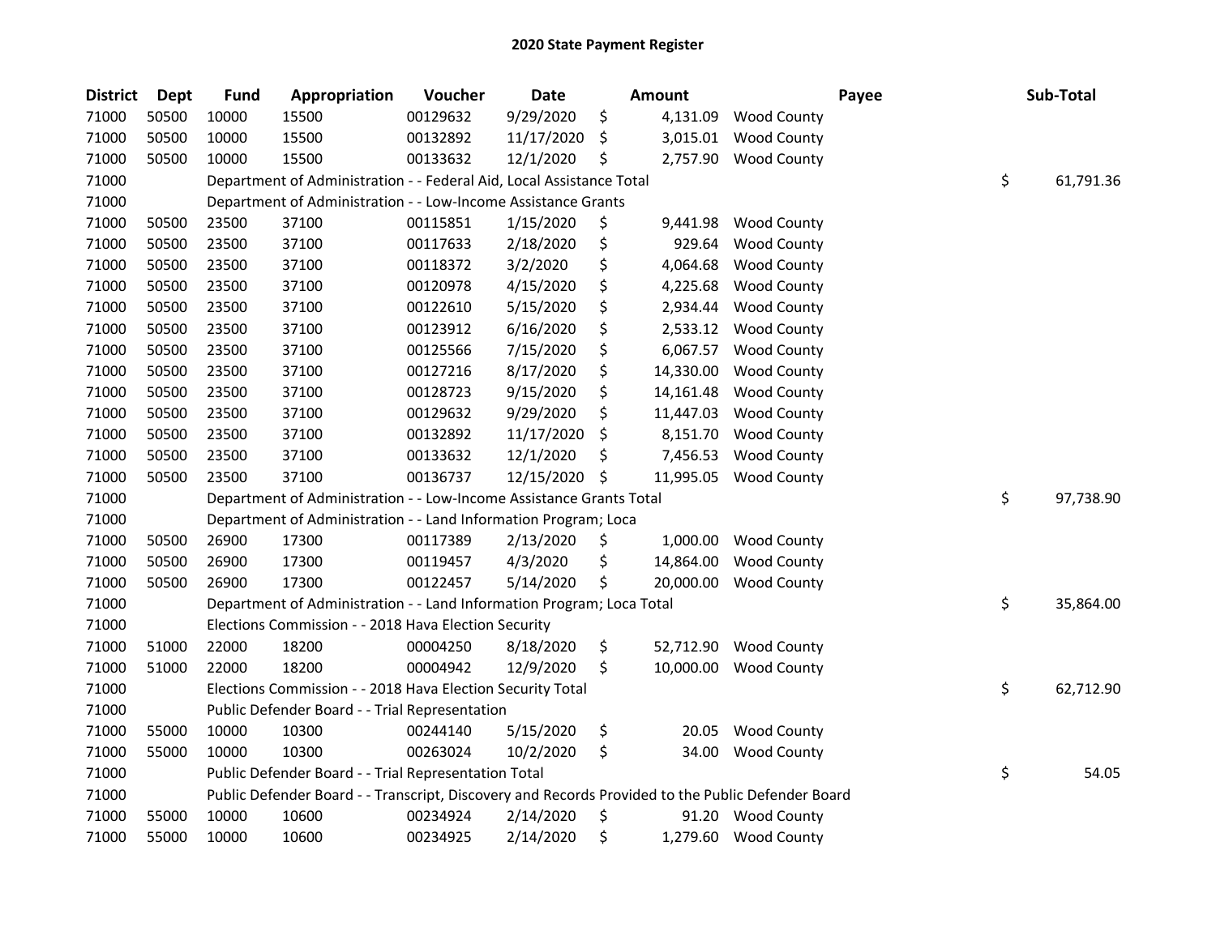# 2020 State Payment Register

| District | Dept | Fund | Appropriation | Voucher | Date | Amount | Payee | Sub-Total |
|---|---|---|---|---|---|---|---|---|
| 71000 | 50500 | 10000 | 15500 | 00129632 | 9/29/2020 | $ 4,131.09 | Wood County | |
| 71000 | 50500 | 10000 | 15500 | 00132892 | 11/17/2020 | $ 3,015.01 | Wood County | |
| 71000 | 50500 | 10000 | 15500 | 00133632 | 12/1/2020 | $ 2,757.90 | Wood County | |
| 71000 | | Department of Administration - - Federal Aid, Local Assistance Total | | | | | | $ 61,791.36 |
| 71000 | | Department of Administration - - Low-Income Assistance Grants | | | | | | |
| 71000 | 50500 | 23500 | 37100 | 00115851 | 1/15/2020 | $ 9,441.98 | Wood County | |
| 71000 | 50500 | 23500 | 37100 | 00117633 | 2/18/2020 | $ 929.64 | Wood County | |
| 71000 | 50500 | 23500 | 37100 | 00118372 | 3/2/2020 | $ 4,064.68 | Wood County | |
| 71000 | 50500 | 23500 | 37100 | 00120978 | 4/15/2020 | $ 4,225.68 | Wood County | |
| 71000 | 50500 | 23500 | 37100 | 00122610 | 5/15/2020 | $ 2,934.44 | Wood County | |
| 71000 | 50500 | 23500 | 37100 | 00123912 | 6/16/2020 | $ 2,533.12 | Wood County | |
| 71000 | 50500 | 23500 | 37100 | 00125566 | 7/15/2020 | $ 6,067.57 | Wood County | |
| 71000 | 50500 | 23500 | 37100 | 00127216 | 8/17/2020 | $ 14,330.00 | Wood County | |
| 71000 | 50500 | 23500 | 37100 | 00128723 | 9/15/2020 | $ 14,161.48 | Wood County | |
| 71000 | 50500 | 23500 | 37100 | 00129632 | 9/29/2020 | $ 11,447.03 | Wood County | |
| 71000 | 50500 | 23500 | 37100 | 00132892 | 11/17/2020 | $ 8,151.70 | Wood County | |
| 71000 | 50500 | 23500 | 37100 | 00133632 | 12/1/2020 | $ 7,456.53 | Wood County | |
| 71000 | 50500 | 23500 | 37100 | 00136737 | 12/15/2020 | $ 11,995.05 | Wood County | |
| 71000 | | Department of Administration - - Low-Income Assistance Grants Total | | | | | | $ 97,738.90 |
| 71000 | | Department of Administration - - Land Information Program; Loca | | | | | | |
| 71000 | 50500 | 26900 | 17300 | 00117389 | 2/13/2020 | $ 1,000.00 | Wood County | |
| 71000 | 50500 | 26900 | 17300 | 00119457 | 4/3/2020 | $ 14,864.00 | Wood County | |
| 71000 | 50500 | 26900 | 17300 | 00122457 | 5/14/2020 | $ 20,000.00 | Wood County | |
| 71000 | | Department of Administration - - Land Information Program; Loca Total | | | | | | $ 35,864.00 |
| 71000 | | Elections Commission - - 2018 Hava Election Security | | | | | | |
| 71000 | 51000 | 22000 | 18200 | 00004250 | 8/18/2020 | $ 52,712.90 | Wood County | |
| 71000 | 51000 | 22000 | 18200 | 00004942 | 12/9/2020 | $ 10,000.00 | Wood County | |
| 71000 | | Elections Commission - - 2018 Hava Election Security Total | | | | | | $ 62,712.90 |
| 71000 | | Public Defender Board - - Trial Representation | | | | | | |
| 71000 | 55000 | 10000 | 10300 | 00244140 | 5/15/2020 | $ 20.05 | Wood County | |
| 71000 | 55000 | 10000 | 10300 | 00263024 | 10/2/2020 | $ 34.00 | Wood County | |
| 71000 | | Public Defender Board - - Trial Representation Total | | | | | | $ 54.05 |
| 71000 | | Public Defender Board - - Transcript, Discovery and Records Provided to the Public Defender Board | | | | | | |
| 71000 | 55000 | 10000 | 10600 | 00234924 | 2/14/2020 | $ 91.20 | Wood County | |
| 71000 | 55000 | 10000 | 10600 | 00234925 | 2/14/2020 | $ 1,279.60 | Wood County | |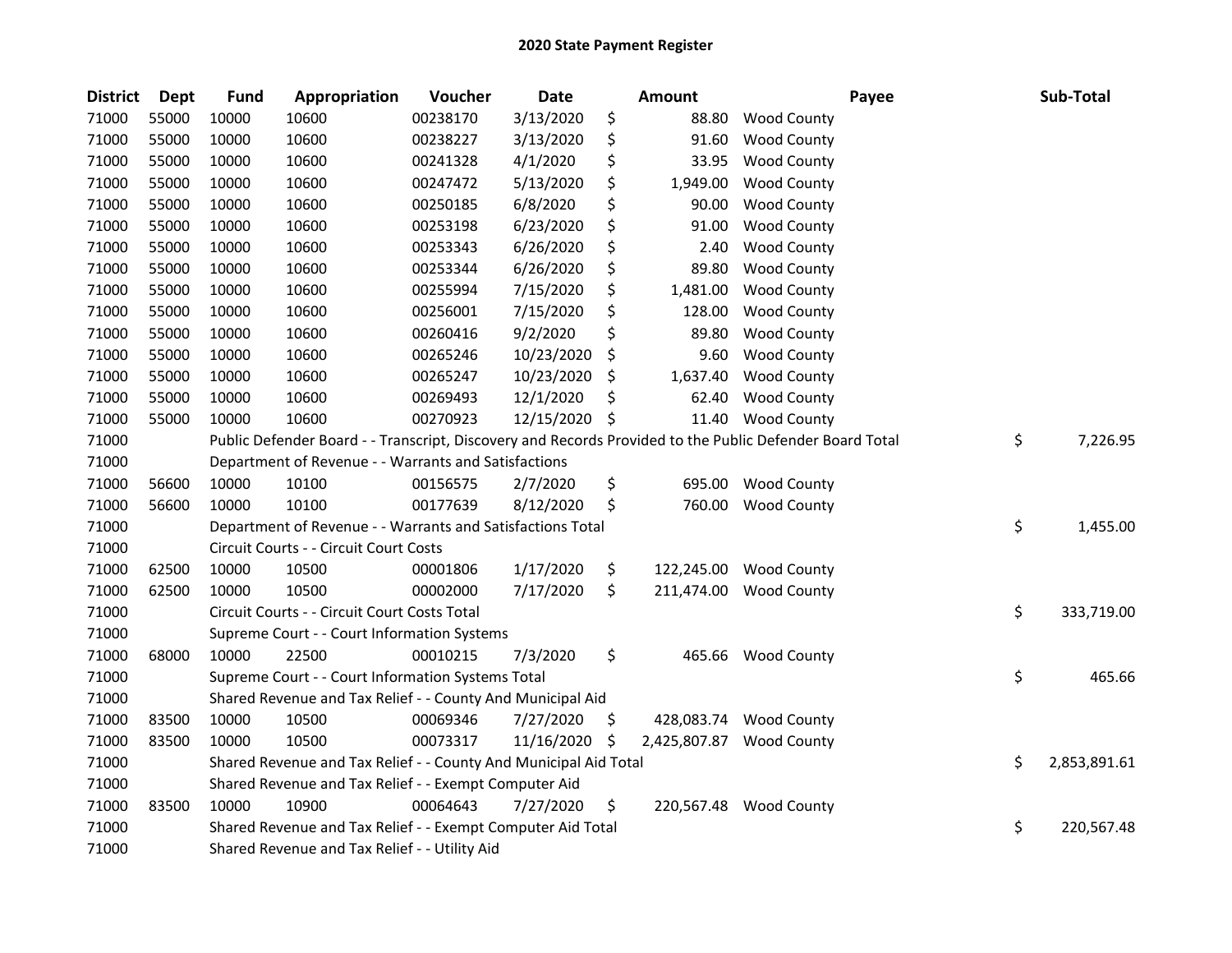# 2020 State Payment Register

| District | Dept | Fund | Appropriation | Voucher | Date | Amount | Payee | Sub-Total |
|---|---|---|---|---|---|---|---|---|
| 71000 | 55000 | 10000 | 10600 | 00238170 | 3/13/2020 | $ 88.80 | Wood County | |
| 71000 | 55000 | 10000 | 10600 | 00238227 | 3/13/2020 | $ 91.60 | Wood County | |
| 71000 | 55000 | 10000 | 10600 | 00241328 | 4/1/2020 | $ 33.95 | Wood County | |
| 71000 | 55000 | 10000 | 10600 | 00247472 | 5/13/2020 | $ 1,949.00 | Wood County | |
| 71000 | 55000 | 10000 | 10600 | 00250185 | 6/8/2020 | $ 90.00 | Wood County | |
| 71000 | 55000 | 10000 | 10600 | 00253198 | 6/23/2020 | $ 91.00 | Wood County | |
| 71000 | 55000 | 10000 | 10600 | 00253343 | 6/26/2020 | $ 2.40 | Wood County | |
| 71000 | 55000 | 10000 | 10600 | 00253344 | 6/26/2020 | $ 89.80 | Wood County | |
| 71000 | 55000 | 10000 | 10600 | 00255994 | 7/15/2020 | $ 1,481.00 | Wood County | |
| 71000 | 55000 | 10000 | 10600 | 00256001 | 7/15/2020 | $ 128.00 | Wood County | |
| 71000 | 55000 | 10000 | 10600 | 00260416 | 9/2/2020 | $ 89.80 | Wood County | |
| 71000 | 55000 | 10000 | 10600 | 00265246 | 10/23/2020 | $ 9.60 | Wood County | |
| 71000 | 55000 | 10000 | 10600 | 00265247 | 10/23/2020 | $ 1,637.40 | Wood County | |
| 71000 | 55000 | 10000 | 10600 | 00269493 | 12/1/2020 | $ 62.40 | Wood County | |
| 71000 | 55000 | 10000 | 10600 | 00270923 | 12/15/2020 | $ 11.40 | Wood County | |
| 71000 | | Public Defender Board - - Transcript, Discovery and Records Provided to the Public Defender Board Total | | | | | | $ 7,226.95 |
| 71000 | | Department of Revenue - - Warrants and Satisfactions | | | | | | |
| 71000 | 56600 | 10000 | 10100 | 00156575 | 2/7/2020 | $ 695.00 | Wood County | |
| 71000 | 56600 | 10000 | 10100 | 00177639 | 8/12/2020 | $ 760.00 | Wood County | |
| 71000 | | Department of Revenue - - Warrants and Satisfactions Total | | | | | | $ 1,455.00 |
| 71000 | | Circuit Courts - - Circuit Court Costs | | | | | | |
| 71000 | 62500 | 10000 | 10500 | 00001806 | 1/17/2020 | $ 122,245.00 | Wood County | |
| 71000 | 62500 | 10000 | 10500 | 00002000 | 7/17/2020 | $ 211,474.00 | Wood County | |
| 71000 | | Circuit Courts - - Circuit Court Costs Total | | | | | | $ 333,719.00 |
| 71000 | | Supreme Court - - Court Information Systems | | | | | | |
| 71000 | 68000 | 10000 | 22500 | 00010215 | 7/3/2020 | $ 465.66 | Wood County | |
| 71000 | | Supreme Court - - Court Information Systems Total | | | | | | $ 465.66 |
| 71000 | | Shared Revenue and Tax Relief - - County And Municipal Aid | | | | | | |
| 71000 | 83500 | 10000 | 10500 | 00069346 | 7/27/2020 | $ 428,083.74 | Wood County | |
| 71000 | 83500 | 10000 | 10500 | 00073317 | 11/16/2020 | $ 2,425,807.87 | Wood County | |
| 71000 | | Shared Revenue and Tax Relief - - County And Municipal Aid Total | | | | | | $ 2,853,891.61 |
| 71000 | | Shared Revenue and Tax Relief - - Exempt Computer Aid | | | | | | |
| 71000 | 83500 | 10000 | 10900 | 00064643 | 7/27/2020 | $ 220,567.48 | Wood County | |
| 71000 | | Shared Revenue and Tax Relief - - Exempt Computer Aid Total | | | | | | $ 220,567.48 |
| 71000 | | Shared Revenue and Tax Relief - - Utility Aid | | | | | | |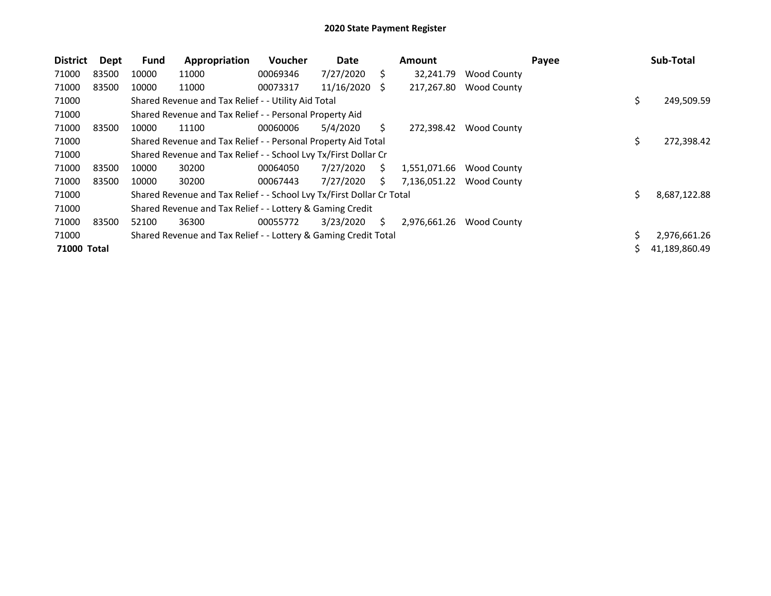# 2020 State Payment Register

| District | Dept | Fund | Appropriation | Voucher | Date | Amount | Payee | Sub-Total |
|---|---|---|---|---|---|---|---|---|
| 71000 | 83500 | 10000 | 11000 | 00069346 | 7/27/2020 | $ 32,241.79 | Wood County | |
| 71000 | 83500 | 10000 | 11000 | 00073317 | 11/16/2020 | $ 217,267.80 | Wood County | |
| 71000 | | Shared Revenue and Tax Relief - - Utility Aid Total | | | | | | $ 249,509.59 |
| 71000 | | Shared Revenue and Tax Relief - - Personal Property Aid | | | | | | |
| 71000 | 83500 | 10000 | 11100 | 00060006 | 5/4/2020 | $ 272,398.42 | Wood County | |
| 71000 | | Shared Revenue and Tax Relief - - Personal Property Aid Total | | | | | | $ 272,398.42 |
| 71000 | | Shared Revenue and Tax Relief - - School Lvy Tx/First Dollar Cr | | | | | | |
| 71000 | 83500 | 10000 | 30200 | 00064050 | 7/27/2020 | $ 1,551,071.66 | Wood County | |
| 71000 | 83500 | 10000 | 30200 | 00067443 | 7/27/2020 | $ 7,136,051.22 | Wood County | |
| 71000 | | Shared Revenue and Tax Relief - - School Lvy Tx/First Dollar Cr Total | | | | | | $ 8,687,122.88 |
| 71000 | | Shared Revenue and Tax Relief - - Lottery & Gaming Credit | | | | | | |
| 71000 | 83500 | 52100 | 36300 | 00055772 | 3/23/2020 | $ 2,976,661.26 | Wood County | |
| 71000 | | Shared Revenue and Tax Relief - - Lottery & Gaming Credit Total | | | | | | $ 2,976,661.26 |
| **71000 Total** | | | | | | | | $ 41,189,860.49 |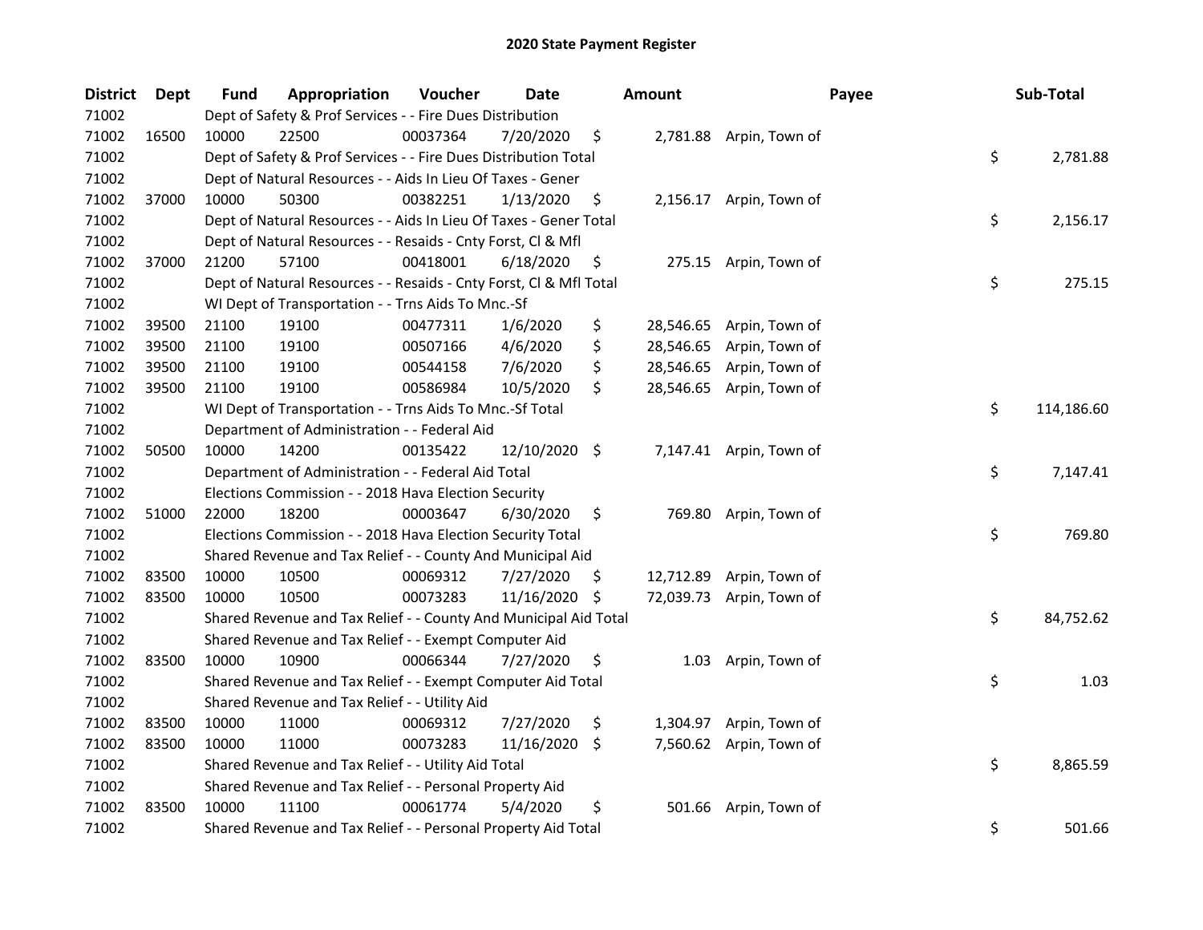# 2020 State Payment Register

| District | Dept | Fund | Appropriation | Voucher | Date | Amount | Payee | Sub-Total |
|---|---|---|---|---|---|---|---|---|
| 71002 | | Dept of Safety & Prof Services - - Fire Dues Distribution | | | | | | |
| 71002 | 16500 | 10000 | 22500 | 00037364 | 7/20/2020 | $ 2,781.88 | Arpin, Town of | |
| 71002 | | Dept of Safety & Prof Services - - Fire Dues Distribution Total | | | | | | $ 2,781.88 |
| 71002 | | Dept of Natural Resources - - Aids In Lieu Of Taxes - Gener | | | | | | |
| 71002 | 37000 | 10000 | 50300 | 00382251 | 1/13/2020 | $ 2,156.17 | Arpin, Town of | |
| 71002 | | Dept of Natural Resources - - Aids In Lieu Of Taxes - Gener Total | | | | | | $ 2,156.17 |
| 71002 | | Dept of Natural Resources - - Resaids - Cnty Forst, Cl & Mfl | | | | | | |
| 71002 | 37000 | 21200 | 57100 | 00418001 | 6/18/2020 | $ 275.15 | Arpin, Town of | |
| 71002 | | Dept of Natural Resources - - Resaids - Cnty Forst, Cl & Mfl Total | | | | | | $ 275.15 |
| 71002 | | WI Dept of Transportation - - Trns Aids To Mnc.-Sf | | | | | | |
| 71002 | 39500 | 21100 | 19100 | 00477311 | 1/6/2020 | $ 28,546.65 | Arpin, Town of | |
| 71002 | 39500 | 21100 | 19100 | 00507166 | 4/6/2020 | $ 28,546.65 | Arpin, Town of | |
| 71002 | 39500 | 21100 | 19100 | 00544158 | 7/6/2020 | $ 28,546.65 | Arpin, Town of | |
| 71002 | 39500 | 21100 | 19100 | 00586984 | 10/5/2020 | $ 28,546.65 | Arpin, Town of | |
| 71002 | | WI Dept of Transportation - - Trns Aids To Mnc.-Sf Total | | | | | | $ 114,186.60 |
| 71002 | | Department of Administration - - Federal Aid | | | | | | |
| 71002 | 50500 | 10000 | 14200 | 00135422 | 12/10/2020 | $ 7,147.41 | Arpin, Town of | |
| 71002 | | Department of Administration - - Federal Aid Total | | | | | | $ 7,147.41 |
| 71002 | | Elections Commission - - 2018 Hava Election Security | | | | | | |
| 71002 | 51000 | 22000 | 18200 | 00003647 | 6/30/2020 | $ 769.80 | Arpin, Town of | |
| 71002 | | Elections Commission - - 2018 Hava Election Security Total | | | | | | $ 769.80 |
| 71002 | | Shared Revenue and Tax Relief - - County And Municipal Aid | | | | | | |
| 71002 | 83500 | 10000 | 10500 | 00069312 | 7/27/2020 | $ 12,712.89 | Arpin, Town of | |
| 71002 | 83500 | 10000 | 10500 | 00073283 | 11/16/2020 | $ 72,039.73 | Arpin, Town of | |
| 71002 | | Shared Revenue and Tax Relief - - County And Municipal Aid Total | | | | | | $ 84,752.62 |
| 71002 | | Shared Revenue and Tax Relief - - Exempt Computer Aid | | | | | | |
| 71002 | 83500 | 10000 | 10900 | 00066344 | 7/27/2020 | $ 1.03 | Arpin, Town of | |
| 71002 | | Shared Revenue and Tax Relief - - Exempt Computer Aid Total | | | | | | $ 1.03 |
| 71002 | | Shared Revenue and Tax Relief - - Utility Aid | | | | | | |
| 71002 | 83500 | 10000 | 11000 | 00069312 | 7/27/2020 | $ 1,304.97 | Arpin, Town of | |
| 71002 | 83500 | 10000 | 11000 | 00073283 | 11/16/2020 | $ 7,560.62 | Arpin, Town of | |
| 71002 | | Shared Revenue and Tax Relief - - Utility Aid Total | | | | | | $ 8,865.59 |
| 71002 | | Shared Revenue and Tax Relief - - Personal Property Aid | | | | | | |
| 71002 | 83500 | 10000 | 11100 | 00061774 | 5/4/2020 | $ 501.66 | Arpin, Town of | |
| 71002 | | Shared Revenue and Tax Relief - - Personal Property Aid Total | | | | | | $ 501.66 |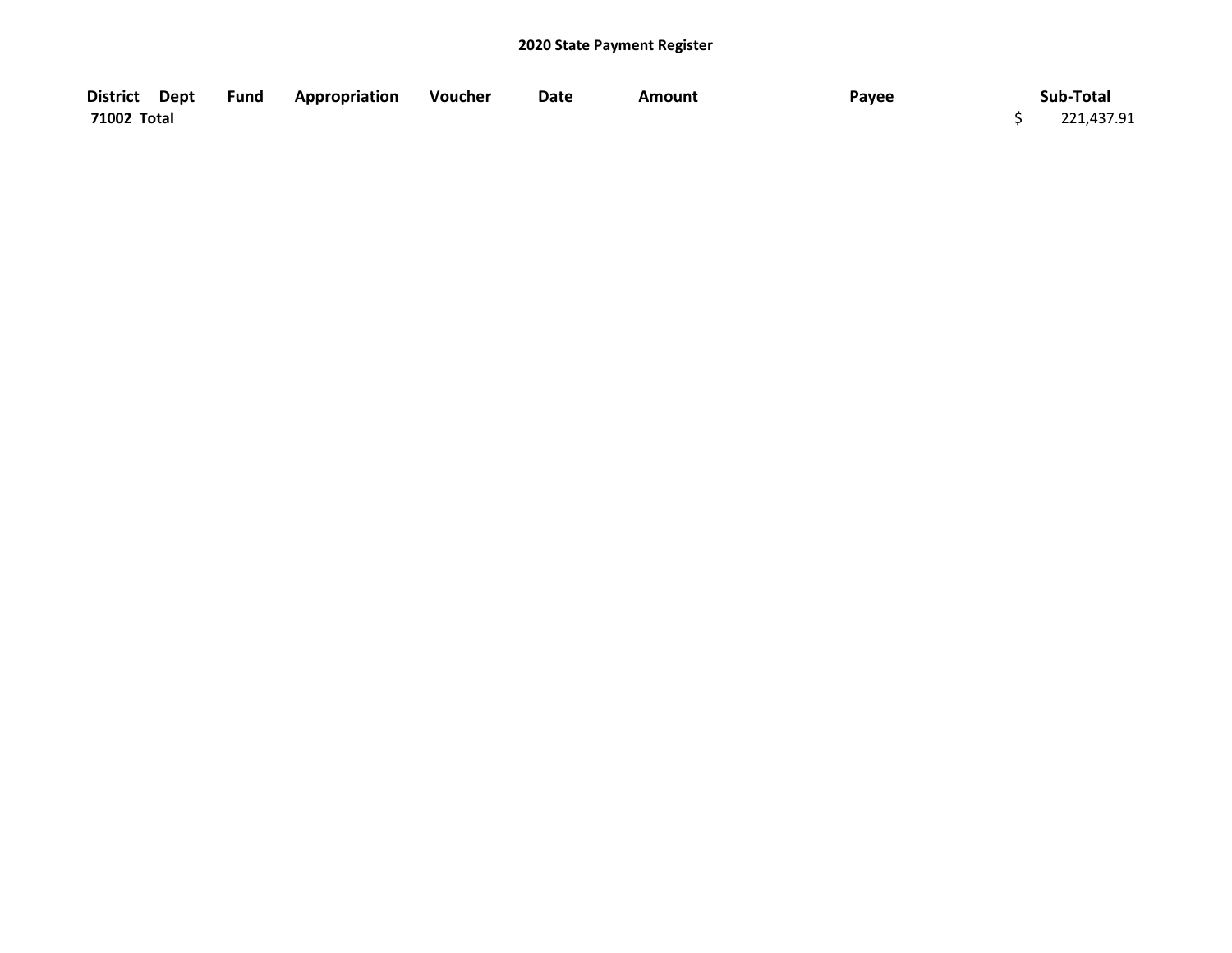# 2020 State Payment Register

| District | Dept | Fund | Appropriation | Voucher | Date | Amount | Payee | Sub-Total |
| --- | --- | --- | --- | --- | --- | --- | --- | --- |
| **71002 Total** | | | | | | | | $ 221,437.91 |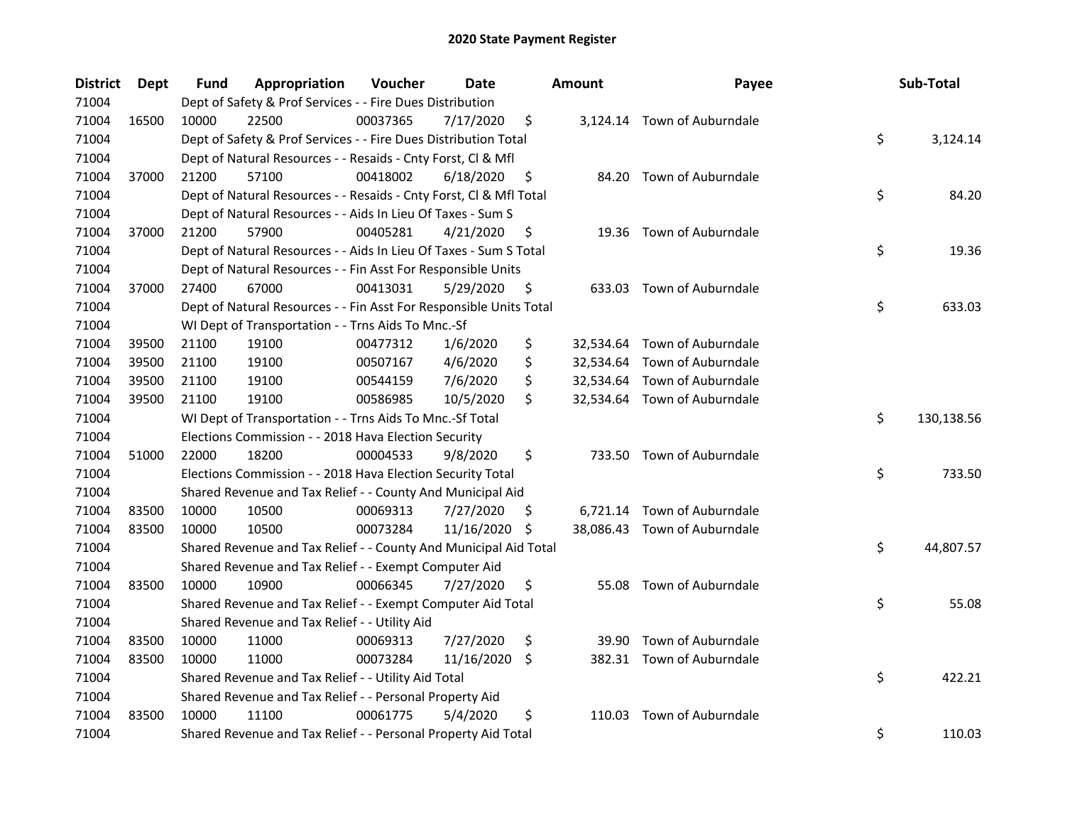# 2020 State Payment Register

| District | Dept | Fund | Appropriation | Voucher | Date | Amount | Payee | Sub-Total |
|---|---|---|---|---|---|---|---|---|
| 71004 | | Dept of Safety & Prof Services - - Fire Dues Distribution | | | | | | |
| 71004 | 16500 | 10000 | 22500 | 00037365 | 7/17/2020 | $ 3,124.14 | Town of Auburndale | |
| 71004 | | Dept of Safety & Prof Services - - Fire Dues Distribution Total | | | | | | $ 3,124.14 |
| 71004 | | Dept of Natural Resources - - Resaids - Cnty Forst, Cl & Mfl | | | | | | |
| 71004 | 37000 | 21200 | 57100 | 00418002 | 6/18/2020 | $ 84.20 | Town of Auburndale | |
| 71004 | | Dept of Natural Resources - - Resaids - Cnty Forst, Cl & Mfl Total | | | | | | $ 84.20 |
| 71004 | | Dept of Natural Resources - - Aids In Lieu Of Taxes - Sum S | | | | | | |
| 71004 | 37000 | 21200 | 57900 | 00405281 | 4/21/2020 | $ 19.36 | Town of Auburndale | |
| 71004 | | Dept of Natural Resources - - Aids In Lieu Of Taxes - Sum S Total | | | | | | $ 19.36 |
| 71004 | | Dept of Natural Resources - - Fin Asst For Responsible Units | | | | | | |
| 71004 | 37000 | 27400 | 67000 | 00413031 | 5/29/2020 | $ 633.03 | Town of Auburndale | |
| 71004 | | Dept of Natural Resources - - Fin Asst For Responsible Units Total | | | | | | $ 633.03 |
| 71004 | | WI Dept of Transportation - - Trns Aids To Mnc.-Sf | | | | | | |
| 71004 | 39500 | 21100 | 19100 | 00477312 | 1/6/2020 | $ 32,534.64 | Town of Auburndale | |
| 71004 | 39500 | 21100 | 19100 | 00507167 | 4/6/2020 | $ 32,534.64 | Town of Auburndale | |
| 71004 | 39500 | 21100 | 19100 | 00544159 | 7/6/2020 | $ 32,534.64 | Town of Auburndale | |
| 71004 | 39500 | 21100 | 19100 | 00586985 | 10/5/2020 | $ 32,534.64 | Town of Auburndale | |
| 71004 | | WI Dept of Transportation - - Trns Aids To Mnc.-Sf Total | | | | | | $ 130,138.56 |
| 71004 | | Elections Commission - - 2018 Hava Election Security | | | | | | |
| 71004 | 51000 | 22000 | 18200 | 00004533 | 9/8/2020 | $ 733.50 | Town of Auburndale | |
| 71004 | | Elections Commission - - 2018 Hava Election Security Total | | | | | | $ 733.50 |
| 71004 | | Shared Revenue and Tax Relief - - County And Municipal Aid | | | | | | |
| 71004 | 83500 | 10000 | 10500 | 00069313 | 7/27/2020 | $ 6,721.14 | Town of Auburndale | |
| 71004 | 83500 | 10000 | 10500 | 00073284 | 11/16/2020 | $ 38,086.43 | Town of Auburndale | |
| 71004 | | Shared Revenue and Tax Relief - - County And Municipal Aid Total | | | | | | $ 44,807.57 |
| 71004 | | Shared Revenue and Tax Relief - - Exempt Computer Aid | | | | | | |
| 71004 | 83500 | 10000 | 10900 | 00066345 | 7/27/2020 | $ 55.08 | Town of Auburndale | |
| 71004 | | Shared Revenue and Tax Relief - - Exempt Computer Aid Total | | | | | | $ 55.08 |
| 71004 | | Shared Revenue and Tax Relief - - Utility Aid | | | | | | |
| 71004 | 83500 | 10000 | 11000 | 00069313 | 7/27/2020 | $ 39.90 | Town of Auburndale | |
| 71004 | 83500 | 10000 | 11000 | 00073284 | 11/16/2020 | $ 382.31 | Town of Auburndale | |
| 71004 | | Shared Revenue and Tax Relief - - Utility Aid Total | | | | | | $ 422.21 |
| 71004 | | Shared Revenue and Tax Relief - - Personal Property Aid | | | | | | |
| 71004 | 83500 | 10000 | 11100 | 00061775 | 5/4/2020 | $ 110.03 | Town of Auburndale | |
| 71004 | | Shared Revenue and Tax Relief - - Personal Property Aid Total | | | | | | $ 110.03 |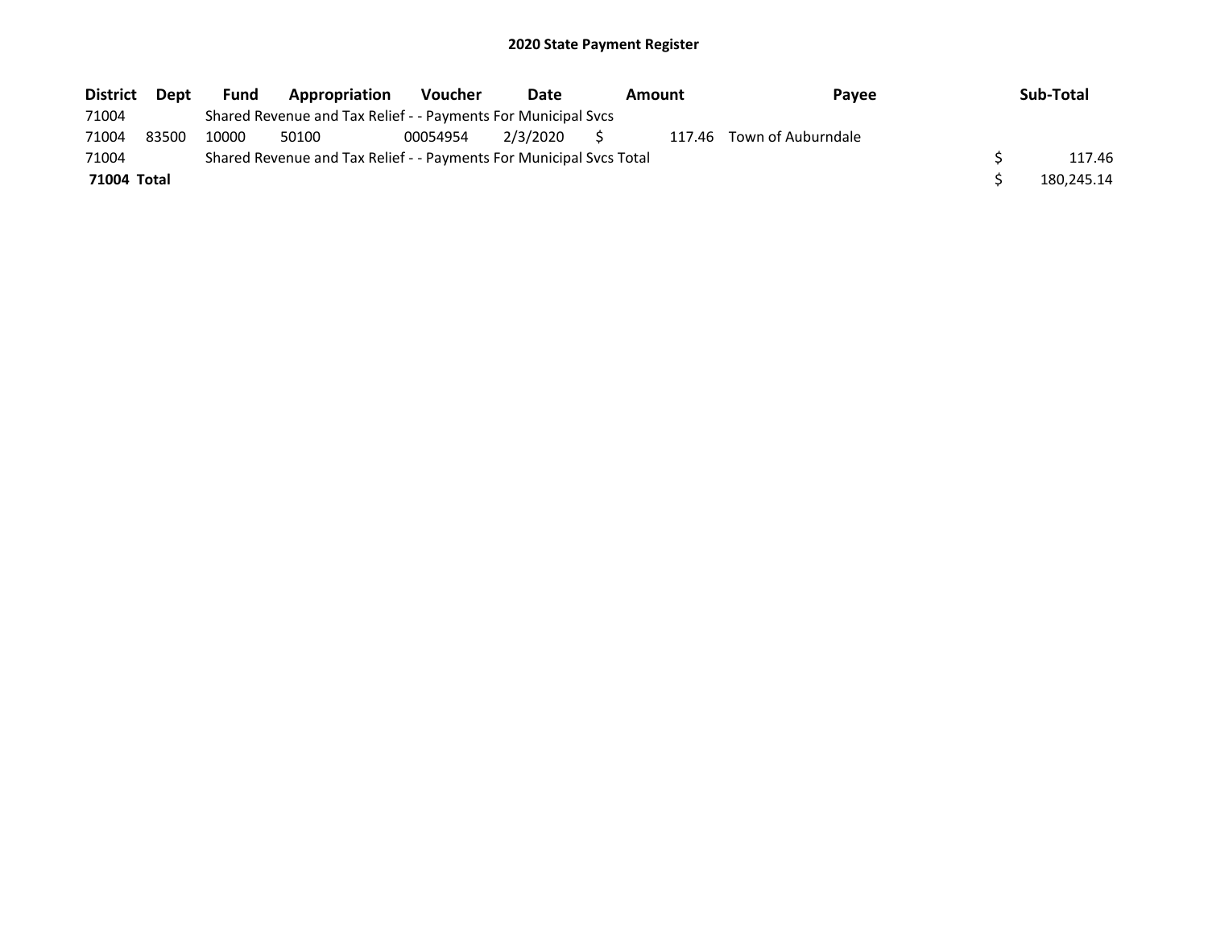# 2020 State Payment Register

| District | Dept | Fund | Appropriation | Voucher | Date | Amount | Payee | Sub-Total |
|---|---|---|---|---|---|---|---|---|
| 71004 | | Shared Revenue and Tax Relief - - Payments For Municipal Svcs | | | | | | |
| 71004 | 83500 | 10000 | 50100 | 00054954 | 2/3/2020 | $ 117.46 | Town of Auburndale | |
| 71004 | | Shared Revenue and Tax Relief - - Payments For Municipal Svcs Total | | | | | | $ 117.46 |
| **71004 Total** | | | | | | | | $ 180,245.14 |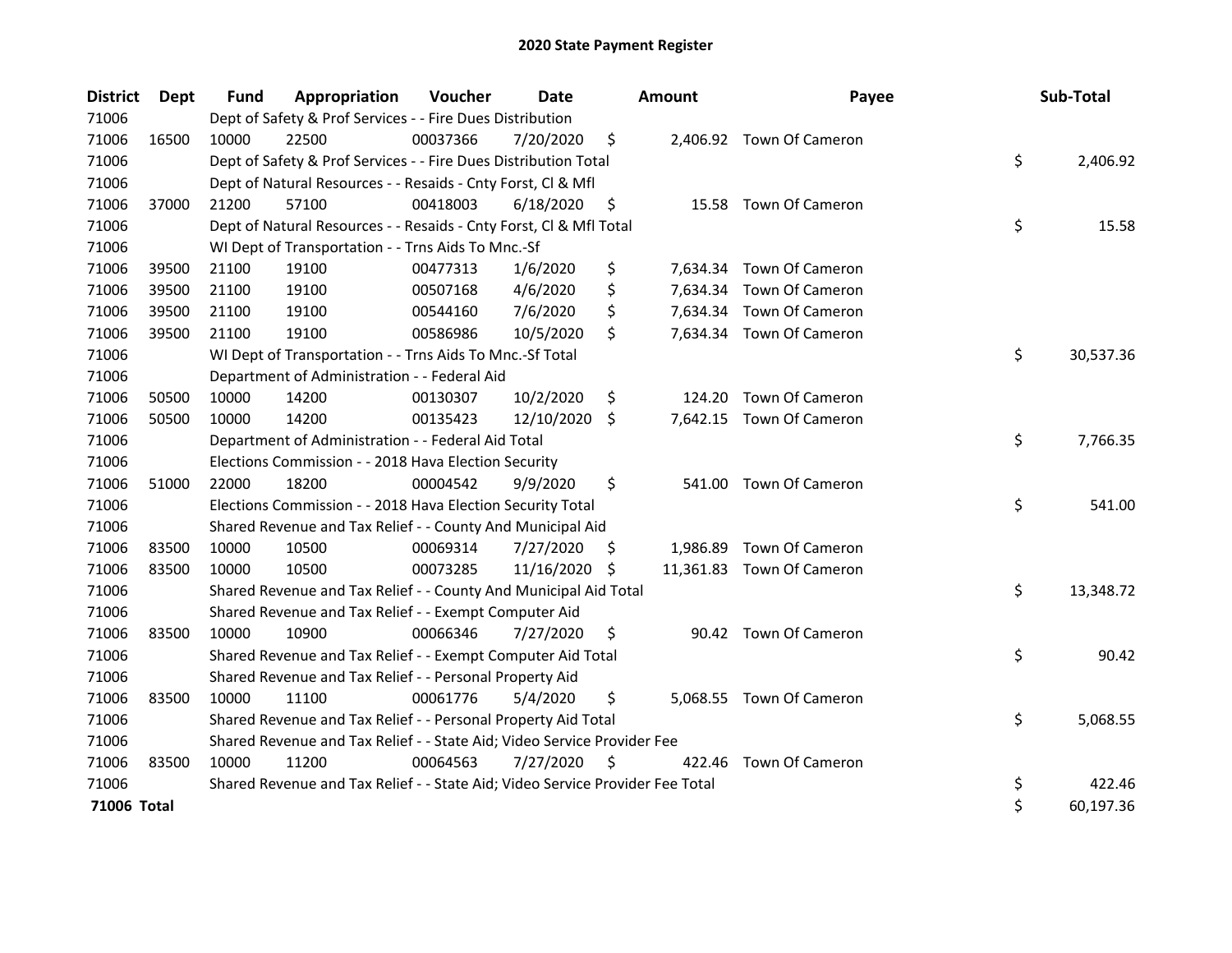# 2020 State Payment Register

| District | Dept | Fund | Appropriation | Voucher | Date | Amount | Payee | Sub-Total |
|---|---|---|---|---|---|---|---|---|
| 71006 | | Dept of Safety & Prof Services - - Fire Dues Distribution | | | | | | |
| 71006 | 16500 | 10000 | 22500 | 00037366 | 7/20/2020 | $ 2,406.92 | Town Of Cameron | |
| 71006 | | Dept of Safety & Prof Services - - Fire Dues Distribution Total | | | | | | $ 2,406.92 |
| 71006 | | Dept of Natural Resources - - Resaids - Cnty Forst, Cl & Mfl | | | | | | |
| 71006 | 37000 | 21200 | 57100 | 00418003 | 6/18/2020 | $ 15.58 | Town Of Cameron | |
| 71006 | | Dept of Natural Resources - - Resaids - Cnty Forst, Cl & Mfl Total | | | | | | $ 15.58 |
| 71006 | | WI Dept of Transportation - - Trns Aids To Mnc.-Sf | | | | | | |
| 71006 | 39500 | 21100 | 19100 | 00477313 | 1/6/2020 | $ 7,634.34 | Town Of Cameron | |
| 71006 | 39500 | 21100 | 19100 | 00507168 | 4/6/2020 | $ 7,634.34 | Town Of Cameron | |
| 71006 | 39500 | 21100 | 19100 | 00544160 | 7/6/2020 | $ 7,634.34 | Town Of Cameron | |
| 71006 | 39500 | 21100 | 19100 | 00586986 | 10/5/2020 | $ 7,634.34 | Town Of Cameron | |
| 71006 | | WI Dept of Transportation - - Trns Aids To Mnc.-Sf Total | | | | | | $ 30,537.36 |
| 71006 | | Department of Administration - - Federal Aid | | | | | | |
| 71006 | 50500 | 10000 | 14200 | 00130307 | 10/2/2020 | $ 124.20 | Town Of Cameron | |
| 71006 | 50500 | 10000 | 14200 | 00135423 | 12/10/2020 | $ 7,642.15 | Town Of Cameron | |
| 71006 | | Department of Administration - - Federal Aid Total | | | | | | $ 7,766.35 |
| 71006 | | Elections Commission - - 2018 Hava Election Security | | | | | | |
| 71006 | 51000 | 22000 | 18200 | 00004542 | 9/9/2020 | $ 541.00 | Town Of Cameron | |
| 71006 | | Elections Commission - - 2018 Hava Election Security Total | | | | | | $ 541.00 |
| 71006 | | Shared Revenue and Tax Relief - - County And Municipal Aid | | | | | | |
| 71006 | 83500 | 10000 | 10500 | 00069314 | 7/27/2020 | $ 1,986.89 | Town Of Cameron | |
| 71006 | 83500 | 10000 | 10500 | 00073285 | 11/16/2020 | $ 11,361.83 | Town Of Cameron | |
| 71006 | | Shared Revenue and Tax Relief - - County And Municipal Aid Total | | | | | | $ 13,348.72 |
| 71006 | | Shared Revenue and Tax Relief - - Exempt Computer Aid | | | | | | |
| 71006 | 83500 | 10000 | 10900 | 00066346 | 7/27/2020 | $ 90.42 | Town Of Cameron | |
| 71006 | | Shared Revenue and Tax Relief - - Exempt Computer Aid Total | | | | | | $ 90.42 |
| 71006 | | Shared Revenue and Tax Relief - - Personal Property Aid | | | | | | |
| 71006 | 83500 | 10000 | 11100 | 00061776 | 5/4/2020 | $ 5,068.55 | Town Of Cameron | |
| 71006 | | Shared Revenue and Tax Relief - - Personal Property Aid Total | | | | | | $ 5,068.55 |
| 71006 | | Shared Revenue and Tax Relief - - State Aid; Video Service Provider Fee | | | | | | |
| 71006 | 83500 | 10000 | 11200 | 00064563 | 7/27/2020 | $ 422.46 | Town Of Cameron | |
| 71006 | | Shared Revenue and Tax Relief - - State Aid; Video Service Provider Fee Total | | | | | | $ 422.46 |
| **71006 Total** | | | | | | | | $ 60,197.36 |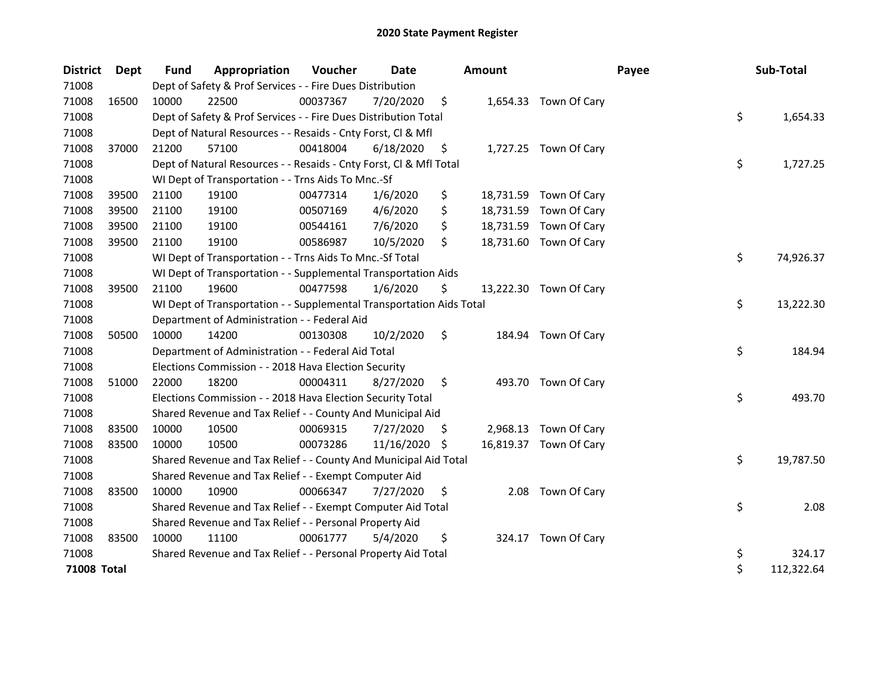# 2020 State Payment Register

| District | Dept | Fund | Appropriation | Voucher | Date | Amount | Payee | Sub-Total |
|---|---|---|---|---|---|---|---|---|
| 71008 | | Dept of Safety & Prof Services - - Fire Dues Distribution | | | | | | |
| 71008 | 16500 | 10000 | 22500 | 00037367 | 7/20/2020 | $ 1,654.33 | Town Of Cary | |
| 71008 | | Dept of Safety & Prof Services - - Fire Dues Distribution Total | | | | | | $ 1,654.33 |
| 71008 | | Dept of Natural Resources - - Resaids - Cnty Forst, Cl & Mfl | | | | | | |
| 71008 | 37000 | 21200 | 57100 | 00418004 | 6/18/2020 | $ 1,727.25 | Town Of Cary | |
| 71008 | | Dept of Natural Resources - - Resaids - Cnty Forst, Cl & Mfl Total | | | | | | $ 1,727.25 |
| 71008 | | WI Dept of Transportation - - Trns Aids To Mnc.-Sf | | | | | | |
| 71008 | 39500 | 21100 | 19100 | 00477314 | 1/6/2020 | $ 18,731.59 | Town Of Cary | |
| 71008 | 39500 | 21100 | 19100 | 00507169 | 4/6/2020 | $ 18,731.59 | Town Of Cary | |
| 71008 | 39500 | 21100 | 19100 | 00544161 | 7/6/2020 | $ 18,731.59 | Town Of Cary | |
| 71008 | 39500 | 21100 | 19100 | 00586987 | 10/5/2020 | $ 18,731.60 | Town Of Cary | |
| 71008 | | WI Dept of Transportation - - Trns Aids To Mnc.-Sf Total | | | | | | $ 74,926.37 |
| 71008 | | WI Dept of Transportation - - Supplemental Transportation Aids | | | | | | |
| 71008 | 39500 | 21100 | 19600 | 00477598 | 1/6/2020 | $ 13,222.30 | Town Of Cary | |
| 71008 | | WI Dept of Transportation - - Supplemental Transportation Aids Total | | | | | | $ 13,222.30 |
| 71008 | | Department of Administration - - Federal Aid | | | | | | |
| 71008 | 50500 | 10000 | 14200 | 00130308 | 10/2/2020 | $ 184.94 | Town Of Cary | |
| 71008 | | Department of Administration - - Federal Aid Total | | | | | | $ 184.94 |
| 71008 | | Elections Commission - - 2018 Hava Election Security | | | | | | |
| 71008 | 51000 | 22000 | 18200 | 00004311 | 8/27/2020 | $ 493.70 | Town Of Cary | |
| 71008 | | Elections Commission - - 2018 Hava Election Security Total | | | | | | $ 493.70 |
| 71008 | | Shared Revenue and Tax Relief - - County And Municipal Aid | | | | | | |
| 71008 | 83500 | 10000 | 10500 | 00069315 | 7/27/2020 | $ 2,968.13 | Town Of Cary | |
| 71008 | 83500 | 10000 | 10500 | 00073286 | 11/16/2020 | $ 16,819.37 | Town Of Cary | |
| 71008 | | Shared Revenue and Tax Relief - - County And Municipal Aid Total | | | | | | $ 19,787.50 |
| 71008 | | Shared Revenue and Tax Relief - - Exempt Computer Aid | | | | | | |
| 71008 | 83500 | 10000 | 10900 | 00066347 | 7/27/2020 | $ 2.08 | Town Of Cary | |
| 71008 | | Shared Revenue and Tax Relief - - Exempt Computer Aid Total | | | | | | $ 2.08 |
| 71008 | | Shared Revenue and Tax Relief - - Personal Property Aid | | | | | | |
| 71008 | 83500 | 10000 | 11100 | 00061777 | 5/4/2020 | $ 324.17 | Town Of Cary | |
| 71008 | | Shared Revenue and Tax Relief - - Personal Property Aid Total | | | | | | $ 324.17 |
| **71008 Total** | | | | | | | | $ 112,322.64 |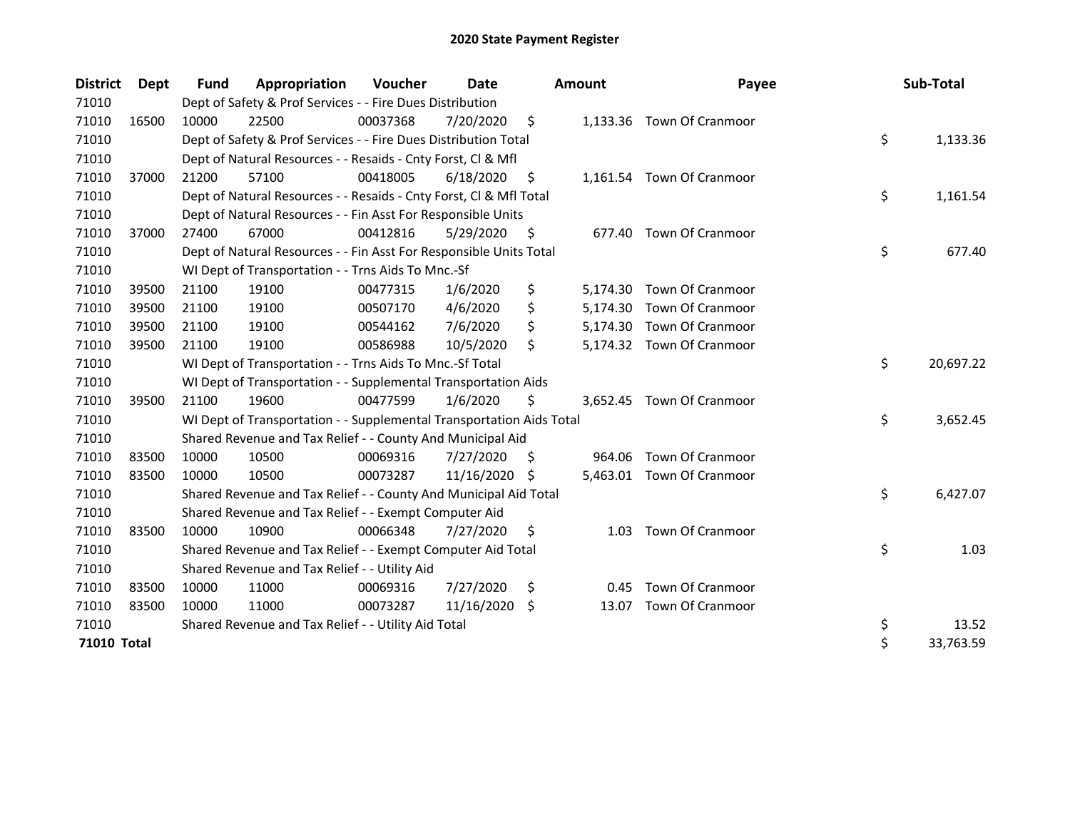# 2020 State Payment Register

| District | Dept | Fund | Appropriation | Voucher | Date | Amount | Payee | Sub-Total |
|---|---|---|---|---|---|---|---|---|
| 71010 | | Dept of Safety & Prof Services - - Fire Dues Distribution | | | | | | |
| 71010 | 16500 | 10000 | 22500 | 00037368 | 7/20/2020 | $ 1,133.36 | Town Of Cranmoor | |
| 71010 | | Dept of Safety & Prof Services - - Fire Dues Distribution Total | | | | | | $ 1,133.36 |
| 71010 | | Dept of Natural Resources - - Resaids - Cnty Forst, Cl & Mfl | | | | | | |
| 71010 | 37000 | 21200 | 57100 | 00418005 | 6/18/2020 | $ 1,161.54 | Town Of Cranmoor | |
| 71010 | | Dept of Natural Resources - - Resaids - Cnty Forst, Cl & Mfl Total | | | | | | $ 1,161.54 |
| 71010 | | Dept of Natural Resources - - Fin Asst For Responsible Units | | | | | | |
| 71010 | 37000 | 27400 | 67000 | 00412816 | 5/29/2020 | $ 677.40 | Town Of Cranmoor | |
| 71010 | | Dept of Natural Resources - - Fin Asst For Responsible Units Total | | | | | | $ 677.40 |
| 71010 | | WI Dept of Transportation - - Trns Aids To Mnc.-Sf | | | | | | |
| 71010 | 39500 | 21100 | 19100 | 00477315 | 1/6/2020 | $ 5,174.30 | Town Of Cranmoor | |
| 71010 | 39500 | 21100 | 19100 | 00507170 | 4/6/2020 | $ 5,174.30 | Town Of Cranmoor | |
| 71010 | 39500 | 21100 | 19100 | 00544162 | 7/6/2020 | $ 5,174.30 | Town Of Cranmoor | |
| 71010 | 39500 | 21100 | 19100 | 00586988 | 10/5/2020 | $ 5,174.32 | Town Of Cranmoor | |
| 71010 | | WI Dept of Transportation - - Trns Aids To Mnc.-Sf Total | | | | | | $ 20,697.22 |
| 71010 | | WI Dept of Transportation - - Supplemental Transportation Aids | | | | | | |
| 71010 | 39500 | 21100 | 19600 | 00477599 | 1/6/2020 | $ 3,652.45 | Town Of Cranmoor | |
| 71010 | | WI Dept of Transportation - - Supplemental Transportation Aids Total | | | | | | $ 3,652.45 |
| 71010 | | Shared Revenue and Tax Relief - - County And Municipal Aid | | | | | | |
| 71010 | 83500 | 10000 | 10500 | 00069316 | 7/27/2020 | $ 964.06 | Town Of Cranmoor | |
| 71010 | 83500 | 10000 | 10500 | 00073287 | 11/16/2020 | $ 5,463.01 | Town Of Cranmoor | |
| 71010 | | Shared Revenue and Tax Relief - - County And Municipal Aid Total | | | | | | $ 6,427.07 |
| 71010 | | Shared Revenue and Tax Relief - - Exempt Computer Aid | | | | | | |
| 71010 | 83500 | 10000 | 10900 | 00066348 | 7/27/2020 | $ 1.03 | Town Of Cranmoor | |
| 71010 | | Shared Revenue and Tax Relief - - Exempt Computer Aid Total | | | | | | $ 1.03 |
| 71010 | | Shared Revenue and Tax Relief - - Utility Aid | | | | | | |
| 71010 | 83500 | 10000 | 11000 | 00069316 | 7/27/2020 | $ 0.45 | Town Of Cranmoor | |
| 71010 | 83500 | 10000 | 11000 | 00073287 | 11/16/2020 | $ 13.07 | Town Of Cranmoor | |
| 71010 | | Shared Revenue and Tax Relief - - Utility Aid Total | | | | | | $ 13.52 |
| **71010 Total** | | | | | | | | $ 33,763.59 |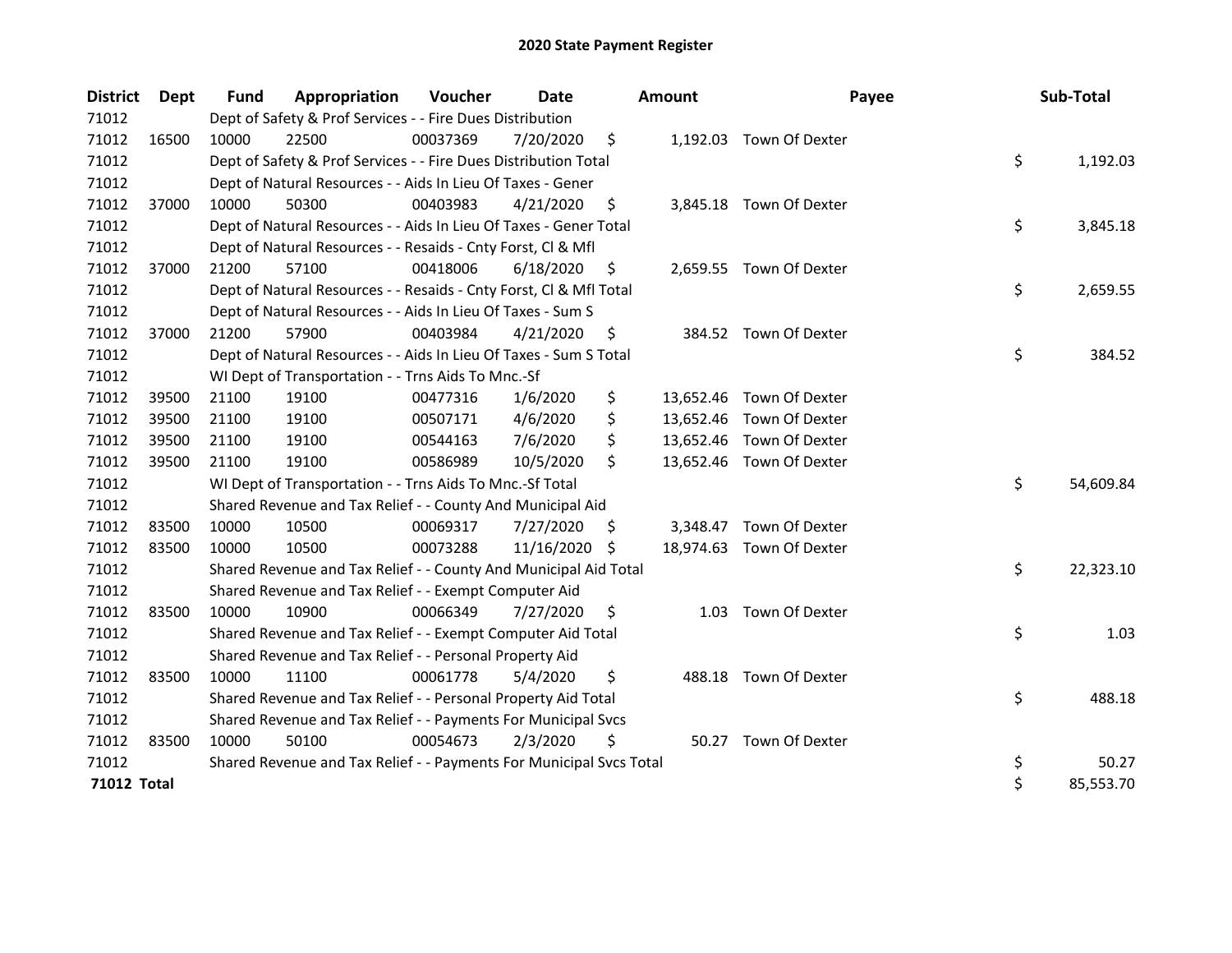# 2020 State Payment Register

| District | Dept | Fund | Appropriation | Voucher | Date | Amount | Payee | Sub-Total |
|---|---|---|---|---|---|---|---|---|
| 71012 | | Dept of Safety & Prof Services - - Fire Dues Distribution | | | | | | |
| 71012 | 16500 | 10000 | 22500 | 00037369 | 7/20/2020 | $ 1,192.03 | Town Of Dexter | |
| 71012 | | Dept of Safety & Prof Services - - Fire Dues Distribution Total | | | | | | $ 1,192.03 |
| 71012 | | Dept of Natural Resources - - Aids In Lieu Of Taxes - Gener | | | | | | |
| 71012 | 37000 | 10000 | 50300 | 00403983 | 4/21/2020 | $ 3,845.18 | Town Of Dexter | |
| 71012 | | Dept of Natural Resources - - Aids In Lieu Of Taxes - Gener Total | | | | | | $ 3,845.18 |
| 71012 | | Dept of Natural Resources - - Resaids - Cnty Forst, Cl & Mfl | | | | | | |
| 71012 | 37000 | 21200 | 57100 | 00418006 | 6/18/2020 | $ 2,659.55 | Town Of Dexter | |
| 71012 | | Dept of Natural Resources - - Resaids - Cnty Forst, Cl & Mfl Total | | | | | | $ 2,659.55 |
| 71012 | | Dept of Natural Resources - - Aids In Lieu Of Taxes - Sum S | | | | | | |
| 71012 | 37000 | 21200 | 57900 | 00403984 | 4/21/2020 | $ 384.52 | Town Of Dexter | |
| 71012 | | Dept of Natural Resources - - Aids In Lieu Of Taxes - Sum S Total | | | | | | $ 384.52 |
| 71012 | | WI Dept of Transportation - - Trns Aids To Mnc.-Sf | | | | | | |
| 71012 | 39500 | 21100 | 19100 | 00477316 | 1/6/2020 | $ 13,652.46 | Town Of Dexter | |
| 71012 | 39500 | 21100 | 19100 | 00507171 | 4/6/2020 | $ 13,652.46 | Town Of Dexter | |
| 71012 | 39500 | 21100 | 19100 | 00544163 | 7/6/2020 | $ 13,652.46 | Town Of Dexter | |
| 71012 | 39500 | 21100 | 19100 | 00586989 | 10/5/2020 | $ 13,652.46 | Town Of Dexter | |
| 71012 | | WI Dept of Transportation - - Trns Aids To Mnc.-Sf Total | | | | | | $ 54,609.84 |
| 71012 | | Shared Revenue and Tax Relief - - County And Municipal Aid | | | | | | |
| 71012 | 83500 | 10000 | 10500 | 00069317 | 7/27/2020 | $ 3,348.47 | Town Of Dexter | |
| 71012 | 83500 | 10000 | 10500 | 00073288 | 11/16/2020 | $ 18,974.63 | Town Of Dexter | |
| 71012 | | Shared Revenue and Tax Relief - - County And Municipal Aid Total | | | | | | $ 22,323.10 |
| 71012 | | Shared Revenue and Tax Relief - - Exempt Computer Aid | | | | | | |
| 71012 | 83500 | 10000 | 10900 | 00066349 | 7/27/2020 | $ 1.03 | Town Of Dexter | |
| 71012 | | Shared Revenue and Tax Relief - - Exempt Computer Aid Total | | | | | | $ 1.03 |
| 71012 | | Shared Revenue and Tax Relief - - Personal Property Aid | | | | | | |
| 71012 | 83500 | 10000 | 11100 | 00061778 | 5/4/2020 | $ 488.18 | Town Of Dexter | |
| 71012 | | Shared Revenue and Tax Relief - - Personal Property Aid Total | | | | | | $ 488.18 |
| 71012 | | Shared Revenue and Tax Relief - - Payments For Municipal Svcs | | | | | | |
| 71012 | 83500 | 10000 | 50100 | 00054673 | 2/3/2020 | $ 50.27 | Town Of Dexter | |
| 71012 | | Shared Revenue and Tax Relief - - Payments For Municipal Svcs Total | | | | | | $ 50.27 |
| **71012 Total** | | | | | | | | $ 85,553.70 |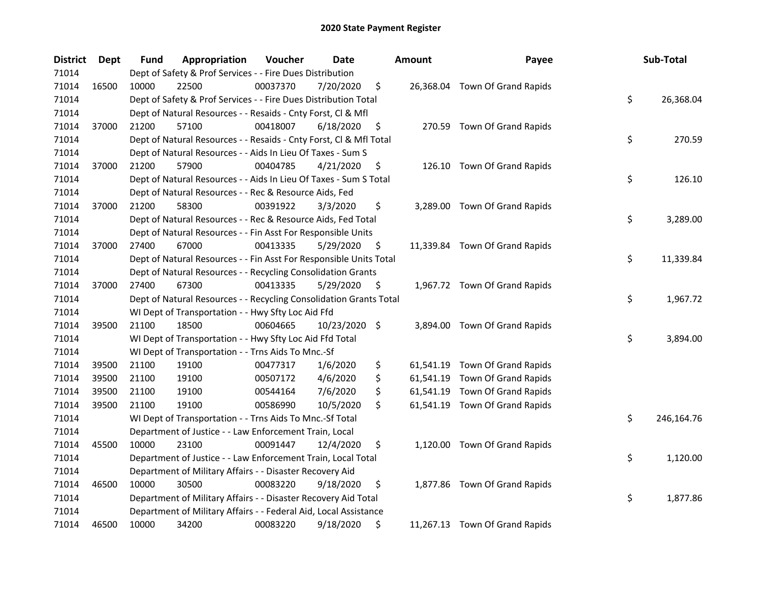# 2020 State Payment Register

| District | Dept | Fund | Appropriation | Voucher | Date | Amount | Payee | Sub-Total |
|---|---|---|---|---|---|---|---|---|
| 71014 | | Dept of Safety & Prof Services - - Fire Dues Distribution | | | | | | |
| 71014 | 16500 | 10000 | 22500 | 00037370 | 7/20/2020 | $ 26,368.04 | Town Of Grand Rapids | |
| 71014 | | Dept of Safety & Prof Services - - Fire Dues Distribution Total | | | | | | $ 26,368.04 |
| 71014 | | Dept of Natural Resources - - Resaids - Cnty Forst, Cl & Mfl | | | | | | |
| 71014 | 37000 | 21200 | 57100 | 00418007 | 6/18/2020 | $ 270.59 | Town Of Grand Rapids | |
| 71014 | | Dept of Natural Resources - - Resaids - Cnty Forst, Cl & Mfl Total | | | | | | $ 270.59 |
| 71014 | | Dept of Natural Resources - - Aids In Lieu Of Taxes - Sum S | | | | | | |
| 71014 | 37000 | 21200 | 57900 | 00404785 | 4/21/2020 | $ 126.10 | Town Of Grand Rapids | |
| 71014 | | Dept of Natural Resources - - Aids In Lieu Of Taxes - Sum S Total | | | | | | $ 126.10 |
| 71014 | | Dept of Natural Resources - - Rec & Resource Aids, Fed | | | | | | |
| 71014 | 37000 | 21200 | 58300 | 00391922 | 3/3/2020 | $ 3,289.00 | Town Of Grand Rapids | |
| 71014 | | Dept of Natural Resources - - Rec & Resource Aids, Fed Total | | | | | | $ 3,289.00 |
| 71014 | | Dept of Natural Resources - - Fin Asst For Responsible Units | | | | | | |
| 71014 | 37000 | 27400 | 67000 | 00413335 | 5/29/2020 | $ 11,339.84 | Town Of Grand Rapids | |
| 71014 | | Dept of Natural Resources - - Fin Asst For Responsible Units Total | | | | | | $ 11,339.84 |
| 71014 | | Dept of Natural Resources - - Recycling Consolidation Grants | | | | | | |
| 71014 | 37000 | 27400 | 67300 | 00413335 | 5/29/2020 | $ 1,967.72 | Town Of Grand Rapids | |
| 71014 | | Dept of Natural Resources - - Recycling Consolidation Grants Total | | | | | | $ 1,967.72 |
| 71014 | | WI Dept of Transportation - - Hwy Sfty Loc Aid Ffd | | | | | | |
| 71014 | 39500 | 21100 | 18500 | 00604665 | 10/23/2020 | $ 3,894.00 | Town Of Grand Rapids | |
| 71014 | | WI Dept of Transportation - - Hwy Sfty Loc Aid Ffd Total | | | | | | $ 3,894.00 |
| 71014 | | WI Dept of Transportation - - Trns Aids To Mnc.-Sf | | | | | | |
| 71014 | 39500 | 21100 | 19100 | 00477317 | 1/6/2020 | $ 61,541.19 | Town Of Grand Rapids | |
| 71014 | 39500 | 21100 | 19100 | 00507172 | 4/6/2020 | $ 61,541.19 | Town Of Grand Rapids | |
| 71014 | 39500 | 21100 | 19100 | 00544164 | 7/6/2020 | $ 61,541.19 | Town Of Grand Rapids | |
| 71014 | 39500 | 21100 | 19100 | 00586990 | 10/5/2020 | $ 61,541.19 | Town Of Grand Rapids | |
| 71014 | | WI Dept of Transportation - - Trns Aids To Mnc.-Sf Total | | | | | | $ 246,164.76 |
| 71014 | | Department of Justice - - Law Enforcement Train, Local | | | | | | |
| 71014 | 45500 | 10000 | 23100 | 00091447 | 12/4/2020 | $ 1,120.00 | Town Of Grand Rapids | |
| 71014 | | Department of Justice - - Law Enforcement Train, Local Total | | | | | | $ 1,120.00 |
| 71014 | | Department of Military Affairs - - Disaster Recovery Aid | | | | | | |
| 71014 | 46500 | 10000 | 30500 | 00083220 | 9/18/2020 | $ 1,877.86 | Town Of Grand Rapids | |
| 71014 | | Department of Military Affairs - - Disaster Recovery Aid Total | | | | | | $ 1,877.86 |
| 71014 | | Department of Military Affairs - - Federal Aid, Local Assistance | | | | | | |
| 71014 | 46500 | 10000 | 34200 | 00083220 | 9/18/2020 | $ 11,267.13 | Town Of Grand Rapids | |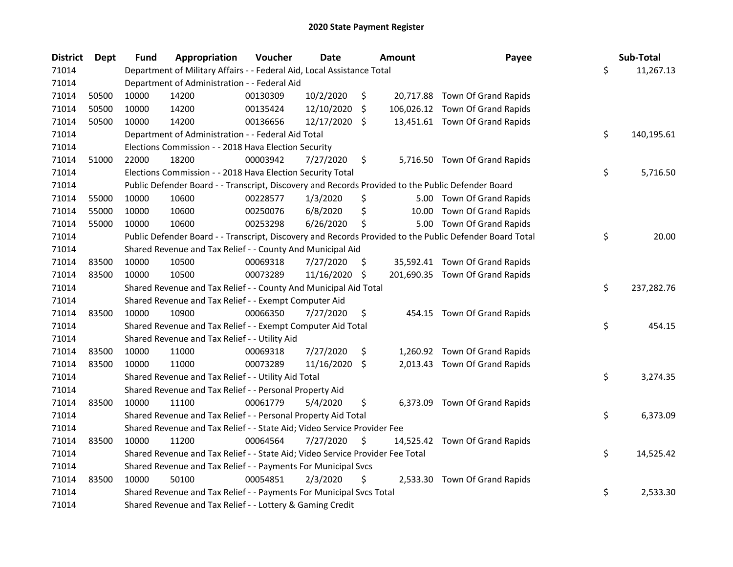# 2020 State Payment Register

| District | Dept | Fund | Appropriation | Voucher | Date | Amount | Payee | Sub-Total |
|---|---|---|---|---|---|---|---|---|
| 71014 | | Department of Military Affairs - - Federal Aid, Local Assistance Total | | | | | | $ 11,267.13 |
| 71014 | | Department of Administration - - Federal Aid | | | | | | |
| 71014 | 50500 | 10000 | 14200 | 00130309 | 10/2/2020 | $ 20,717.88 | Town Of Grand Rapids | |
| 71014 | 50500 | 10000 | 14200 | 00135424 | 12/10/2020 | $ 106,026.12 | Town Of Grand Rapids | |
| 71014 | 50500 | 10000 | 14200 | 00136656 | 12/17/2020 | $ 13,451.61 | Town Of Grand Rapids | |
| 71014 | | Department of Administration - - Federal Aid Total | | | | | | $ 140,195.61 |
| 71014 | | Elections Commission - - 2018 Hava Election Security | | | | | | |
| 71014 | 51000 | 22000 | 18200 | 00003942 | 7/27/2020 | $ 5,716.50 | Town Of Grand Rapids | |
| 71014 | | Elections Commission - - 2018 Hava Election Security Total | | | | | | $ 5,716.50 |
| 71014 | | Public Defender Board - - Transcript, Discovery and Records Provided to the Public Defender Board | | | | | | |
| 71014 | 55000 | 10000 | 10600 | 00228577 | 1/3/2020 | $ 5.00 | Town Of Grand Rapids | |
| 71014 | 55000 | 10000 | 10600 | 00250076 | 6/8/2020 | $ 10.00 | Town Of Grand Rapids | |
| 71014 | 55000 | 10000 | 10600 | 00253298 | 6/26/2020 | $ 5.00 | Town Of Grand Rapids | |
| 71014 | | Public Defender Board - - Transcript, Discovery and Records Provided to the Public Defender Board Total | | | | | | $ 20.00 |
| 71014 | | Shared Revenue and Tax Relief - - County And Municipal Aid | | | | | | |
| 71014 | 83500 | 10000 | 10500 | 00069318 | 7/27/2020 | $ 35,592.41 | Town Of Grand Rapids | |
| 71014 | 83500 | 10000 | 10500 | 00073289 | 11/16/2020 | $ 201,690.35 | Town Of Grand Rapids | |
| 71014 | | Shared Revenue and Tax Relief - - County And Municipal Aid Total | | | | | | $ 237,282.76 |
| 71014 | | Shared Revenue and Tax Relief - - Exempt Computer Aid | | | | | | |
| 71014 | 83500 | 10000 | 10900 | 00066350 | 7/27/2020 | $ 454.15 | Town Of Grand Rapids | |
| 71014 | | Shared Revenue and Tax Relief - - Exempt Computer Aid Total | | | | | | $ 454.15 |
| 71014 | | Shared Revenue and Tax Relief - - Utility Aid | | | | | | |
| 71014 | 83500 | 10000 | 11000 | 00069318 | 7/27/2020 | $ 1,260.92 | Town Of Grand Rapids | |
| 71014 | 83500 | 10000 | 11000 | 00073289 | 11/16/2020 | $ 2,013.43 | Town Of Grand Rapids | |
| 71014 | | Shared Revenue and Tax Relief - - Utility Aid Total | | | | | | $ 3,274.35 |
| 71014 | | Shared Revenue and Tax Relief - - Personal Property Aid | | | | | | |
| 71014 | 83500 | 10000 | 11100 | 00061779 | 5/4/2020 | $ 6,373.09 | Town Of Grand Rapids | |
| 71014 | | Shared Revenue and Tax Relief - - Personal Property Aid Total | | | | | | $ 6,373.09 |
| 71014 | | Shared Revenue and Tax Relief - - State Aid; Video Service Provider Fee | | | | | | |
| 71014 | 83500 | 10000 | 11200 | 00064564 | 7/27/2020 | $ 14,525.42 | Town Of Grand Rapids | |
| 71014 | | Shared Revenue and Tax Relief - - State Aid; Video Service Provider Fee Total | | | | | | $ 14,525.42 |
| 71014 | | Shared Revenue and Tax Relief - - Payments For Municipal Svcs | | | | | | |
| 71014 | 83500 | 10000 | 50100 | 00054851 | 2/3/2020 | $ 2,533.30 | Town Of Grand Rapids | |
| 71014 | | Shared Revenue and Tax Relief - - Payments For Municipal Svcs Total | | | | | | $ 2,533.30 |
| 71014 | | Shared Revenue and Tax Relief - - Lottery & Gaming Credit | | | | | | |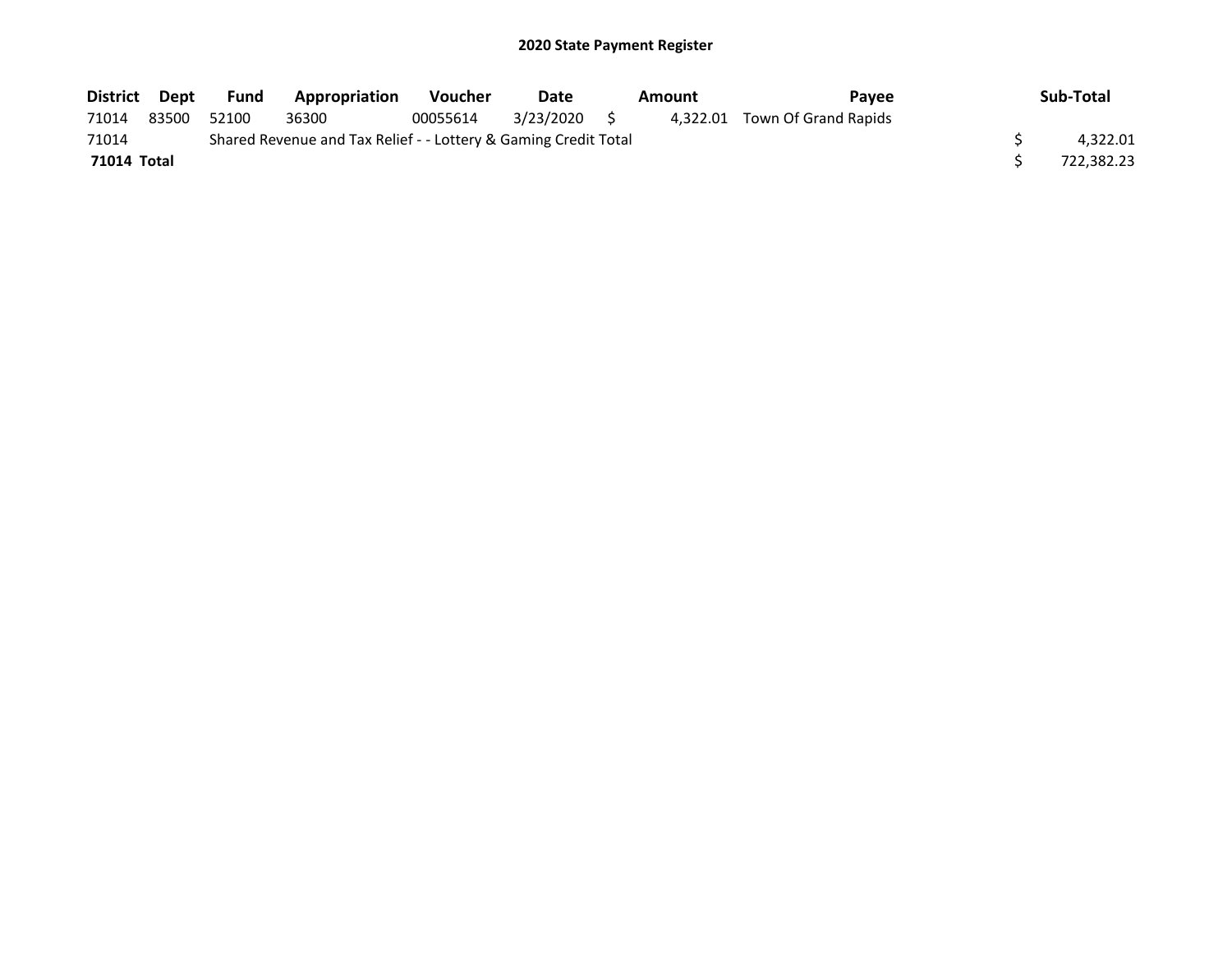# 2020 State Payment Register

| District | Dept | Fund | Appropriation | Voucher | Date | Amount | Payee | Sub-Total |
|---|---|---|---|---|---|---|---|---|
| 71014 | 83500 | 52100 | 36300 | 00055614 | 3/23/2020 | $ 4,322.01 | Town Of Grand Rapids | |
| 71014 | | Shared Revenue and Tax Relief - - Lottery & Gaming Credit Total | | | | | | $ 4,322.01 |
| **71014 Total** | | | | | | | | $ 722,382.23 |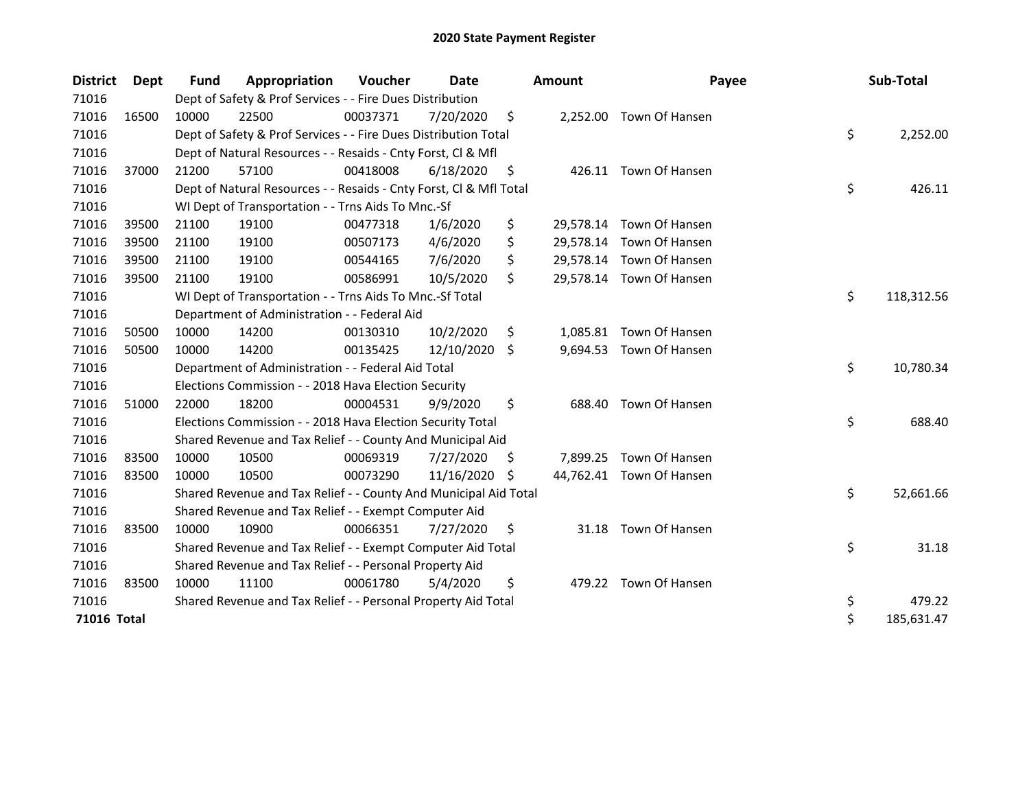# 2020 State Payment Register

| District | Dept | Fund | Appropriation | Voucher | Date | Amount | Payee | Sub-Total |
|---|---|---|---|---|---|---|---|---|
| 71016 | | Dept of Safety & Prof Services - - Fire Dues Distribution | | | | | | |
| 71016 | 16500 | 10000 | 22500 | 00037371 | 7/20/2020 | $ 2,252.00 | Town Of Hansen | |
| 71016 | | Dept of Safety & Prof Services - - Fire Dues Distribution Total | | | | | | $ 2,252.00 |
| 71016 | | Dept of Natural Resources - - Resaids - Cnty Forst, Cl & Mfl | | | | | | |
| 71016 | 37000 | 21200 | 57100 | 00418008 | 6/18/2020 | $ 426.11 | Town Of Hansen | |
| 71016 | | Dept of Natural Resources - - Resaids - Cnty Forst, Cl & Mfl Total | | | | | | $ 426.11 |
| 71016 | | WI Dept of Transportation - - Trns Aids To Mnc.-Sf | | | | | | |
| 71016 | 39500 | 21100 | 19100 | 00477318 | 1/6/2020 | $ 29,578.14 | Town Of Hansen | |
| 71016 | 39500 | 21100 | 19100 | 00507173 | 4/6/2020 | $ 29,578.14 | Town Of Hansen | |
| 71016 | 39500 | 21100 | 19100 | 00544165 | 7/6/2020 | $ 29,578.14 | Town Of Hansen | |
| 71016 | 39500 | 21100 | 19100 | 00586991 | 10/5/2020 | $ 29,578.14 | Town Of Hansen | |
| 71016 | | WI Dept of Transportation - - Trns Aids To Mnc.-Sf Total | | | | | | $ 118,312.56 |
| 71016 | | Department of Administration - - Federal Aid | | | | | | |
| 71016 | 50500 | 10000 | 14200 | 00130310 | 10/2/2020 | $ 1,085.81 | Town Of Hansen | |
| 71016 | 50500 | 10000 | 14200 | 00135425 | 12/10/2020 | $ 9,694.53 | Town Of Hansen | |
| 71016 | | Department of Administration - - Federal Aid Total | | | | | | $ 10,780.34 |
| 71016 | | Elections Commission - - 2018 Hava Election Security | | | | | | |
| 71016 | 51000 | 22000 | 18200 | 00004531 | 9/9/2020 | $ 688.40 | Town Of Hansen | |
| 71016 | | Elections Commission - - 2018 Hava Election Security Total | | | | | | $ 688.40 |
| 71016 | | Shared Revenue and Tax Relief - - County And Municipal Aid | | | | | | |
| 71016 | 83500 | 10000 | 10500 | 00069319 | 7/27/2020 | $ 7,899.25 | Town Of Hansen | |
| 71016 | 83500 | 10000 | 10500 | 00073290 | 11/16/2020 | $ 44,762.41 | Town Of Hansen | |
| 71016 | | Shared Revenue and Tax Relief - - County And Municipal Aid Total | | | | | | $ 52,661.66 |
| 71016 | | Shared Revenue and Tax Relief - - Exempt Computer Aid | | | | | | |
| 71016 | 83500 | 10000 | 10900 | 00066351 | 7/27/2020 | $ 31.18 | Town Of Hansen | |
| 71016 | | Shared Revenue and Tax Relief - - Exempt Computer Aid Total | | | | | | $ 31.18 |
| 71016 | | Shared Revenue and Tax Relief - - Personal Property Aid | | | | | | |
| 71016 | 83500 | 10000 | 11100 | 00061780 | 5/4/2020 | $ 479.22 | Town Of Hansen | |
| 71016 | | Shared Revenue and Tax Relief - - Personal Property Aid Total | | | | | | $ 479.22 |
| **71016 Total** | | | | | | | | $ 185,631.47 |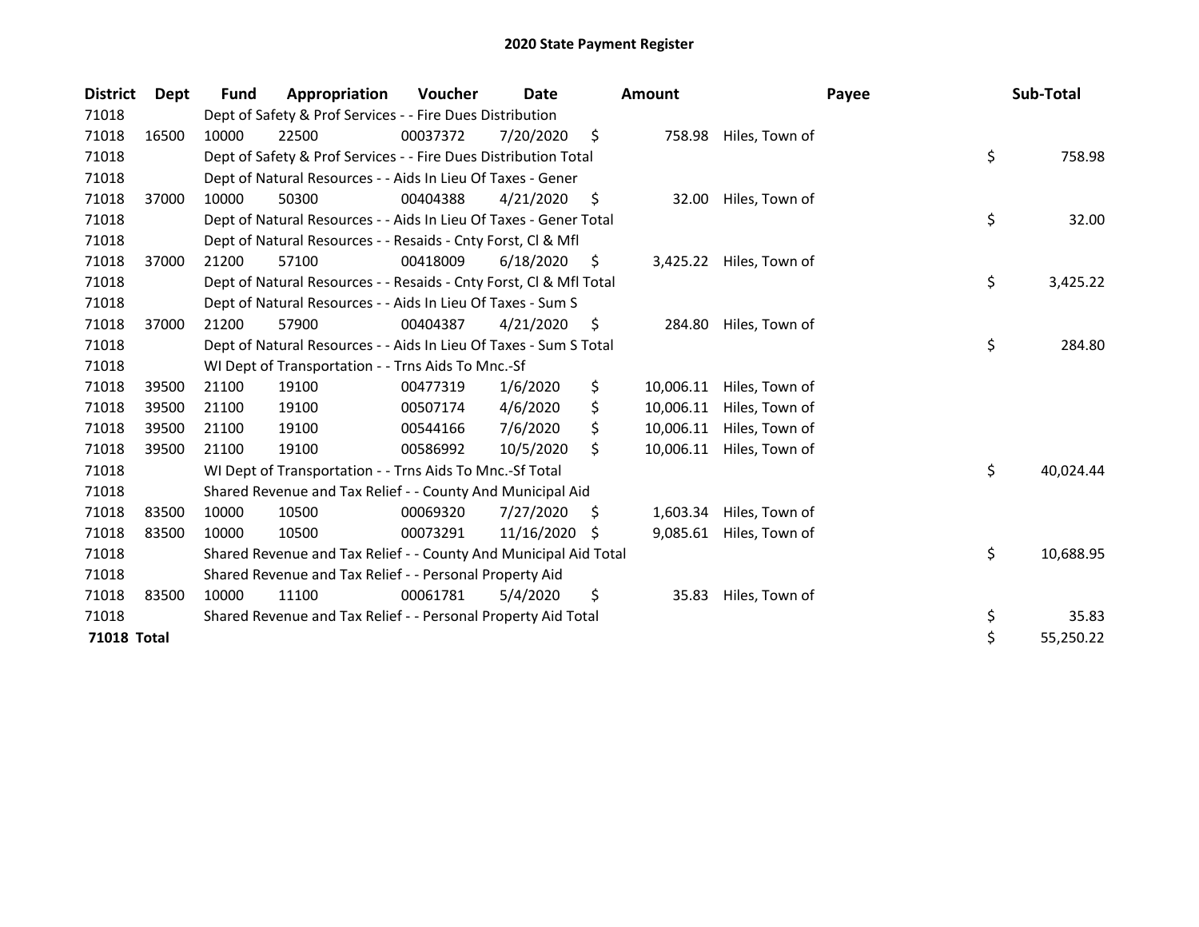# 2020 State Payment Register

| District | Dept | Fund | Appropriation | Voucher | Date | Amount | Payee | Sub-Total |
|---|---|---|---|---|---|---|---|---|
| 71018 | | Dept of Safety & Prof Services - - Fire Dues Distribution | | | | | | |
| 71018 | 16500 | 10000 | 22500 | 00037372 | 7/20/2020 | $ 758.98 | Hiles, Town of | |
| 71018 | | Dept of Safety & Prof Services - - Fire Dues Distribution Total | | | | | | $ 758.98 |
| 71018 | | Dept of Natural Resources - - Aids In Lieu Of Taxes - Gener | | | | | | |
| 71018 | 37000 | 10000 | 50300 | 00404388 | 4/21/2020 | $ 32.00 | Hiles, Town of | |
| 71018 | | Dept of Natural Resources - - Aids In Lieu Of Taxes - Gener Total | | | | | | $ 32.00 |
| 71018 | | Dept of Natural Resources - - Resaids - Cnty Forst, Cl & Mfl | | | | | | |
| 71018 | 37000 | 21200 | 57100 | 00418009 | 6/18/2020 | $ 3,425.22 | Hiles, Town of | |
| 71018 | | Dept of Natural Resources - - Resaids - Cnty Forst, Cl & Mfl Total | | | | | | $ 3,425.22 |
| 71018 | | Dept of Natural Resources - - Aids In Lieu Of Taxes - Sum S | | | | | | |
| 71018 | 37000 | 21200 | 57900 | 00404387 | 4/21/2020 | $ 284.80 | Hiles, Town of | |
| 71018 | | Dept of Natural Resources - - Aids In Lieu Of Taxes - Sum S Total | | | | | | $ 284.80 |
| 71018 | | WI Dept of Transportation - - Trns Aids To Mnc.-Sf | | | | | | |
| 71018 | 39500 | 21100 | 19100 | 00477319 | 1/6/2020 | $ 10,006.11 | Hiles, Town of | |
| 71018 | 39500 | 21100 | 19100 | 00507174 | 4/6/2020 | $ 10,006.11 | Hiles, Town of | |
| 71018 | 39500 | 21100 | 19100 | 00544166 | 7/6/2020 | $ 10,006.11 | Hiles, Town of | |
| 71018 | 39500 | 21100 | 19100 | 00586992 | 10/5/2020 | $ 10,006.11 | Hiles, Town of | |
| 71018 | | WI Dept of Transportation - - Trns Aids To Mnc.-Sf Total | | | | | | $ 40,024.44 |
| 71018 | | Shared Revenue and Tax Relief - - County And Municipal Aid | | | | | | |
| 71018 | 83500 | 10000 | 10500 | 00069320 | 7/27/2020 | $ 1,603.34 | Hiles, Town of | |
| 71018 | 83500 | 10000 | 10500 | 00073291 | 11/16/2020 | $ 9,085.61 | Hiles, Town of | |
| 71018 | | Shared Revenue and Tax Relief - - County And Municipal Aid Total | | | | | | $ 10,688.95 |
| 71018 | | Shared Revenue and Tax Relief - - Personal Property Aid | | | | | | |
| 71018 | 83500 | 10000 | 11100 | 00061781 | 5/4/2020 | $ 35.83 | Hiles, Town of | |
| 71018 | | Shared Revenue and Tax Relief - - Personal Property Aid Total | | | | | | $ 35.83 |
| **71018 Total** | | | | | | | | $ 55,250.22 |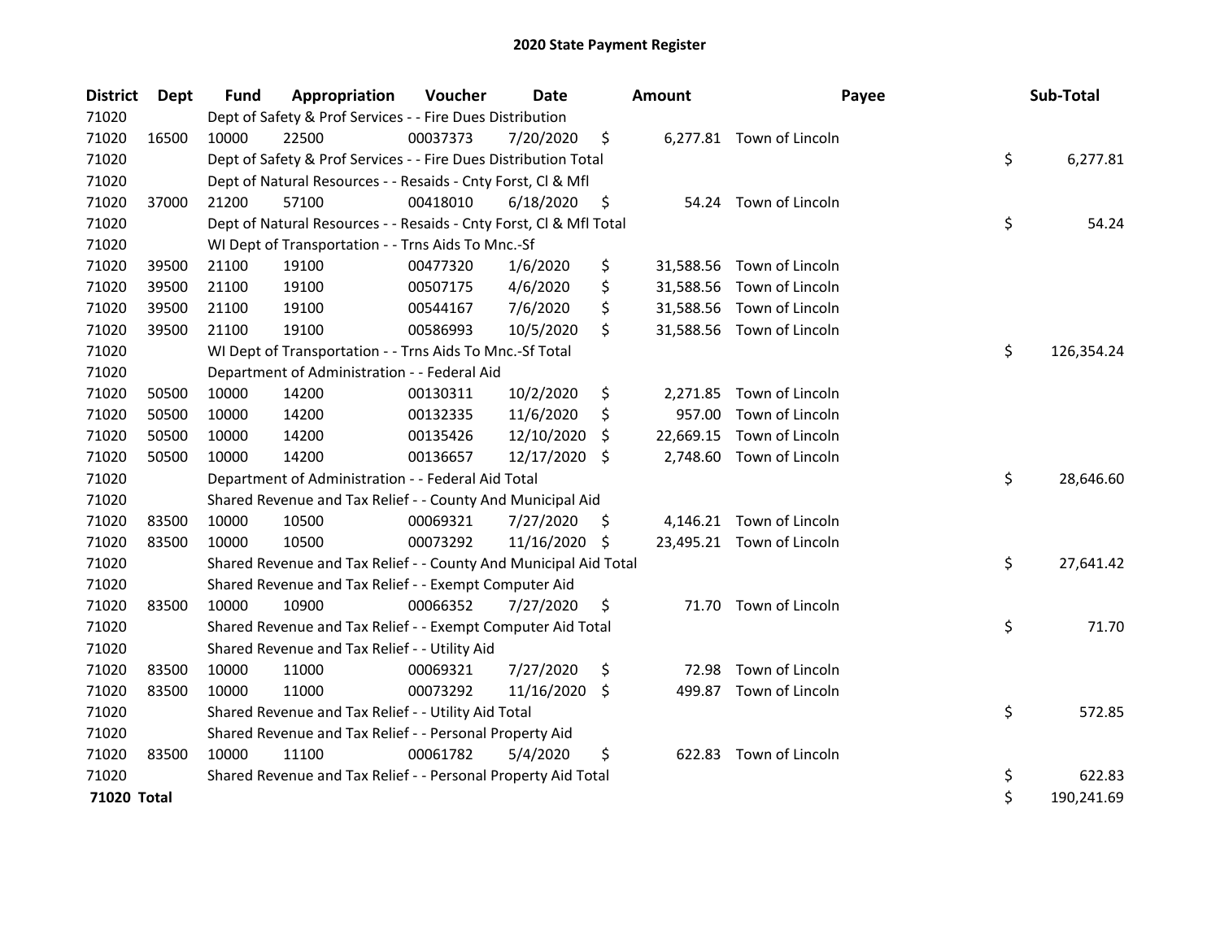# 2020 State Payment Register

| District | Dept | Fund | Appropriation | Voucher | Date | Amount | Payee | Sub-Total |
|---|---|---|---|---|---|---|---|---|
| 71020 | | Dept of Safety & Prof Services - - Fire Dues Distribution | | | | | | |
| 71020 | 16500 | 10000 | 22500 | 00037373 | 7/20/2020 | $ 6,277.81 | Town of Lincoln | |
| 71020 | | Dept of Safety & Prof Services - - Fire Dues Distribution Total | | | | | | $ 6,277.81 |
| 71020 | | Dept of Natural Resources - - Resaids - Cnty Forst, Cl & Mfl | | | | | | |
| 71020 | 37000 | 21200 | 57100 | 00418010 | 6/18/2020 | $ 54.24 | Town of Lincoln | |
| 71020 | | Dept of Natural Resources - - Resaids - Cnty Forst, Cl & Mfl Total | | | | | | $ 54.24 |
| 71020 | | WI Dept of Transportation - - Trns Aids To Mnc.-Sf | | | | | | |
| 71020 | 39500 | 21100 | 19100 | 00477320 | 1/6/2020 | $ 31,588.56 | Town of Lincoln | |
| 71020 | 39500 | 21100 | 19100 | 00507175 | 4/6/2020 | $ 31,588.56 | Town of Lincoln | |
| 71020 | 39500 | 21100 | 19100 | 00544167 | 7/6/2020 | $ 31,588.56 | Town of Lincoln | |
| 71020 | 39500 | 21100 | 19100 | 00586993 | 10/5/2020 | $ 31,588.56 | Town of Lincoln | |
| 71020 | | WI Dept of Transportation - - Trns Aids To Mnc.-Sf Total | | | | | | $ 126,354.24 |
| 71020 | | Department of Administration - - Federal Aid | | | | | | |
| 71020 | 50500 | 10000 | 14200 | 00130311 | 10/2/2020 | $ 2,271.85 | Town of Lincoln | |
| 71020 | 50500 | 10000 | 14200 | 00132335 | 11/6/2020 | $ 957.00 | Town of Lincoln | |
| 71020 | 50500 | 10000 | 14200 | 00135426 | 12/10/2020 | $ 22,669.15 | Town of Lincoln | |
| 71020 | 50500 | 10000 | 14200 | 00136657 | 12/17/2020 | $ 2,748.60 | Town of Lincoln | |
| 71020 | | Department of Administration - - Federal Aid Total | | | | | | $ 28,646.60 |
| 71020 | | Shared Revenue and Tax Relief - - County And Municipal Aid | | | | | | |
| 71020 | 83500 | 10000 | 10500 | 00069321 | 7/27/2020 | $ 4,146.21 | Town of Lincoln | |
| 71020 | 83500 | 10000 | 10500 | 00073292 | 11/16/2020 | $ 23,495.21 | Town of Lincoln | |
| 71020 | | Shared Revenue and Tax Relief - - County And Municipal Aid Total | | | | | | $ 27,641.42 |
| 71020 | | Shared Revenue and Tax Relief - - Exempt Computer Aid | | | | | | |
| 71020 | 83500 | 10000 | 10900 | 00066352 | 7/27/2020 | $ 71.70 | Town of Lincoln | |
| 71020 | | Shared Revenue and Tax Relief - - Exempt Computer Aid Total | | | | | | $ 71.70 |
| 71020 | | Shared Revenue and Tax Relief - - Utility Aid | | | | | | |
| 71020 | 83500 | 10000 | 11000 | 00069321 | 7/27/2020 | $ 72.98 | Town of Lincoln | |
| 71020 | 83500 | 10000 | 11000 | 00073292 | 11/16/2020 | $ 499.87 | Town of Lincoln | |
| 71020 | | Shared Revenue and Tax Relief - - Utility Aid Total | | | | | | $ 572.85 |
| 71020 | | Shared Revenue and Tax Relief - - Personal Property Aid | | | | | | |
| 71020 | 83500 | 10000 | 11100 | 00061782 | 5/4/2020 | $ 622.83 | Town of Lincoln | |
| 71020 | | Shared Revenue and Tax Relief - - Personal Property Aid Total | | | | | | $ 622.83 |
| **71020 Total** | | | | | | | | $ 190,241.69 |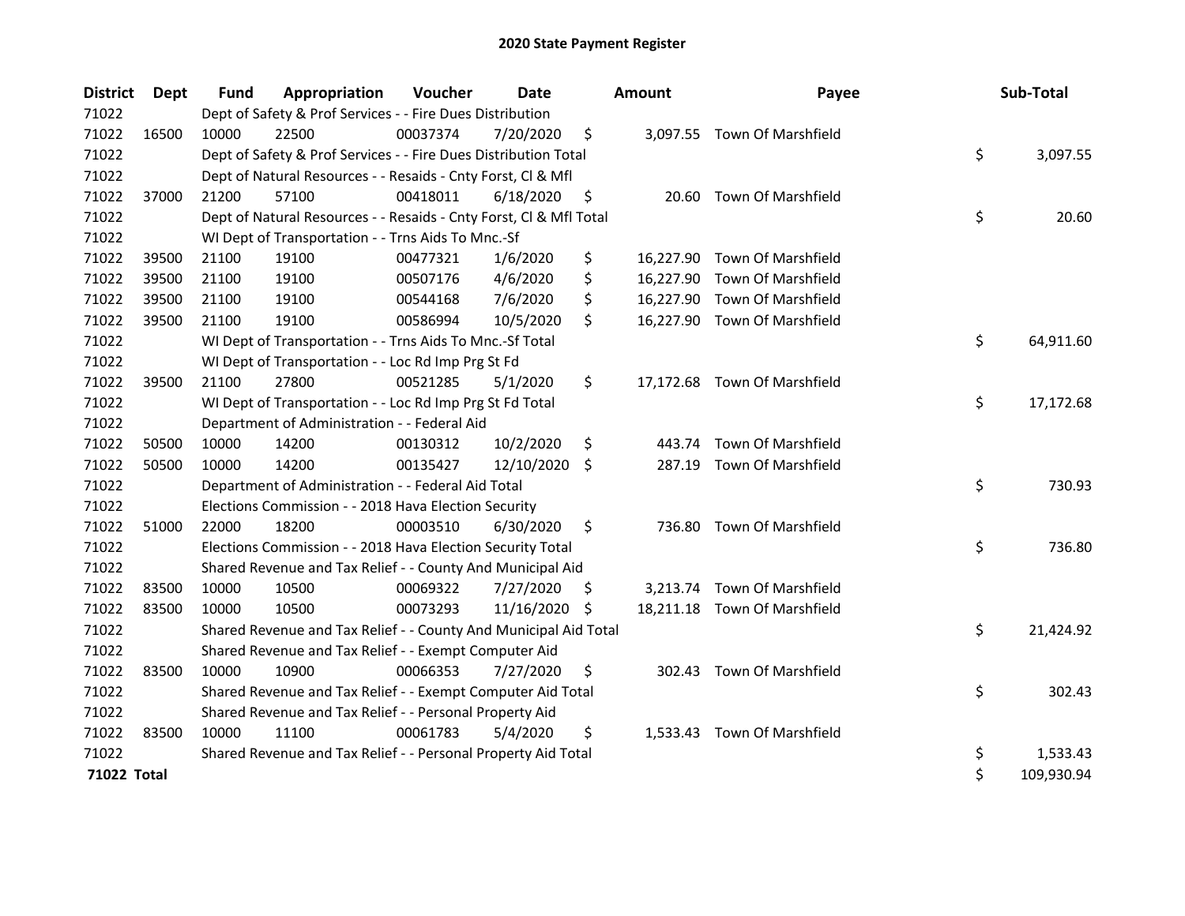# 2020 State Payment Register

| District | Dept | Fund | Appropriation | Voucher | Date | Amount | Payee | Sub-Total |
|---|---|---|---|---|---|---|---|---|
| 71022 | | Dept of Safety & Prof Services - - Fire Dues Distribution | | | | | | |
| 71022 | 16500 | 10000 | 22500 | 00037374 | 7/20/2020 | $ 3,097.55 | Town Of Marshfield | |
| 71022 | | Dept of Safety & Prof Services - - Fire Dues Distribution Total | | | | | | $ 3,097.55 |
| 71022 | | Dept of Natural Resources - - Resaids - Cnty Forst, Cl & Mfl | | | | | | |
| 71022 | 37000 | 21200 | 57100 | 00418011 | 6/18/2020 | $ 20.60 | Town Of Marshfield | |
| 71022 | | Dept of Natural Resources - - Resaids - Cnty Forst, Cl & Mfl Total | | | | | | $ 20.60 |
| 71022 | | WI Dept of Transportation - - Trns Aids To Mnc.-Sf | | | | | | |
| 71022 | 39500 | 21100 | 19100 | 00477321 | 1/6/2020 | $ 16,227.90 | Town Of Marshfield | |
| 71022 | 39500 | 21100 | 19100 | 00507176 | 4/6/2020 | $ 16,227.90 | Town Of Marshfield | |
| 71022 | 39500 | 21100 | 19100 | 00544168 | 7/6/2020 | $ 16,227.90 | Town Of Marshfield | |
| 71022 | 39500 | 21100 | 19100 | 00586994 | 10/5/2020 | $ 16,227.90 | Town Of Marshfield | |
| 71022 | | WI Dept of Transportation - - Trns Aids To Mnc.-Sf Total | | | | | | $ 64,911.60 |
| 71022 | | WI Dept of Transportation - - Loc Rd Imp Prg St Fd | | | | | | |
| 71022 | 39500 | 21100 | 27800 | 00521285 | 5/1/2020 | $ 17,172.68 | Town Of Marshfield | |
| 71022 | | WI Dept of Transportation - - Loc Rd Imp Prg St Fd Total | | | | | | $ 17,172.68 |
| 71022 | | Department of Administration - - Federal Aid | | | | | | |
| 71022 | 50500 | 10000 | 14200 | 00130312 | 10/2/2020 | $ 443.74 | Town Of Marshfield | |
| 71022 | 50500 | 10000 | 14200 | 00135427 | 12/10/2020 | $ 287.19 | Town Of Marshfield | |
| 71022 | | Department of Administration - - Federal Aid Total | | | | | | $ 730.93 |
| 71022 | | Elections Commission - - 2018 Hava Election Security | | | | | | |
| 71022 | 51000 | 22000 | 18200 | 00003510 | 6/30/2020 | $ 736.80 | Town Of Marshfield | |
| 71022 | | Elections Commission - - 2018 Hava Election Security Total | | | | | | $ 736.80 |
| 71022 | | Shared Revenue and Tax Relief - - County And Municipal Aid | | | | | | |
| 71022 | 83500 | 10000 | 10500 | 00069322 | 7/27/2020 | $ 3,213.74 | Town Of Marshfield | |
| 71022 | 83500 | 10000 | 10500 | 00073293 | 11/16/2020 | $ 18,211.18 | Town Of Marshfield | |
| 71022 | | Shared Revenue and Tax Relief - - County And Municipal Aid Total | | | | | | $ 21,424.92 |
| 71022 | | Shared Revenue and Tax Relief - - Exempt Computer Aid | | | | | | |
| 71022 | 83500 | 10000 | 10900 | 00066353 | 7/27/2020 | $ 302.43 | Town Of Marshfield | |
| 71022 | | Shared Revenue and Tax Relief - - Exempt Computer Aid Total | | | | | | $ 302.43 |
| 71022 | | Shared Revenue and Tax Relief - - Personal Property Aid | | | | | | |
| 71022 | 83500 | 10000 | 11100 | 00061783 | 5/4/2020 | $ 1,533.43 | Town Of Marshfield | |
| 71022 | | Shared Revenue and Tax Relief - - Personal Property Aid Total | | | | | | $ 1,533.43 |
| **71022 Total** | | | | | | | | $ 109,930.94 |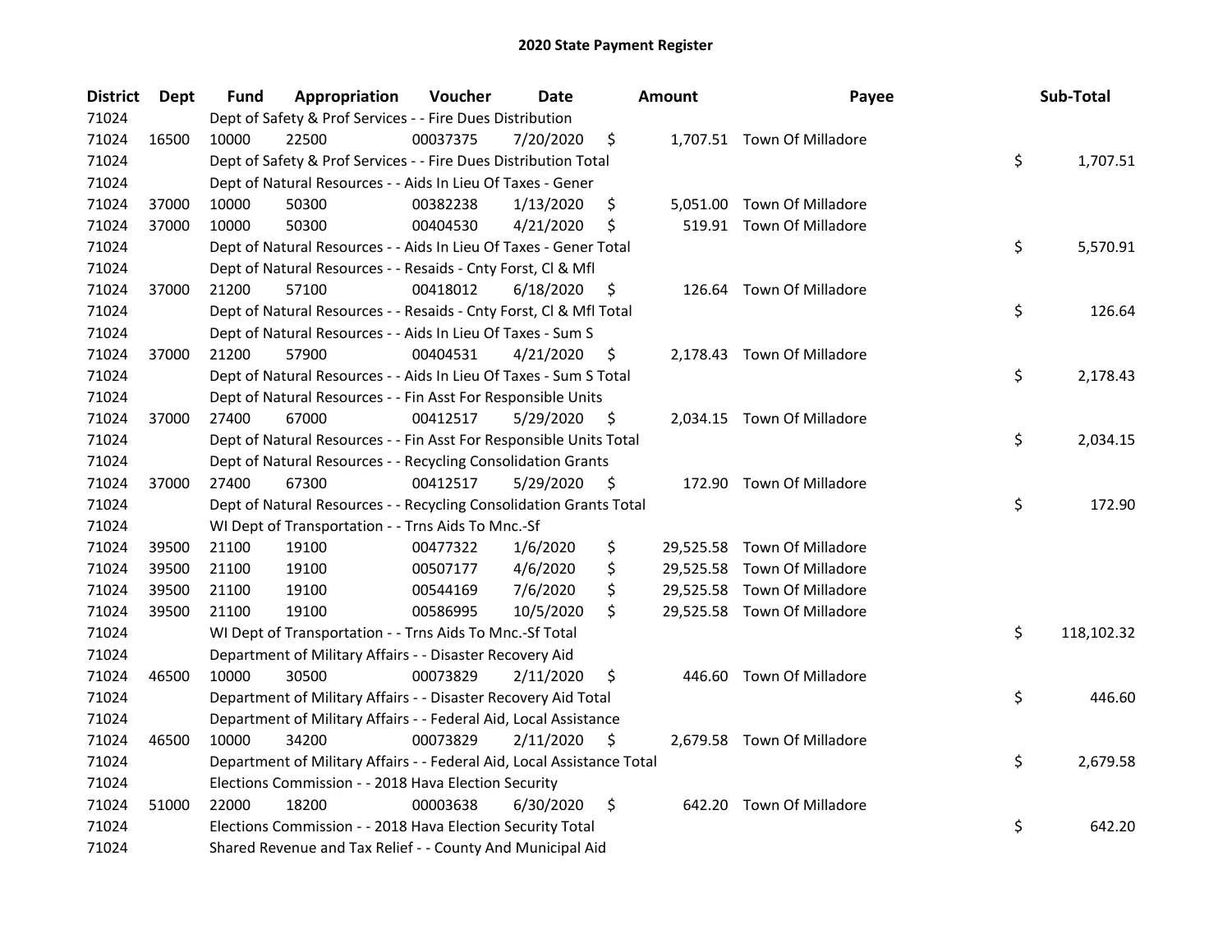# 2020 State Payment Register

| District | Dept | Fund | Appropriation | Voucher | Date | Amount | Payee | Sub-Total |
|---|---|---|---|---|---|---|---|---|
| 71024 | | Dept of Safety & Prof Services - - Fire Dues Distribution | | | | | | |
| 71024 | 16500 | 10000 | 22500 | 00037375 | 7/20/2020 | $ 1,707.51 | Town Of Milladore | |
| 71024 | | Dept of Safety & Prof Services - - Fire Dues Distribution Total | | | | | | $ 1,707.51 |
| 71024 | | Dept of Natural Resources - - Aids In Lieu Of Taxes - Gener | | | | | | |
| 71024 | 37000 | 10000 | 50300 | 00382238 | 1/13/2020 | $ 5,051.00 | Town Of Milladore | |
| 71024 | 37000 | 10000 | 50300 | 00404530 | 4/21/2020 | $ 519.91 | Town Of Milladore | |
| 71024 | | Dept of Natural Resources - - Aids In Lieu Of Taxes - Gener Total | | | | | | $ 5,570.91 |
| 71024 | | Dept of Natural Resources - - Resaids - Cnty Forst, Cl & Mfl | | | | | | |
| 71024 | 37000 | 21200 | 57100 | 00418012 | 6/18/2020 | $ 126.64 | Town Of Milladore | |
| 71024 | | Dept of Natural Resources - - Resaids - Cnty Forst, Cl & Mfl Total | | | | | | $ 126.64 |
| 71024 | | Dept of Natural Resources - - Aids In Lieu Of Taxes - Sum S | | | | | | |
| 71024 | 37000 | 21200 | 57900 | 00404531 | 4/21/2020 | $ 2,178.43 | Town Of Milladore | |
| 71024 | | Dept of Natural Resources - - Aids In Lieu Of Taxes - Sum S Total | | | | | | $ 2,178.43 |
| 71024 | | Dept of Natural Resources - - Fin Asst For Responsible Units | | | | | | |
| 71024 | 37000 | 27400 | 67000 | 00412517 | 5/29/2020 | $ 2,034.15 | Town Of Milladore | |
| 71024 | | Dept of Natural Resources - - Fin Asst For Responsible Units Total | | | | | | $ 2,034.15 |
| 71024 | | Dept of Natural Resources - - Recycling Consolidation Grants | | | | | | |
| 71024 | 37000 | 27400 | 67300 | 00412517 | 5/29/2020 | $ 172.90 | Town Of Milladore | |
| 71024 | | Dept of Natural Resources - - Recycling Consolidation Grants Total | | | | | | $ 172.90 |
| 71024 | | WI Dept of Transportation - - Trns Aids To Mnc.-Sf | | | | | | |
| 71024 | 39500 | 21100 | 19100 | 00477322 | 1/6/2020 | $ 29,525.58 | Town Of Milladore | |
| 71024 | 39500 | 21100 | 19100 | 00507177 | 4/6/2020 | $ 29,525.58 | Town Of Milladore | |
| 71024 | 39500 | 21100 | 19100 | 00544169 | 7/6/2020 | $ 29,525.58 | Town Of Milladore | |
| 71024 | 39500 | 21100 | 19100 | 00586995 | 10/5/2020 | $ 29,525.58 | Town Of Milladore | |
| 71024 | | WI Dept of Transportation - - Trns Aids To Mnc.-Sf Total | | | | | | $ 118,102.32 |
| 71024 | | Department of Military Affairs - - Disaster Recovery Aid | | | | | | |
| 71024 | 46500 | 10000 | 30500 | 00073829 | 2/11/2020 | $ 446.60 | Town Of Milladore | |
| 71024 | | Department of Military Affairs - - Disaster Recovery Aid Total | | | | | | $ 446.60 |
| 71024 | | Department of Military Affairs - - Federal Aid, Local Assistance | | | | | | |
| 71024 | 46500 | 10000 | 34200 | 00073829 | 2/11/2020 | $ 2,679.58 | Town Of Milladore | |
| 71024 | | Department of Military Affairs - - Federal Aid, Local Assistance Total | | | | | | $ 2,679.58 |
| 71024 | | Elections Commission - - 2018 Hava Election Security | | | | | | |
| 71024 | 51000 | 22000 | 18200 | 00003638 | 6/30/2020 | $ 642.20 | Town Of Milladore | |
| 71024 | | Elections Commission - - 2018 Hava Election Security Total | | | | | | $ 642.20 |
| 71024 | | Shared Revenue and Tax Relief - - County And Municipal Aid | | | | | | |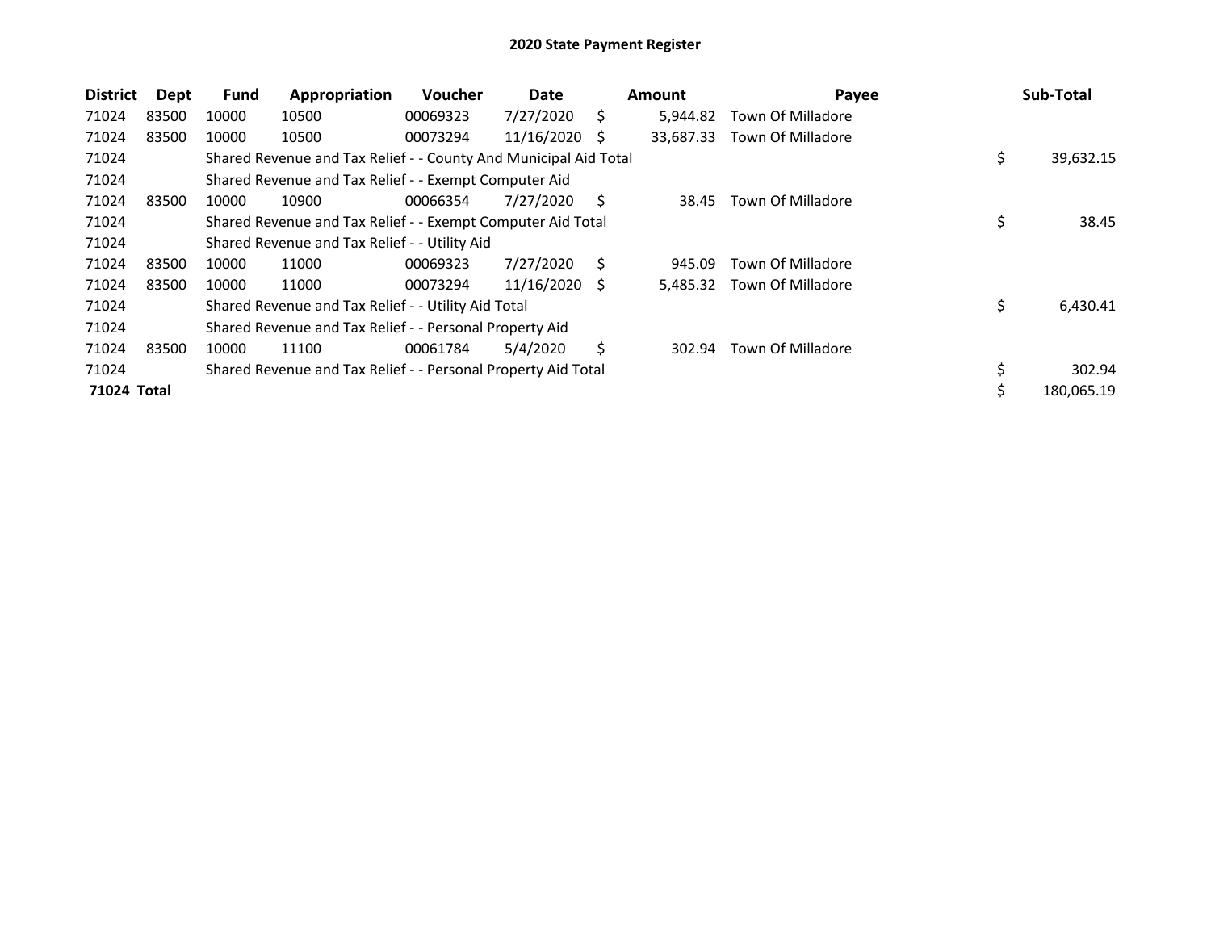# 2020 State Payment Register

| District | Dept | Fund | Appropriation | Voucher | Date | Amount | Payee | Sub-Total |
|---|---|---|---|---|---|---|---|---|
| 71024 | 83500 | 10000 | 10500 | 00069323 | 7/27/2020 | $ 5,944.82 | Town Of Milladore | |
| 71024 | 83500 | 10000 | 10500 | 00073294 | 11/16/2020 | $ 33,687.33 | Town Of Milladore | |
| 71024 | | Shared Revenue and Tax Relief - - County And Municipal Aid Total | | | | | | $ 39,632.15 |
| 71024 | | Shared Revenue and Tax Relief - - Exempt Computer Aid | | | | | | |
| 71024 | 83500 | 10000 | 10900 | 00066354 | 7/27/2020 | $ 38.45 | Town Of Milladore | |
| 71024 | | Shared Revenue and Tax Relief - - Exempt Computer Aid Total | | | | | | $ 38.45 |
| 71024 | | Shared Revenue and Tax Relief - - Utility Aid | | | | | | |
| 71024 | 83500 | 10000 | 11000 | 00069323 | 7/27/2020 | $ 945.09 | Town Of Milladore | |
| 71024 | 83500 | 10000 | 11000 | 00073294 | 11/16/2020 | $ 5,485.32 | Town Of Milladore | |
| 71024 | | Shared Revenue and Tax Relief - - Utility Aid Total | | | | | | $ 6,430.41 |
| 71024 | | Shared Revenue and Tax Relief - - Personal Property Aid | | | | | | |
| 71024 | 83500 | 10000 | 11100 | 00061784 | 5/4/2020 | $ 302.94 | Town Of Milladore | |
| 71024 | | Shared Revenue and Tax Relief - - Personal Property Aid Total | | | | | | $ 302.94 |
| **71024 Total** | | | | | | | | $ 180,065.19 |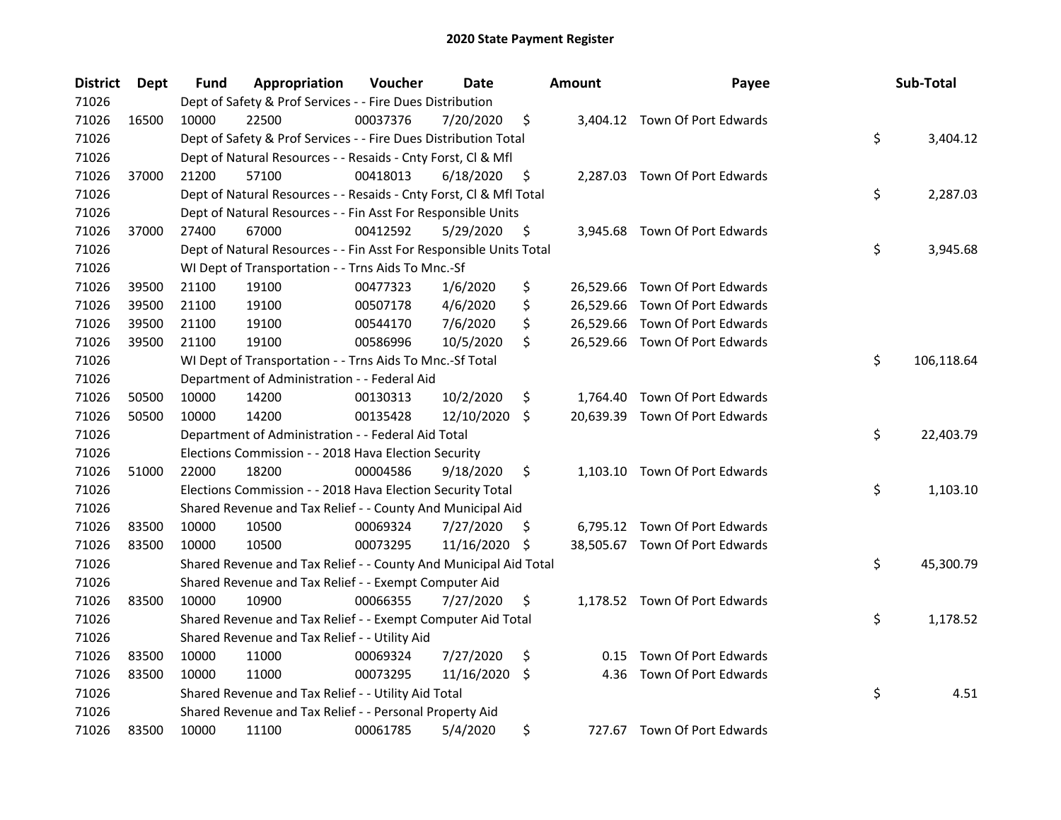# 2020 State Payment Register

| District | Dept | Fund | Appropriation | Voucher | Date | Amount | Payee | Sub-Total |
|---|---|---|---|---|---|---|---|---|
| 71026 | | Dept of Safety & Prof Services - - Fire Dues Distribution | | | | | | |
| 71026 | 16500 | 10000 | 22500 | 00037376 | 7/20/2020 | $ 3,404.12 | Town Of Port Edwards | |
| 71026 | | Dept of Safety & Prof Services - - Fire Dues Distribution Total | | | | | | $ 3,404.12 |
| 71026 | | Dept of Natural Resources - - Resaids - Cnty Forst, Cl & Mfl | | | | | | |
| 71026 | 37000 | 21200 | 57100 | 00418013 | 6/18/2020 | $ 2,287.03 | Town Of Port Edwards | |
| 71026 | | Dept of Natural Resources - - Resaids - Cnty Forst, Cl & Mfl Total | | | | | | $ 2,287.03 |
| 71026 | | Dept of Natural Resources - - Fin Asst For Responsible Units | | | | | | |
| 71026 | 37000 | 27400 | 67000 | 00412592 | 5/29/2020 | $ 3,945.68 | Town Of Port Edwards | |
| 71026 | | Dept of Natural Resources - - Fin Asst For Responsible Units Total | | | | | | $ 3,945.68 |
| 71026 | | WI Dept of Transportation - - Trns Aids To Mnc.-Sf | | | | | | |
| 71026 | 39500 | 21100 | 19100 | 00477323 | 1/6/2020 | $ 26,529.66 | Town Of Port Edwards | |
| 71026 | 39500 | 21100 | 19100 | 00507178 | 4/6/2020 | $ 26,529.66 | Town Of Port Edwards | |
| 71026 | 39500 | 21100 | 19100 | 00544170 | 7/6/2020 | $ 26,529.66 | Town Of Port Edwards | |
| 71026 | 39500 | 21100 | 19100 | 00586996 | 10/5/2020 | $ 26,529.66 | Town Of Port Edwards | |
| 71026 | | WI Dept of Transportation - - Trns Aids To Mnc.-Sf Total | | | | | | $ 106,118.64 |
| 71026 | | Department of Administration - - Federal Aid | | | | | | |
| 71026 | 50500 | 10000 | 14200 | 00130313 | 10/2/2020 | $ 1,764.40 | Town Of Port Edwards | |
| 71026 | 50500 | 10000 | 14200 | 00135428 | 12/10/2020 | $ 20,639.39 | Town Of Port Edwards | |
| 71026 | | Department of Administration - - Federal Aid Total | | | | | | $ 22,403.79 |
| 71026 | | Elections Commission - - 2018 Hava Election Security | | | | | | |
| 71026 | 51000 | 22000 | 18200 | 00004586 | 9/18/2020 | $ 1,103.10 | Town Of Port Edwards | |
| 71026 | | Elections Commission - - 2018 Hava Election Security Total | | | | | | $ 1,103.10 |
| 71026 | | Shared Revenue and Tax Relief - - County And Municipal Aid | | | | | | |
| 71026 | 83500 | 10000 | 10500 | 00069324 | 7/27/2020 | $ 6,795.12 | Town Of Port Edwards | |
| 71026 | 83500 | 10000 | 10500 | 00073295 | 11/16/2020 | $ 38,505.67 | Town Of Port Edwards | |
| 71026 | | Shared Revenue and Tax Relief - - County And Municipal Aid Total | | | | | | $ 45,300.79 |
| 71026 | | Shared Revenue and Tax Relief - - Exempt Computer Aid | | | | | | |
| 71026 | 83500 | 10000 | 10900 | 00066355 | 7/27/2020 | $ 1,178.52 | Town Of Port Edwards | |
| 71026 | | Shared Revenue and Tax Relief - - Exempt Computer Aid Total | | | | | | $ 1,178.52 |
| 71026 | | Shared Revenue and Tax Relief - - Utility Aid | | | | | | |
| 71026 | 83500 | 10000 | 11000 | 00069324 | 7/27/2020 | $ 0.15 | Town Of Port Edwards | |
| 71026 | 83500 | 10000 | 11000 | 00073295 | 11/16/2020 | $ 4.36 | Town Of Port Edwards | |
| 71026 | | Shared Revenue and Tax Relief - - Utility Aid Total | | | | | | $ 4.51 |
| 71026 | | Shared Revenue and Tax Relief - - Personal Property Aid | | | | | | |
| 71026 | 83500 | 10000 | 11100 | 00061785 | 5/4/2020 | $ 727.67 | Town Of Port Edwards | |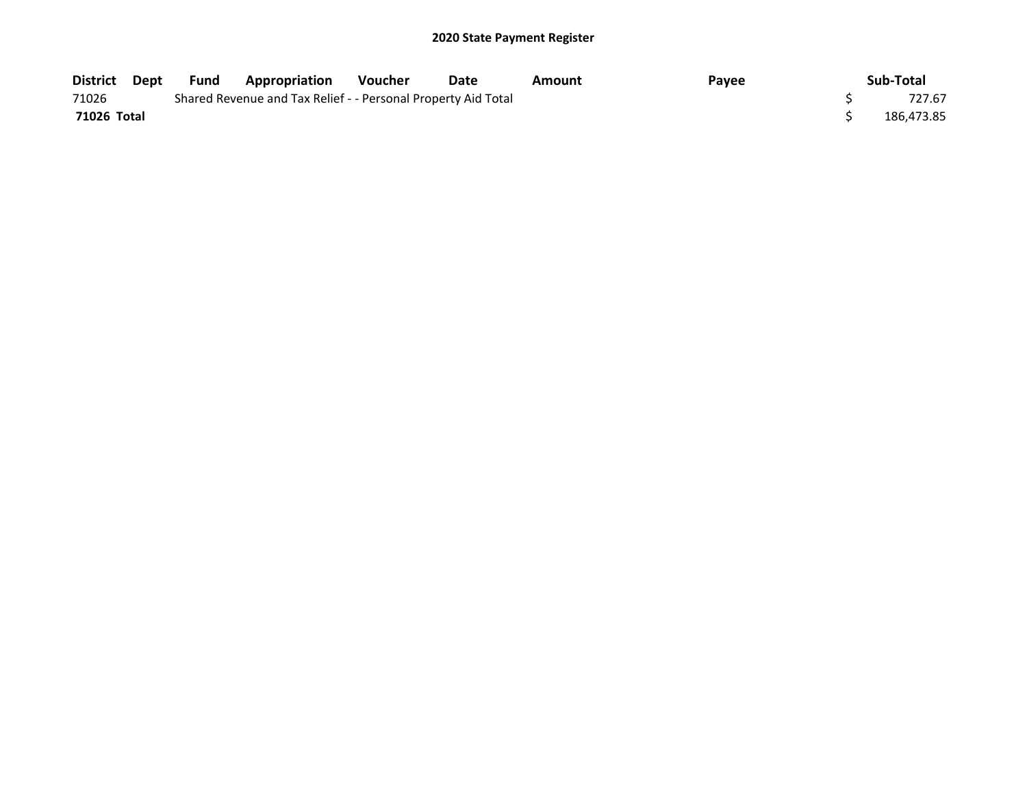# 2020 State Payment Register

| District | Dept | Fund | Appropriation | Voucher | Date | Amount | Payee | Sub-Total |
|---|---|---|---|---|---|---|---|---|
| 71026 | | Shared Revenue and Tax Relief - - Personal Property Aid Total | | | | | | $ 727.67 |
| **71026 Total** | | | | | | | | $ 186,473.85 |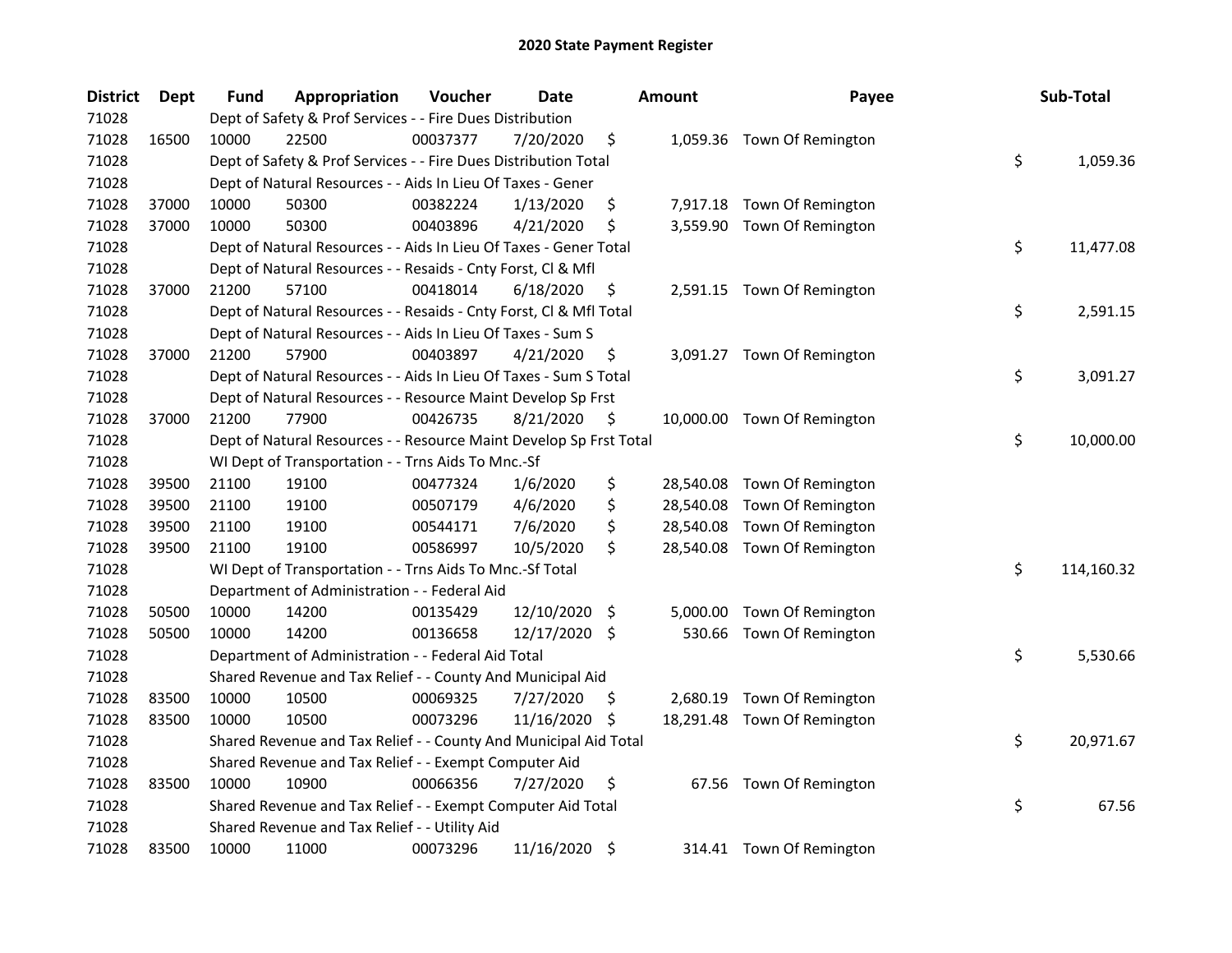# 2020 State Payment Register

| District | Dept | Fund | Appropriation | Voucher | Date | Amount | Payee | Sub-Total |
|---|---|---|---|---|---|---|---|---|
| 71028 | | Dept of Safety & Prof Services - - Fire Dues Distribution | | | | | | |
| 71028 | 16500 | 10000 | 22500 | 00037377 | 7/20/2020 | $ 1,059.36 | Town Of Remington | |
| 71028 | | Dept of Safety & Prof Services - - Fire Dues Distribution Total | | | | | | $ 1,059.36 |
| 71028 | | Dept of Natural Resources - - Aids In Lieu Of Taxes - Gener | | | | | | |
| 71028 | 37000 | 10000 | 50300 | 00382224 | 1/13/2020 | $ 7,917.18 | Town Of Remington | |
| 71028 | 37000 | 10000 | 50300 | 00403896 | 4/21/2020 | $ 3,559.90 | Town Of Remington | |
| 71028 | | Dept of Natural Resources - - Aids In Lieu Of Taxes - Gener Total | | | | | | $ 11,477.08 |
| 71028 | | Dept of Natural Resources - - Resaids - Cnty Forst, Cl & Mfl | | | | | | |
| 71028 | 37000 | 21200 | 57100 | 00418014 | 6/18/2020 | $ 2,591.15 | Town Of Remington | |
| 71028 | | Dept of Natural Resources - - Resaids - Cnty Forst, Cl & Mfl Total | | | | | | $ 2,591.15 |
| 71028 | | Dept of Natural Resources - - Aids In Lieu Of Taxes - Sum S | | | | | | |
| 71028 | 37000 | 21200 | 57900 | 00403897 | 4/21/2020 | $ 3,091.27 | Town Of Remington | |
| 71028 | | Dept of Natural Resources - - Aids In Lieu Of Taxes - Sum S Total | | | | | | $ 3,091.27 |
| 71028 | | Dept of Natural Resources - - Resource Maint Develop Sp Frst | | | | | | |
| 71028 | 37000 | 21200 | 77900 | 00426735 | 8/21/2020 | $ 10,000.00 | Town Of Remington | |
| 71028 | | Dept of Natural Resources - - Resource Maint Develop Sp Frst Total | | | | | | $ 10,000.00 |
| 71028 | | WI Dept of Transportation - - Trns Aids To Mnc.-Sf | | | | | | |
| 71028 | 39500 | 21100 | 19100 | 00477324 | 1/6/2020 | $ 28,540.08 | Town Of Remington | |
| 71028 | 39500 | 21100 | 19100 | 00507179 | 4/6/2020 | $ 28,540.08 | Town Of Remington | |
| 71028 | 39500 | 21100 | 19100 | 00544171 | 7/6/2020 | $ 28,540.08 | Town Of Remington | |
| 71028 | 39500 | 21100 | 19100 | 00586997 | 10/5/2020 | $ 28,540.08 | Town Of Remington | |
| 71028 | | WI Dept of Transportation - - Trns Aids To Mnc.-Sf Total | | | | | | $ 114,160.32 |
| 71028 | | Department of Administration - - Federal Aid | | | | | | |
| 71028 | 50500 | 10000 | 14200 | 00135429 | 12/10/2020 | $ 5,000.00 | Town Of Remington | |
| 71028 | 50500 | 10000 | 14200 | 00136658 | 12/17/2020 | $ 530.66 | Town Of Remington | |
| 71028 | | Department of Administration - - Federal Aid Total | | | | | | $ 5,530.66 |
| 71028 | | Shared Revenue and Tax Relief - - County And Municipal Aid | | | | | | |
| 71028 | 83500 | 10000 | 10500 | 00069325 | 7/27/2020 | $ 2,680.19 | Town Of Remington | |
| 71028 | 83500 | 10000 | 10500 | 00073296 | 11/16/2020 | $ 18,291.48 | Town Of Remington | |
| 71028 | | Shared Revenue and Tax Relief - - County And Municipal Aid Total | | | | | | $ 20,971.67 |
| 71028 | | Shared Revenue and Tax Relief - - Exempt Computer Aid | | | | | | |
| 71028 | 83500 | 10000 | 10900 | 00066356 | 7/27/2020 | $ 67.56 | Town Of Remington | |
| 71028 | | Shared Revenue and Tax Relief - - Exempt Computer Aid Total | | | | | | $ 67.56 |
| 71028 | | Shared Revenue and Tax Relief - - Utility Aid | | | | | | |
| 71028 | 83500 | 10000 | 11000 | 00073296 | 11/16/2020 | $ 314.41 | Town Of Remington | |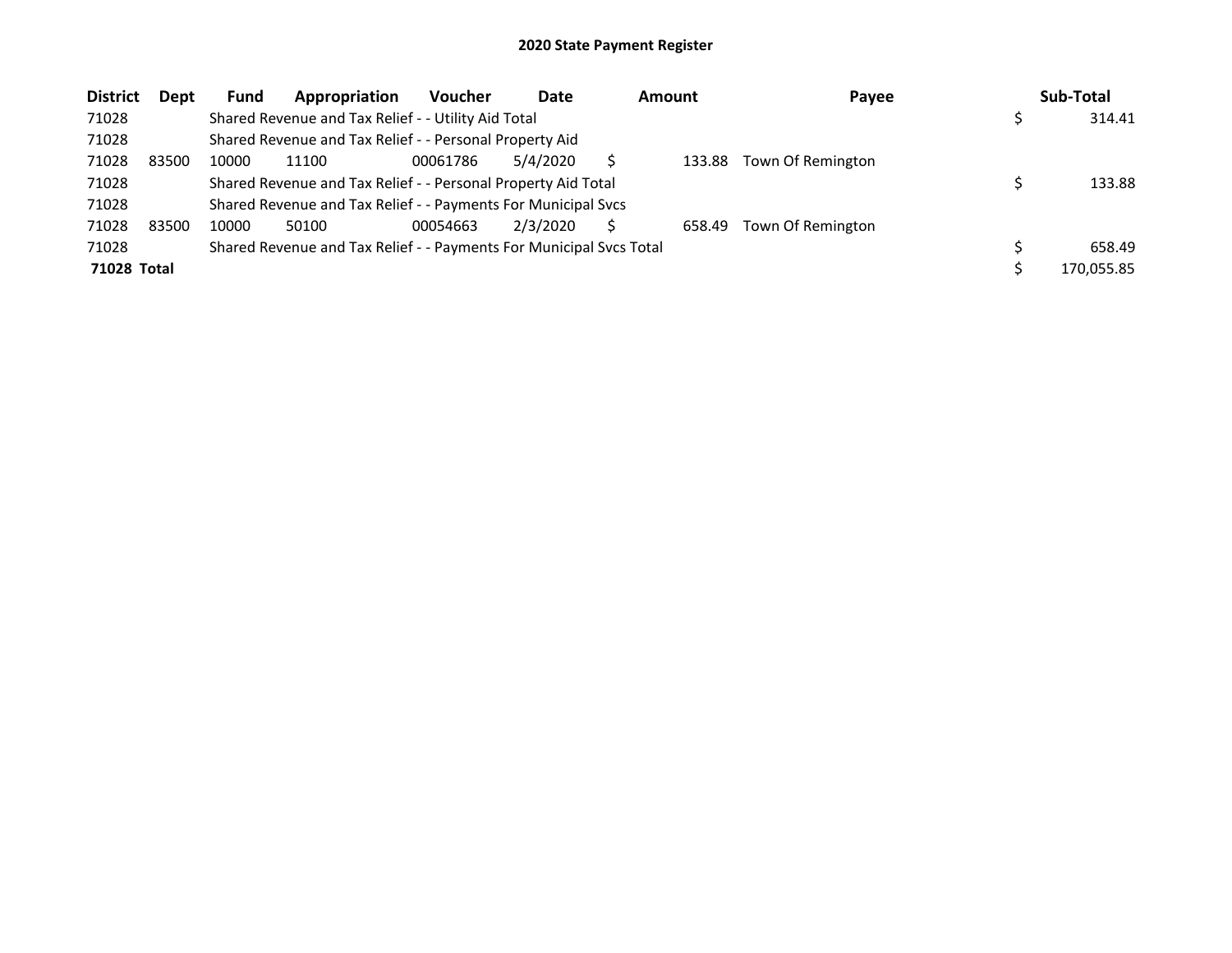**2020 State Payment Register**

| District | Dept | Fund | Appropriation | Voucher | Date | Amount | Payee | Sub-Total |
|---|---|---|---|---|---|---|---|---|
| 71028 | | Shared Revenue and Tax Relief - - Utility Aid Total | | | | | | $ 314.41 |
| 71028 | | Shared Revenue and Tax Relief - - Personal Property Aid | | | | | | |
| 71028 | 83500 | 10000 | 11100 | 00061786 | 5/4/2020 | $ 133.88 | Town Of Remington | |
| 71028 | | Shared Revenue and Tax Relief - - Personal Property Aid Total | | | | | | $ 133.88 |
| 71028 | | Shared Revenue and Tax Relief - - Payments For Municipal Svcs | | | | | | |
| 71028 | 83500 | 10000 | 50100 | 00054663 | 2/3/2020 | $ 658.49 | Town Of Remington | |
| 71028 | | Shared Revenue and Tax Relief - - Payments For Municipal Svcs Total | | | | | | $ 658.49 |
| **71028 Total** | | | | | | | | $ 170,055.85 |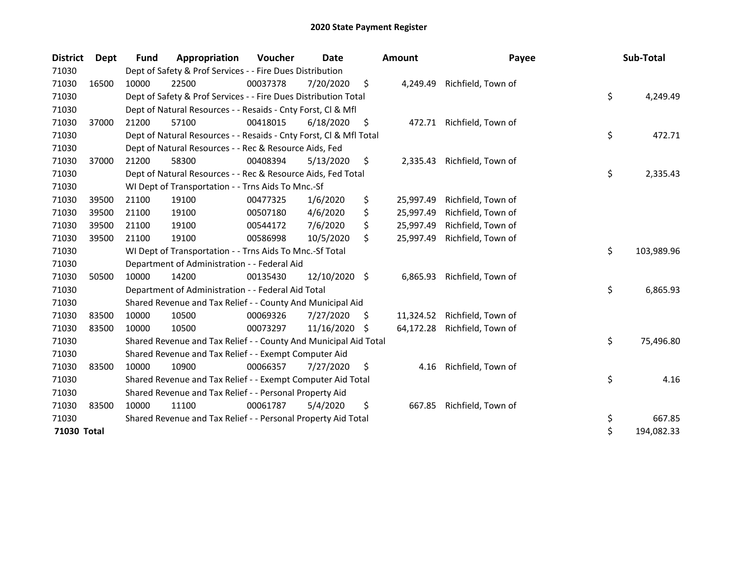# 2020 State Payment Register

| District | Dept | Fund | Appropriation | Voucher | Date | Amount | Payee | Sub-Total |
|---|---|---|---|---|---|---|---|---|
| 71030 | | Dept of Safety & Prof Services - - Fire Dues Distribution | | | | | | |
| 71030 | 16500 | 10000 | 22500 | 00037378 | 7/20/2020 | $ 4,249.49 | Richfield, Town of | |
| 71030 | | Dept of Safety & Prof Services - - Fire Dues Distribution Total | | | | | | $ 4,249.49 |
| 71030 | | Dept of Natural Resources - - Resaids - Cnty Forst, Cl & Mfl | | | | | | |
| 71030 | 37000 | 21200 | 57100 | 00418015 | 6/18/2020 | $ 472.71 | Richfield, Town of | |
| 71030 | | Dept of Natural Resources - - Resaids - Cnty Forst, Cl & Mfl Total | | | | | | $ 472.71 |
| 71030 | | Dept of Natural Resources - - Rec & Resource Aids, Fed | | | | | | |
| 71030 | 37000 | 21200 | 58300 | 00408394 | 5/13/2020 | $ 2,335.43 | Richfield, Town of | |
| 71030 | | Dept of Natural Resources - - Rec & Resource Aids, Fed Total | | | | | | $ 2,335.43 |
| 71030 | | WI Dept of Transportation - - Trns Aids To Mnc.-Sf | | | | | | |
| 71030 | 39500 | 21100 | 19100 | 00477325 | 1/6/2020 | $ 25,997.49 | Richfield, Town of | |
| 71030 | 39500 | 21100 | 19100 | 00507180 | 4/6/2020 | $ 25,997.49 | Richfield, Town of | |
| 71030 | 39500 | 21100 | 19100 | 00544172 | 7/6/2020 | $ 25,997.49 | Richfield, Town of | |
| 71030 | 39500 | 21100 | 19100 | 00586998 | 10/5/2020 | $ 25,997.49 | Richfield, Town of | |
| 71030 | | WI Dept of Transportation - - Trns Aids To Mnc.-Sf Total | | | | | | $ 103,989.96 |
| 71030 | | Department of Administration - - Federal Aid | | | | | | |
| 71030 | 50500 | 10000 | 14200 | 00135430 | 12/10/2020 | $ 6,865.93 | Richfield, Town of | |
| 71030 | | Department of Administration - - Federal Aid Total | | | | | | $ 6,865.93 |
| 71030 | | Shared Revenue and Tax Relief - - County And Municipal Aid | | | | | | |
| 71030 | 83500 | 10000 | 10500 | 00069326 | 7/27/2020 | $ 11,324.52 | Richfield, Town of | |
| 71030 | 83500 | 10000 | 10500 | 00073297 | 11/16/2020 | $ 64,172.28 | Richfield, Town of | |
| 71030 | | Shared Revenue and Tax Relief - - County And Municipal Aid Total | | | | | | $ 75,496.80 |
| 71030 | | Shared Revenue and Tax Relief - - Exempt Computer Aid | | | | | | |
| 71030 | 83500 | 10000 | 10900 | 00066357 | 7/27/2020 | $ 4.16 | Richfield, Town of | |
| 71030 | | Shared Revenue and Tax Relief - - Exempt Computer Aid Total | | | | | | $ 4.16 |
| 71030 | | Shared Revenue and Tax Relief - - Personal Property Aid | | | | | | |
| 71030 | 83500 | 10000 | 11100 | 00061787 | 5/4/2020 | $ 667.85 | Richfield, Town of | |
| 71030 | | Shared Revenue and Tax Relief - - Personal Property Aid Total | | | | | | $ 667.85 |
| **71030 Total** | | | | | | | | $ 194,082.33 |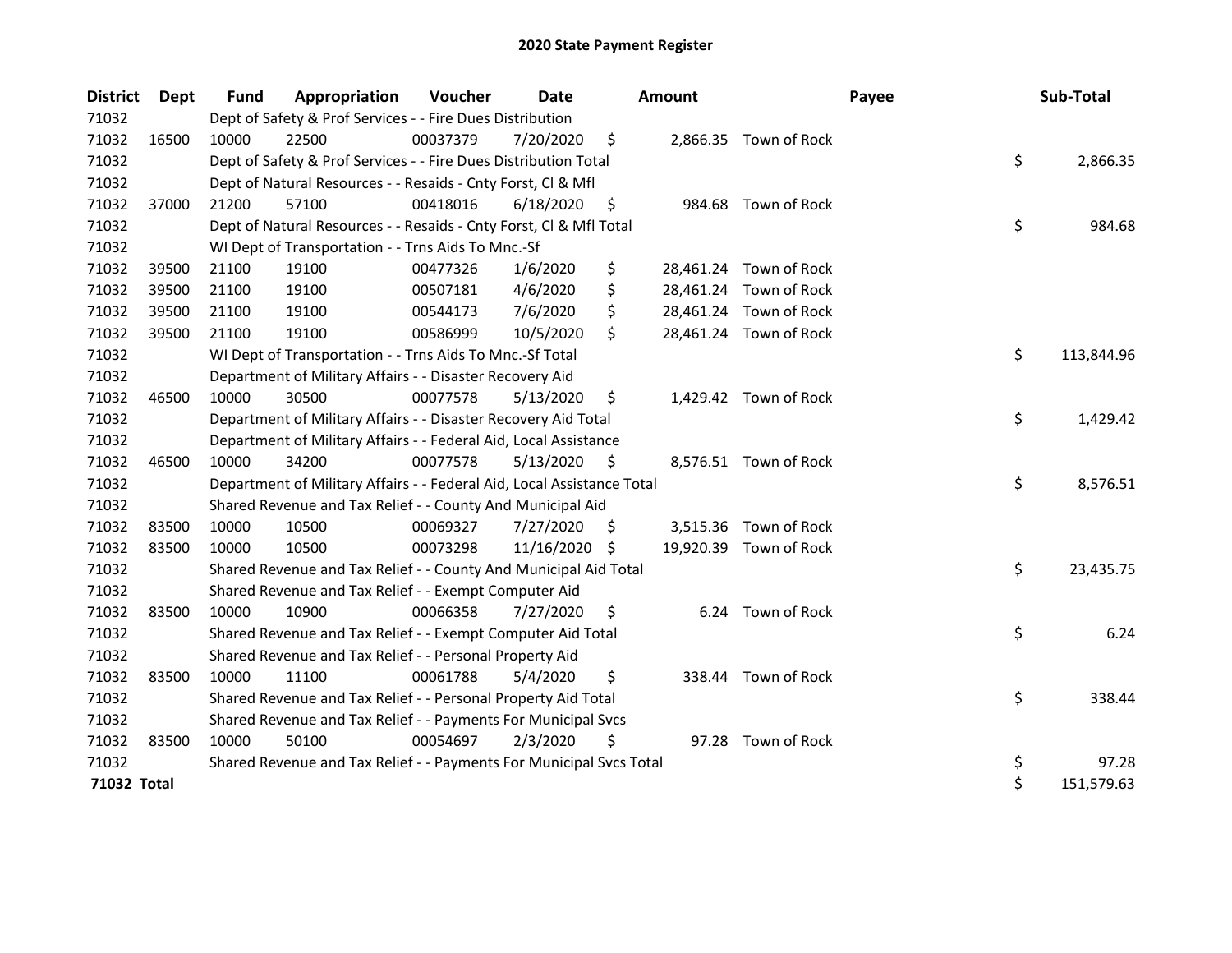# 2020 State Payment Register

| District | Dept | Fund | Appropriation | Voucher | Date | Amount | Payee | Sub-Total |
|---|---|---|---|---|---|---|---|---|
| 71032 | | Dept of Safety & Prof Services - - Fire Dues Distribution | | | | | | |
| 71032 | 16500 | 10000 | 22500 | 00037379 | 7/20/2020 | $ 2,866.35 | Town of Rock | |
| 71032 | | Dept of Safety & Prof Services - - Fire Dues Distribution Total | | | | | | $ 2,866.35 |
| 71032 | | Dept of Natural Resources - - Resaids - Cnty Forst, Cl & Mfl | | | | | | |
| 71032 | 37000 | 21200 | 57100 | 00418016 | 6/18/2020 | $ 984.68 | Town of Rock | |
| 71032 | | Dept of Natural Resources - - Resaids - Cnty Forst, Cl & Mfl Total | | | | | | $ 984.68 |
| 71032 | | WI Dept of Transportation - - Trns Aids To Mnc.-Sf | | | | | | |
| 71032 | 39500 | 21100 | 19100 | 00477326 | 1/6/2020 | $ 28,461.24 | Town of Rock | |
| 71032 | 39500 | 21100 | 19100 | 00507181 | 4/6/2020 | $ 28,461.24 | Town of Rock | |
| 71032 | 39500 | 21100 | 19100 | 00544173 | 7/6/2020 | $ 28,461.24 | Town of Rock | |
| 71032 | 39500 | 21100 | 19100 | 00586999 | 10/5/2020 | $ 28,461.24 | Town of Rock | |
| 71032 | | WI Dept of Transportation - - Trns Aids To Mnc.-Sf Total | | | | | | $ 113,844.96 |
| 71032 | | Department of Military Affairs - - Disaster Recovery Aid | | | | | | |
| 71032 | 46500 | 10000 | 30500 | 00077578 | 5/13/2020 | $ 1,429.42 | Town of Rock | |
| 71032 | | Department of Military Affairs - - Disaster Recovery Aid Total | | | | | | $ 1,429.42 |
| 71032 | | Department of Military Affairs - - Federal Aid, Local Assistance | | | | | | |
| 71032 | 46500 | 10000 | 34200 | 00077578 | 5/13/2020 | $ 8,576.51 | Town of Rock | |
| 71032 | | Department of Military Affairs - - Federal Aid, Local Assistance Total | | | | | | $ 8,576.51 |
| 71032 | | Shared Revenue and Tax Relief - - County And Municipal Aid | | | | | | |
| 71032 | 83500 | 10000 | 10500 | 00069327 | 7/27/2020 | $ 3,515.36 | Town of Rock | |
| 71032 | 83500 | 10000 | 10500 | 00073298 | 11/16/2020 | $ 19,920.39 | Town of Rock | |
| 71032 | | Shared Revenue and Tax Relief - - County And Municipal Aid Total | | | | | | $ 23,435.75 |
| 71032 | | Shared Revenue and Tax Relief - - Exempt Computer Aid | | | | | | |
| 71032 | 83500 | 10000 | 10900 | 00066358 | 7/27/2020 | $ 6.24 | Town of Rock | |
| 71032 | | Shared Revenue and Tax Relief - - Exempt Computer Aid Total | | | | | | $ 6.24 |
| 71032 | | Shared Revenue and Tax Relief - - Personal Property Aid | | | | | | |
| 71032 | 83500 | 10000 | 11100 | 00061788 | 5/4/2020 | $ 338.44 | Town of Rock | |
| 71032 | | Shared Revenue and Tax Relief - - Personal Property Aid Total | | | | | | $ 338.44 |
| 71032 | | Shared Revenue and Tax Relief - - Payments For Municipal Svcs | | | | | | |
| 71032 | 83500 | 10000 | 50100 | 00054697 | 2/3/2020 | $ 97.28 | Town of Rock | |
| 71032 | | Shared Revenue and Tax Relief - - Payments For Municipal Svcs Total | | | | | | $ 97.28 |
| **71032 Total** | | | | | | | | $ 151,579.63 |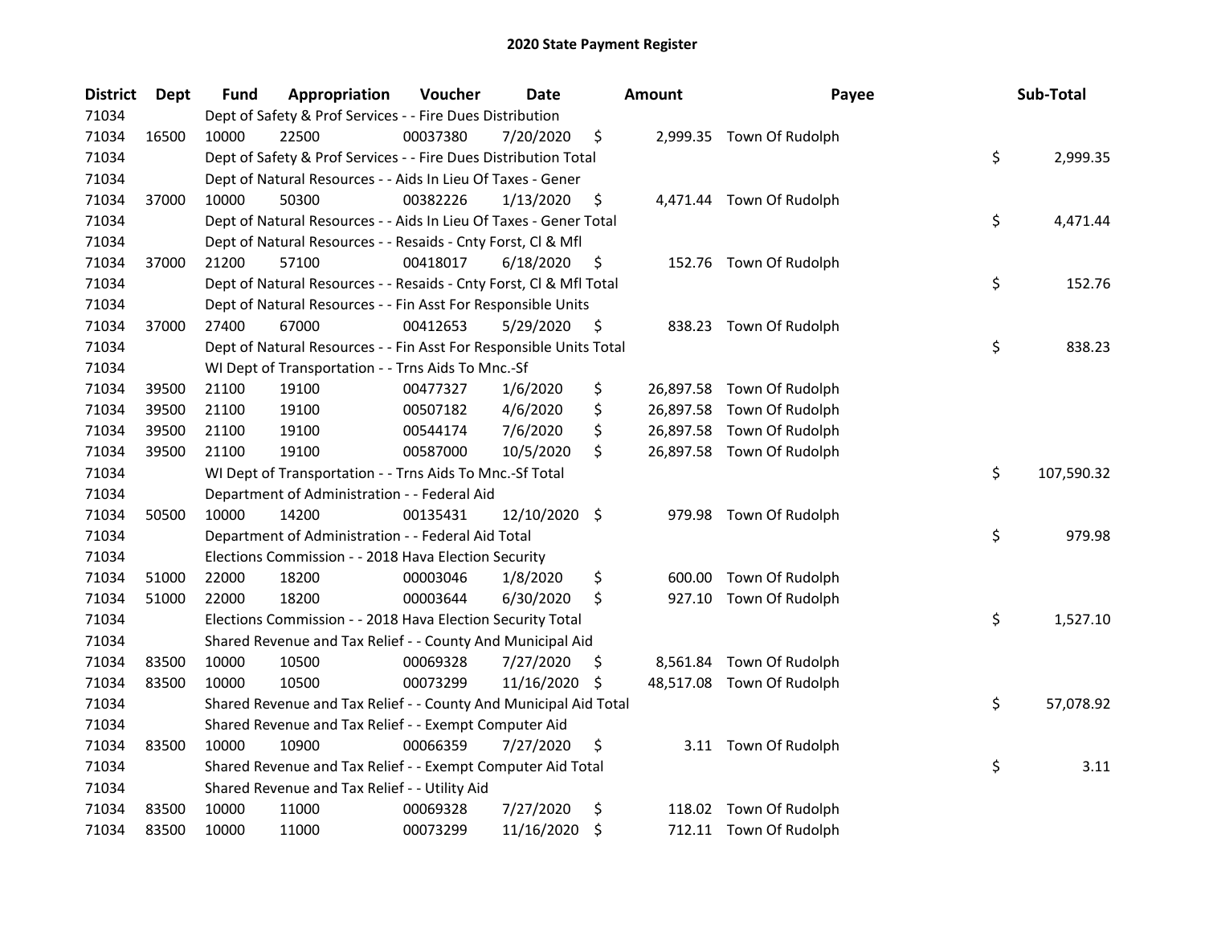# 2020 State Payment Register

| District | Dept | Fund | Appropriation | Voucher | Date | Amount | Payee | Sub-Total |
|---|---|---|---|---|---|---|---|---|
| 71034 | | Dept of Safety & Prof Services - - Fire Dues Distribution | | | | | | |
| 71034 | 16500 | 10000 | 22500 | 00037380 | 7/20/2020 | $ 2,999.35 | Town Of Rudolph | |
| 71034 | | Dept of Safety & Prof Services - - Fire Dues Distribution Total | | | | | | $ 2,999.35 |
| 71034 | | Dept of Natural Resources - - Aids In Lieu Of Taxes - Gener | | | | | | |
| 71034 | 37000 | 10000 | 50300 | 00382226 | 1/13/2020 | $ 4,471.44 | Town Of Rudolph | |
| 71034 | | Dept of Natural Resources - - Aids In Lieu Of Taxes - Gener Total | | | | | | $ 4,471.44 |
| 71034 | | Dept of Natural Resources - - Resaids - Cnty Forst, Cl & Mfl | | | | | | |
| 71034 | 37000 | 21200 | 57100 | 00418017 | 6/18/2020 | $ 152.76 | Town Of Rudolph | |
| 71034 | | Dept of Natural Resources - - Resaids - Cnty Forst, Cl & Mfl Total | | | | | | $ 152.76 |
| 71034 | | Dept of Natural Resources - - Fin Asst For Responsible Units | | | | | | |
| 71034 | 37000 | 27400 | 67000 | 00412653 | 5/29/2020 | $ 838.23 | Town Of Rudolph | |
| 71034 | | Dept of Natural Resources - - Fin Asst For Responsible Units Total | | | | | | $ 838.23 |
| 71034 | | WI Dept of Transportation - - Trns Aids To Mnc.-Sf | | | | | | |
| 71034 | 39500 | 21100 | 19100 | 00477327 | 1/6/2020 | $ 26,897.58 | Town Of Rudolph | |
| 71034 | 39500 | 21100 | 19100 | 00507182 | 4/6/2020 | $ 26,897.58 | Town Of Rudolph | |
| 71034 | 39500 | 21100 | 19100 | 00544174 | 7/6/2020 | $ 26,897.58 | Town Of Rudolph | |
| 71034 | 39500 | 21100 | 19100 | 00587000 | 10/5/2020 | $ 26,897.58 | Town Of Rudolph | |
| 71034 | | WI Dept of Transportation - - Trns Aids To Mnc.-Sf Total | | | | | | $ 107,590.32 |
| 71034 | | Department of Administration - - Federal Aid | | | | | | |
| 71034 | 50500 | 10000 | 14200 | 00135431 | 12/10/2020 | $ 979.98 | Town Of Rudolph | |
| 71034 | | Department of Administration - - Federal Aid Total | | | | | | $ 979.98 |
| 71034 | | Elections Commission - - 2018 Hava Election Security | | | | | | |
| 71034 | 51000 | 22000 | 18200 | 00003046 | 1/8/2020 | $ 600.00 | Town Of Rudolph | |
| 71034 | 51000 | 22000 | 18200 | 00003644 | 6/30/2020 | $ 927.10 | Town Of Rudolph | |
| 71034 | | Elections Commission - - 2018 Hava Election Security Total | | | | | | $ 1,527.10 |
| 71034 | | Shared Revenue and Tax Relief - - County And Municipal Aid | | | | | | |
| 71034 | 83500 | 10000 | 10500 | 00069328 | 7/27/2020 | $ 8,561.84 | Town Of Rudolph | |
| 71034 | 83500 | 10000 | 10500 | 00073299 | 11/16/2020 | $ 48,517.08 | Town Of Rudolph | |
| 71034 | | Shared Revenue and Tax Relief - - County And Municipal Aid Total | | | | | | $ 57,078.92 |
| 71034 | | Shared Revenue and Tax Relief - - Exempt Computer Aid | | | | | | |
| 71034 | 83500 | 10000 | 10900 | 00066359 | 7/27/2020 | $ 3.11 | Town Of Rudolph | |
| 71034 | | Shared Revenue and Tax Relief - - Exempt Computer Aid Total | | | | | | $ 3.11 |
| 71034 | | Shared Revenue and Tax Relief - - Utility Aid | | | | | | |
| 71034 | 83500 | 10000 | 11000 | 00069328 | 7/27/2020 | $ 118.02 | Town Of Rudolph | |
| 71034 | 83500 | 10000 | 11000 | 00073299 | 11/16/2020 | $ 712.11 | Town Of Rudolph | |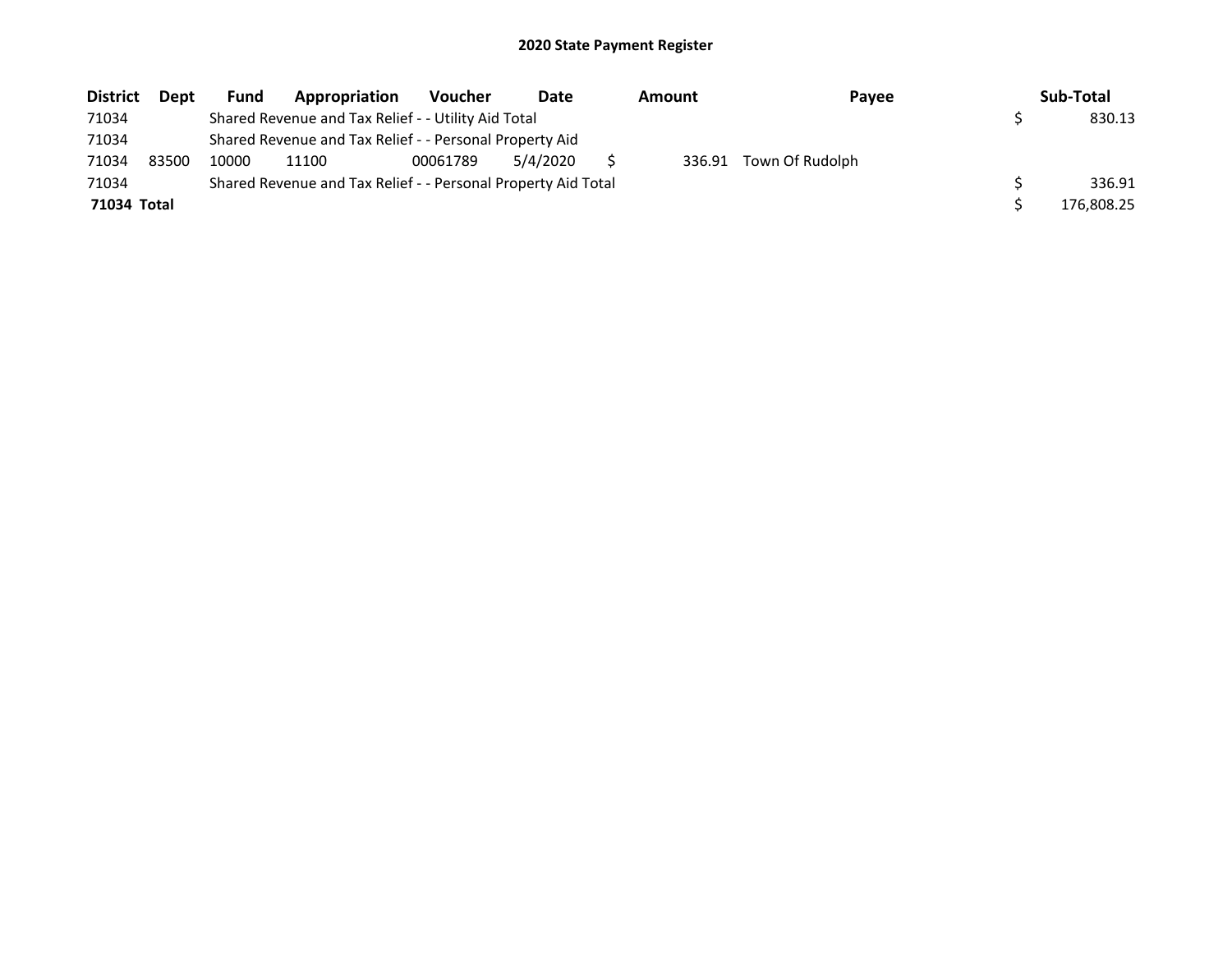# 2020 State Payment Register

| District | Dept | Fund | Appropriation | Voucher | Date | Amount | Payee | Sub-Total |
|---|---|---|---|---|---|---|---|---|
| 71034 | | Shared Revenue and Tax Relief - - Utility Aid Total | | | | | | $ 830.13 |
| 71034 | | Shared Revenue and Tax Relief - - Personal Property Aid | | | | | | |
| 71034 | 83500 | 10000 | 11100 | 00061789 | 5/4/2020 | $ 336.91 | Town Of Rudolph | |
| 71034 | | Shared Revenue and Tax Relief - - Personal Property Aid Total | | | | | | $ 336.91 |
| **71034 Total** | | | | | | | | $ 176,808.25 |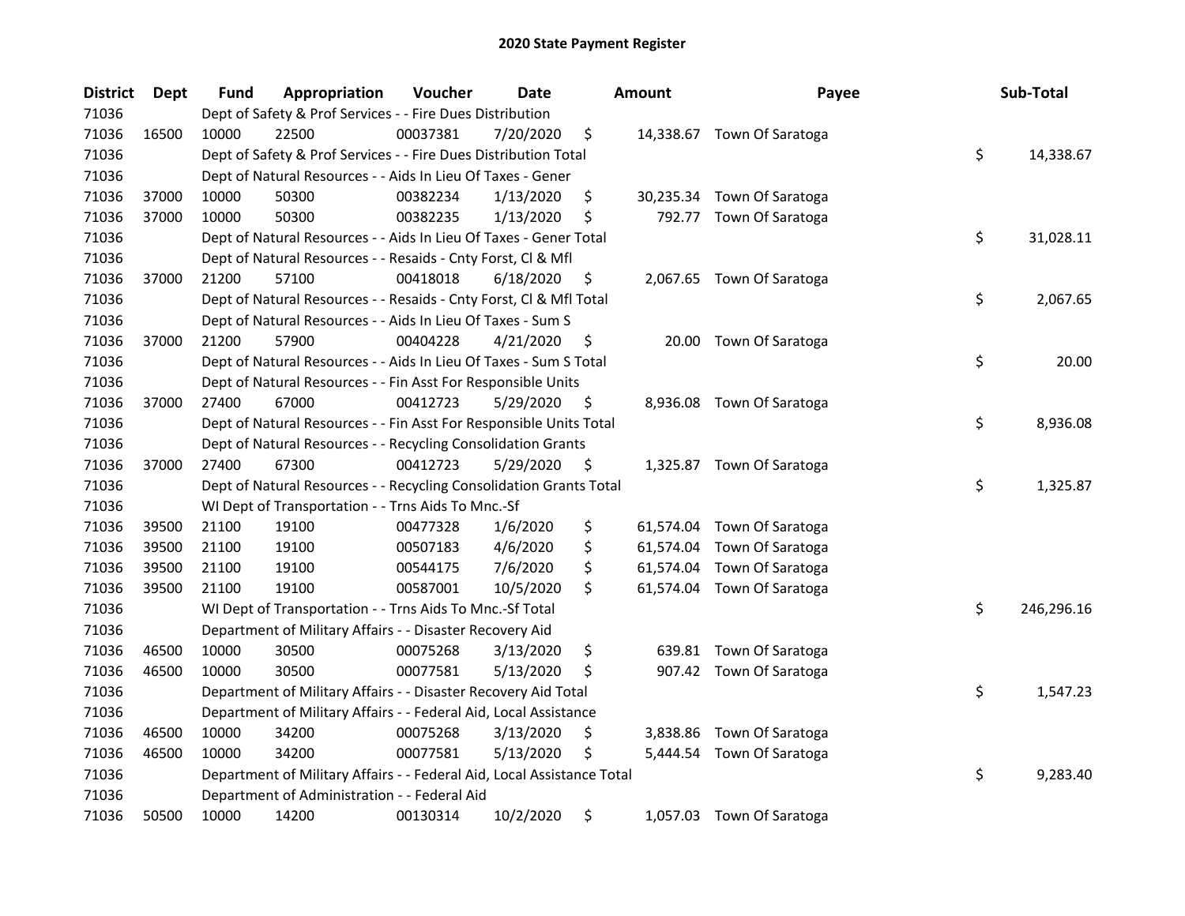# 2020 State Payment Register

| District | Dept | Fund | Appropriation | Voucher | Date | Amount | Payee | Sub-Total |
|---|---|---|---|---|---|---|---|---|
| 71036 | | Dept of Safety & Prof Services - - Fire Dues Distribution | | | | | | |
| 71036 | 16500 | 10000 | 22500 | 00037381 | 7/20/2020 | $ 14,338.67 | Town Of Saratoga | |
| 71036 | | Dept of Safety & Prof Services - - Fire Dues Distribution Total | | | | | | $ 14,338.67 |
| 71036 | | Dept of Natural Resources - - Aids In Lieu Of Taxes - Gener | | | | | | |
| 71036 | 37000 | 10000 | 50300 | 00382234 | 1/13/2020 | $ 30,235.34 | Town Of Saratoga | |
| 71036 | 37000 | 10000 | 50300 | 00382235 | 1/13/2020 | $ 792.77 | Town Of Saratoga | |
| 71036 | | Dept of Natural Resources - - Aids In Lieu Of Taxes - Gener Total | | | | | | $ 31,028.11 |
| 71036 | | Dept of Natural Resources - - Resaids - Cnty Forst, Cl & Mfl | | | | | | |
| 71036 | 37000 | 21200 | 57100 | 00418018 | 6/18/2020 | $ 2,067.65 | Town Of Saratoga | |
| 71036 | | Dept of Natural Resources - - Resaids - Cnty Forst, Cl & Mfl Total | | | | | | $ 2,067.65 |
| 71036 | | Dept of Natural Resources - - Aids In Lieu Of Taxes - Sum S | | | | | | |
| 71036 | 37000 | 21200 | 57900 | 00404228 | 4/21/2020 | $ 20.00 | Town Of Saratoga | |
| 71036 | | Dept of Natural Resources - - Aids In Lieu Of Taxes - Sum S Total | | | | | | $ 20.00 |
| 71036 | | Dept of Natural Resources - - Fin Asst For Responsible Units | | | | | | |
| 71036 | 37000 | 27400 | 67000 | 00412723 | 5/29/2020 | $ 8,936.08 | Town Of Saratoga | |
| 71036 | | Dept of Natural Resources - - Fin Asst For Responsible Units Total | | | | | | $ 8,936.08 |
| 71036 | | Dept of Natural Resources - - Recycling Consolidation Grants | | | | | | |
| 71036 | 37000 | 27400 | 67300 | 00412723 | 5/29/2020 | $ 1,325.87 | Town Of Saratoga | |
| 71036 | | Dept of Natural Resources - - Recycling Consolidation Grants Total | | | | | | $ 1,325.87 |
| 71036 | | WI Dept of Transportation - - Trns Aids To Mnc.-Sf | | | | | | |
| 71036 | 39500 | 21100 | 19100 | 00477328 | 1/6/2020 | $ 61,574.04 | Town Of Saratoga | |
| 71036 | 39500 | 21100 | 19100 | 00507183 | 4/6/2020 | $ 61,574.04 | Town Of Saratoga | |
| 71036 | 39500 | 21100 | 19100 | 00544175 | 7/6/2020 | $ 61,574.04 | Town Of Saratoga | |
| 71036 | 39500 | 21100 | 19100 | 00587001 | 10/5/2020 | $ 61,574.04 | Town Of Saratoga | |
| 71036 | | WI Dept of Transportation - - Trns Aids To Mnc.-Sf Total | | | | | | $ 246,296.16 |
| 71036 | | Department of Military Affairs - - Disaster Recovery Aid | | | | | | |
| 71036 | 46500 | 10000 | 30500 | 00075268 | 3/13/2020 | $ 639.81 | Town Of Saratoga | |
| 71036 | 46500 | 10000 | 30500 | 00077581 | 5/13/2020 | $ 907.42 | Town Of Saratoga | |
| 71036 | | Department of Military Affairs - - Disaster Recovery Aid Total | | | | | | $ 1,547.23 |
| 71036 | | Department of Military Affairs - - Federal Aid, Local Assistance | | | | | | |
| 71036 | 46500 | 10000 | 34200 | 00075268 | 3/13/2020 | $ 3,838.86 | Town Of Saratoga | |
| 71036 | 46500 | 10000 | 34200 | 00077581 | 5/13/2020 | $ 5,444.54 | Town Of Saratoga | |
| 71036 | | Department of Military Affairs - - Federal Aid, Local Assistance Total | | | | | | $ 9,283.40 |
| 71036 | | Department of Administration - - Federal Aid | | | | | | |
| 71036 | 50500 | 10000 | 14200 | 00130314 | 10/2/2020 | $ 1,057.03 | Town Of Saratoga | |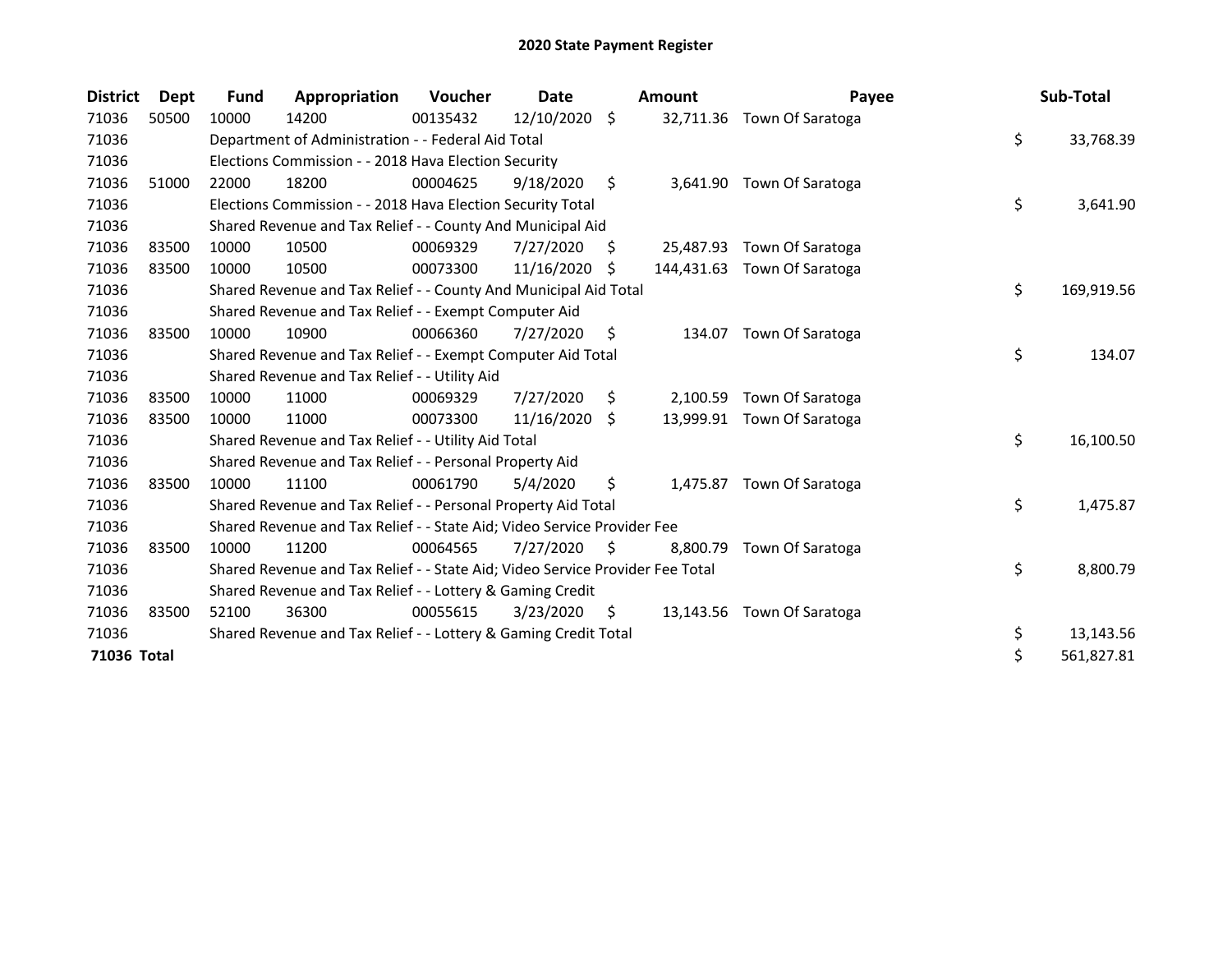# 2020 State Payment Register

| District | Dept | Fund | Appropriation | Voucher | Date | Amount | Payee | Sub-Total |
|---|---|---|---|---|---|---|---|---|
| 71036 | 50500 | 10000 | 14200 | 00135432 | 12/10/2020 | $ 32,711.36 | Town Of Saratoga | |
| 71036 | | Department of Administration - - Federal Aid Total | | | | | | $ 33,768.39 |
| 71036 | | Elections Commission - - 2018 Hava Election Security | | | | | | |
| 71036 | 51000 | 22000 | 18200 | 00004625 | 9/18/2020 | $ 3,641.90 | Town Of Saratoga | |
| 71036 | | Elections Commission - - 2018 Hava Election Security Total | | | | | | $ 3,641.90 |
| 71036 | | Shared Revenue and Tax Relief - - County And Municipal Aid | | | | | | |
| 71036 | 83500 | 10000 | 10500 | 00069329 | 7/27/2020 | $ 25,487.93 | Town Of Saratoga | |
| 71036 | 83500 | 10000 | 10500 | 00073300 | 11/16/2020 | $ 144,431.63 | Town Of Saratoga | |
| 71036 | | Shared Revenue and Tax Relief - - County And Municipal Aid Total | | | | | | $ 169,919.56 |
| 71036 | | Shared Revenue and Tax Relief - - Exempt Computer Aid | | | | | | |
| 71036 | 83500 | 10000 | 10900 | 00066360 | 7/27/2020 | $ 134.07 | Town Of Saratoga | |
| 71036 | | Shared Revenue and Tax Relief - - Exempt Computer Aid Total | | | | | | $ 134.07 |
| 71036 | | Shared Revenue and Tax Relief - - Utility Aid | | | | | | |
| 71036 | 83500 | 10000 | 11000 | 00069329 | 7/27/2020 | $ 2,100.59 | Town Of Saratoga | |
| 71036 | 83500 | 10000 | 11000 | 00073300 | 11/16/2020 | $ 13,999.91 | Town Of Saratoga | |
| 71036 | | Shared Revenue and Tax Relief - - Utility Aid Total | | | | | | $ 16,100.50 |
| 71036 | | Shared Revenue and Tax Relief - - Personal Property Aid | | | | | | |
| 71036 | 83500 | 10000 | 11100 | 00061790 | 5/4/2020 | $ 1,475.87 | Town Of Saratoga | |
| 71036 | | Shared Revenue and Tax Relief - - Personal Property Aid Total | | | | | | $ 1,475.87 |
| 71036 | | Shared Revenue and Tax Relief - - State Aid; Video Service Provider Fee | | | | | | |
| 71036 | 83500 | 10000 | 11200 | 00064565 | 7/27/2020 | $ 8,800.79 | Town Of Saratoga | |
| 71036 | | Shared Revenue and Tax Relief - - State Aid; Video Service Provider Fee Total | | | | | | $ 8,800.79 |
| 71036 | | Shared Revenue and Tax Relief - - Lottery & Gaming Credit | | | | | | |
| 71036 | 83500 | 52100 | 36300 | 00055615 | 3/23/2020 | $ 13,143.56 | Town Of Saratoga | |
| 71036 | | Shared Revenue and Tax Relief - - Lottery & Gaming Credit Total | | | | | | $ 13,143.56 |
| **71036 Total** | | | | | | | | $ 561,827.81 |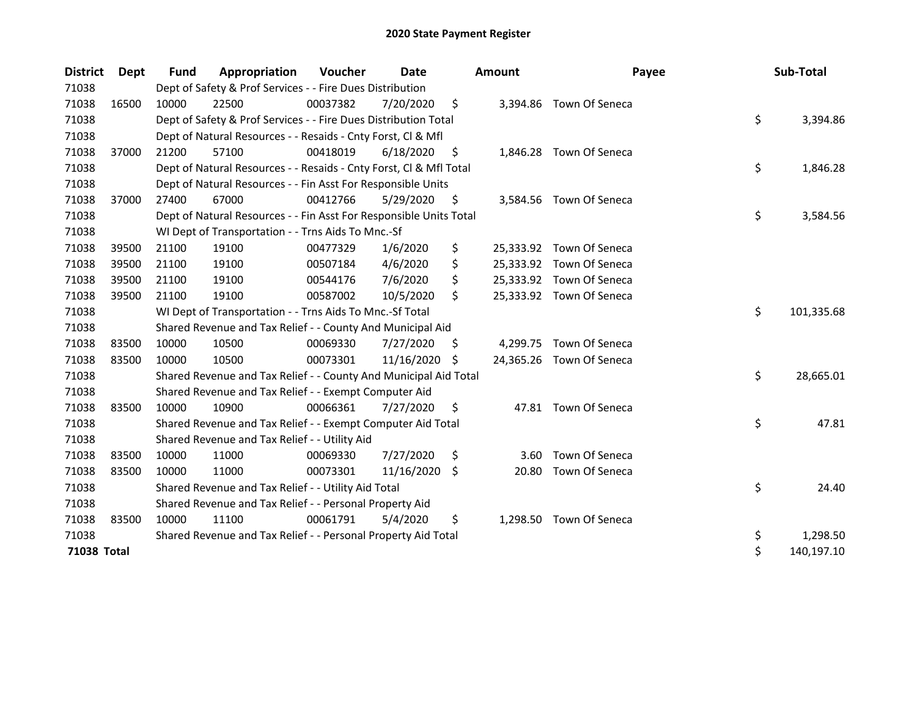# 2020 State Payment Register

| District | Dept | Fund | Appropriation | Voucher | Date | Amount | Payee | Sub-Total |
|---|---|---|---|---|---|---|---|---|
| 71038 | | Dept of Safety & Prof Services - - Fire Dues Distribution | | | | | | |
| 71038 | 16500 | 10000 | 22500 | 00037382 | 7/20/2020 | $ 3,394.86 | Town Of Seneca | |
| 71038 | | Dept of Safety & Prof Services - - Fire Dues Distribution Total | | | | | | $ 3,394.86 |
| 71038 | | Dept of Natural Resources - - Resaids - Cnty Forst, Cl & Mfl | | | | | | |
| 71038 | 37000 | 21200 | 57100 | 00418019 | 6/18/2020 | $ 1,846.28 | Town Of Seneca | |
| 71038 | | Dept of Natural Resources - - Resaids - Cnty Forst, Cl & Mfl Total | | | | | | $ 1,846.28 |
| 71038 | | Dept of Natural Resources - - Fin Asst For Responsible Units | | | | | | |
| 71038 | 37000 | 27400 | 67000 | 00412766 | 5/29/2020 | $ 3,584.56 | Town Of Seneca | |
| 71038 | | Dept of Natural Resources - - Fin Asst For Responsible Units Total | | | | | | $ 3,584.56 |
| 71038 | | WI Dept of Transportation - - Trns Aids To Mnc.-Sf | | | | | | |
| 71038 | 39500 | 21100 | 19100 | 00477329 | 1/6/2020 | $ 25,333.92 | Town Of Seneca | |
| 71038 | 39500 | 21100 | 19100 | 00507184 | 4/6/2020 | $ 25,333.92 | Town Of Seneca | |
| 71038 | 39500 | 21100 | 19100 | 00544176 | 7/6/2020 | $ 25,333.92 | Town Of Seneca | |
| 71038 | 39500 | 21100 | 19100 | 00587002 | 10/5/2020 | $ 25,333.92 | Town Of Seneca | |
| 71038 | | WI Dept of Transportation - - Trns Aids To Mnc.-Sf Total | | | | | | $ 101,335.68 |
| 71038 | | Shared Revenue and Tax Relief - - County And Municipal Aid | | | | | | |
| 71038 | 83500 | 10000 | 10500 | 00069330 | 7/27/2020 | $ 4,299.75 | Town Of Seneca | |
| 71038 | 83500 | 10000 | 10500 | 00073301 | 11/16/2020 | $ 24,365.26 | Town Of Seneca | |
| 71038 | | Shared Revenue and Tax Relief - - County And Municipal Aid Total | | | | | | $ 28,665.01 |
| 71038 | | Shared Revenue and Tax Relief - - Exempt Computer Aid | | | | | | |
| 71038 | 83500 | 10000 | 10900 | 00066361 | 7/27/2020 | $ 47.81 | Town Of Seneca | |
| 71038 | | Shared Revenue and Tax Relief - - Exempt Computer Aid Total | | | | | | $ 47.81 |
| 71038 | | Shared Revenue and Tax Relief - - Utility Aid | | | | | | |
| 71038 | 83500 | 10000 | 11000 | 00069330 | 7/27/2020 | $ 3.60 | Town Of Seneca | |
| 71038 | 83500 | 10000 | 11000 | 00073301 | 11/16/2020 | $ 20.80 | Town Of Seneca | |
| 71038 | | Shared Revenue and Tax Relief - - Utility Aid Total | | | | | | $ 24.40 |
| 71038 | | Shared Revenue and Tax Relief - - Personal Property Aid | | | | | | |
| 71038 | 83500 | 10000 | 11100 | 00061791 | 5/4/2020 | $ 1,298.50 | Town Of Seneca | |
| 71038 | | Shared Revenue and Tax Relief - - Personal Property Aid Total | | | | | | $ 1,298.50 |
| **71038 Total** | | | | | | | | $ 140,197.10 |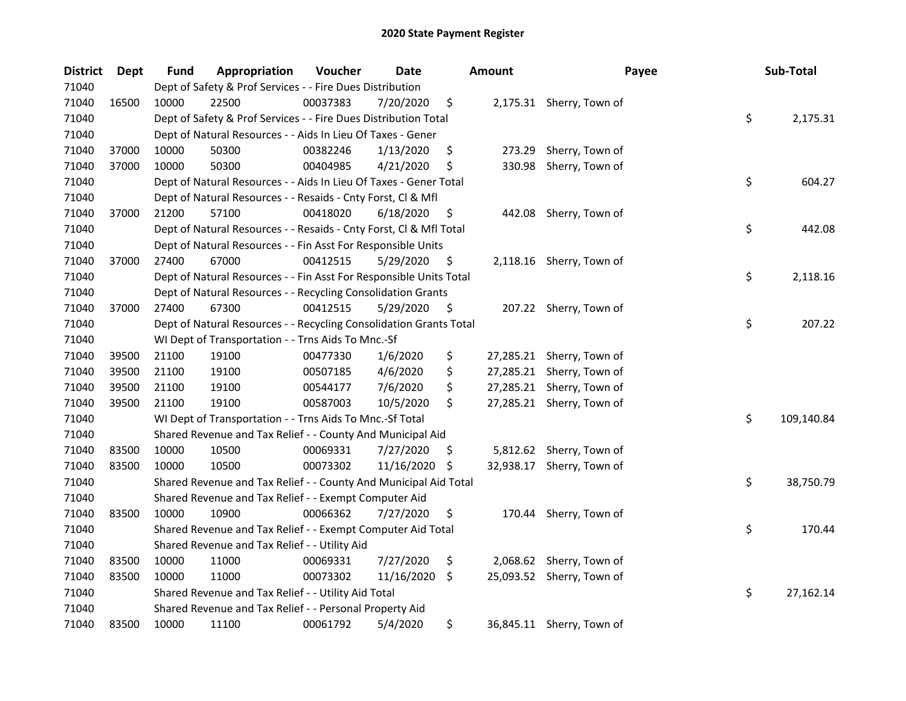# 2020 State Payment Register

| District | Dept | Fund | Appropriation | Voucher | Date | Amount | Payee | Sub-Total |
|---|---|---|---|---|---|---|---|---|
| 71040 | | Dept of Safety & Prof Services - - Fire Dues Distribution | | | | | | |
| 71040 | 16500 | 10000 | 22500 | 00037383 | 7/20/2020 | $ 2,175.31 | Sherry, Town of | |
| 71040 | | Dept of Safety & Prof Services - - Fire Dues Distribution Total | | | | | | $ 2,175.31 |
| 71040 | | Dept of Natural Resources - - Aids In Lieu Of Taxes - Gener | | | | | | |
| 71040 | 37000 | 10000 | 50300 | 00382246 | 1/13/2020 | $ 273.29 | Sherry, Town of | |
| 71040 | 37000 | 10000 | 50300 | 00404985 | 4/21/2020 | $ 330.98 | Sherry, Town of | |
| 71040 | | Dept of Natural Resources - - Aids In Lieu Of Taxes - Gener Total | | | | | | $ 604.27 |
| 71040 | | Dept of Natural Resources - - Resaids - Cnty Forst, Cl & Mfl | | | | | | |
| 71040 | 37000 | 21200 | 57100 | 00418020 | 6/18/2020 | $ 442.08 | Sherry, Town of | |
| 71040 | | Dept of Natural Resources - - Resaids - Cnty Forst, Cl & Mfl Total | | | | | | $ 442.08 |
| 71040 | | Dept of Natural Resources - - Fin Asst For Responsible Units | | | | | | |
| 71040 | 37000 | 27400 | 67000 | 00412515 | 5/29/2020 | $ 2,118.16 | Sherry, Town of | |
| 71040 | | Dept of Natural Resources - - Fin Asst For Responsible Units Total | | | | | | $ 2,118.16 |
| 71040 | | Dept of Natural Resources - - Recycling Consolidation Grants | | | | | | |
| 71040 | 37000 | 27400 | 67300 | 00412515 | 5/29/2020 | $ 207.22 | Sherry, Town of | |
| 71040 | | Dept of Natural Resources - - Recycling Consolidation Grants Total | | | | | | $ 207.22 |
| 71040 | | WI Dept of Transportation - - Trns Aids To Mnc.-Sf | | | | | | |
| 71040 | 39500 | 21100 | 19100 | 00477330 | 1/6/2020 | $ 27,285.21 | Sherry, Town of | |
| 71040 | 39500 | 21100 | 19100 | 00507185 | 4/6/2020 | $ 27,285.21 | Sherry, Town of | |
| 71040 | 39500 | 21100 | 19100 | 00544177 | 7/6/2020 | $ 27,285.21 | Sherry, Town of | |
| 71040 | 39500 | 21100 | 19100 | 00587003 | 10/5/2020 | $ 27,285.21 | Sherry, Town of | |
| 71040 | | WI Dept of Transportation - - Trns Aids To Mnc.-Sf Total | | | | | | $ 109,140.84 |
| 71040 | | Shared Revenue and Tax Relief - - County And Municipal Aid | | | | | | |
| 71040 | 83500 | 10000 | 10500 | 00069331 | 7/27/2020 | $ 5,812.62 | Sherry, Town of | |
| 71040 | 83500 | 10000 | 10500 | 00073302 | 11/16/2020 | $ 32,938.17 | Sherry, Town of | |
| 71040 | | Shared Revenue and Tax Relief - - County And Municipal Aid Total | | | | | | $ 38,750.79 |
| 71040 | | Shared Revenue and Tax Relief - - Exempt Computer Aid | | | | | | |
| 71040 | 83500 | 10000 | 10900 | 00066362 | 7/27/2020 | $ 170.44 | Sherry, Town of | |
| 71040 | | Shared Revenue and Tax Relief - - Exempt Computer Aid Total | | | | | | $ 170.44 |
| 71040 | | Shared Revenue and Tax Relief - - Utility Aid | | | | | | |
| 71040 | 83500 | 10000 | 11000 | 00069331 | 7/27/2020 | $ 2,068.62 | Sherry, Town of | |
| 71040 | 83500 | 10000 | 11000 | 00073302 | 11/16/2020 | $ 25,093.52 | Sherry, Town of | |
| 71040 | | Shared Revenue and Tax Relief - - Utility Aid Total | | | | | | $ 27,162.14 |
| 71040 | | Shared Revenue and Tax Relief - - Personal Property Aid | | | | | | |
| 71040 | 83500 | 10000 | 11100 | 00061792 | 5/4/2020 | $ 36,845.11 | Sherry, Town of | |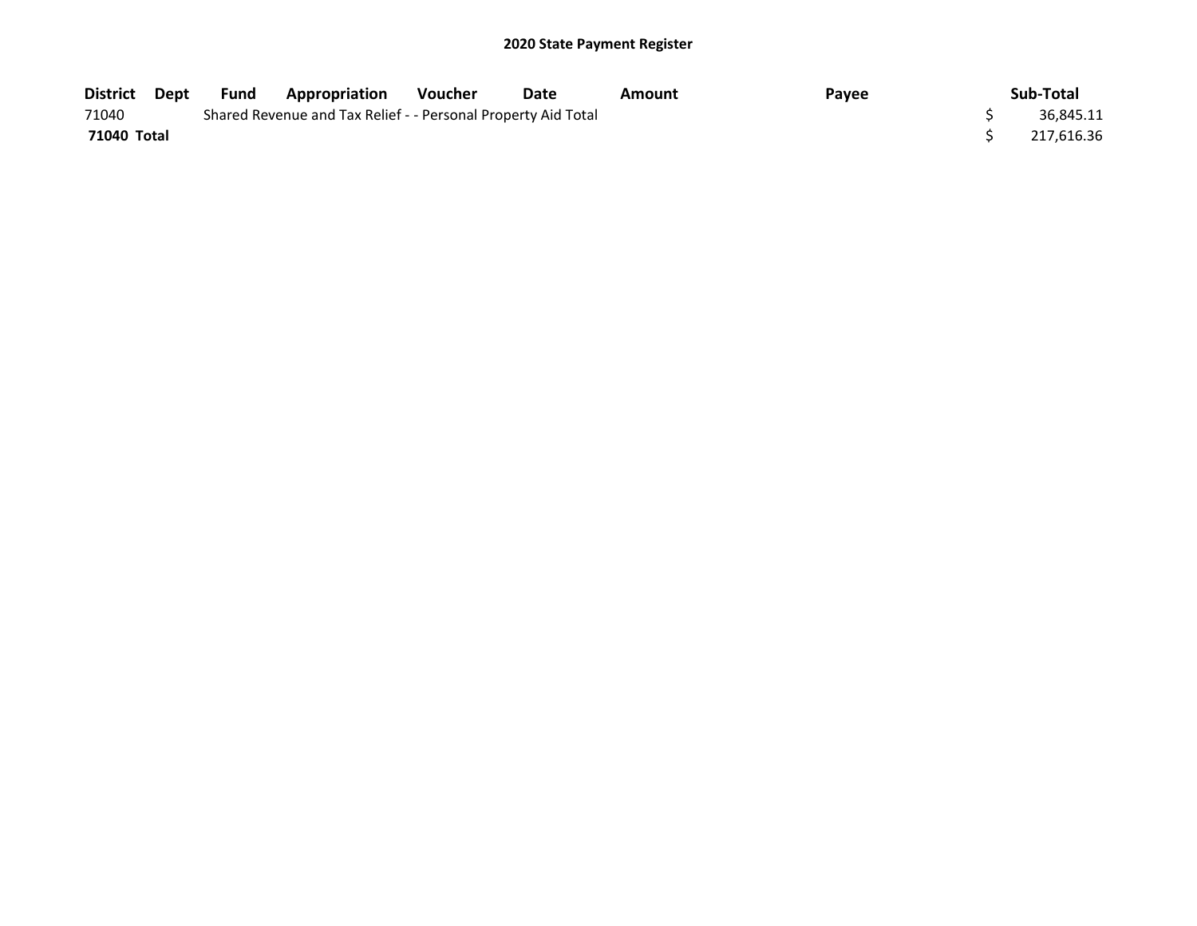## 2020 State Payment Register

| District | Dept | Fund | Appropriation | Voucher | Date | Amount | Payee | Sub-Total |
|---|---|---|---|---|---|---|---|---|
| 71040 | | Shared Revenue and Tax Relief - - Personal Property Aid Total | | | | | | $ 36,845.11 |
| **71040 Total** | | | | | | | | $ 217,616.36 |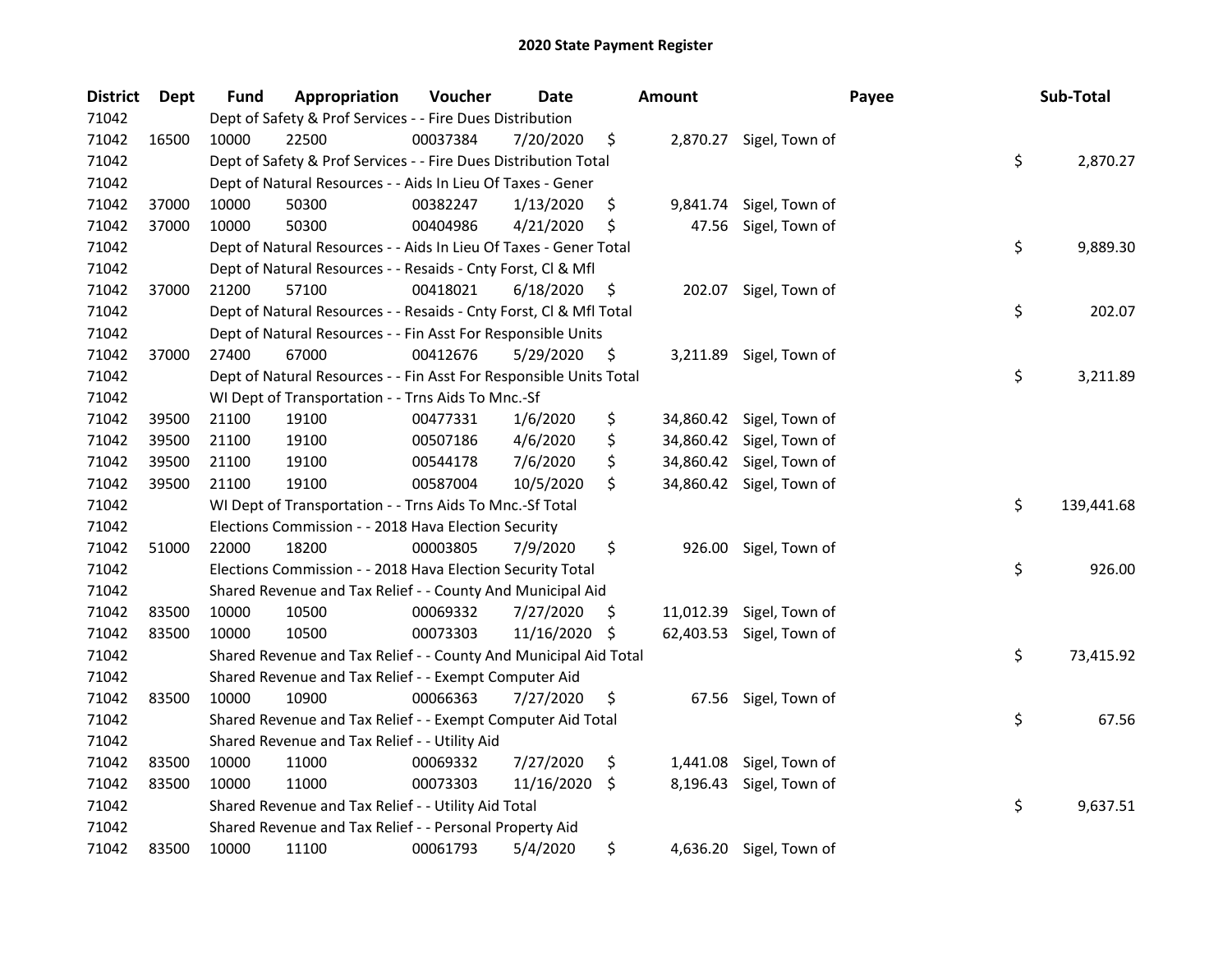# 2020 State Payment Register

| District | Dept | Fund | Appropriation | Voucher | Date | Amount | Payee | Sub-Total |
|---|---|---|---|---|---|---|---|---|
| 71042 | | Dept of Safety & Prof Services - - Fire Dues Distribution | | | | | | |
| 71042 | 16500 | 10000 | 22500 | 00037384 | 7/20/2020 | $ 2,870.27 | Sigel, Town of | |
| 71042 | | Dept of Safety & Prof Services - - Fire Dues Distribution Total | | | | | | $ 2,870.27 |
| 71042 | | Dept of Natural Resources - - Aids In Lieu Of Taxes - Gener | | | | | | |
| 71042 | 37000 | 10000 | 50300 | 00382247 | 1/13/2020 | $ 9,841.74 | Sigel, Town of | |
| 71042 | 37000 | 10000 | 50300 | 00404986 | 4/21/2020 | $ 47.56 | Sigel, Town of | |
| 71042 | | Dept of Natural Resources - - Aids In Lieu Of Taxes - Gener Total | | | | | | $ 9,889.30 |
| 71042 | | Dept of Natural Resources - - Resaids - Cnty Forst, Cl & Mfl | | | | | | |
| 71042 | 37000 | 21200 | 57100 | 00418021 | 6/18/2020 | $ 202.07 | Sigel, Town of | |
| 71042 | | Dept of Natural Resources - - Resaids - Cnty Forst, Cl & Mfl Total | | | | | | $ 202.07 |
| 71042 | | Dept of Natural Resources - - Fin Asst For Responsible Units | | | | | | |
| 71042 | 37000 | 27400 | 67000 | 00412676 | 5/29/2020 | $ 3,211.89 | Sigel, Town of | |
| 71042 | | Dept of Natural Resources - - Fin Asst For Responsible Units Total | | | | | | $ 3,211.89 |
| 71042 | | WI Dept of Transportation - - Trns Aids To Mnc.-Sf | | | | | | |
| 71042 | 39500 | 21100 | 19100 | 00477331 | 1/6/2020 | $ 34,860.42 | Sigel, Town of | |
| 71042 | 39500 | 21100 | 19100 | 00507186 | 4/6/2020 | $ 34,860.42 | Sigel, Town of | |
| 71042 | 39500 | 21100 | 19100 | 00544178 | 7/6/2020 | $ 34,860.42 | Sigel, Town of | |
| 71042 | 39500 | 21100 | 19100 | 00587004 | 10/5/2020 | $ 34,860.42 | Sigel, Town of | |
| 71042 | | WI Dept of Transportation - - Trns Aids To Mnc.-Sf Total | | | | | | $ 139,441.68 |
| 71042 | | Elections Commission - - 2018 Hava Election Security | | | | | | |
| 71042 | 51000 | 22000 | 18200 | 00003805 | 7/9/2020 | $ 926.00 | Sigel, Town of | |
| 71042 | | Elections Commission - - 2018 Hava Election Security Total | | | | | | $ 926.00 |
| 71042 | | Shared Revenue and Tax Relief - - County And Municipal Aid | | | | | | |
| 71042 | 83500 | 10000 | 10500 | 00069332 | 7/27/2020 | $ 11,012.39 | Sigel, Town of | |
| 71042 | 83500 | 10000 | 10500 | 00073303 | 11/16/2020 | $ 62,403.53 | Sigel, Town of | |
| 71042 | | Shared Revenue and Tax Relief - - County And Municipal Aid Total | | | | | | $ 73,415.92 |
| 71042 | | Shared Revenue and Tax Relief - - Exempt Computer Aid | | | | | | |
| 71042 | 83500 | 10000 | 10900 | 00066363 | 7/27/2020 | $ 67.56 | Sigel, Town of | |
| 71042 | | Shared Revenue and Tax Relief - - Exempt Computer Aid Total | | | | | | $ 67.56 |
| 71042 | | Shared Revenue and Tax Relief - - Utility Aid | | | | | | |
| 71042 | 83500 | 10000 | 11000 | 00069332 | 7/27/2020 | $ 1,441.08 | Sigel, Town of | |
| 71042 | 83500 | 10000 | 11000 | 00073303 | 11/16/2020 | $ 8,196.43 | Sigel, Town of | |
| 71042 | | Shared Revenue and Tax Relief - - Utility Aid Total | | | | | | $ 9,637.51 |
| 71042 | | Shared Revenue and Tax Relief - - Personal Property Aid | | | | | | |
| 71042 | 83500 | 10000 | 11100 | 00061793 | 5/4/2020 | $ 4,636.20 | Sigel, Town of | |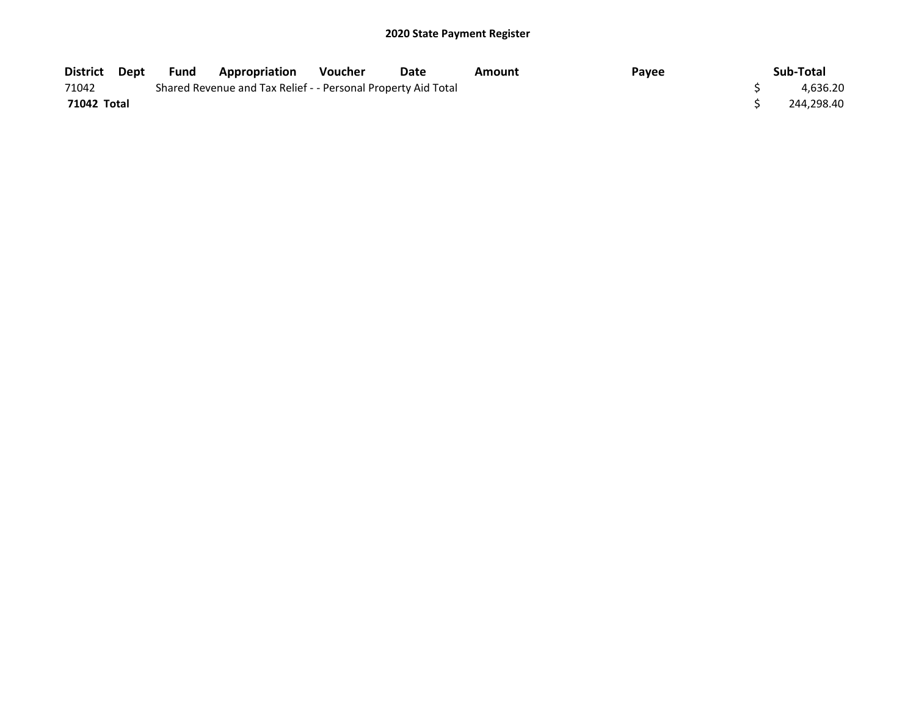## 2020 State Payment Register

| District | Dept | Fund | Appropriation | Voucher | Date | Amount | Payee | Sub-Total |
|---|---|---|---|---|---|---|---|---|
| 71042 | | Shared Revenue and Tax Relief - - Personal Property Aid Total | | | | | | $ 4,636.20 |
| **71042 Total** | | | | | | | | $ 244,298.40 |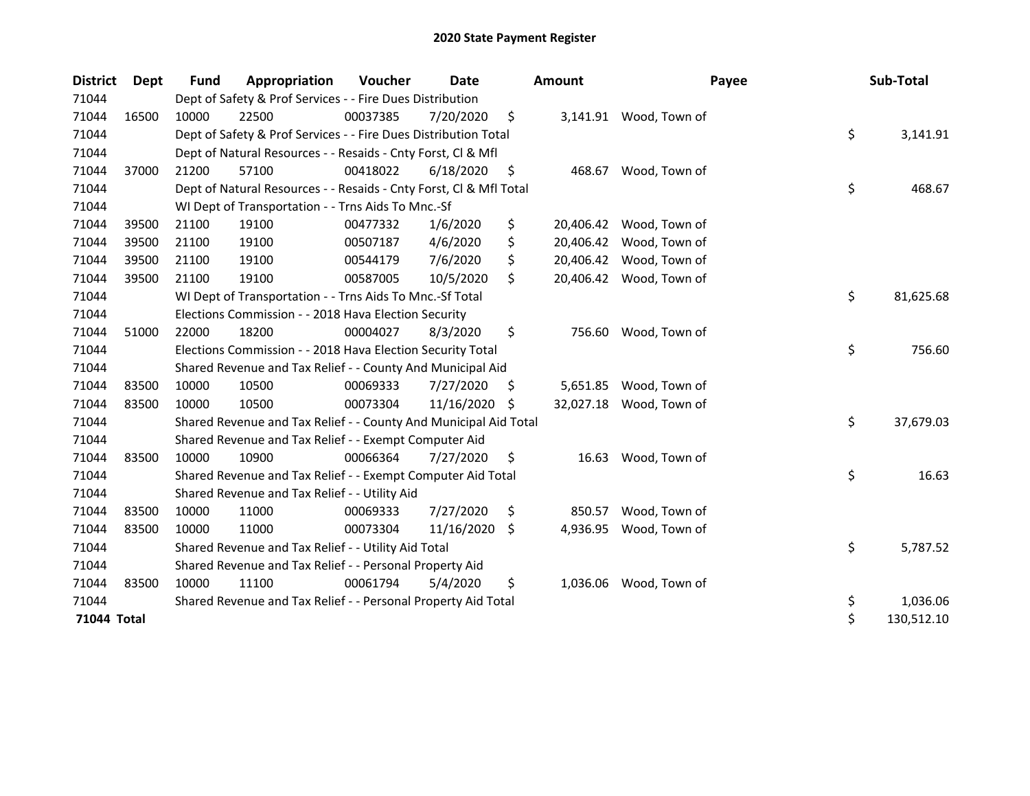# 2020 State Payment Register

| District | Dept | Fund | Appropriation | Voucher | Date | Amount | Payee | Sub-Total |
|---|---|---|---|---|---|---|---|---|
| 71044 | | Dept of Safety & Prof Services - - Fire Dues Distribution | | | | | | |
| 71044 | 16500 | 10000 | 22500 | 00037385 | 7/20/2020 | $ 3,141.91 | Wood, Town of | |
| 71044 | | Dept of Safety & Prof Services - - Fire Dues Distribution Total | | | | | | $ 3,141.91 |
| 71044 | | Dept of Natural Resources - - Resaids - Cnty Forst, Cl & Mfl | | | | | | |
| 71044 | 37000 | 21200 | 57100 | 00418022 | 6/18/2020 | $ 468.67 | Wood, Town of | |
| 71044 | | Dept of Natural Resources - - Resaids - Cnty Forst, Cl & Mfl Total | | | | | | $ 468.67 |
| 71044 | | WI Dept of Transportation - - Trns Aids To Mnc.-Sf | | | | | | |
| 71044 | 39500 | 21100 | 19100 | 00477332 | 1/6/2020 | $ 20,406.42 | Wood, Town of | |
| 71044 | 39500 | 21100 | 19100 | 00507187 | 4/6/2020 | $ 20,406.42 | Wood, Town of | |
| 71044 | 39500 | 21100 | 19100 | 00544179 | 7/6/2020 | $ 20,406.42 | Wood, Town of | |
| 71044 | 39500 | 21100 | 19100 | 00587005 | 10/5/2020 | $ 20,406.42 | Wood, Town of | |
| 71044 | | WI Dept of Transportation - - Trns Aids To Mnc.-Sf Total | | | | | | $ 81,625.68 |
| 71044 | | Elections Commission - - 2018 Hava Election Security | | | | | | |
| 71044 | 51000 | 22000 | 18200 | 00004027 | 8/3/2020 | $ 756.60 | Wood, Town of | |
| 71044 | | Elections Commission - - 2018 Hava Election Security Total | | | | | | $ 756.60 |
| 71044 | | Shared Revenue and Tax Relief - - County And Municipal Aid | | | | | | |
| 71044 | 83500 | 10000 | 10500 | 00069333 | 7/27/2020 | $ 5,651.85 | Wood, Town of | |
| 71044 | 83500 | 10000 | 10500 | 00073304 | 11/16/2020 | $ 32,027.18 | Wood, Town of | |
| 71044 | | Shared Revenue and Tax Relief - - County And Municipal Aid Total | | | | | | $ 37,679.03 |
| 71044 | | Shared Revenue and Tax Relief - - Exempt Computer Aid | | | | | | |
| 71044 | 83500 | 10000 | 10900 | 00066364 | 7/27/2020 | $ 16.63 | Wood, Town of | |
| 71044 | | Shared Revenue and Tax Relief - - Exempt Computer Aid Total | | | | | | $ 16.63 |
| 71044 | | Shared Revenue and Tax Relief - - Utility Aid | | | | | | |
| 71044 | 83500 | 10000 | 11000 | 00069333 | 7/27/2020 | $ 850.57 | Wood, Town of | |
| 71044 | 83500 | 10000 | 11000 | 00073304 | 11/16/2020 | $ 4,936.95 | Wood, Town of | |
| 71044 | | Shared Revenue and Tax Relief - - Utility Aid Total | | | | | | $ 5,787.52 |
| 71044 | | Shared Revenue and Tax Relief - - Personal Property Aid | | | | | | |
| 71044 | 83500 | 10000 | 11100 | 00061794 | 5/4/2020 | $ 1,036.06 | Wood, Town of | |
| 71044 | | Shared Revenue and Tax Relief - - Personal Property Aid Total | | | | | | $ 1,036.06 |
| **71044 Total** | | | | | | | | $ 130,512.10 |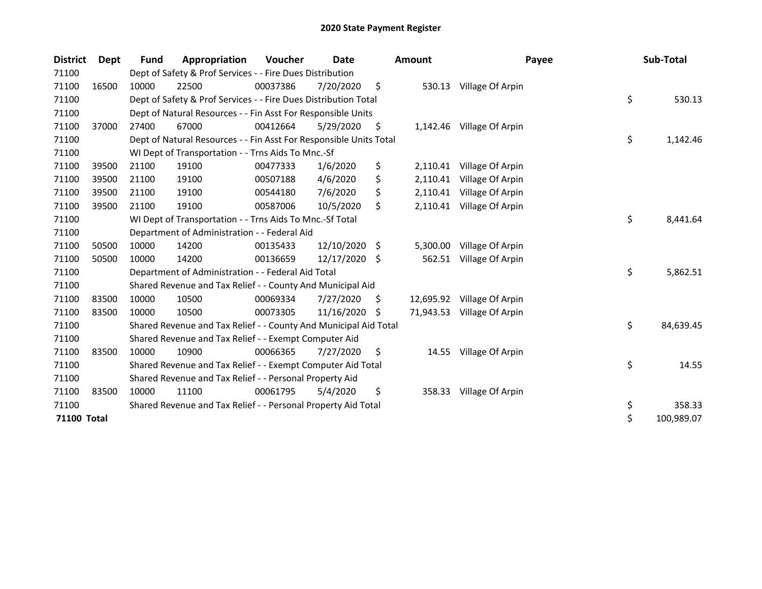# 2020 State Payment Register

| District | Dept | Fund | Appropriation | Voucher | Date | Amount | Payee | Sub-Total |
|---|---|---|---|---|---|---|---|---|
| 71100 | | Dept of Safety & Prof Services - - Fire Dues Distribution | | | | | | |
| 71100 | 16500 | 10000 | 22500 | 00037386 | 7/20/2020 | $ 530.13 | Village Of Arpin | |
| 71100 | | Dept of Safety & Prof Services - - Fire Dues Distribution Total | | | | | | $ 530.13 |
| 71100 | | Dept of Natural Resources - - Fin Asst For Responsible Units | | | | | | |
| 71100 | 37000 | 27400 | 67000 | 00412664 | 5/29/2020 | $ 1,142.46 | Village Of Arpin | |
| 71100 | | Dept of Natural Resources - - Fin Asst For Responsible Units Total | | | | | | $ 1,142.46 |
| 71100 | | WI Dept of Transportation - - Trns Aids To Mnc.-Sf | | | | | | |
| 71100 | 39500 | 21100 | 19100 | 00477333 | 1/6/2020 | $ 2,110.41 | Village Of Arpin | |
| 71100 | 39500 | 21100 | 19100 | 00507188 | 4/6/2020 | $ 2,110.41 | Village Of Arpin | |
| 71100 | 39500 | 21100 | 19100 | 00544180 | 7/6/2020 | $ 2,110.41 | Village Of Arpin | |
| 71100 | 39500 | 21100 | 19100 | 00587006 | 10/5/2020 | $ 2,110.41 | Village Of Arpin | |
| 71100 | | WI Dept of Transportation - - Trns Aids To Mnc.-Sf Total | | | | | | $ 8,441.64 |
| 71100 | | Department of Administration - - Federal Aid | | | | | | |
| 71100 | 50500 | 10000 | 14200 | 00135433 | 12/10/2020 | $ 5,300.00 | Village Of Arpin | |
| 71100 | 50500 | 10000 | 14200 | 00136659 | 12/17/2020 | $ 562.51 | Village Of Arpin | |
| 71100 | | Department of Administration - - Federal Aid Total | | | | | | $ 5,862.51 |
| 71100 | | Shared Revenue and Tax Relief - - County And Municipal Aid | | | | | | |
| 71100 | 83500 | 10000 | 10500 | 00069334 | 7/27/2020 | $ 12,695.92 | Village Of Arpin | |
| 71100 | 83500 | 10000 | 10500 | 00073305 | 11/16/2020 | $ 71,943.53 | Village Of Arpin | |
| 71100 | | Shared Revenue and Tax Relief - - County And Municipal Aid Total | | | | | | $ 84,639.45 |
| 71100 | | Shared Revenue and Tax Relief - - Exempt Computer Aid | | | | | | |
| 71100 | 83500 | 10000 | 10900 | 00066365 | 7/27/2020 | $ 14.55 | Village Of Arpin | |
| 71100 | | Shared Revenue and Tax Relief - - Exempt Computer Aid Total | | | | | | $ 14.55 |
| 71100 | | Shared Revenue and Tax Relief - - Personal Property Aid | | | | | | |
| 71100 | 83500 | 10000 | 11100 | 00061795 | 5/4/2020 | $ 358.33 | Village Of Arpin | |
| 71100 | | Shared Revenue and Tax Relief - - Personal Property Aid Total | | | | | | $ 358.33 |
| **71100 Total** | | | | | | | | $ 100,989.07 |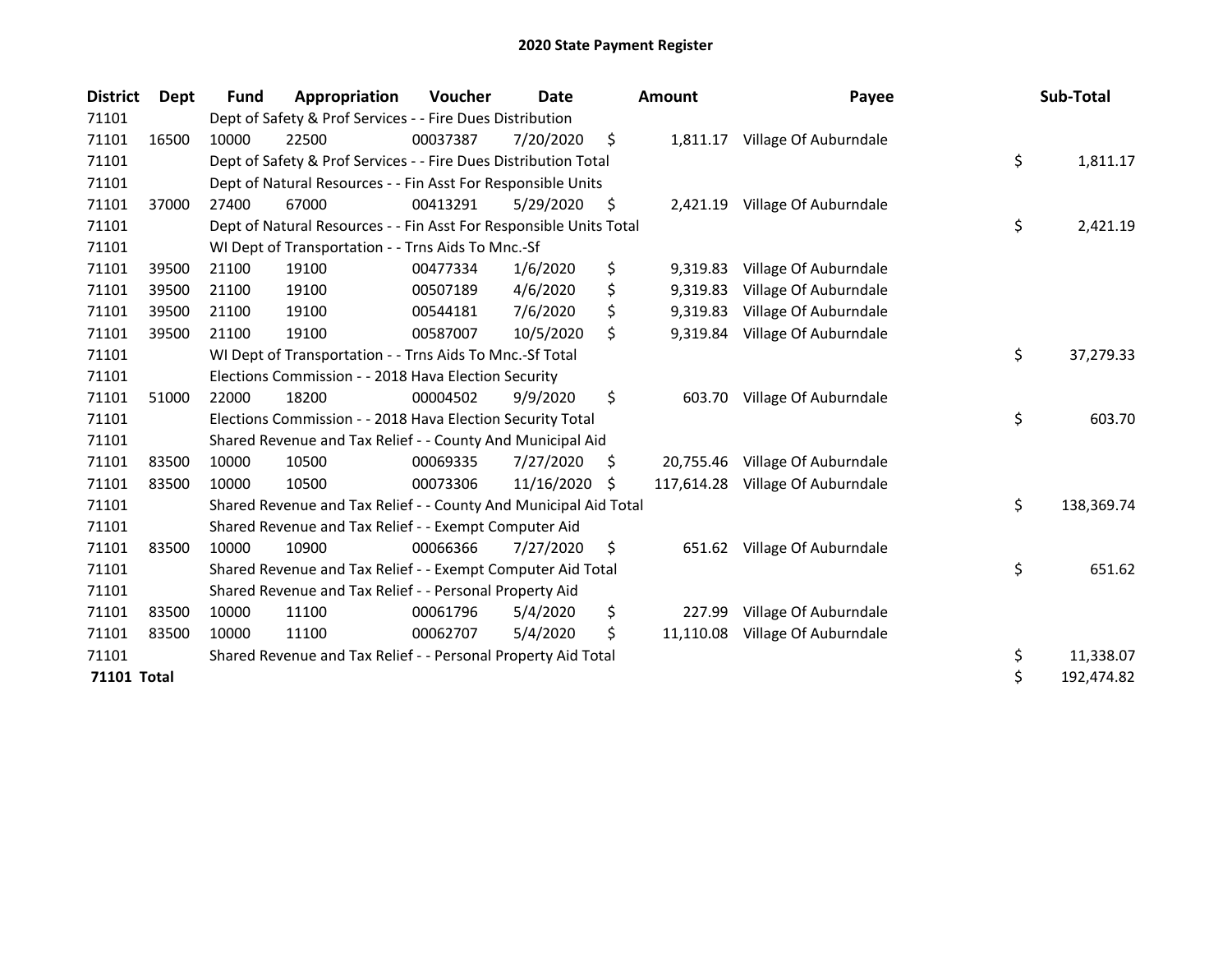# 2020 State Payment Register

| District | Dept | Fund | Appropriation | Voucher | Date | Amount | Payee | Sub-Total |
|---|---|---|---|---|---|---|---|---|
| 71101 | | Dept of Safety & Prof Services - - Fire Dues Distribution | | | | | | |
| 71101 | 16500 | 10000 | 22500 | 00037387 | 7/20/2020 | $ 1,811.17 | Village Of Auburndale | |
| 71101 | | Dept of Safety & Prof Services - - Fire Dues Distribution Total | | | | | | $ 1,811.17 |
| 71101 | | Dept of Natural Resources - - Fin Asst For Responsible Units | | | | | | |
| 71101 | 37000 | 27400 | 67000 | 00413291 | 5/29/2020 | $ 2,421.19 | Village Of Auburndale | |
| 71101 | | Dept of Natural Resources - - Fin Asst For Responsible Units Total | | | | | | $ 2,421.19 |
| 71101 | | WI Dept of Transportation - - Trns Aids To Mnc.-Sf | | | | | | |
| 71101 | 39500 | 21100 | 19100 | 00477334 | 1/6/2020 | $ 9,319.83 | Village Of Auburndale | |
| 71101 | 39500 | 21100 | 19100 | 00507189 | 4/6/2020 | $ 9,319.83 | Village Of Auburndale | |
| 71101 | 39500 | 21100 | 19100 | 00544181 | 7/6/2020 | $ 9,319.83 | Village Of Auburndale | |
| 71101 | 39500 | 21100 | 19100 | 00587007 | 10/5/2020 | $ 9,319.84 | Village Of Auburndale | |
| 71101 | | WI Dept of Transportation - - Trns Aids To Mnc.-Sf Total | | | | | | $ 37,279.33 |
| 71101 | | Elections Commission - - 2018 Hava Election Security | | | | | | |
| 71101 | 51000 | 22000 | 18200 | 00004502 | 9/9/2020 | $ 603.70 | Village Of Auburndale | |
| 71101 | | Elections Commission - - 2018 Hava Election Security Total | | | | | | $ 603.70 |
| 71101 | | Shared Revenue and Tax Relief - - County And Municipal Aid | | | | | | |
| 71101 | 83500 | 10000 | 10500 | 00069335 | 7/27/2020 | $ 20,755.46 | Village Of Auburndale | |
| 71101 | 83500 | 10000 | 10500 | 00073306 | 11/16/2020 | $ 117,614.28 | Village Of Auburndale | |
| 71101 | | Shared Revenue and Tax Relief - - County And Municipal Aid Total | | | | | | $ 138,369.74 |
| 71101 | | Shared Revenue and Tax Relief - - Exempt Computer Aid | | | | | | |
| 71101 | 83500 | 10000 | 10900 | 00066366 | 7/27/2020 | $ 651.62 | Village Of Auburndale | |
| 71101 | | Shared Revenue and Tax Relief - - Exempt Computer Aid Total | | | | | | $ 651.62 |
| 71101 | | Shared Revenue and Tax Relief - - Personal Property Aid | | | | | | |
| 71101 | 83500 | 10000 | 11100 | 00061796 | 5/4/2020 | $ 227.99 | Village Of Auburndale | |
| 71101 | 83500 | 10000 | 11100 | 00062707 | 5/4/2020 | $ 11,110.08 | Village Of Auburndale | |
| 71101 | | Shared Revenue and Tax Relief - - Personal Property Aid Total | | | | | | $ 11,338.07 |
| **71101 Total** | | | | | | | | $ 192,474.82 |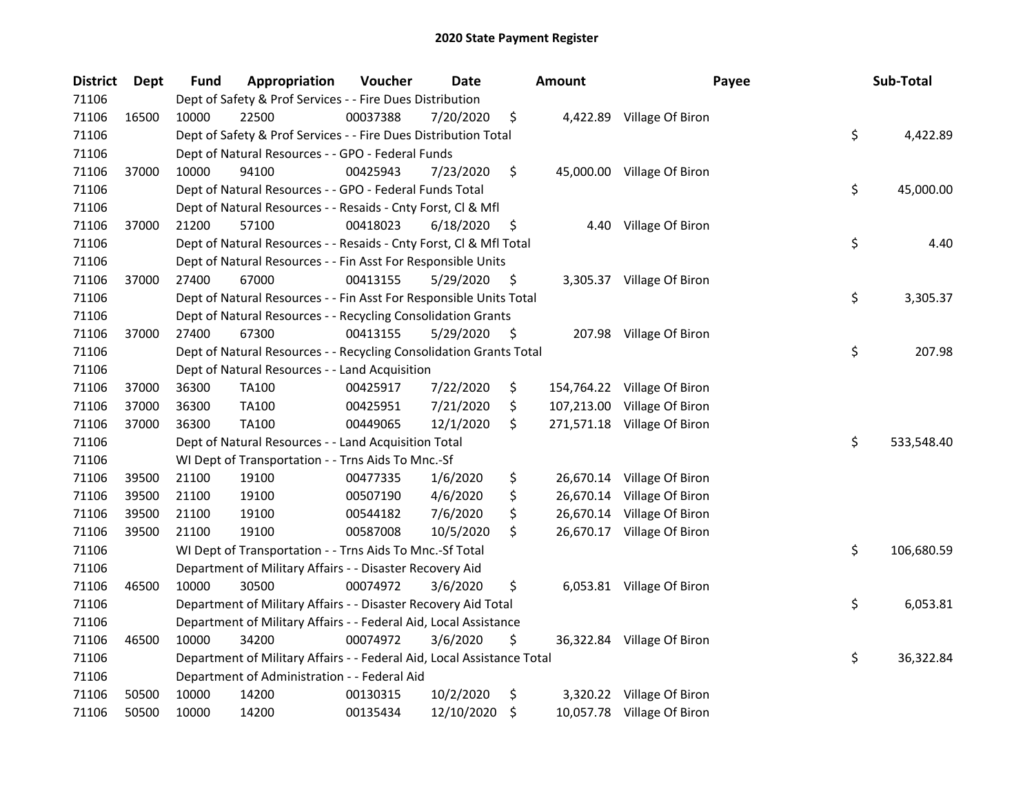# 2020 State Payment Register

| District | Dept | Fund | Appropriation | Voucher | Date | Amount | Payee | Sub-Total |
|---|---|---|---|---|---|---|---|---|
| 71106 | | Dept of Safety & Prof Services - - Fire Dues Distribution | | | | | | |
| 71106 | 16500 | 10000 | 22500 | 00037388 | 7/20/2020 | $ 4,422.89 | Village Of Biron | |
| 71106 | | Dept of Safety & Prof Services - - Fire Dues Distribution Total | | | | | | $ 4,422.89 |
| 71106 | | Dept of Natural Resources - - GPO - Federal Funds | | | | | | |
| 71106 | 37000 | 10000 | 94100 | 00425943 | 7/23/2020 | $ 45,000.00 | Village Of Biron | |
| 71106 | | Dept of Natural Resources - - GPO - Federal Funds Total | | | | | | $ 45,000.00 |
| 71106 | | Dept of Natural Resources - - Resaids - Cnty Forst, Cl & Mfl | | | | | | |
| 71106 | 37000 | 21200 | 57100 | 00418023 | 6/18/2020 | $ 4.40 | Village Of Biron | |
| 71106 | | Dept of Natural Resources - - Resaids - Cnty Forst, Cl & Mfl Total | | | | | | $ 4.40 |
| 71106 | | Dept of Natural Resources - - Fin Asst For Responsible Units | | | | | | |
| 71106 | 37000 | 27400 | 67000 | 00413155 | 5/29/2020 | $ 3,305.37 | Village Of Biron | |
| 71106 | | Dept of Natural Resources - - Fin Asst For Responsible Units Total | | | | | | $ 3,305.37 |
| 71106 | | Dept of Natural Resources - - Recycling Consolidation Grants | | | | | | |
| 71106 | 37000 | 27400 | 67300 | 00413155 | 5/29/2020 | $ 207.98 | Village Of Biron | |
| 71106 | | Dept of Natural Resources - - Recycling Consolidation Grants Total | | | | | | $ 207.98 |
| 71106 | | Dept of Natural Resources - - Land Acquisition | | | | | | |
| 71106 | 37000 | 36300 | TA100 | 00425917 | 7/22/2020 | $ 154,764.22 | Village Of Biron | |
| 71106 | 37000 | 36300 | TA100 | 00425951 | 7/21/2020 | $ 107,213.00 | Village Of Biron | |
| 71106 | 37000 | 36300 | TA100 | 00449065 | 12/1/2020 | $ 271,571.18 | Village Of Biron | |
| 71106 | | Dept of Natural Resources - - Land Acquisition Total | | | | | | $ 533,548.40 |
| 71106 | | WI Dept of Transportation - - Trns Aids To Mnc.-Sf | | | | | | |
| 71106 | 39500 | 21100 | 19100 | 00477335 | 1/6/2020 | $ 26,670.14 | Village Of Biron | |
| 71106 | 39500 | 21100 | 19100 | 00507190 | 4/6/2020 | $ 26,670.14 | Village Of Biron | |
| 71106 | 39500 | 21100 | 19100 | 00544182 | 7/6/2020 | $ 26,670.14 | Village Of Biron | |
| 71106 | 39500 | 21100 | 19100 | 00587008 | 10/5/2020 | $ 26,670.17 | Village Of Biron | |
| 71106 | | WI Dept of Transportation - - Trns Aids To Mnc.-Sf Total | | | | | | $ 106,680.59 |
| 71106 | | Department of Military Affairs - - Disaster Recovery Aid | | | | | | |
| 71106 | 46500 | 10000 | 30500 | 00074972 | 3/6/2020 | $ 6,053.81 | Village Of Biron | |
| 71106 | | Department of Military Affairs - - Disaster Recovery Aid Total | | | | | | $ 6,053.81 |
| 71106 | | Department of Military Affairs - - Federal Aid, Local Assistance | | | | | | |
| 71106 | 46500 | 10000 | 34200 | 00074972 | 3/6/2020 | $ 36,322.84 | Village Of Biron | |
| 71106 | | Department of Military Affairs - - Federal Aid, Local Assistance Total | | | | | | $ 36,322.84 |
| 71106 | | Department of Administration - - Federal Aid | | | | | | |
| 71106 | 50500 | 10000 | 14200 | 00130315 | 10/2/2020 | $ 3,320.22 | Village Of Biron | |
| 71106 | 50500 | 10000 | 14200 | 00135434 | 12/10/2020 | $ 10,057.78 | Village Of Biron | |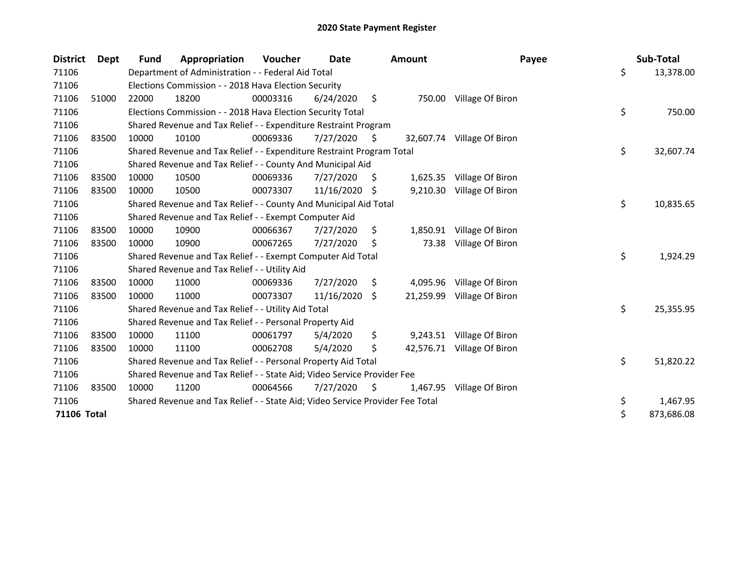# 2020 State Payment Register

| District | Dept | Fund | Appropriation | Voucher | Date | Amount | Payee | Sub-Total |
|---|---|---|---|---|---|---|---|---|
| 71106 | | Department of Administration - - Federal Aid Total | | | | | | $ 13,378.00 |
| 71106 | | Elections Commission - - 2018 Hava Election Security | | | | | | |
| 71106 | 51000 | 22000 | 18200 | 00003316 | 6/24/2020 | $ 750.00 | Village Of Biron | |
| 71106 | | Elections Commission - - 2018 Hava Election Security Total | | | | | | $ 750.00 |
| 71106 | | Shared Revenue and Tax Relief - - Expenditure Restraint Program | | | | | | |
| 71106 | 83500 | 10000 | 10100 | 00069336 | 7/27/2020 | $ 32,607.74 | Village Of Biron | |
| 71106 | | Shared Revenue and Tax Relief - - Expenditure Restraint Program Total | | | | | | $ 32,607.74 |
| 71106 | | Shared Revenue and Tax Relief - - County And Municipal Aid | | | | | | |
| 71106 | 83500 | 10000 | 10500 | 00069336 | 7/27/2020 | $ 1,625.35 | Village Of Biron | |
| 71106 | 83500 | 10000 | 10500 | 00073307 | 11/16/2020 | $ 9,210.30 | Village Of Biron | |
| 71106 | | Shared Revenue and Tax Relief - - County And Municipal Aid Total | | | | | | $ 10,835.65 |
| 71106 | | Shared Revenue and Tax Relief - - Exempt Computer Aid | | | | | | |
| 71106 | 83500 | 10000 | 10900 | 00066367 | 7/27/2020 | $ 1,850.91 | Village Of Biron | |
| 71106 | 83500 | 10000 | 10900 | 00067265 | 7/27/2020 | $ 73.38 | Village Of Biron | |
| 71106 | | Shared Revenue and Tax Relief - - Exempt Computer Aid Total | | | | | | $ 1,924.29 |
| 71106 | | Shared Revenue and Tax Relief - - Utility Aid | | | | | | |
| 71106 | 83500 | 10000 | 11000 | 00069336 | 7/27/2020 | $ 4,095.96 | Village Of Biron | |
| 71106 | 83500 | 10000 | 11000 | 00073307 | 11/16/2020 | $ 21,259.99 | Village Of Biron | |
| 71106 | | Shared Revenue and Tax Relief - - Utility Aid Total | | | | | | $ 25,355.95 |
| 71106 | | Shared Revenue and Tax Relief - - Personal Property Aid | | | | | | |
| 71106 | 83500 | 10000 | 11100 | 00061797 | 5/4/2020 | $ 9,243.51 | Village Of Biron | |
| 71106 | 83500 | 10000 | 11100 | 00062708 | 5/4/2020 | $ 42,576.71 | Village Of Biron | |
| 71106 | | Shared Revenue and Tax Relief - - Personal Property Aid Total | | | | | | $ 51,820.22 |
| 71106 | | Shared Revenue and Tax Relief - - State Aid; Video Service Provider Fee | | | | | | |
| 71106 | 83500 | 10000 | 11200 | 00064566 | 7/27/2020 | $ 1,467.95 | Village Of Biron | |
| 71106 | | Shared Revenue and Tax Relief - - State Aid; Video Service Provider Fee Total | | | | | | $ 1,467.95 |
| **71106 Total** | | | | | | | | $ 873,686.08 |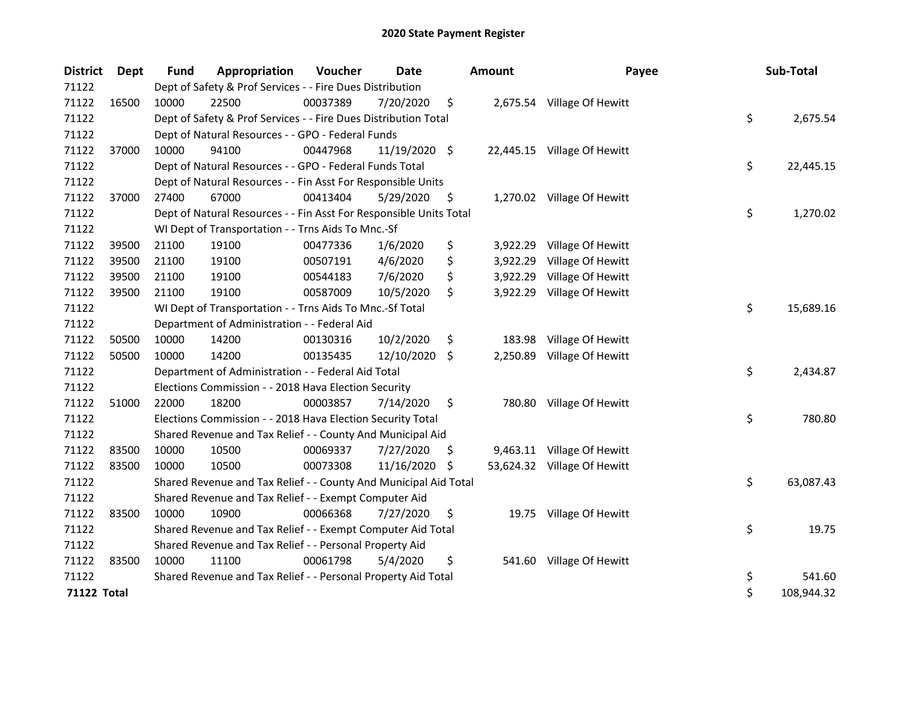# 2020 State Payment Register

| District | Dept | Fund | Appropriation | Voucher | Date | Amount | Payee | Sub-Total |
|---|---|---|---|---|---|---|---|---|
| 71122 | | Dept of Safety & Prof Services - - Fire Dues Distribution | | | | | | |
| 71122 | 16500 | 10000 | 22500 | 00037389 | 7/20/2020 | $ 2,675.54 | Village Of Hewitt | |
| 71122 | | Dept of Safety & Prof Services - - Fire Dues Distribution Total | | | | | | $ 2,675.54 |
| 71122 | | Dept of Natural Resources - - GPO - Federal Funds | | | | | | |
| 71122 | 37000 | 10000 | 94100 | 00447968 | 11/19/2020 | $ 22,445.15 | Village Of Hewitt | |
| 71122 | | Dept of Natural Resources - - GPO - Federal Funds Total | | | | | | $ 22,445.15 |
| 71122 | | Dept of Natural Resources - - Fin Asst For Responsible Units | | | | | | |
| 71122 | 37000 | 27400 | 67000 | 00413404 | 5/29/2020 | $ 1,270.02 | Village Of Hewitt | |
| 71122 | | Dept of Natural Resources - - Fin Asst For Responsible Units Total | | | | | | $ 1,270.02 |
| 71122 | | WI Dept of Transportation - - Trns Aids To Mnc.-Sf | | | | | | |
| 71122 | 39500 | 21100 | 19100 | 00477336 | 1/6/2020 | $ 3,922.29 | Village Of Hewitt | |
| 71122 | 39500 | 21100 | 19100 | 00507191 | 4/6/2020 | $ 3,922.29 | Village Of Hewitt | |
| 71122 | 39500 | 21100 | 19100 | 00544183 | 7/6/2020 | $ 3,922.29 | Village Of Hewitt | |
| 71122 | 39500 | 21100 | 19100 | 00587009 | 10/5/2020 | $ 3,922.29 | Village Of Hewitt | |
| 71122 | | WI Dept of Transportation - - Trns Aids To Mnc.-Sf Total | | | | | | $ 15,689.16 |
| 71122 | | Department of Administration - - Federal Aid | | | | | | |
| 71122 | 50500 | 10000 | 14200 | 00130316 | 10/2/2020 | $ 183.98 | Village Of Hewitt | |
| 71122 | 50500 | 10000 | 14200 | 00135435 | 12/10/2020 | $ 2,250.89 | Village Of Hewitt | |
| 71122 | | Department of Administration - - Federal Aid Total | | | | | | $ 2,434.87 |
| 71122 | | Elections Commission - - 2018 Hava Election Security | | | | | | |
| 71122 | 51000 | 22000 | 18200 | 00003857 | 7/14/2020 | $ 780.80 | Village Of Hewitt | |
| 71122 | | Elections Commission - - 2018 Hava Election Security Total | | | | | | $ 780.80 |
| 71122 | | Shared Revenue and Tax Relief - - County And Municipal Aid | | | | | | |
| 71122 | 83500 | 10000 | 10500 | 00069337 | 7/27/2020 | $ 9,463.11 | Village Of Hewitt | |
| 71122 | 83500 | 10000 | 10500 | 00073308 | 11/16/2020 | $ 53,624.32 | Village Of Hewitt | |
| 71122 | | Shared Revenue and Tax Relief - - County And Municipal Aid Total | | | | | | $ 63,087.43 |
| 71122 | | Shared Revenue and Tax Relief - - Exempt Computer Aid | | | | | | |
| 71122 | 83500 | 10000 | 10900 | 00066368 | 7/27/2020 | $ 19.75 | Village Of Hewitt | |
| 71122 | | Shared Revenue and Tax Relief - - Exempt Computer Aid Total | | | | | | $ 19.75 |
| 71122 | | Shared Revenue and Tax Relief - - Personal Property Aid | | | | | | |
| 71122 | 83500 | 10000 | 11100 | 00061798 | 5/4/2020 | $ 541.60 | Village Of Hewitt | |
| 71122 | | Shared Revenue and Tax Relief - - Personal Property Aid Total | | | | | | $ 541.60 |
| **71122 Total** | | | | | | | | $ 108,944.32 |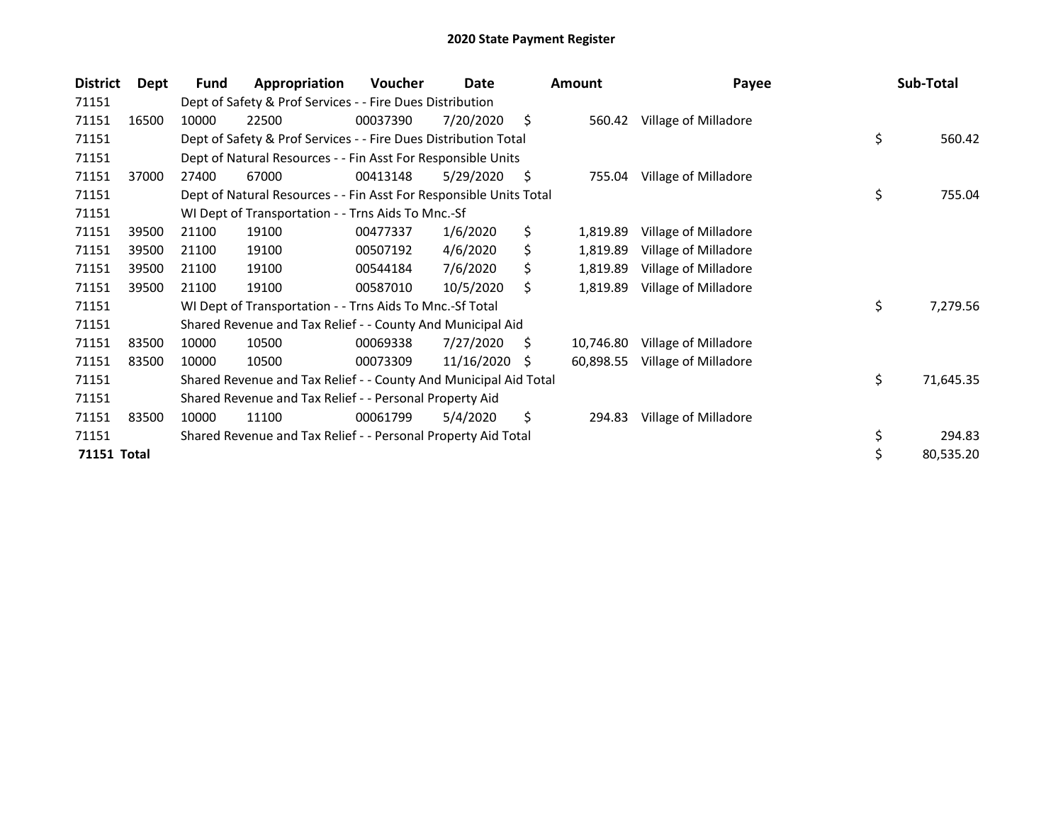# 2020 State Payment Register

| District | Dept | Fund | Appropriation | Voucher | Date | Amount | Payee | Sub-Total |
|---|---|---|---|---|---|---|---|---|
| 71151 | | Dept of Safety & Prof Services - - Fire Dues Distribution | | | | | | |
| 71151 | 16500 | 10000 | 22500 | 00037390 | 7/20/2020 | $ 560.42 | Village of Milladore | |
| 71151 | | Dept of Safety & Prof Services - - Fire Dues Distribution Total | | | | | | $ 560.42 |
| 71151 | | Dept of Natural Resources - - Fin Asst For Responsible Units | | | | | | |
| 71151 | 37000 | 27400 | 67000 | 00413148 | 5/29/2020 | $ 755.04 | Village of Milladore | |
| 71151 | | Dept of Natural Resources - - Fin Asst For Responsible Units Total | | | | | | $ 755.04 |
| 71151 | | WI Dept of Transportation - - Trns Aids To Mnc.-Sf | | | | | | |
| 71151 | 39500 | 21100 | 19100 | 00477337 | 1/6/2020 | $ 1,819.89 | Village of Milladore | |
| 71151 | 39500 | 21100 | 19100 | 00507192 | 4/6/2020 | $ 1,819.89 | Village of Milladore | |
| 71151 | 39500 | 21100 | 19100 | 00544184 | 7/6/2020 | $ 1,819.89 | Village of Milladore | |
| 71151 | 39500 | 21100 | 19100 | 00587010 | 10/5/2020 | $ 1,819.89 | Village of Milladore | |
| 71151 | | WI Dept of Transportation - - Trns Aids To Mnc.-Sf Total | | | | | | $ 7,279.56 |
| 71151 | | Shared Revenue and Tax Relief - - County And Municipal Aid | | | | | | |
| 71151 | 83500 | 10000 | 10500 | 00069338 | 7/27/2020 | $ 10,746.80 | Village of Milladore | |
| 71151 | 83500 | 10000 | 10500 | 00073309 | 11/16/2020 | $ 60,898.55 | Village of Milladore | |
| 71151 | | Shared Revenue and Tax Relief - - County And Municipal Aid Total | | | | | | $ 71,645.35 |
| 71151 | | Shared Revenue and Tax Relief - - Personal Property Aid | | | | | | |
| 71151 | 83500 | 10000 | 11100 | 00061799 | 5/4/2020 | $ 294.83 | Village of Milladore | |
| 71151 | | Shared Revenue and Tax Relief - - Personal Property Aid Total | | | | | | $ 294.83 |
| **71151 Total** | | | | | | | | $ 80,535.20 |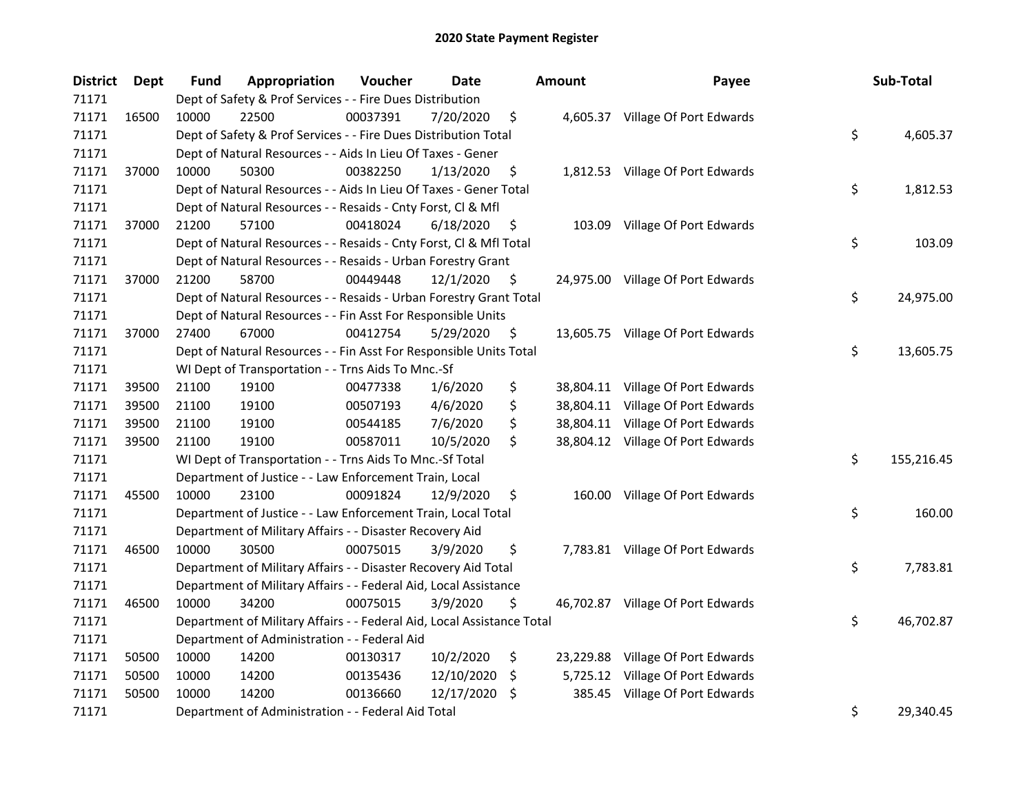# 2020 State Payment Register

| District | Dept | Fund | Appropriation | Voucher | Date | Amount | Payee | Sub-Total |
|---|---|---|---|---|---|---|---|---|
| 71171 | | Dept of Safety & Prof Services - - Fire Dues Distribution | | | | | | |
| 71171 | 16500 | 10000 | 22500 | 00037391 | 7/20/2020 | $ 4,605.37 | Village Of Port Edwards | |
| 71171 | | Dept of Safety & Prof Services - - Fire Dues Distribution Total | | | | | | $ 4,605.37 |
| 71171 | | Dept of Natural Resources - - Aids In Lieu Of Taxes - Gener | | | | | | |
| 71171 | 37000 | 10000 | 50300 | 00382250 | 1/13/2020 | $ 1,812.53 | Village Of Port Edwards | |
| 71171 | | Dept of Natural Resources - - Aids In Lieu Of Taxes - Gener Total | | | | | | $ 1,812.53 |
| 71171 | | Dept of Natural Resources - - Resaids - Cnty Forst, Cl & Mfl | | | | | | |
| 71171 | 37000 | 21200 | 57100 | 00418024 | 6/18/2020 | $ 103.09 | Village Of Port Edwards | |
| 71171 | | Dept of Natural Resources - - Resaids - Cnty Forst, Cl & Mfl Total | | | | | | $ 103.09 |
| 71171 | | Dept of Natural Resources - - Resaids - Urban Forestry Grant | | | | | | |
| 71171 | 37000 | 21200 | 58700 | 00449448 | 12/1/2020 | $ 24,975.00 | Village Of Port Edwards | |
| 71171 | | Dept of Natural Resources - - Resaids - Urban Forestry Grant Total | | | | | | $ 24,975.00 |
| 71171 | | Dept of Natural Resources - - Fin Asst For Responsible Units | | | | | | |
| 71171 | 37000 | 27400 | 67000 | 00412754 | 5/29/2020 | $ 13,605.75 | Village Of Port Edwards | |
| 71171 | | Dept of Natural Resources - - Fin Asst For Responsible Units Total | | | | | | $ 13,605.75 |
| 71171 | | WI Dept of Transportation - - Trns Aids To Mnc.-Sf | | | | | | |
| 71171 | 39500 | 21100 | 19100 | 00477338 | 1/6/2020 | $ 38,804.11 | Village Of Port Edwards | |
| 71171 | 39500 | 21100 | 19100 | 00507193 | 4/6/2020 | $ 38,804.11 | Village Of Port Edwards | |
| 71171 | 39500 | 21100 | 19100 | 00544185 | 7/6/2020 | $ 38,804.11 | Village Of Port Edwards | |
| 71171 | 39500 | 21100 | 19100 | 00587011 | 10/5/2020 | $ 38,804.12 | Village Of Port Edwards | |
| 71171 | | WI Dept of Transportation - - Trns Aids To Mnc.-Sf Total | | | | | | $ 155,216.45 |
| 71171 | | Department of Justice - - Law Enforcement Train, Local | | | | | | |
| 71171 | 45500 | 10000 | 23100 | 00091824 | 12/9/2020 | $ 160.00 | Village Of Port Edwards | |
| 71171 | | Department of Justice - - Law Enforcement Train, Local Total | | | | | | $ 160.00 |
| 71171 | | Department of Military Affairs - - Disaster Recovery Aid | | | | | | |
| 71171 | 46500 | 10000 | 30500 | 00075015 | 3/9/2020 | $ 7,783.81 | Village Of Port Edwards | |
| 71171 | | Department of Military Affairs - - Disaster Recovery Aid Total | | | | | | $ 7,783.81 |
| 71171 | | Department of Military Affairs - - Federal Aid, Local Assistance | | | | | | |
| 71171 | 46500 | 10000 | 34200 | 00075015 | 3/9/2020 | $ 46,702.87 | Village Of Port Edwards | |
| 71171 | | Department of Military Affairs - - Federal Aid, Local Assistance Total | | | | | | $ 46,702.87 |
| 71171 | | Department of Administration - - Federal Aid | | | | | | |
| 71171 | 50500 | 10000 | 14200 | 00130317 | 10/2/2020 | $ 23,229.88 | Village Of Port Edwards | |
| 71171 | 50500 | 10000 | 14200 | 00135436 | 12/10/2020 | $ 5,725.12 | Village Of Port Edwards | |
| 71171 | 50500 | 10000 | 14200 | 00136660 | 12/17/2020 | $ 385.45 | Village Of Port Edwards | |
| 71171 | | Department of Administration - - Federal Aid Total | | | | | | $ 29,340.45 |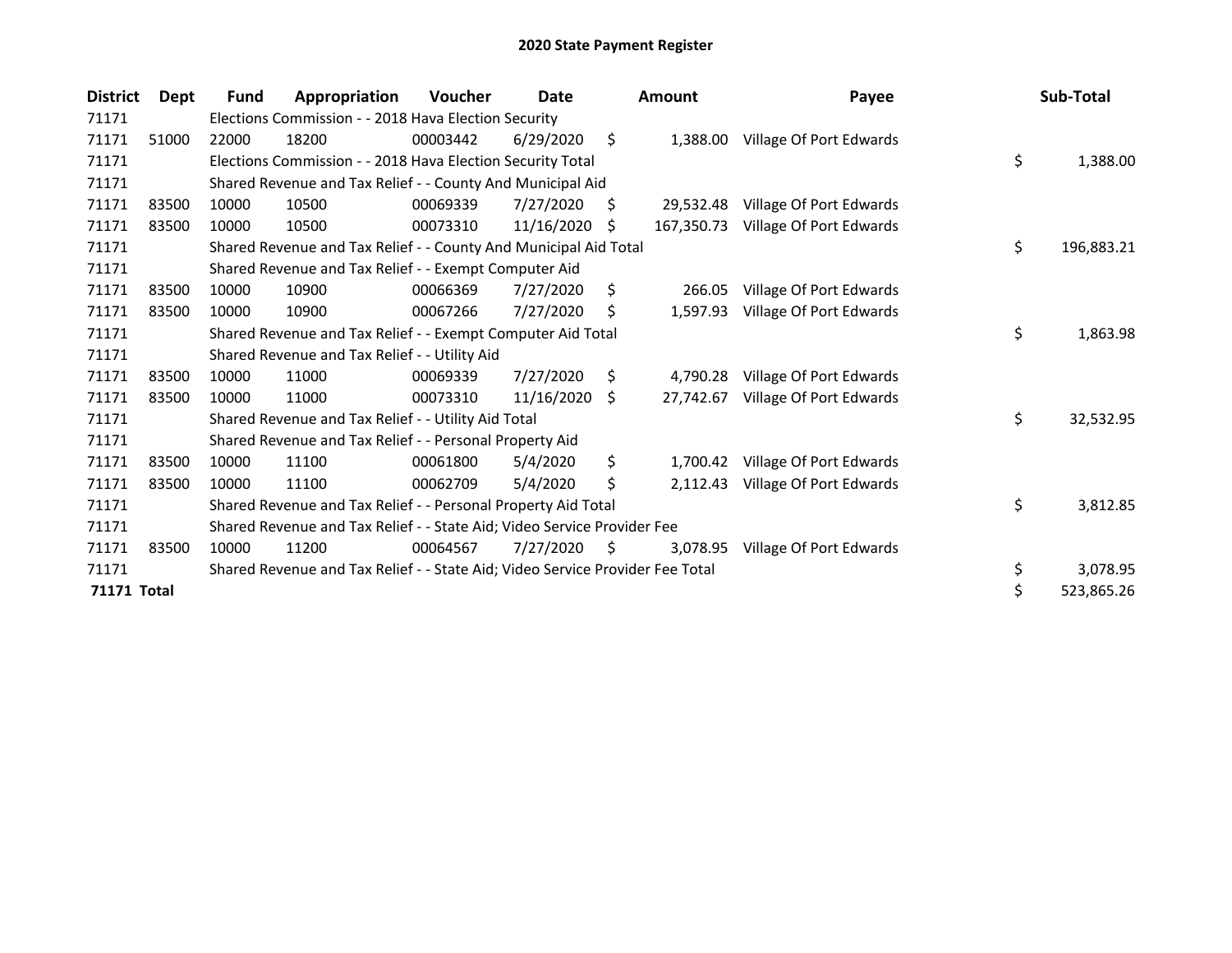# 2020 State Payment Register

| District | Dept | Fund | Appropriation | Voucher | Date | Amount | Payee | Sub-Total |
|---|---|---|---|---|---|---|---|---|
| 71171 | | Elections Commission - - 2018 Hava Election Security | | | | | | |
| 71171 | 51000 | 22000 | 18200 | 00003442 | 6/29/2020 | $ 1,388.00 | Village Of Port Edwards | |
| 71171 | | Elections Commission - - 2018 Hava Election Security Total | | | | | | $ 1,388.00 |
| 71171 | | Shared Revenue and Tax Relief - - County And Municipal Aid | | | | | | |
| 71171 | 83500 | 10000 | 10500 | 00069339 | 7/27/2020 | $ 29,532.48 | Village Of Port Edwards | |
| 71171 | 83500 | 10000 | 10500 | 00073310 | 11/16/2020 | $ 167,350.73 | Village Of Port Edwards | |
| 71171 | | Shared Revenue and Tax Relief - - County And Municipal Aid Total | | | | | | $ 196,883.21 |
| 71171 | | Shared Revenue and Tax Relief - - Exempt Computer Aid | | | | | | |
| 71171 | 83500 | 10000 | 10900 | 00066369 | 7/27/2020 | $ 266.05 | Village Of Port Edwards | |
| 71171 | 83500 | 10000 | 10900 | 00067266 | 7/27/2020 | $ 1,597.93 | Village Of Port Edwards | |
| 71171 | | Shared Revenue and Tax Relief - - Exempt Computer Aid Total | | | | | | $ 1,863.98 |
| 71171 | | Shared Revenue and Tax Relief - - Utility Aid | | | | | | |
| 71171 | 83500 | 10000 | 11000 | 00069339 | 7/27/2020 | $ 4,790.28 | Village Of Port Edwards | |
| 71171 | 83500 | 10000 | 11000 | 00073310 | 11/16/2020 | $ 27,742.67 | Village Of Port Edwards | |
| 71171 | | Shared Revenue and Tax Relief - - Utility Aid Total | | | | | | $ 32,532.95 |
| 71171 | | Shared Revenue and Tax Relief - - Personal Property Aid | | | | | | |
| 71171 | 83500 | 10000 | 11100 | 00061800 | 5/4/2020 | $ 1,700.42 | Village Of Port Edwards | |
| 71171 | 83500 | 10000 | 11100 | 00062709 | 5/4/2020 | $ 2,112.43 | Village Of Port Edwards | |
| 71171 | | Shared Revenue and Tax Relief - - Personal Property Aid Total | | | | | | $ 3,812.85 |
| 71171 | | Shared Revenue and Tax Relief - - State Aid; Video Service Provider Fee | | | | | | |
| 71171 | 83500 | 10000 | 11200 | 00064567 | 7/27/2020 | $ 3,078.95 | Village Of Port Edwards | |
| 71171 | | Shared Revenue and Tax Relief - - State Aid; Video Service Provider Fee Total | | | | | | $ 3,078.95 |
| **71171 Total** | | | | | | | | $ 523,865.26 |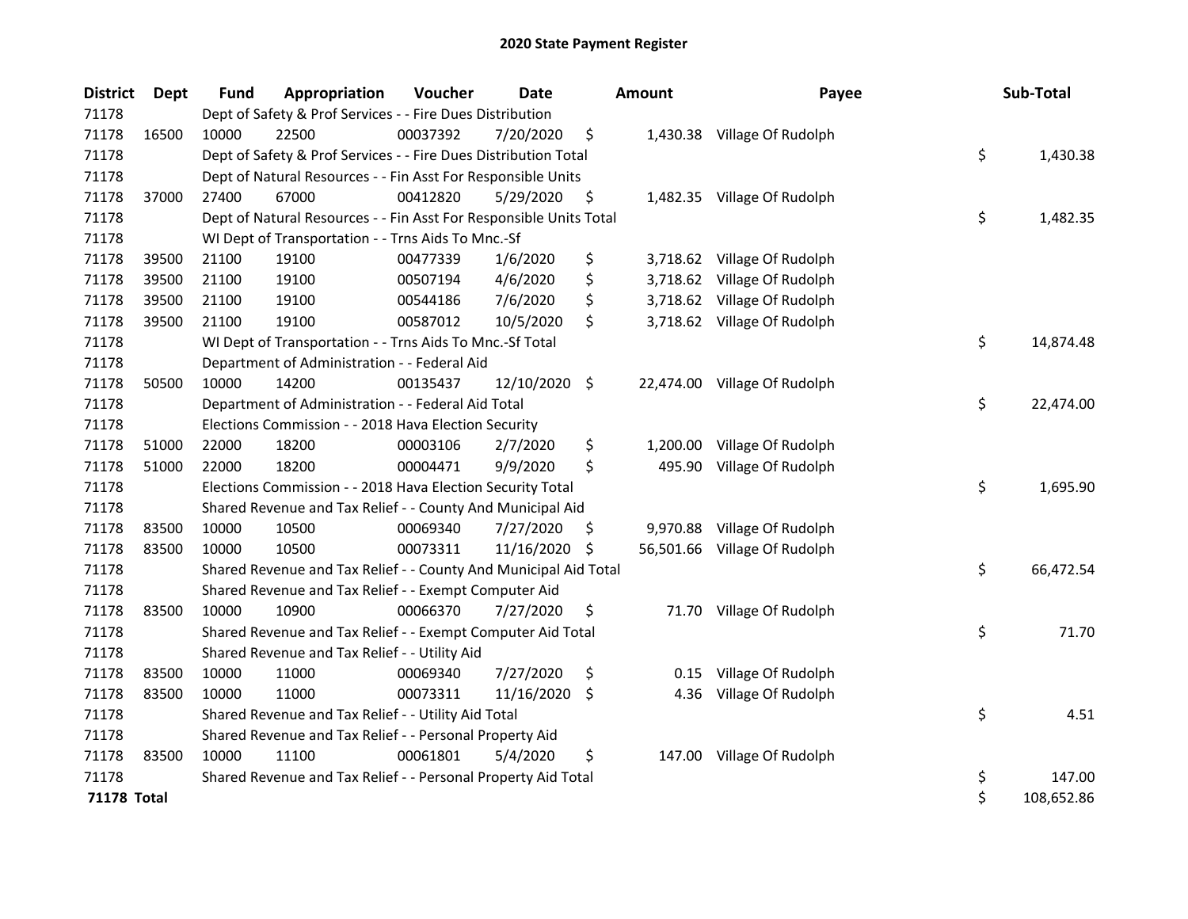# 2020 State Payment Register

| District | Dept | Fund | Appropriation | Voucher | Date | Amount | Payee | Sub-Total |
|---|---|---|---|---|---|---|---|---|
| 71178 | | Dept of Safety & Prof Services - - Fire Dues Distribution | | | | | | |
| 71178 | 16500 | 10000 | 22500 | 00037392 | 7/20/2020 | $ 1,430.38 | Village Of Rudolph | |
| 71178 | | Dept of Safety & Prof Services - - Fire Dues Distribution Total | | | | | | $ 1,430.38 |
| 71178 | | Dept of Natural Resources - - Fin Asst For Responsible Units | | | | | | |
| 71178 | 37000 | 27400 | 67000 | 00412820 | 5/29/2020 | $ 1,482.35 | Village Of Rudolph | |
| 71178 | | Dept of Natural Resources - - Fin Asst For Responsible Units Total | | | | | | $ 1,482.35 |
| 71178 | | WI Dept of Transportation - - Trns Aids To Mnc.-Sf | | | | | | |
| 71178 | 39500 | 21100 | 19100 | 00477339 | 1/6/2020 | $ 3,718.62 | Village Of Rudolph | |
| 71178 | 39500 | 21100 | 19100 | 00507194 | 4/6/2020 | $ 3,718.62 | Village Of Rudolph | |
| 71178 | 39500 | 21100 | 19100 | 00544186 | 7/6/2020 | $ 3,718.62 | Village Of Rudolph | |
| 71178 | 39500 | 21100 | 19100 | 00587012 | 10/5/2020 | $ 3,718.62 | Village Of Rudolph | |
| 71178 | | WI Dept of Transportation - - Trns Aids To Mnc.-Sf Total | | | | | | $ 14,874.48 |
| 71178 | | Department of Administration - - Federal Aid | | | | | | |
| 71178 | 50500 | 10000 | 14200 | 00135437 | 12/10/2020 | $ 22,474.00 | Village Of Rudolph | |
| 71178 | | Department of Administration - - Federal Aid Total | | | | | | $ 22,474.00 |
| 71178 | | Elections Commission - - 2018 Hava Election Security | | | | | | |
| 71178 | 51000 | 22000 | 18200 | 00003106 | 2/7/2020 | $ 1,200.00 | Village Of Rudolph | |
| 71178 | 51000 | 22000 | 18200 | 00004471 | 9/9/2020 | $ 495.90 | Village Of Rudolph | |
| 71178 | | Elections Commission - - 2018 Hava Election Security Total | | | | | | $ 1,695.90 |
| 71178 | | Shared Revenue and Tax Relief - - County And Municipal Aid | | | | | | |
| 71178 | 83500 | 10000 | 10500 | 00069340 | 7/27/2020 | $ 9,970.88 | Village Of Rudolph | |
| 71178 | 83500 | 10000 | 10500 | 00073311 | 11/16/2020 | $ 56,501.66 | Village Of Rudolph | |
| 71178 | | Shared Revenue and Tax Relief - - County And Municipal Aid Total | | | | | | $ 66,472.54 |
| 71178 | | Shared Revenue and Tax Relief - - Exempt Computer Aid | | | | | | |
| 71178 | 83500 | 10000 | 10900 | 00066370 | 7/27/2020 | $ 71.70 | Village Of Rudolph | |
| 71178 | | Shared Revenue and Tax Relief - - Exempt Computer Aid Total | | | | | | $ 71.70 |
| 71178 | | Shared Revenue and Tax Relief - - Utility Aid | | | | | | |
| 71178 | 83500 | 10000 | 11000 | 00069340 | 7/27/2020 | $ 0.15 | Village Of Rudolph | |
| 71178 | 83500 | 10000 | 11000 | 00073311 | 11/16/2020 | $ 4.36 | Village Of Rudolph | |
| 71178 | | Shared Revenue and Tax Relief - - Utility Aid Total | | | | | | $ 4.51 |
| 71178 | | Shared Revenue and Tax Relief - - Personal Property Aid | | | | | | |
| 71178 | 83500 | 10000 | 11100 | 00061801 | 5/4/2020 | $ 147.00 | Village Of Rudolph | |
| 71178 | | Shared Revenue and Tax Relief - - Personal Property Aid Total | | | | | | $ 147.00 |
| **71178 Total** | | | | | | | | $ 108,652.86 |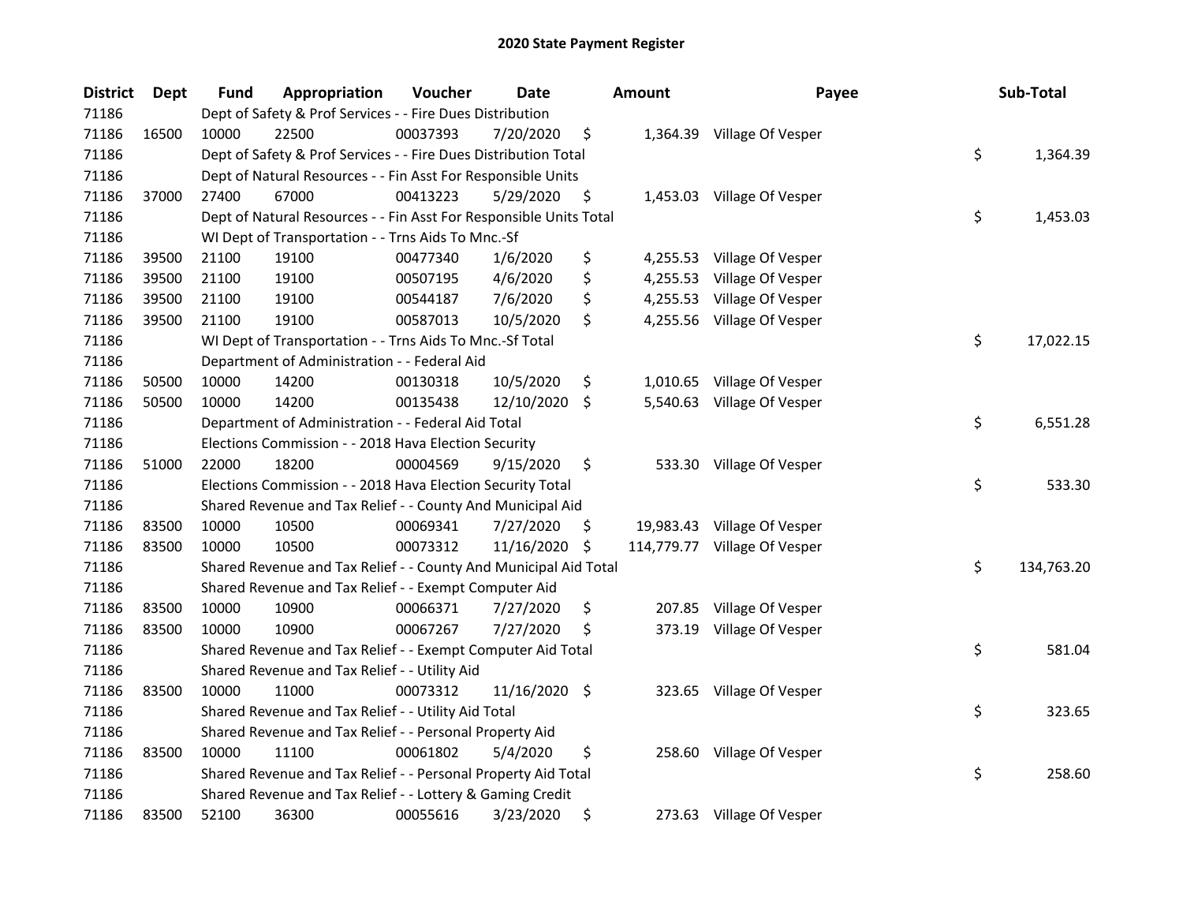# 2020 State Payment Register

| District | Dept | Fund | Appropriation | Voucher | Date | Amount | Payee | Sub-Total |
|---|---|---|---|---|---|---|---|---|
| 71186 | | Dept of Safety & Prof Services - - Fire Dues Distribution | | | | | | |
| 71186 | 16500 | 10000 | 22500 | 00037393 | 7/20/2020 | $ 1,364.39 | Village Of Vesper | |
| 71186 | | Dept of Safety & Prof Services - - Fire Dues Distribution Total | | | | | | $ 1,364.39 |
| 71186 | | Dept of Natural Resources - - Fin Asst For Responsible Units | | | | | | |
| 71186 | 37000 | 27400 | 67000 | 00413223 | 5/29/2020 | $ 1,453.03 | Village Of Vesper | |
| 71186 | | Dept of Natural Resources - - Fin Asst For Responsible Units Total | | | | | | $ 1,453.03 |
| 71186 | | WI Dept of Transportation - - Trns Aids To Mnc.-Sf | | | | | | |
| 71186 | 39500 | 21100 | 19100 | 00477340 | 1/6/2020 | $ 4,255.53 | Village Of Vesper | |
| 71186 | 39500 | 21100 | 19100 | 00507195 | 4/6/2020 | $ 4,255.53 | Village Of Vesper | |
| 71186 | 39500 | 21100 | 19100 | 00544187 | 7/6/2020 | $ 4,255.53 | Village Of Vesper | |
| 71186 | 39500 | 21100 | 19100 | 00587013 | 10/5/2020 | $ 4,255.56 | Village Of Vesper | |
| 71186 | | WI Dept of Transportation - - Trns Aids To Mnc.-Sf Total | | | | | | $ 17,022.15 |
| 71186 | | Department of Administration - - Federal Aid | | | | | | |
| 71186 | 50500 | 10000 | 14200 | 00130318 | 10/5/2020 | $ 1,010.65 | Village Of Vesper | |
| 71186 | 50500 | 10000 | 14200 | 00135438 | 12/10/2020 | $ 5,540.63 | Village Of Vesper | |
| 71186 | | Department of Administration - - Federal Aid Total | | | | | | $ 6,551.28 |
| 71186 | | Elections Commission - - 2018 Hava Election Security | | | | | | |
| 71186 | 51000 | 22000 | 18200 | 00004569 | 9/15/2020 | $ 533.30 | Village Of Vesper | |
| 71186 | | Elections Commission - - 2018 Hava Election Security Total | | | | | | $ 533.30 |
| 71186 | | Shared Revenue and Tax Relief - - County And Municipal Aid | | | | | | |
| 71186 | 83500 | 10000 | 10500 | 00069341 | 7/27/2020 | $ 19,983.43 | Village Of Vesper | |
| 71186 | 83500 | 10000 | 10500 | 00073312 | 11/16/2020 | $ 114,779.77 | Village Of Vesper | |
| 71186 | | Shared Revenue and Tax Relief - - County And Municipal Aid Total | | | | | | $ 134,763.20 |
| 71186 | | Shared Revenue and Tax Relief - - Exempt Computer Aid | | | | | | |
| 71186 | 83500 | 10000 | 10900 | 00066371 | 7/27/2020 | $ 207.85 | Village Of Vesper | |
| 71186 | 83500 | 10000 | 10900 | 00067267 | 7/27/2020 | $ 373.19 | Village Of Vesper | |
| 71186 | | Shared Revenue and Tax Relief - - Exempt Computer Aid Total | | | | | | $ 581.04 |
| 71186 | | Shared Revenue and Tax Relief - - Utility Aid | | | | | | |
| 71186 | 83500 | 10000 | 11000 | 00073312 | 11/16/2020 | $ 323.65 | Village Of Vesper | |
| 71186 | | Shared Revenue and Tax Relief - - Utility Aid Total | | | | | | $ 323.65 |
| 71186 | | Shared Revenue and Tax Relief - - Personal Property Aid | | | | | | |
| 71186 | 83500 | 10000 | 11100 | 00061802 | 5/4/2020 | $ 258.60 | Village Of Vesper | |
| 71186 | | Shared Revenue and Tax Relief - - Personal Property Aid Total | | | | | | $ 258.60 |
| 71186 | | Shared Revenue and Tax Relief - - Lottery & Gaming Credit | | | | | | |
| 71186 | 83500 | 52100 | 36300 | 00055616 | 3/23/2020 | $ 273.63 | Village Of Vesper | |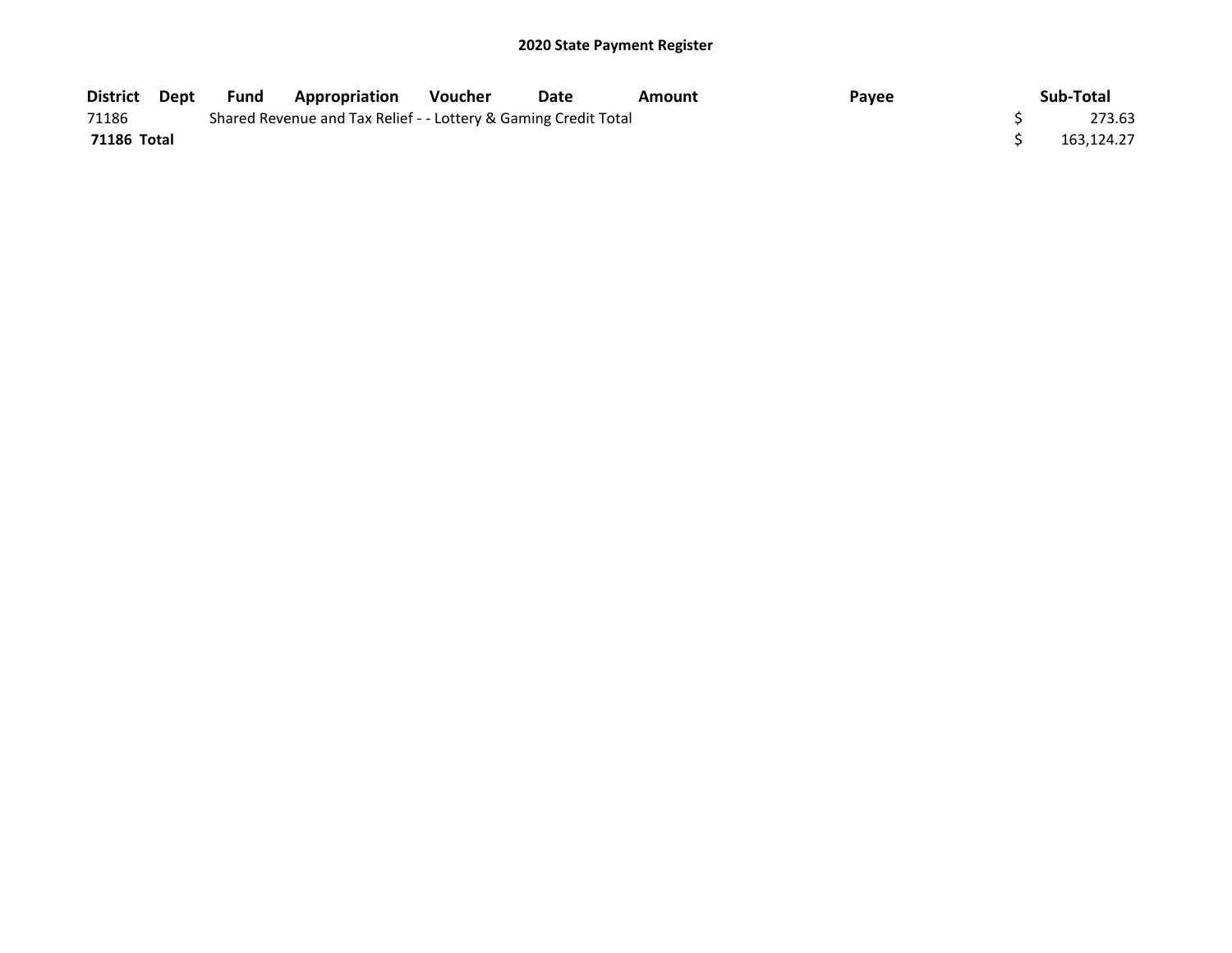# 2020 State Payment Register

| District | Dept | Fund | Appropriation | Voucher | Date | Amount | Payee | Sub-Total |
|---|---|---|---|---|---|---|---|---|
| 71186 | | Shared Revenue and Tax Relief - - Lottery & Gaming Credit Total | | | | | | $ 273.63 |
| **71186 Total** | | | | | | | | $ 163,124.27 |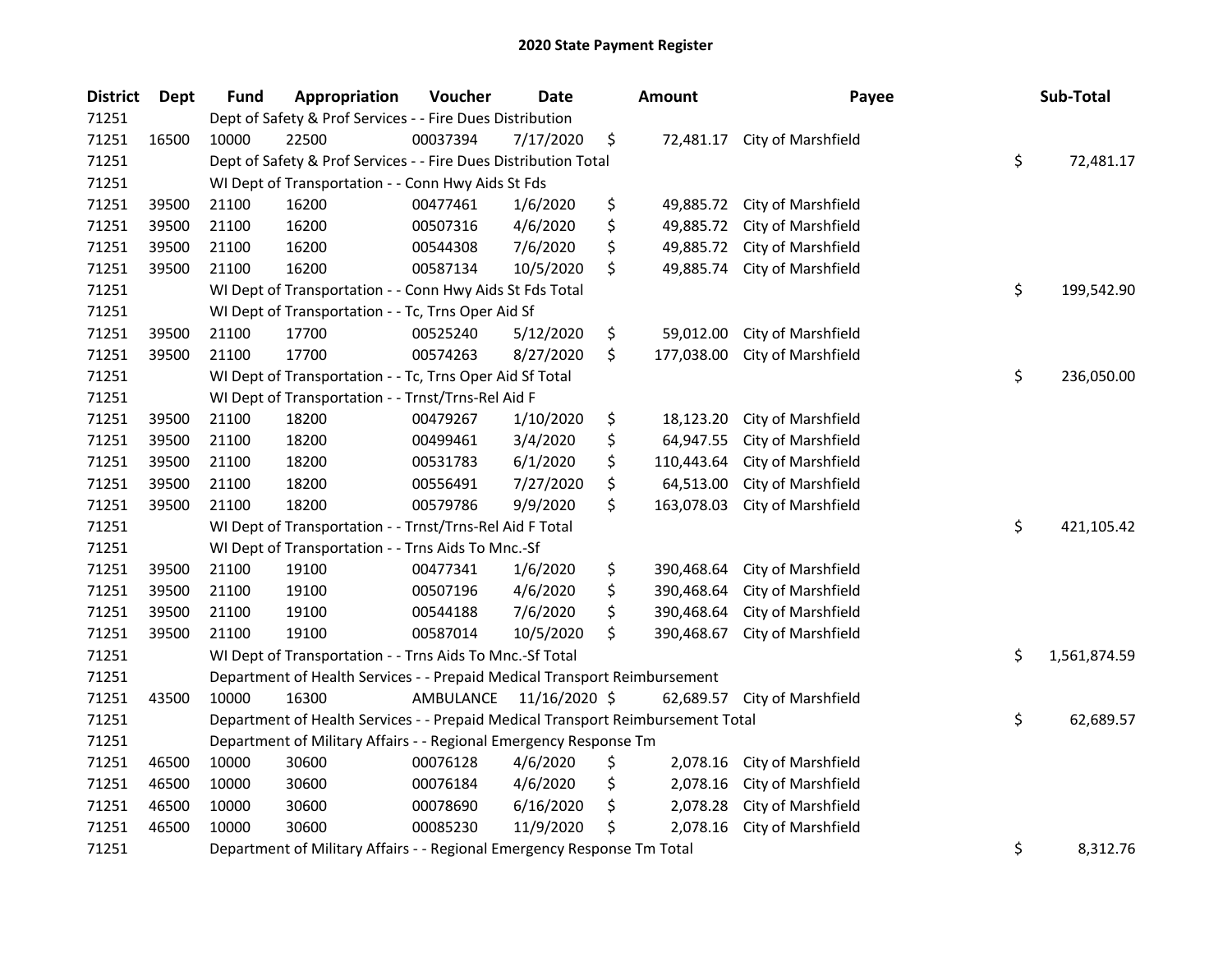# 2020 State Payment Register

| District | Dept | Fund | Appropriation | Voucher | Date | Amount | Payee | Sub-Total |
|---|---|---|---|---|---|---|---|---|
| 71251 | | Dept of Safety & Prof Services - - Fire Dues Distribution | | | | | | |
| 71251 | 16500 | 10000 | 22500 | 00037394 | 7/17/2020 | $ 72,481.17 | City of Marshfield | |
| 71251 | | Dept of Safety & Prof Services - - Fire Dues Distribution Total | | | | | | $ 72,481.17 |
| 71251 | | WI Dept of Transportation - - Conn Hwy Aids St Fds | | | | | | |
| 71251 | 39500 | 21100 | 16200 | 00477461 | 1/6/2020 | $ 49,885.72 | City of Marshfield | |
| 71251 | 39500 | 21100 | 16200 | 00507316 | 4/6/2020 | $ 49,885.72 | City of Marshfield | |
| 71251 | 39500 | 21100 | 16200 | 00544308 | 7/6/2020 | $ 49,885.72 | City of Marshfield | |
| 71251 | 39500 | 21100 | 16200 | 00587134 | 10/5/2020 | $ 49,885.74 | City of Marshfield | |
| 71251 | | WI Dept of Transportation - - Conn Hwy Aids St Fds Total | | | | | | $ 199,542.90 |
| 71251 | | WI Dept of Transportation - - Tc, Trns Oper Aid Sf | | | | | | |
| 71251 | 39500 | 21100 | 17700 | 00525240 | 5/12/2020 | $ 59,012.00 | City of Marshfield | |
| 71251 | 39500 | 21100 | 17700 | 00574263 | 8/27/2020 | $ 177,038.00 | City of Marshfield | |
| 71251 | | WI Dept of Transportation - - Tc, Trns Oper Aid Sf Total | | | | | | $ 236,050.00 |
| 71251 | | WI Dept of Transportation - - Trnst/Trns-Rel Aid F | | | | | | |
| 71251 | 39500 | 21100 | 18200 | 00479267 | 1/10/2020 | $ 18,123.20 | City of Marshfield | |
| 71251 | 39500 | 21100 | 18200 | 00499461 | 3/4/2020 | $ 64,947.55 | City of Marshfield | |
| 71251 | 39500 | 21100 | 18200 | 00531783 | 6/1/2020 | $ 110,443.64 | City of Marshfield | |
| 71251 | 39500 | 21100 | 18200 | 00556491 | 7/27/2020 | $ 64,513.00 | City of Marshfield | |
| 71251 | 39500 | 21100 | 18200 | 00579786 | 9/9/2020 | $ 163,078.03 | City of Marshfield | |
| 71251 | | WI Dept of Transportation - - Trnst/Trns-Rel Aid F Total | | | | | | $ 421,105.42 |
| 71251 | | WI Dept of Transportation - - Trns Aids To Mnc.-Sf | | | | | | |
| 71251 | 39500 | 21100 | 19100 | 00477341 | 1/6/2020 | $ 390,468.64 | City of Marshfield | |
| 71251 | 39500 | 21100 | 19100 | 00507196 | 4/6/2020 | $ 390,468.64 | City of Marshfield | |
| 71251 | 39500 | 21100 | 19100 | 00544188 | 7/6/2020 | $ 390,468.64 | City of Marshfield | |
| 71251 | 39500 | 21100 | 19100 | 00587014 | 10/5/2020 | $ 390,468.67 | City of Marshfield | |
| 71251 | | WI Dept of Transportation - - Trns Aids To Mnc.-Sf Total | | | | | | $ 1,561,874.59 |
| 71251 | | Department of Health Services - - Prepaid Medical Transport Reimbursement | | | | | | |
| 71251 | 43500 | 10000 | 16300 | AMBULANCE | 11/16/2020 | $ 62,689.57 | City of Marshfield | |
| 71251 | | Department of Health Services - - Prepaid Medical Transport Reimbursement Total | | | | | | $ 62,689.57 |
| 71251 | | Department of Military Affairs - - Regional Emergency Response Tm | | | | | | |
| 71251 | 46500 | 10000 | 30600 | 00076128 | 4/6/2020 | $ 2,078.16 | City of Marshfield | |
| 71251 | 46500 | 10000 | 30600 | 00076184 | 4/6/2020 | $ 2,078.16 | City of Marshfield | |
| 71251 | 46500 | 10000 | 30600 | 00078690 | 6/16/2020 | $ 2,078.28 | City of Marshfield | |
| 71251 | 46500 | 10000 | 30600 | 00085230 | 11/9/2020 | $ 2,078.16 | City of Marshfield | |
| 71251 | | Department of Military Affairs - - Regional Emergency Response Tm Total | | | | | | $ 8,312.76 |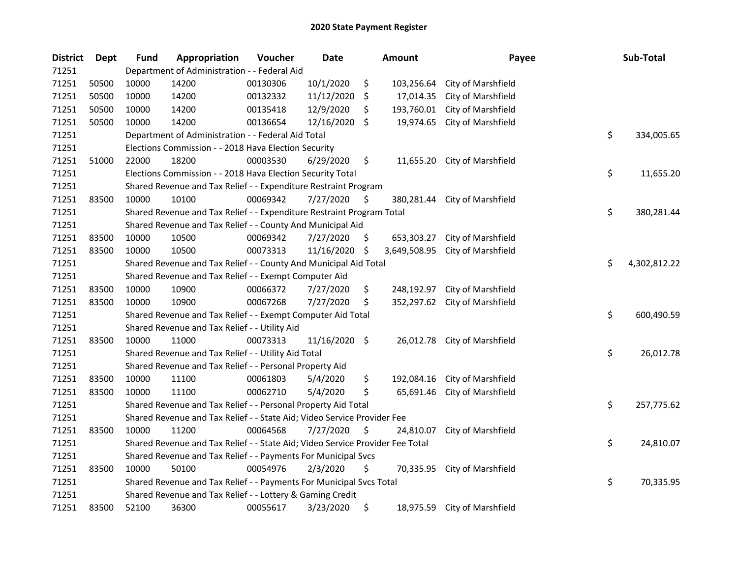# 2020 State Payment Register

| District | Dept | Fund | Appropriation | Voucher | Date | Amount | Payee | Sub-Total |
|---|---|---|---|---|---|---|---|---|
| 71251 | | Department of Administration - - Federal Aid | | | | | | |
| 71251 | 50500 | 10000 | 14200 | 00130306 | 10/1/2020 | $ 103,256.64 | City of Marshfield | |
| 71251 | 50500 | 10000 | 14200 | 00132332 | 11/12/2020 | $ 17,014.35 | City of Marshfield | |
| 71251 | 50500 | 10000 | 14200 | 00135418 | 12/9/2020 | $ 193,760.01 | City of Marshfield | |
| 71251 | 50500 | 10000 | 14200 | 00136654 | 12/16/2020 | $ 19,974.65 | City of Marshfield | |
| 71251 | | Department of Administration - - Federal Aid Total | | | | | | $ 334,005.65 |
| 71251 | | Elections Commission - - 2018 Hava Election Security | | | | | | |
| 71251 | 51000 | 22000 | 18200 | 00003530 | 6/29/2020 | $ 11,655.20 | City of Marshfield | |
| 71251 | | Elections Commission - - 2018 Hava Election Security Total | | | | | | $ 11,655.20 |
| 71251 | | Shared Revenue and Tax Relief - - Expenditure Restraint Program | | | | | | |
| 71251 | 83500 | 10000 | 10100 | 00069342 | 7/27/2020 | $ 380,281.44 | City of Marshfield | |
| 71251 | | Shared Revenue and Tax Relief - - Expenditure Restraint Program Total | | | | | | $ 380,281.44 |
| 71251 | | Shared Revenue and Tax Relief - - County And Municipal Aid | | | | | | |
| 71251 | 83500 | 10000 | 10500 | 00069342 | 7/27/2020 | $ 653,303.27 | City of Marshfield | |
| 71251 | 83500 | 10000 | 10500 | 00073313 | 11/16/2020 | $ 3,649,508.95 | City of Marshfield | |
| 71251 | | Shared Revenue and Tax Relief - - County And Municipal Aid Total | | | | | | $ 4,302,812.22 |
| 71251 | | Shared Revenue and Tax Relief - - Exempt Computer Aid | | | | | | |
| 71251 | 83500 | 10000 | 10900 | 00066372 | 7/27/2020 | $ 248,192.97 | City of Marshfield | |
| 71251 | 83500 | 10000 | 10900 | 00067268 | 7/27/2020 | $ 352,297.62 | City of Marshfield | |
| 71251 | | Shared Revenue and Tax Relief - - Exempt Computer Aid Total | | | | | | $ 600,490.59 |
| 71251 | | Shared Revenue and Tax Relief - - Utility Aid | | | | | | |
| 71251 | 83500 | 10000 | 11000 | 00073313 | 11/16/2020 | $ 26,012.78 | City of Marshfield | |
| 71251 | | Shared Revenue and Tax Relief - - Utility Aid Total | | | | | | $ 26,012.78 |
| 71251 | | Shared Revenue and Tax Relief - - Personal Property Aid | | | | | | |
| 71251 | 83500 | 10000 | 11100 | 00061803 | 5/4/2020 | $ 192,084.16 | City of Marshfield | |
| 71251 | 83500 | 10000 | 11100 | 00062710 | 5/4/2020 | $ 65,691.46 | City of Marshfield | |
| 71251 | | Shared Revenue and Tax Relief - - Personal Property Aid Total | | | | | | $ 257,775.62 |
| 71251 | | Shared Revenue and Tax Relief - - State Aid; Video Service Provider Fee | | | | | | |
| 71251 | 83500 | 10000 | 11200 | 00064568 | 7/27/2020 | $ 24,810.07 | City of Marshfield | |
| 71251 | | Shared Revenue and Tax Relief - - State Aid; Video Service Provider Fee Total | | | | | | $ 24,810.07 |
| 71251 | | Shared Revenue and Tax Relief - - Payments For Municipal Svcs | | | | | | |
| 71251 | 83500 | 10000 | 50100 | 00054976 | 2/3/2020 | $ 70,335.95 | City of Marshfield | |
| 71251 | | Shared Revenue and Tax Relief - - Payments For Municipal Svcs Total | | | | | | $ 70,335.95 |
| 71251 | | Shared Revenue and Tax Relief - - Lottery & Gaming Credit | | | | | | |
| 71251 | 83500 | 52100 | 36300 | 00055617 | 3/23/2020 | $ 18,975.59 | City of Marshfield | |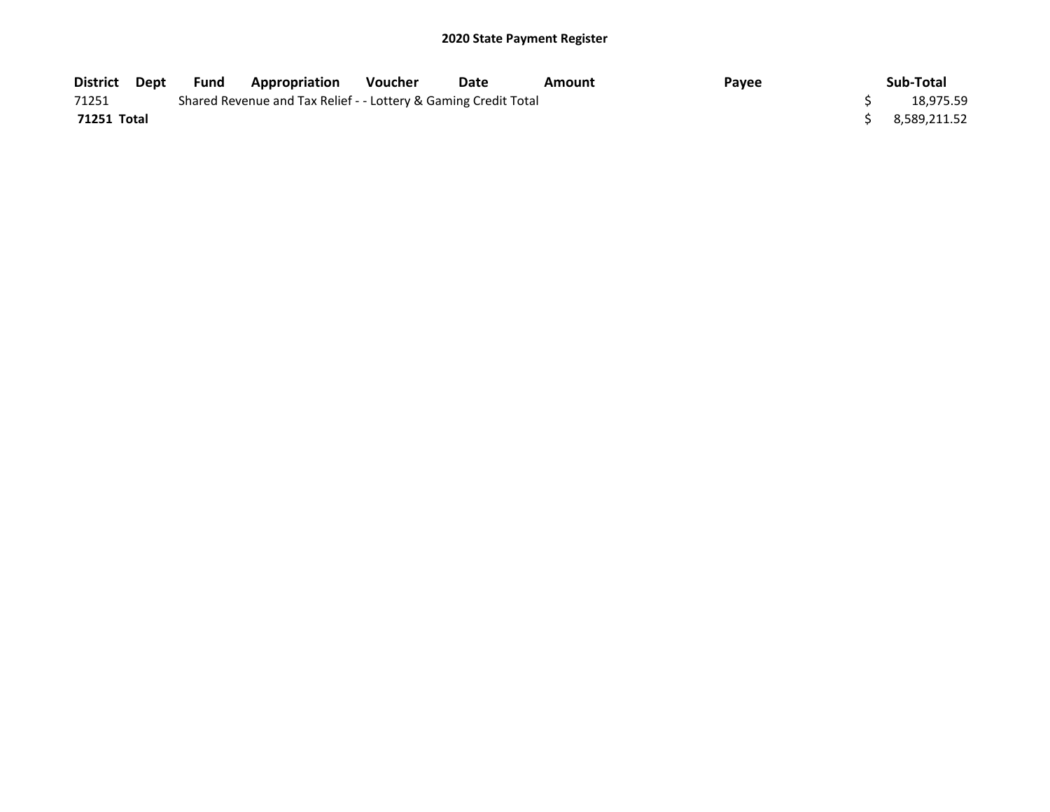## 2020 State Payment Register

| District | Dept | Fund | Appropriation | Voucher | Date | Amount | Payee | Sub-Total |
|---|---|---|---|---|---|---|---|---|
| 71251 | | Shared Revenue and Tax Relief - - Lottery & Gaming Credit Total | | | | | | $ 18,975.59 |
| **71251 Total** | | | | | | | | $ 8,589,211.52 |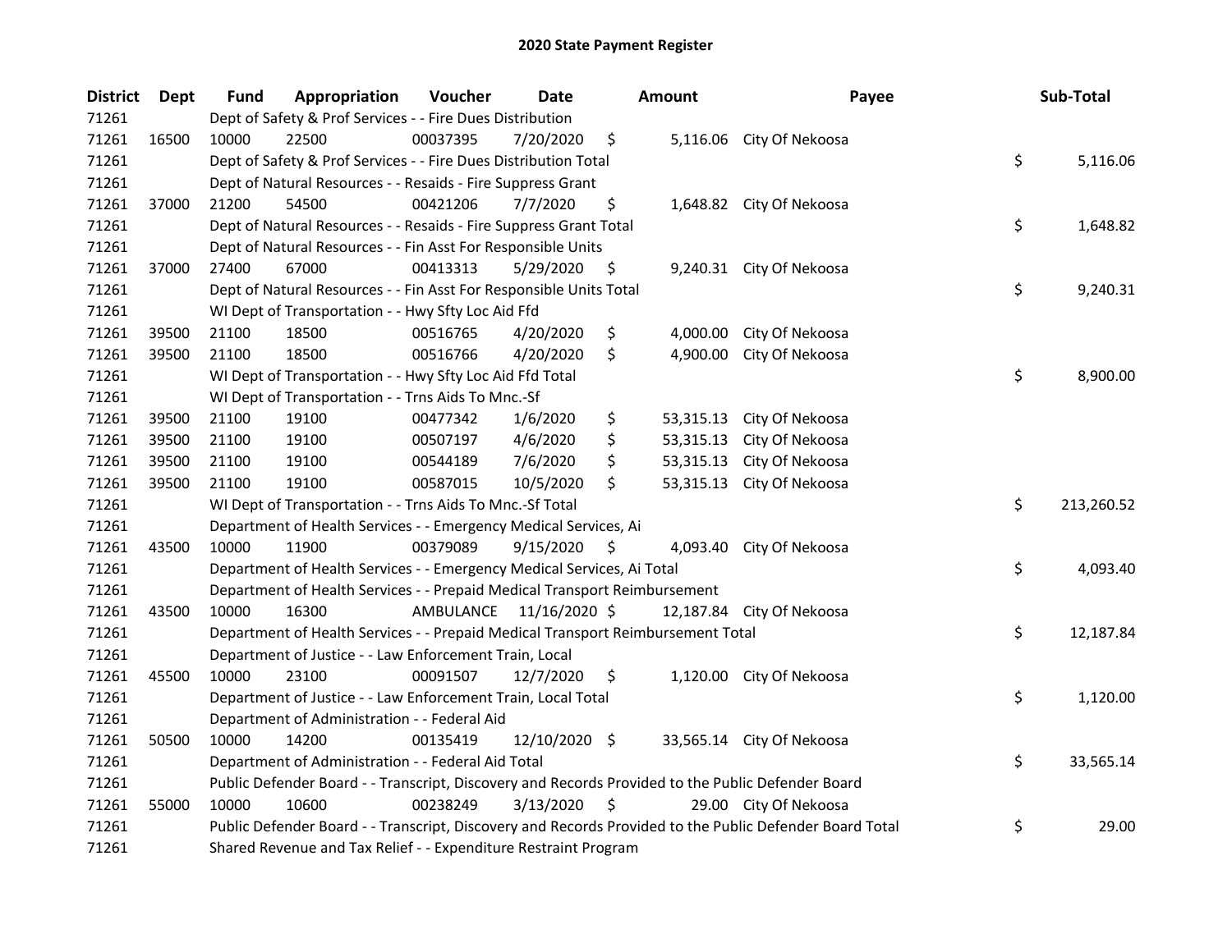# 2020 State Payment Register

| District | Dept | Fund | Appropriation | Voucher | Date | Amount | Payee | Sub-Total |
|---|---|---|---|---|---|---|---|---|
| 71261 | | Dept of Safety & Prof Services - - Fire Dues Distribution | | | | | | |
| 71261 | 16500 | 10000 | 22500 | 00037395 | 7/20/2020 | $ 5,116.06 | City Of Nekoosa | |
| 71261 | | Dept of Safety & Prof Services - - Fire Dues Distribution Total | | | | | | $ 5,116.06 |
| 71261 | | Dept of Natural Resources - - Resaids - Fire Suppress Grant | | | | | | |
| 71261 | 37000 | 21200 | 54500 | 00421206 | 7/7/2020 | $ 1,648.82 | City Of Nekoosa | |
| 71261 | | Dept of Natural Resources - - Resaids - Fire Suppress Grant Total | | | | | | $ 1,648.82 |
| 71261 | | Dept of Natural Resources - - Fin Asst For Responsible Units | | | | | | |
| 71261 | 37000 | 27400 | 67000 | 00413313 | 5/29/2020 | $ 9,240.31 | City Of Nekoosa | |
| 71261 | | Dept of Natural Resources - - Fin Asst For Responsible Units Total | | | | | | $ 9,240.31 |
| 71261 | | WI Dept of Transportation - - Hwy Sfty Loc Aid Ffd | | | | | | |
| 71261 | 39500 | 21100 | 18500 | 00516765 | 4/20/2020 | $ 4,000.00 | City Of Nekoosa | |
| 71261 | 39500 | 21100 | 18500 | 00516766 | 4/20/2020 | $ 4,900.00 | City Of Nekoosa | |
| 71261 | | WI Dept of Transportation - - Hwy Sfty Loc Aid Ffd Total | | | | | | $ 8,900.00 |
| 71261 | | WI Dept of Transportation - - Trns Aids To Mnc.-Sf | | | | | | |
| 71261 | 39500 | 21100 | 19100 | 00477342 | 1/6/2020 | $ 53,315.13 | City Of Nekoosa | |
| 71261 | 39500 | 21100 | 19100 | 00507197 | 4/6/2020 | $ 53,315.13 | City Of Nekoosa | |
| 71261 | 39500 | 21100 | 19100 | 00544189 | 7/6/2020 | $ 53,315.13 | City Of Nekoosa | |
| 71261 | 39500 | 21100 | 19100 | 00587015 | 10/5/2020 | $ 53,315.13 | City Of Nekoosa | |
| 71261 | | WI Dept of Transportation - - Trns Aids To Mnc.-Sf Total | | | | | | $ 213,260.52 |
| 71261 | | Department of Health Services - - Emergency Medical Services, Ai | | | | | | |
| 71261 | 43500 | 10000 | 11900 | 00379089 | 9/15/2020 | $ 4,093.40 | City Of Nekoosa | |
| 71261 | | Department of Health Services - - Emergency Medical Services, Ai Total | | | | | | $ 4,093.40 |
| 71261 | | Department of Health Services - - Prepaid Medical Transport Reimbursement | | | | | | |
| 71261 | 43500 | 10000 | 16300 | AMBULANCE | 11/16/2020 | $ 12,187.84 | City Of Nekoosa | |
| 71261 | | Department of Health Services - - Prepaid Medical Transport Reimbursement Total | | | | | | $ 12,187.84 |
| 71261 | | Department of Justice - - Law Enforcement Train, Local | | | | | | |
| 71261 | 45500 | 10000 | 23100 | 00091507 | 12/7/2020 | $ 1,120.00 | City Of Nekoosa | |
| 71261 | | Department of Justice - - Law Enforcement Train, Local Total | | | | | | $ 1,120.00 |
| 71261 | | Department of Administration - - Federal Aid | | | | | | |
| 71261 | 50500 | 10000 | 14200 | 00135419 | 12/10/2020 | $ 33,565.14 | City Of Nekoosa | |
| 71261 | | Department of Administration - - Federal Aid Total | | | | | | $ 33,565.14 |
| 71261 | | Public Defender Board - - Transcript, Discovery and Records Provided to the Public Defender Board | | | | | | |
| 71261 | 55000 | 10000 | 10600 | 00238249 | 3/13/2020 | $ 29.00 | City Of Nekoosa | |
| 71261 | | Public Defender Board - - Transcript, Discovery and Records Provided to the Public Defender Board Total | | | | | | $ 29.00 |
| 71261 | | Shared Revenue and Tax Relief - - Expenditure Restraint Program | | | | | | |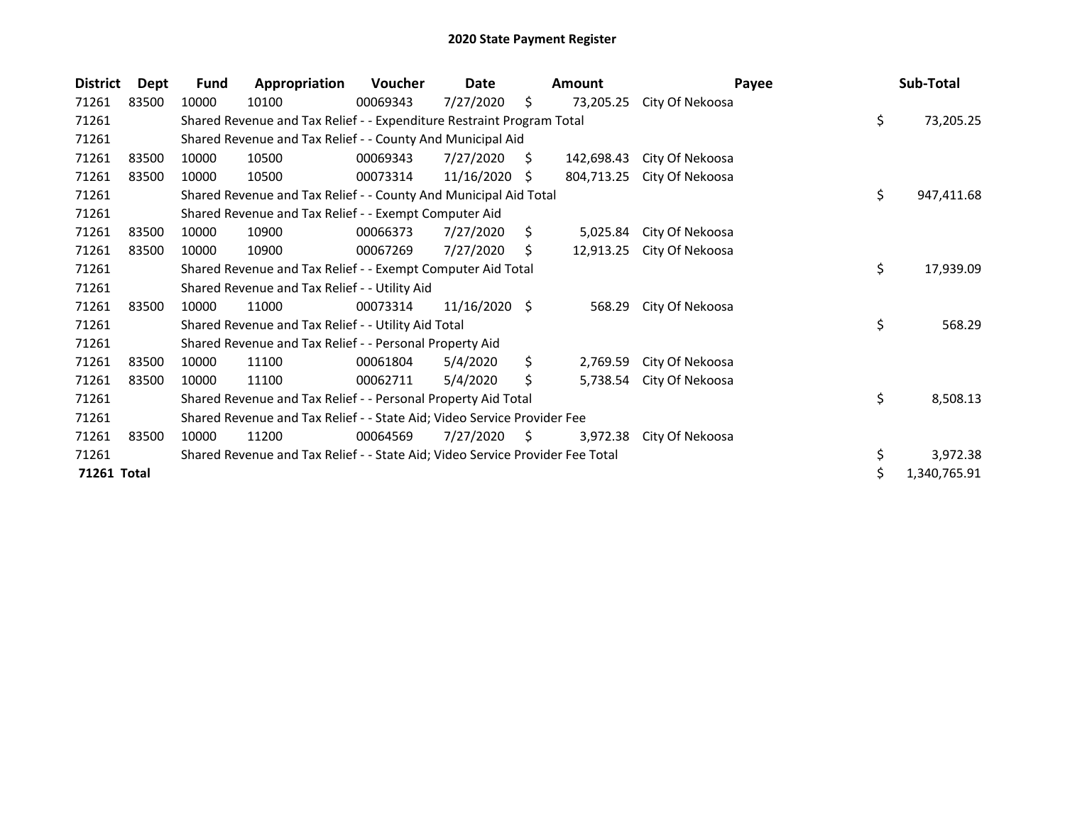# 2020 State Payment Register

| District | Dept | Fund | Appropriation | Voucher | Date | Amount | Payee | Sub-Total |
|---|---|---|---|---|---|---|---|---|
| 71261 | 83500 | 10000 | 10100 | 00069343 | 7/27/2020 | $ 73,205.25 | City Of Nekoosa | |
| 71261 | | Shared Revenue and Tax Relief - - Expenditure Restraint Program Total | | | | | | $ 73,205.25 |
| 71261 | | Shared Revenue and Tax Relief - - County And Municipal Aid | | | | | | |
| 71261 | 83500 | 10000 | 10500 | 00069343 | 7/27/2020 | $ 142,698.43 | City Of Nekoosa | |
| 71261 | 83500 | 10000 | 10500 | 00073314 | 11/16/2020 | $ 804,713.25 | City Of Nekoosa | |
| 71261 | | Shared Revenue and Tax Relief - - County And Municipal Aid Total | | | | | | $ 947,411.68 |
| 71261 | | Shared Revenue and Tax Relief - - Exempt Computer Aid | | | | | | |
| 71261 | 83500 | 10000 | 10900 | 00066373 | 7/27/2020 | $ 5,025.84 | City Of Nekoosa | |
| 71261 | 83500 | 10000 | 10900 | 00067269 | 7/27/2020 | $ 12,913.25 | City Of Nekoosa | |
| 71261 | | Shared Revenue and Tax Relief - - Exempt Computer Aid Total | | | | | | $ 17,939.09 |
| 71261 | | Shared Revenue and Tax Relief - - Utility Aid | | | | | | |
| 71261 | 83500 | 10000 | 11000 | 00073314 | 11/16/2020 | $ 568.29 | City Of Nekoosa | |
| 71261 | | Shared Revenue and Tax Relief - - Utility Aid Total | | | | | | $ 568.29 |
| 71261 | | Shared Revenue and Tax Relief - - Personal Property Aid | | | | | | |
| 71261 | 83500 | 10000 | 11100 | 00061804 | 5/4/2020 | $ 2,769.59 | City Of Nekoosa | |
| 71261 | 83500 | 10000 | 11100 | 00062711 | 5/4/2020 | $ 5,738.54 | City Of Nekoosa | |
| 71261 | | Shared Revenue and Tax Relief - - Personal Property Aid Total | | | | | | $ 8,508.13 |
| 71261 | | Shared Revenue and Tax Relief - - State Aid; Video Service Provider Fee | | | | | | |
| 71261 | 83500 | 10000 | 11200 | 00064569 | 7/27/2020 | $ 3,972.38 | City Of Nekoosa | |
| 71261 | | Shared Revenue and Tax Relief - - State Aid; Video Service Provider Fee Total | | | | | | $ 3,972.38 |
| **71261 Total** | | | | | | | | $ 1,340,765.91 |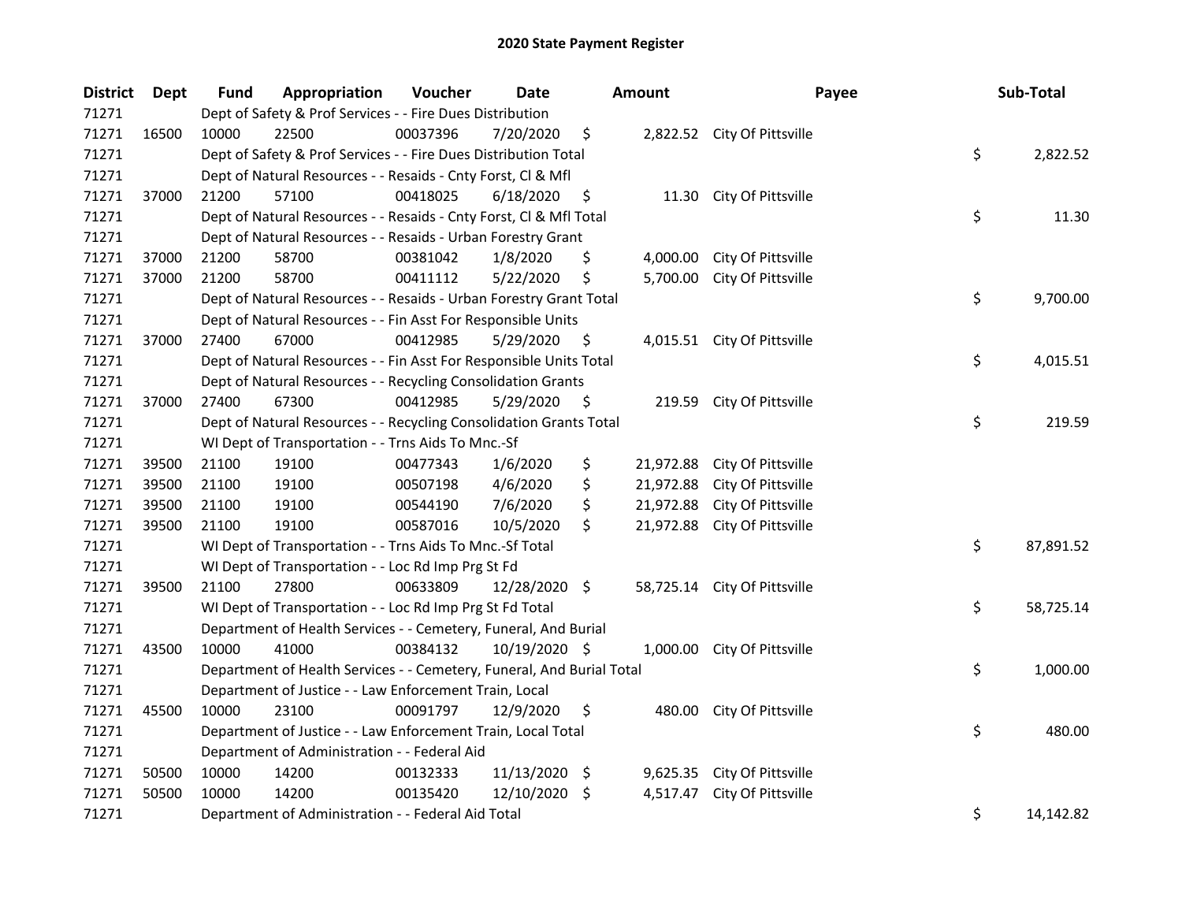# 2020 State Payment Register

| District | Dept | Fund | Appropriation | Voucher | Date | Amount | Payee | Sub-Total |
|---|---|---|---|---|---|---|---|---|
| 71271 | | Dept of Safety & Prof Services - - Fire Dues Distribution | | | | | | |
| 71271 | 16500 | 10000 | 22500 | 00037396 | 7/20/2020 | $ 2,822.52 | City Of Pittsville | |
| 71271 | | Dept of Safety & Prof Services - - Fire Dues Distribution Total | | | | | | $ 2,822.52 |
| 71271 | | Dept of Natural Resources - - Resaids - Cnty Forst, Cl & Mfl | | | | | | |
| 71271 | 37000 | 21200 | 57100 | 00418025 | 6/18/2020 | $ 11.30 | City Of Pittsville | |
| 71271 | | Dept of Natural Resources - - Resaids - Cnty Forst, Cl & Mfl Total | | | | | | $ 11.30 |
| 71271 | | Dept of Natural Resources - - Resaids - Urban Forestry Grant | | | | | | |
| 71271 | 37000 | 21200 | 58700 | 00381042 | 1/8/2020 | $ 4,000.00 | City Of Pittsville | |
| 71271 | 37000 | 21200 | 58700 | 00411112 | 5/22/2020 | $ 5,700.00 | City Of Pittsville | |
| 71271 | | Dept of Natural Resources - - Resaids - Urban Forestry Grant Total | | | | | | $ 9,700.00 |
| 71271 | | Dept of Natural Resources - - Fin Asst For Responsible Units | | | | | | |
| 71271 | 37000 | 27400 | 67000 | 00412985 | 5/29/2020 | $ 4,015.51 | City Of Pittsville | |
| 71271 | | Dept of Natural Resources - - Fin Asst For Responsible Units Total | | | | | | $ 4,015.51 |
| 71271 | | Dept of Natural Resources - - Recycling Consolidation Grants | | | | | | |
| 71271 | 37000 | 27400 | 67300 | 00412985 | 5/29/2020 | $ 219.59 | City Of Pittsville | |
| 71271 | | Dept of Natural Resources - - Recycling Consolidation Grants Total | | | | | | $ 219.59 |
| 71271 | | WI Dept of Transportation - - Trns Aids To Mnc.-Sf | | | | | | |
| 71271 | 39500 | 21100 | 19100 | 00477343 | 1/6/2020 | $ 21,972.88 | City Of Pittsville | |
| 71271 | 39500 | 21100 | 19100 | 00507198 | 4/6/2020 | $ 21,972.88 | City Of Pittsville | |
| 71271 | 39500 | 21100 | 19100 | 00544190 | 7/6/2020 | $ 21,972.88 | City Of Pittsville | |
| 71271 | 39500 | 21100 | 19100 | 00587016 | 10/5/2020 | $ 21,972.88 | City Of Pittsville | |
| 71271 | | WI Dept of Transportation - - Trns Aids To Mnc.-Sf Total | | | | | | $ 87,891.52 |
| 71271 | | WI Dept of Transportation - - Loc Rd Imp Prg St Fd | | | | | | |
| 71271 | 39500 | 21100 | 27800 | 00633809 | 12/28/2020 | $ 58,725.14 | City Of Pittsville | |
| 71271 | | WI Dept of Transportation - - Loc Rd Imp Prg St Fd Total | | | | | | $ 58,725.14 |
| 71271 | | Department of Health Services - - Cemetery, Funeral, And Burial | | | | | | |
| 71271 | 43500 | 10000 | 41000 | 00384132 | 10/19/2020 | $ 1,000.00 | City Of Pittsville | |
| 71271 | | Department of Health Services - - Cemetery, Funeral, And Burial Total | | | | | | $ 1,000.00 |
| 71271 | | Department of Justice - - Law Enforcement Train, Local | | | | | | |
| 71271 | 45500 | 10000 | 23100 | 00091797 | 12/9/2020 | $ 480.00 | City Of Pittsville | |
| 71271 | | Department of Justice - - Law Enforcement Train, Local Total | | | | | | $ 480.00 |
| 71271 | | Department of Administration - - Federal Aid | | | | | | |
| 71271 | 50500 | 10000 | 14200 | 00132333 | 11/13/2020 | $ 9,625.35 | City Of Pittsville | |
| 71271 | 50500 | 10000 | 14200 | 00135420 | 12/10/2020 | $ 4,517.47 | City Of Pittsville | |
| 71271 | | Department of Administration - - Federal Aid Total | | | | | | $ 14,142.82 |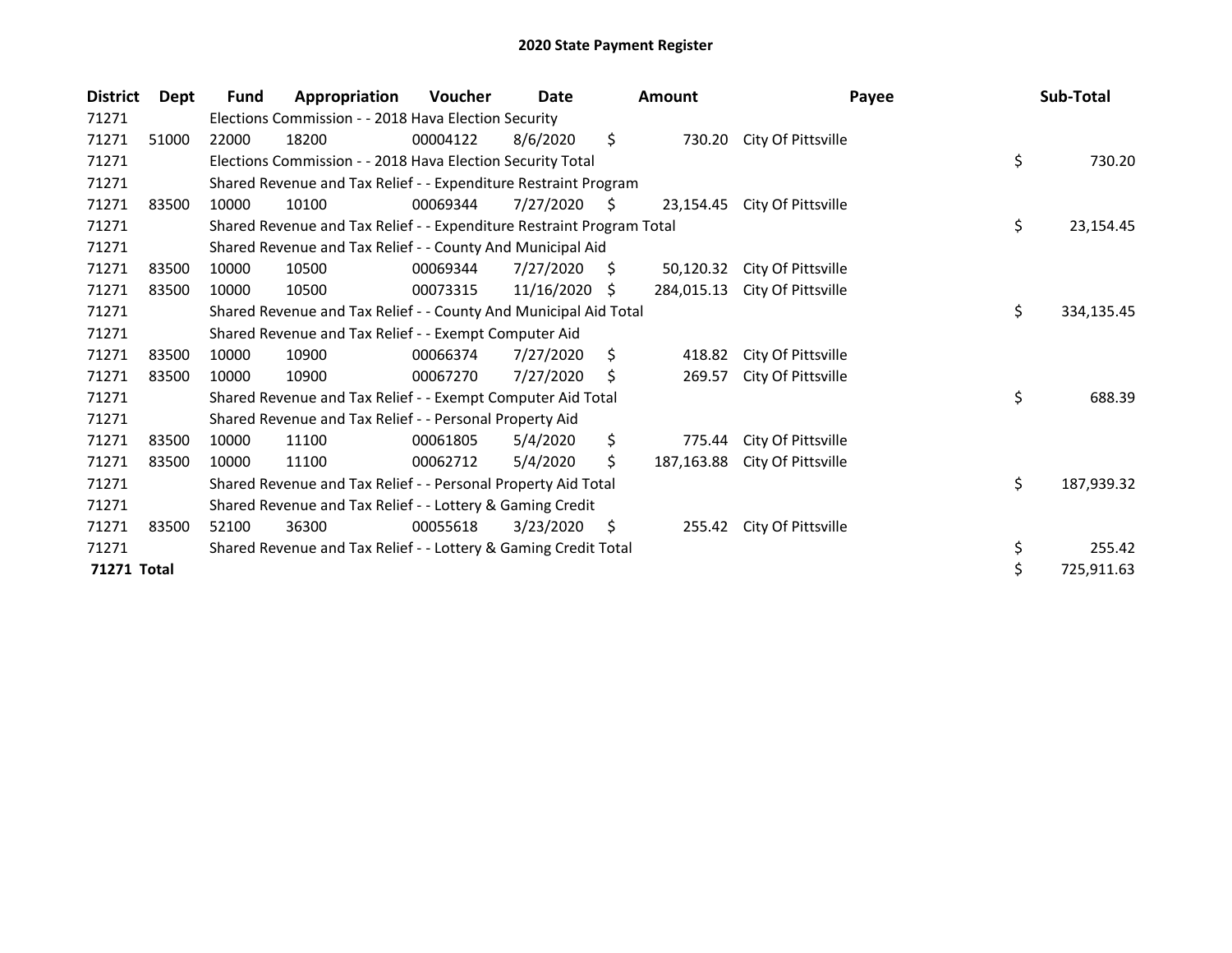# 2020 State Payment Register

| District | Dept | Fund | Appropriation | Voucher | Date | Amount | Payee | Sub-Total |
|---|---|---|---|---|---|---|---|---|
| 71271 | | Elections Commission - - 2018 Hava Election Security | | | | | | |
| 71271 | 51000 | 22000 | 18200 | 00004122 | 8/6/2020 | $ 730.20 | City Of Pittsville | |
| 71271 | | Elections Commission - - 2018 Hava Election Security Total | | | | | | $ 730.20 |
| 71271 | | Shared Revenue and Tax Relief - - Expenditure Restraint Program | | | | | | |
| 71271 | 83500 | 10000 | 10100 | 00069344 | 7/27/2020 | $ 23,154.45 | City Of Pittsville | |
| 71271 | | Shared Revenue and Tax Relief - - Expenditure Restraint Program Total | | | | | | $ 23,154.45 |
| 71271 | | Shared Revenue and Tax Relief - - County And Municipal Aid | | | | | | |
| 71271 | 83500 | 10000 | 10500 | 00069344 | 7/27/2020 | $ 50,120.32 | City Of Pittsville | |
| 71271 | 83500 | 10000 | 10500 | 00073315 | 11/16/2020 | $ 284,015.13 | City Of Pittsville | |
| 71271 | | Shared Revenue and Tax Relief - - County And Municipal Aid Total | | | | | | $ 334,135.45 |
| 71271 | | Shared Revenue and Tax Relief - - Exempt Computer Aid | | | | | | |
| 71271 | 83500 | 10000 | 10900 | 00066374 | 7/27/2020 | $ 418.82 | City Of Pittsville | |
| 71271 | 83500 | 10000 | 10900 | 00067270 | 7/27/2020 | $ 269.57 | City Of Pittsville | |
| 71271 | | Shared Revenue and Tax Relief - - Exempt Computer Aid Total | | | | | | $ 688.39 |
| 71271 | | Shared Revenue and Tax Relief - - Personal Property Aid | | | | | | |
| 71271 | 83500 | 10000 | 11100 | 00061805 | 5/4/2020 | $ 775.44 | City Of Pittsville | |
| 71271 | 83500 | 10000 | 11100 | 00062712 | 5/4/2020 | $ 187,163.88 | City Of Pittsville | |
| 71271 | | Shared Revenue and Tax Relief - - Personal Property Aid Total | | | | | | $ 187,939.32 |
| 71271 | | Shared Revenue and Tax Relief - - Lottery & Gaming Credit | | | | | | |
| 71271 | 83500 | 52100 | 36300 | 00055618 | 3/23/2020 | $ 255.42 | City Of Pittsville | |
| 71271 | | Shared Revenue and Tax Relief - - Lottery & Gaming Credit Total | | | | | | $ 255.42 |
| **71271 Total** | | | | | | | | $ 725,911.63 |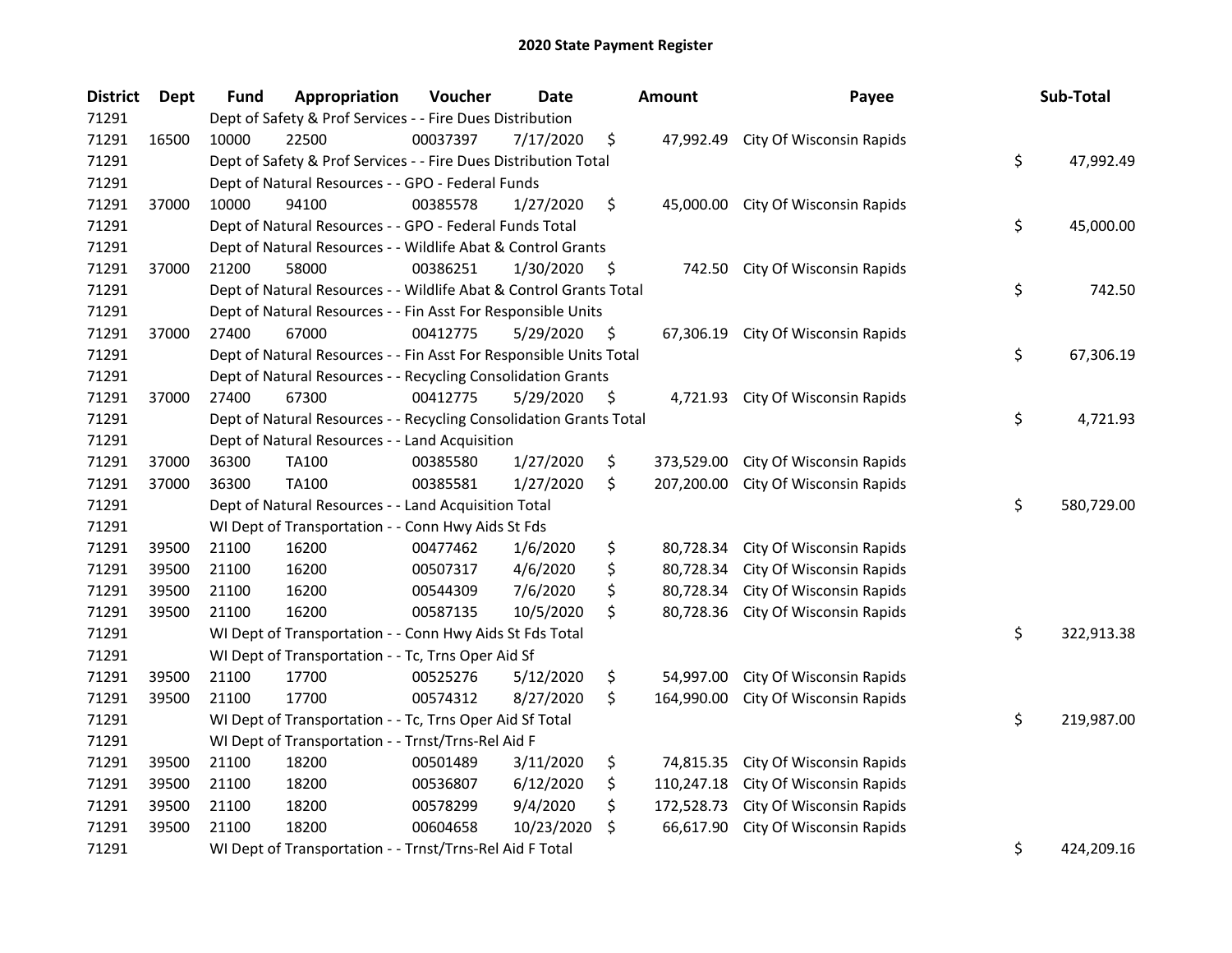# 2020 State Payment Register

| District | Dept | Fund | Appropriation | Voucher | Date | Amount | Payee | Sub-Total |
|---|---|---|---|---|---|---|---|---|
| 71291 | | Dept of Safety & Prof Services - - Fire Dues Distribution | | | | | | |
| 71291 | 16500 | 10000 | 22500 | 00037397 | 7/17/2020 | $ 47,992.49 | City Of Wisconsin Rapids | |
| 71291 | | Dept of Safety & Prof Services - - Fire Dues Distribution Total | | | | | | $ 47,992.49 |
| 71291 | | Dept of Natural Resources - - GPO - Federal Funds | | | | | | |
| 71291 | 37000 | 10000 | 94100 | 00385578 | 1/27/2020 | $ 45,000.00 | City Of Wisconsin Rapids | |
| 71291 | | Dept of Natural Resources - - GPO - Federal Funds Total | | | | | | $ 45,000.00 |
| 71291 | | Dept of Natural Resources - - Wildlife Abat & Control Grants | | | | | | |
| 71291 | 37000 | 21200 | 58000 | 00386251 | 1/30/2020 | $ 742.50 | City Of Wisconsin Rapids | |
| 71291 | | Dept of Natural Resources - - Wildlife Abat & Control Grants Total | | | | | | $ 742.50 |
| 71291 | | Dept of Natural Resources - - Fin Asst For Responsible Units | | | | | | |
| 71291 | 37000 | 27400 | 67000 | 00412775 | 5/29/2020 | $ 67,306.19 | City Of Wisconsin Rapids | |
| 71291 | | Dept of Natural Resources - - Fin Asst For Responsible Units Total | | | | | | $ 67,306.19 |
| 71291 | | Dept of Natural Resources - - Recycling Consolidation Grants | | | | | | |
| 71291 | 37000 | 27400 | 67300 | 00412775 | 5/29/2020 | $ 4,721.93 | City Of Wisconsin Rapids | |
| 71291 | | Dept of Natural Resources - - Recycling Consolidation Grants Total | | | | | | $ 4,721.93 |
| 71291 | | Dept of Natural Resources - - Land Acquisition | | | | | | |
| 71291 | 37000 | 36300 | TA100 | 00385580 | 1/27/2020 | $ 373,529.00 | City Of Wisconsin Rapids | |
| 71291 | 37000 | 36300 | TA100 | 00385581 | 1/27/2020 | $ 207,200.00 | City Of Wisconsin Rapids | |
| 71291 | | Dept of Natural Resources - - Land Acquisition Total | | | | | | $ 580,729.00 |
| 71291 | | WI Dept of Transportation - - Conn Hwy Aids St Fds | | | | | | |
| 71291 | 39500 | 21100 | 16200 | 00477462 | 1/6/2020 | $ 80,728.34 | City Of Wisconsin Rapids | |
| 71291 | 39500 | 21100 | 16200 | 00507317 | 4/6/2020 | $ 80,728.34 | City Of Wisconsin Rapids | |
| 71291 | 39500 | 21100 | 16200 | 00544309 | 7/6/2020 | $ 80,728.34 | City Of Wisconsin Rapids | |
| 71291 | 39500 | 21100 | 16200 | 00587135 | 10/5/2020 | $ 80,728.36 | City Of Wisconsin Rapids | |
| 71291 | | WI Dept of Transportation - - Conn Hwy Aids St Fds Total | | | | | | $ 322,913.38 |
| 71291 | | WI Dept of Transportation - - Tc, Trns Oper Aid Sf | | | | | | |
| 71291 | 39500 | 21100 | 17700 | 00525276 | 5/12/2020 | $ 54,997.00 | City Of Wisconsin Rapids | |
| 71291 | 39500 | 21100 | 17700 | 00574312 | 8/27/2020 | $ 164,990.00 | City Of Wisconsin Rapids | |
| 71291 | | WI Dept of Transportation - - Tc, Trns Oper Aid Sf Total | | | | | | $ 219,987.00 |
| 71291 | | WI Dept of Transportation - - Trnst/Trns-Rel Aid F | | | | | | |
| 71291 | 39500 | 21100 | 18200 | 00501489 | 3/11/2020 | $ 74,815.35 | City Of Wisconsin Rapids | |
| 71291 | 39500 | 21100 | 18200 | 00536807 | 6/12/2020 | $ 110,247.18 | City Of Wisconsin Rapids | |
| 71291 | 39500 | 21100 | 18200 | 00578299 | 9/4/2020 | $ 172,528.73 | City Of Wisconsin Rapids | |
| 71291 | 39500 | 21100 | 18200 | 00604658 | 10/23/2020 | $ 66,617.90 | City Of Wisconsin Rapids | |
| 71291 | | WI Dept of Transportation - - Trnst/Trns-Rel Aid F Total | | | | | | $ 424,209.16 |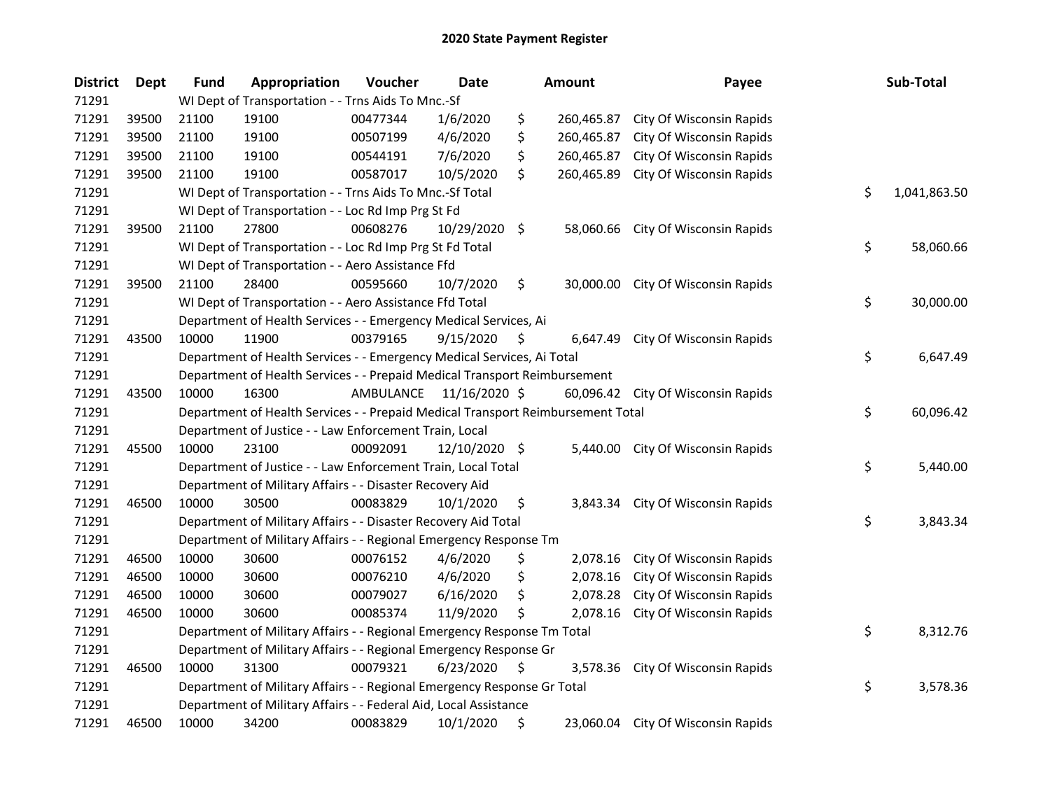# 2020 State Payment Register

| District | Dept | Fund | Appropriation | Voucher | Date | Amount | Payee | Sub-Total |
|---|---|---|---|---|---|---|---|---|
| 71291 | | WI Dept of Transportation - - Trns Aids To Mnc.-Sf | | | | | | |
| 71291 | 39500 | 21100 | 19100 | 00477344 | 1/6/2020 | $ 260,465.87 | City Of Wisconsin Rapids | |
| 71291 | 39500 | 21100 | 19100 | 00507199 | 4/6/2020 | $ 260,465.87 | City Of Wisconsin Rapids | |
| 71291 | 39500 | 21100 | 19100 | 00544191 | 7/6/2020 | $ 260,465.87 | City Of Wisconsin Rapids | |
| 71291 | 39500 | 21100 | 19100 | 00587017 | 10/5/2020 | $ 260,465.89 | City Of Wisconsin Rapids | |
| 71291 | | WI Dept of Transportation - - Trns Aids To Mnc.-Sf Total | | | | | | $ 1,041,863.50 |
| 71291 | | WI Dept of Transportation - - Loc Rd Imp Prg St Fd | | | | | | |
| 71291 | 39500 | 21100 | 27800 | 00608276 | 10/29/2020 | $ 58,060.66 | City Of Wisconsin Rapids | |
| 71291 | | WI Dept of Transportation - - Loc Rd Imp Prg St Fd Total | | | | | | $ 58,060.66 |
| 71291 | | WI Dept of Transportation - - Aero Assistance Ffd | | | | | | |
| 71291 | 39500 | 21100 | 28400 | 00595660 | 10/7/2020 | $ 30,000.00 | City Of Wisconsin Rapids | |
| 71291 | | WI Dept of Transportation - - Aero Assistance Ffd Total | | | | | | $ 30,000.00 |
| 71291 | | Department of Health Services - - Emergency Medical Services, Ai | | | | | | |
| 71291 | 43500 | 10000 | 11900 | 00379165 | 9/15/2020 | $ 6,647.49 | City Of Wisconsin Rapids | |
| 71291 | | Department of Health Services - - Emergency Medical Services, Ai Total | | | | | | $ 6,647.49 |
| 71291 | | Department of Health Services - - Prepaid Medical Transport Reimbursement | | | | | | |
| 71291 | 43500 | 10000 | 16300 | AMBULANCE | 11/16/2020 | $ 60,096.42 | City Of Wisconsin Rapids | |
| 71291 | | Department of Health Services - - Prepaid Medical Transport Reimbursement Total | | | | | | $ 60,096.42 |
| 71291 | | Department of Justice - - Law Enforcement Train, Local | | | | | | |
| 71291 | 45500 | 10000 | 23100 | 00092091 | 12/10/2020 | $ 5,440.00 | City Of Wisconsin Rapids | |
| 71291 | | Department of Justice - - Law Enforcement Train, Local Total | | | | | | $ 5,440.00 |
| 71291 | | Department of Military Affairs - - Disaster Recovery Aid | | | | | | |
| 71291 | 46500 | 10000 | 30500 | 00083829 | 10/1/2020 | $ 3,843.34 | City Of Wisconsin Rapids | |
| 71291 | | Department of Military Affairs - - Disaster Recovery Aid Total | | | | | | $ 3,843.34 |
| 71291 | | Department of Military Affairs - - Regional Emergency Response Tm | | | | | | |
| 71291 | 46500 | 10000 | 30600 | 00076152 | 4/6/2020 | $ 2,078.16 | City Of Wisconsin Rapids | |
| 71291 | 46500 | 10000 | 30600 | 00076210 | 4/6/2020 | $ 2,078.16 | City Of Wisconsin Rapids | |
| 71291 | 46500 | 10000 | 30600 | 00079027 | 6/16/2020 | $ 2,078.28 | City Of Wisconsin Rapids | |
| 71291 | 46500 | 10000 | 30600 | 00085374 | 11/9/2020 | $ 2,078.16 | City Of Wisconsin Rapids | |
| 71291 | | Department of Military Affairs - - Regional Emergency Response Tm Total | | | | | | $ 8,312.76 |
| 71291 | | Department of Military Affairs - - Regional Emergency Response Gr | | | | | | |
| 71291 | 46500 | 10000 | 31300 | 00079321 | 6/23/2020 | $ 3,578.36 | City Of Wisconsin Rapids | |
| 71291 | | Department of Military Affairs - - Regional Emergency Response Gr Total | | | | | | $ 3,578.36 |
| 71291 | | Department of Military Affairs - - Federal Aid, Local Assistance | | | | | | |
| 71291 | 46500 | 10000 | 34200 | 00083829 | 10/1/2020 | $ 23,060.04 | City Of Wisconsin Rapids | |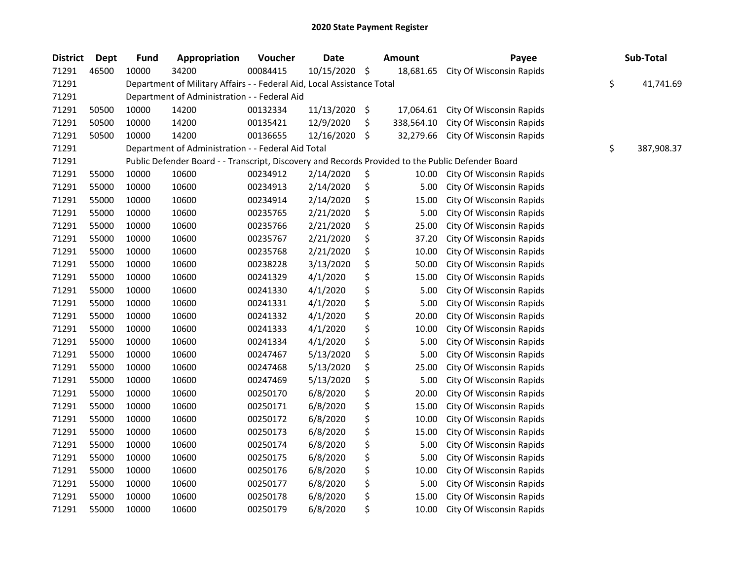# 2020 State Payment Register

| District | Dept | Fund | Appropriation | Voucher | Date | Amount | Payee | Sub-Total |
|---|---|---|---|---|---|---|---|---|
| 71291 | 46500 | 10000 | 34200 | 00084415 | 10/15/2020 | $ 18,681.65 | City Of Wisconsin Rapids | |
| 71291 | | Department of Military Affairs - - Federal Aid, Local Assistance Total | | | | | | $ 41,741.69 |
| 71291 | | Department of Administration - - Federal Aid | | | | | | |
| 71291 | 50500 | 10000 | 14200 | 00132334 | 11/13/2020 | $ 17,064.61 | City Of Wisconsin Rapids | |
| 71291 | 50500 | 10000 | 14200 | 00135421 | 12/9/2020 | $ 338,564.10 | City Of Wisconsin Rapids | |
| 71291 | 50500 | 10000 | 14200 | 00136655 | 12/16/2020 | $ 32,279.66 | City Of Wisconsin Rapids | |
| 71291 | | Department of Administration - - Federal Aid Total | | | | | | $ 387,908.37 |
| 71291 | | Public Defender Board - - Transcript, Discovery and Records Provided to the Public Defender Board | | | | | | |
| 71291 | 55000 | 10000 | 10600 | 00234912 | 2/14/2020 | $ 10.00 | City Of Wisconsin Rapids | |
| 71291 | 55000 | 10000 | 10600 | 00234913 | 2/14/2020 | $ 5.00 | City Of Wisconsin Rapids | |
| 71291 | 55000 | 10000 | 10600 | 00234914 | 2/14/2020 | $ 15.00 | City Of Wisconsin Rapids | |
| 71291 | 55000 | 10000 | 10600 | 00235765 | 2/21/2020 | $ 5.00 | City Of Wisconsin Rapids | |
| 71291 | 55000 | 10000 | 10600 | 00235766 | 2/21/2020 | $ 25.00 | City Of Wisconsin Rapids | |
| 71291 | 55000 | 10000 | 10600 | 00235767 | 2/21/2020 | $ 37.20 | City Of Wisconsin Rapids | |
| 71291 | 55000 | 10000 | 10600 | 00235768 | 2/21/2020 | $ 10.00 | City Of Wisconsin Rapids | |
| 71291 | 55000 | 10000 | 10600 | 00238228 | 3/13/2020 | $ 50.00 | City Of Wisconsin Rapids | |
| 71291 | 55000 | 10000 | 10600 | 00241329 | 4/1/2020 | $ 15.00 | City Of Wisconsin Rapids | |
| 71291 | 55000 | 10000 | 10600 | 00241330 | 4/1/2020 | $ 5.00 | City Of Wisconsin Rapids | |
| 71291 | 55000 | 10000 | 10600 | 00241331 | 4/1/2020 | $ 5.00 | City Of Wisconsin Rapids | |
| 71291 | 55000 | 10000 | 10600 | 00241332 | 4/1/2020 | $ 20.00 | City Of Wisconsin Rapids | |
| 71291 | 55000 | 10000 | 10600 | 00241333 | 4/1/2020 | $ 10.00 | City Of Wisconsin Rapids | |
| 71291 | 55000 | 10000 | 10600 | 00241334 | 4/1/2020 | $ 5.00 | City Of Wisconsin Rapids | |
| 71291 | 55000 | 10000 | 10600 | 00247467 | 5/13/2020 | $ 5.00 | City Of Wisconsin Rapids | |
| 71291 | 55000 | 10000 | 10600 | 00247468 | 5/13/2020 | $ 25.00 | City Of Wisconsin Rapids | |
| 71291 | 55000 | 10000 | 10600 | 00247469 | 5/13/2020 | $ 5.00 | City Of Wisconsin Rapids | |
| 71291 | 55000 | 10000 | 10600 | 00250170 | 6/8/2020 | $ 20.00 | City Of Wisconsin Rapids | |
| 71291 | 55000 | 10000 | 10600 | 00250171 | 6/8/2020 | $ 15.00 | City Of Wisconsin Rapids | |
| 71291 | 55000 | 10000 | 10600 | 00250172 | 6/8/2020 | $ 10.00 | City Of Wisconsin Rapids | |
| 71291 | 55000 | 10000 | 10600 | 00250173 | 6/8/2020 | $ 15.00 | City Of Wisconsin Rapids | |
| 71291 | 55000 | 10000 | 10600 | 00250174 | 6/8/2020 | $ 5.00 | City Of Wisconsin Rapids | |
| 71291 | 55000 | 10000 | 10600 | 00250175 | 6/8/2020 | $ 5.00 | City Of Wisconsin Rapids | |
| 71291 | 55000 | 10000 | 10600 | 00250176 | 6/8/2020 | $ 10.00 | City Of Wisconsin Rapids | |
| 71291 | 55000 | 10000 | 10600 | 00250177 | 6/8/2020 | $ 5.00 | City Of Wisconsin Rapids | |
| 71291 | 55000 | 10000 | 10600 | 00250178 | 6/8/2020 | $ 15.00 | City Of Wisconsin Rapids | |
| 71291 | 55000 | 10000 | 10600 | 00250179 | 6/8/2020 | $ 10.00 | City Of Wisconsin Rapids | |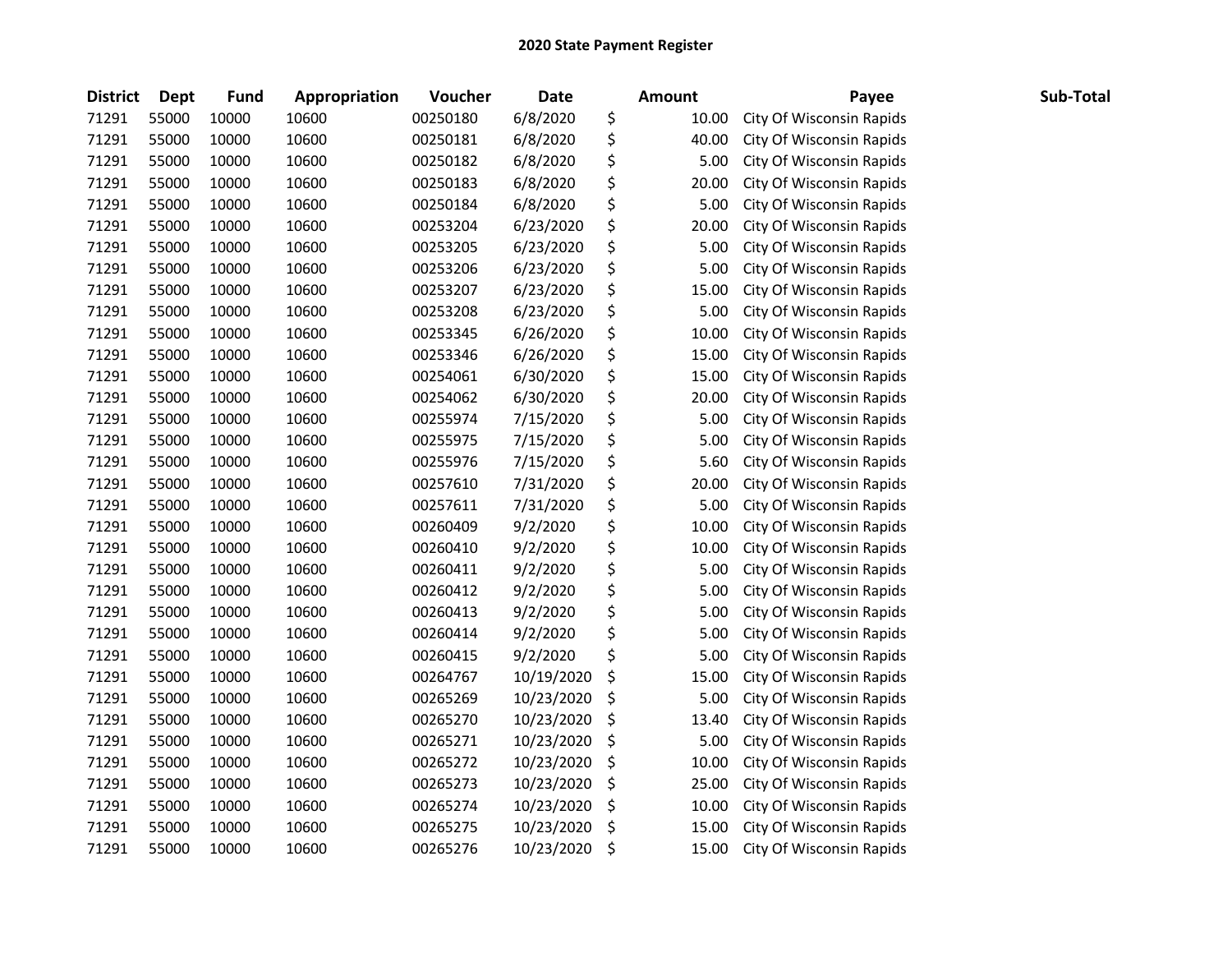## 2020 State Payment Register

| District | Dept | Fund | Appropriation | Voucher | Date | Amount | Payee | Sub-Total |
|---|---|---|---|---|---|---|---|---|
| 71291 | 55000 | 10000 | 10600 | 00250180 | 6/8/2020 | $ 10.00 | City Of Wisconsin Rapids | |
| 71291 | 55000 | 10000 | 10600 | 00250181 | 6/8/2020 | $ 40.00 | City Of Wisconsin Rapids | |
| 71291 | 55000 | 10000 | 10600 | 00250182 | 6/8/2020 | $ 5.00 | City Of Wisconsin Rapids | |
| 71291 | 55000 | 10000 | 10600 | 00250183 | 6/8/2020 | $ 20.00 | City Of Wisconsin Rapids | |
| 71291 | 55000 | 10000 | 10600 | 00250184 | 6/8/2020 | $ 5.00 | City Of Wisconsin Rapids | |
| 71291 | 55000 | 10000 | 10600 | 00253204 | 6/23/2020 | $ 20.00 | City Of Wisconsin Rapids | |
| 71291 | 55000 | 10000 | 10600 | 00253205 | 6/23/2020 | $ 5.00 | City Of Wisconsin Rapids | |
| 71291 | 55000 | 10000 | 10600 | 00253206 | 6/23/2020 | $ 5.00 | City Of Wisconsin Rapids | |
| 71291 | 55000 | 10000 | 10600 | 00253207 | 6/23/2020 | $ 15.00 | City Of Wisconsin Rapids | |
| 71291 | 55000 | 10000 | 10600 | 00253208 | 6/23/2020 | $ 5.00 | City Of Wisconsin Rapids | |
| 71291 | 55000 | 10000 | 10600 | 00253345 | 6/26/2020 | $ 10.00 | City Of Wisconsin Rapids | |
| 71291 | 55000 | 10000 | 10600 | 00253346 | 6/26/2020 | $ 15.00 | City Of Wisconsin Rapids | |
| 71291 | 55000 | 10000 | 10600 | 00254061 | 6/30/2020 | $ 15.00 | City Of Wisconsin Rapids | |
| 71291 | 55000 | 10000 | 10600 | 00254062 | 6/30/2020 | $ 20.00 | City Of Wisconsin Rapids | |
| 71291 | 55000 | 10000 | 10600 | 00255974 | 7/15/2020 | $ 5.00 | City Of Wisconsin Rapids | |
| 71291 | 55000 | 10000 | 10600 | 00255975 | 7/15/2020 | $ 5.00 | City Of Wisconsin Rapids | |
| 71291 | 55000 | 10000 | 10600 | 00255976 | 7/15/2020 | $ 5.60 | City Of Wisconsin Rapids | |
| 71291 | 55000 | 10000 | 10600 | 00257610 | 7/31/2020 | $ 20.00 | City Of Wisconsin Rapids | |
| 71291 | 55000 | 10000 | 10600 | 00257611 | 7/31/2020 | $ 5.00 | City Of Wisconsin Rapids | |
| 71291 | 55000 | 10000 | 10600 | 00260409 | 9/2/2020 | $ 10.00 | City Of Wisconsin Rapids | |
| 71291 | 55000 | 10000 | 10600 | 00260410 | 9/2/2020 | $ 10.00 | City Of Wisconsin Rapids | |
| 71291 | 55000 | 10000 | 10600 | 00260411 | 9/2/2020 | $ 5.00 | City Of Wisconsin Rapids | |
| 71291 | 55000 | 10000 | 10600 | 00260412 | 9/2/2020 | $ 5.00 | City Of Wisconsin Rapids | |
| 71291 | 55000 | 10000 | 10600 | 00260413 | 9/2/2020 | $ 5.00 | City Of Wisconsin Rapids | |
| 71291 | 55000 | 10000 | 10600 | 00260414 | 9/2/2020 | $ 5.00 | City Of Wisconsin Rapids | |
| 71291 | 55000 | 10000 | 10600 | 00260415 | 9/2/2020 | $ 5.00 | City Of Wisconsin Rapids | |
| 71291 | 55000 | 10000 | 10600 | 00264767 | 10/19/2020 | $ 15.00 | City Of Wisconsin Rapids | |
| 71291 | 55000 | 10000 | 10600 | 00265269 | 10/23/2020 | $ 5.00 | City Of Wisconsin Rapids | |
| 71291 | 55000 | 10000 | 10600 | 00265270 | 10/23/2020 | $ 13.40 | City Of Wisconsin Rapids | |
| 71291 | 55000 | 10000 | 10600 | 00265271 | 10/23/2020 | $ 5.00 | City Of Wisconsin Rapids | |
| 71291 | 55000 | 10000 | 10600 | 00265272 | 10/23/2020 | $ 10.00 | City Of Wisconsin Rapids | |
| 71291 | 55000 | 10000 | 10600 | 00265273 | 10/23/2020 | $ 25.00 | City Of Wisconsin Rapids | |
| 71291 | 55000 | 10000 | 10600 | 00265274 | 10/23/2020 | $ 10.00 | City Of Wisconsin Rapids | |
| 71291 | 55000 | 10000 | 10600 | 00265275 | 10/23/2020 | $ 15.00 | City Of Wisconsin Rapids | |
| 71291 | 55000 | 10000 | 10600 | 00265276 | 10/23/2020 | $ 15.00 | City Of Wisconsin Rapids | |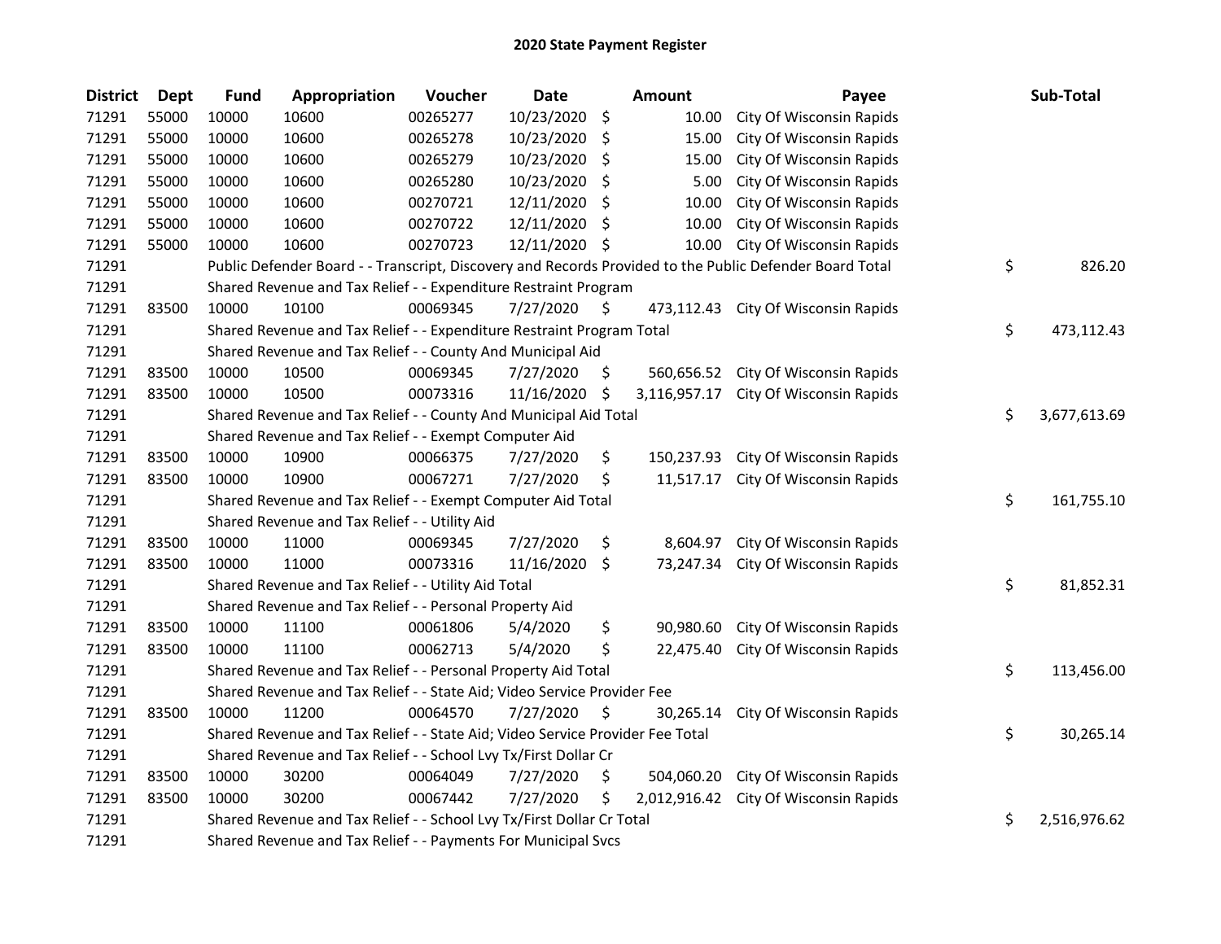# 2020 State Payment Register

| District | Dept | Fund | Appropriation | Voucher | Date | Amount | Payee | Sub-Total |
|---|---|---|---|---|---|---|---|---|
| 71291 | 55000 | 10000 | 10600 | 00265277 | 10/23/2020 | $ 10.00 | City Of Wisconsin Rapids | |
| 71291 | 55000 | 10000 | 10600 | 00265278 | 10/23/2020 | $ 15.00 | City Of Wisconsin Rapids | |
| 71291 | 55000 | 10000 | 10600 | 00265279 | 10/23/2020 | $ 15.00 | City Of Wisconsin Rapids | |
| 71291 | 55000 | 10000 | 10600 | 00265280 | 10/23/2020 | $ 5.00 | City Of Wisconsin Rapids | |
| 71291 | 55000 | 10000 | 10600 | 00270721 | 12/11/2020 | $ 10.00 | City Of Wisconsin Rapids | |
| 71291 | 55000 | 10000 | 10600 | 00270722 | 12/11/2020 | $ 10.00 | City Of Wisconsin Rapids | |
| 71291 | 55000 | 10000 | 10600 | 00270723 | 12/11/2020 | $ 10.00 | City Of Wisconsin Rapids | |
| 71291 | | Public Defender Board - - Transcript, Discovery and Records Provided to the Public Defender Board Total | | | | | | $ 826.20 |
| 71291 | | Shared Revenue and Tax Relief - - Expenditure Restraint Program | | | | | | |
| 71291 | 83500 | 10000 | 10100 | 00069345 | 7/27/2020 | $ 473,112.43 | City Of Wisconsin Rapids | |
| 71291 | | Shared Revenue and Tax Relief - - Expenditure Restraint Program Total | | | | | | $ 473,112.43 |
| 71291 | | Shared Revenue and Tax Relief - - County And Municipal Aid | | | | | | |
| 71291 | 83500 | 10000 | 10500 | 00069345 | 7/27/2020 | $ 560,656.52 | City Of Wisconsin Rapids | |
| 71291 | 83500 | 10000 | 10500 | 00073316 | 11/16/2020 | $ 3,116,957.17 | City Of Wisconsin Rapids | |
| 71291 | | Shared Revenue and Tax Relief - - County And Municipal Aid Total | | | | | | $ 3,677,613.69 |
| 71291 | | Shared Revenue and Tax Relief - - Exempt Computer Aid | | | | | | |
| 71291 | 83500 | 10000 | 10900 | 00066375 | 7/27/2020 | $ 150,237.93 | City Of Wisconsin Rapids | |
| 71291 | 83500 | 10000 | 10900 | 00067271 | 7/27/2020 | $ 11,517.17 | City Of Wisconsin Rapids | |
| 71291 | | Shared Revenue and Tax Relief - - Exempt Computer Aid Total | | | | | | $ 161,755.10 |
| 71291 | | Shared Revenue and Tax Relief - - Utility Aid | | | | | | |
| 71291 | 83500 | 10000 | 11000 | 00069345 | 7/27/2020 | $ 8,604.97 | City Of Wisconsin Rapids | |
| 71291 | 83500 | 10000 | 11000 | 00073316 | 11/16/2020 | $ 73,247.34 | City Of Wisconsin Rapids | |
| 71291 | | Shared Revenue and Tax Relief - - Utility Aid Total | | | | | | $ 81,852.31 |
| 71291 | | Shared Revenue and Tax Relief - - Personal Property Aid | | | | | | |
| 71291 | 83500 | 10000 | 11100 | 00061806 | 5/4/2020 | $ 90,980.60 | City Of Wisconsin Rapids | |
| 71291 | 83500 | 10000 | 11100 | 00062713 | 5/4/2020 | $ 22,475.40 | City Of Wisconsin Rapids | |
| 71291 | | Shared Revenue and Tax Relief - - Personal Property Aid Total | | | | | | $ 113,456.00 |
| 71291 | | Shared Revenue and Tax Relief - - State Aid; Video Service Provider Fee | | | | | | |
| 71291 | 83500 | 10000 | 11200 | 00064570 | 7/27/2020 | $ 30,265.14 | City Of Wisconsin Rapids | |
| 71291 | | Shared Revenue and Tax Relief - - State Aid; Video Service Provider Fee Total | | | | | | $ 30,265.14 |
| 71291 | | Shared Revenue and Tax Relief - - School Lvy Tx/First Dollar Cr | | | | | | |
| 71291 | 83500 | 10000 | 30200 | 00064049 | 7/27/2020 | $ 504,060.20 | City Of Wisconsin Rapids | |
| 71291 | 83500 | 10000 | 30200 | 00067442 | 7/27/2020 | $ 2,012,916.42 | City Of Wisconsin Rapids | |
| 71291 | | Shared Revenue and Tax Relief - - School Lvy Tx/First Dollar Cr Total | | | | | | $ 2,516,976.62 |
| 71291 | | Shared Revenue and Tax Relief - - Payments For Municipal Svcs | | | | | | |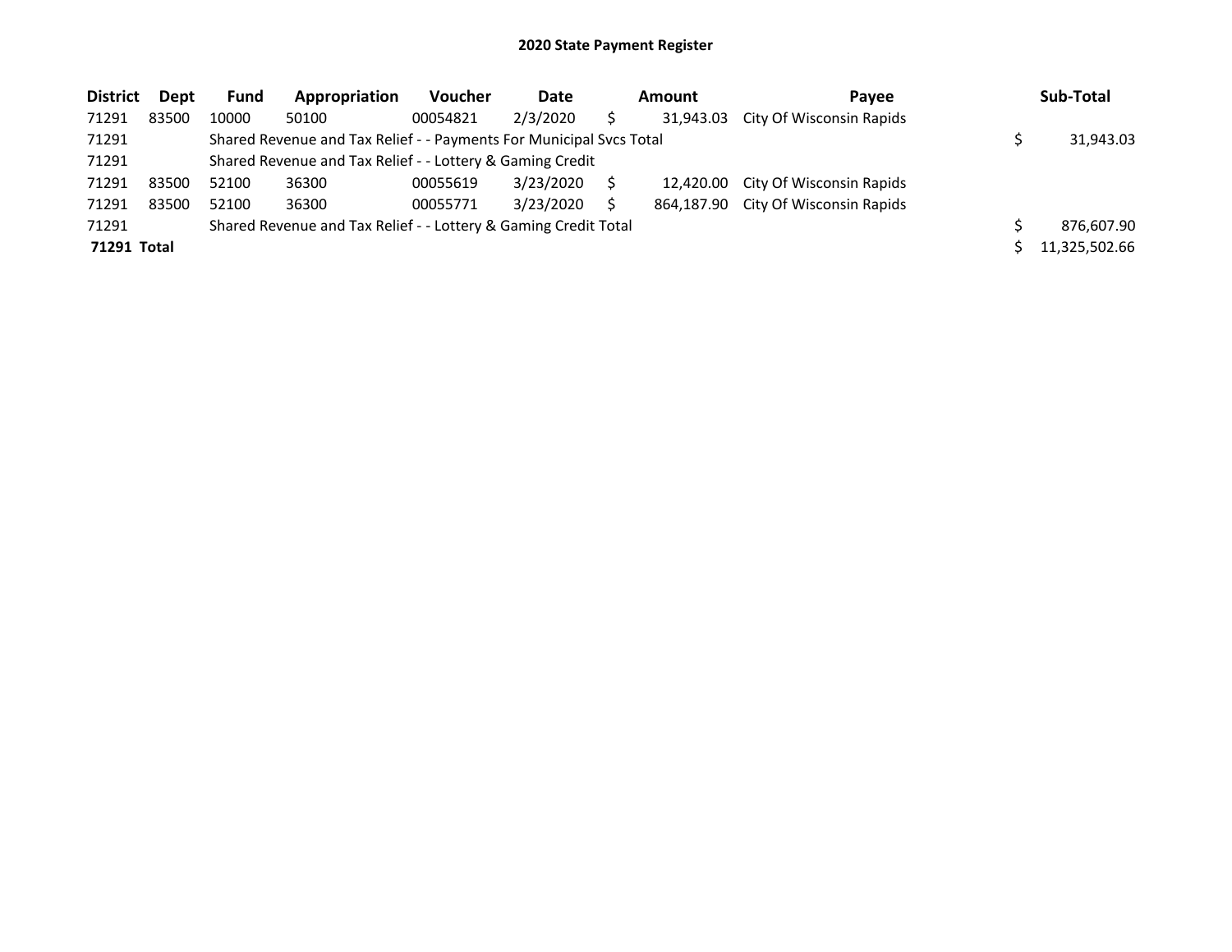## 2020 State Payment Register

| District | Dept | Fund | Appropriation | Voucher | Date | Amount | Payee | Sub-Total |
|---|---|---|---|---|---|---|---|---|
| 71291 | 83500 | 10000 | 50100 | 00054821 | 2/3/2020 | $ 31,943.03 | City Of Wisconsin Rapids | |
| 71291 | | Shared Revenue and Tax Relief - - Payments For Municipal Svcs Total | | | | | | $ 31,943.03 |
| 71291 | | Shared Revenue and Tax Relief - - Lottery & Gaming Credit | | | | | | |
| 71291 | 83500 | 52100 | 36300 | 00055619 | 3/23/2020 | $ 12,420.00 | City Of Wisconsin Rapids | |
| 71291 | 83500 | 52100 | 36300 | 00055771 | 3/23/2020 | $ 864,187.90 | City Of Wisconsin Rapids | |
| 71291 | | Shared Revenue and Tax Relief - - Lottery & Gaming Credit Total | | | | | | $ 876,607.90 |
| **71291 Total** | | | | | | | | $ 11,325,502.66 |